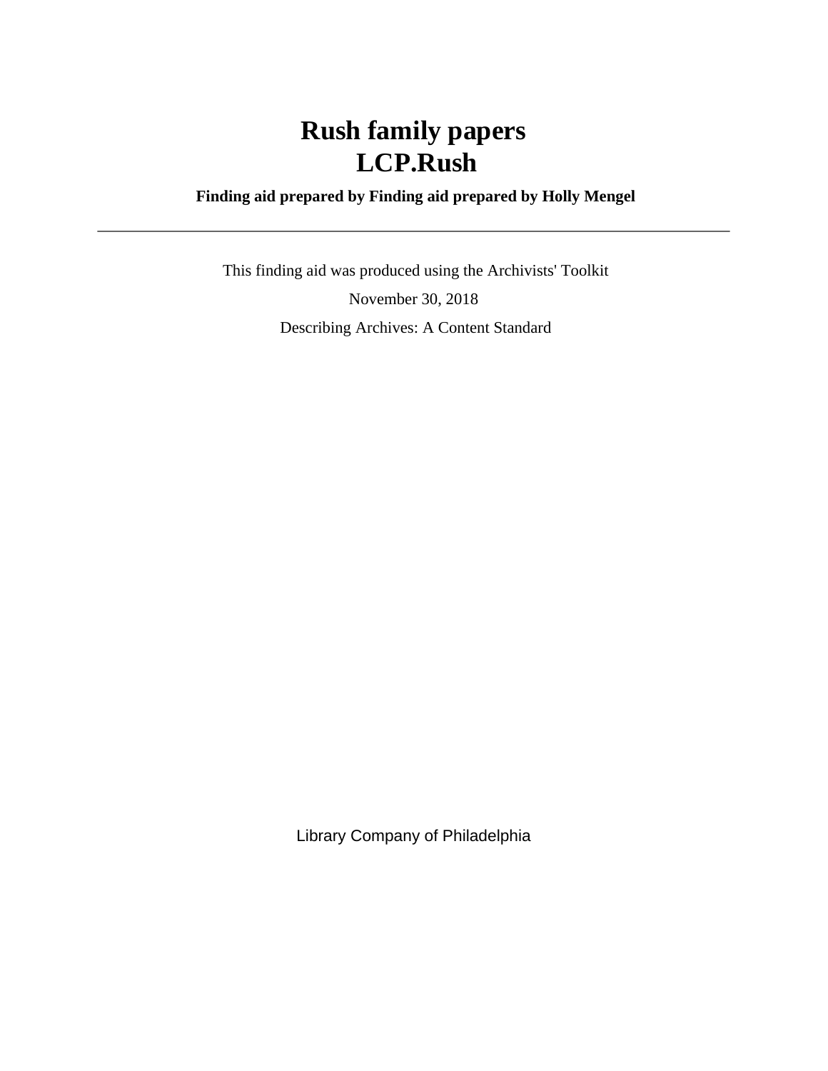# Rush family papers
# LCP.Rush

**Finding aid prepared by Finding aid prepared by Holly Mengel**

---

This finding aid was produced using the Archivists' Toolkit

November 30, 2018

Describing Archives: A Content Standard

Library Company of Philadelphia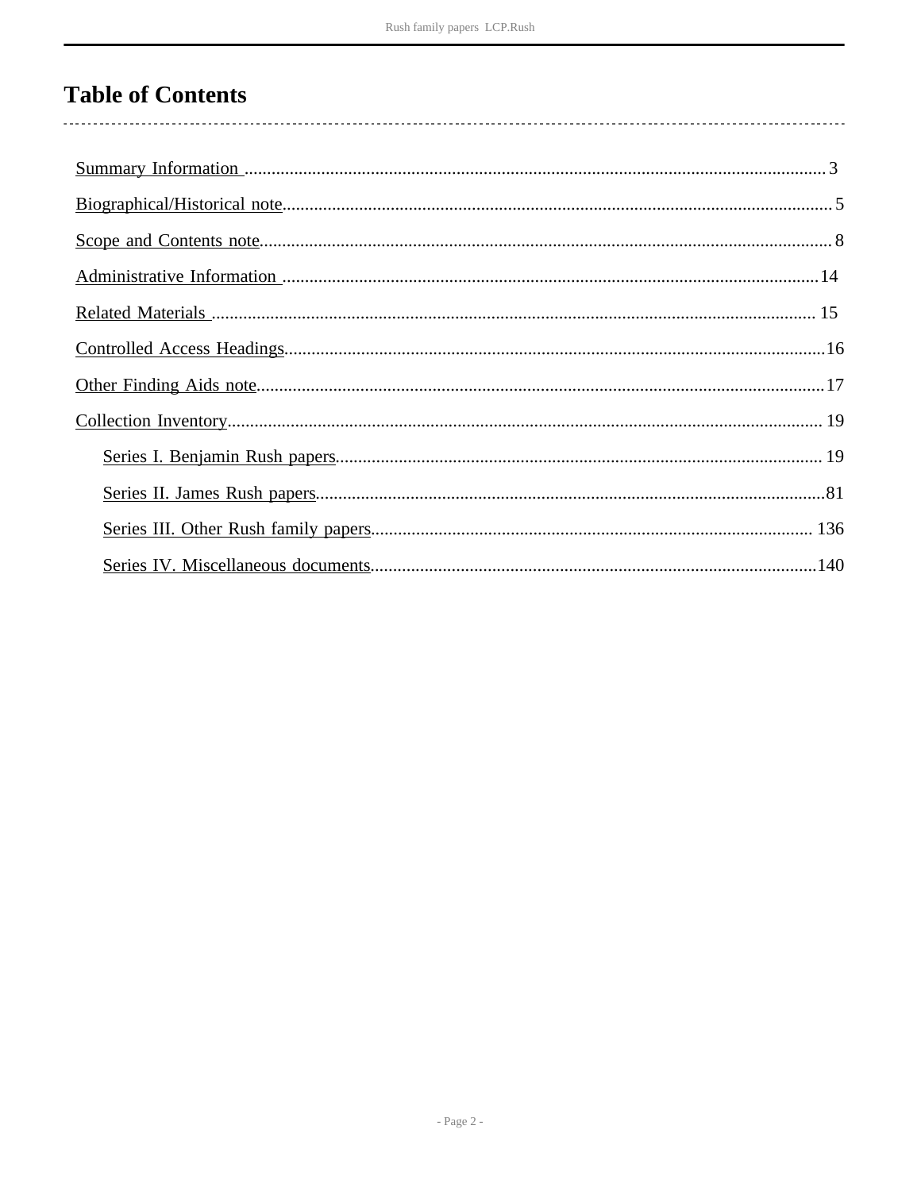# Table of Contents

- Summary Information .......... 3
- Biographical/Historical note .......... 5
- Scope and Contents note .......... 8
- Administrative Information .......... 14
- Related Materials .......... 15
- Controlled Access Headings .......... 16
- Other Finding Aids note .......... 17
- Collection Inventory .......... 19
  - Series I. Benjamin Rush papers .......... 19
  - Series II. James Rush papers .......... 81
  - Series III. Other Rush family papers .......... 136
  - Series IV. Miscellaneous documents .......... 140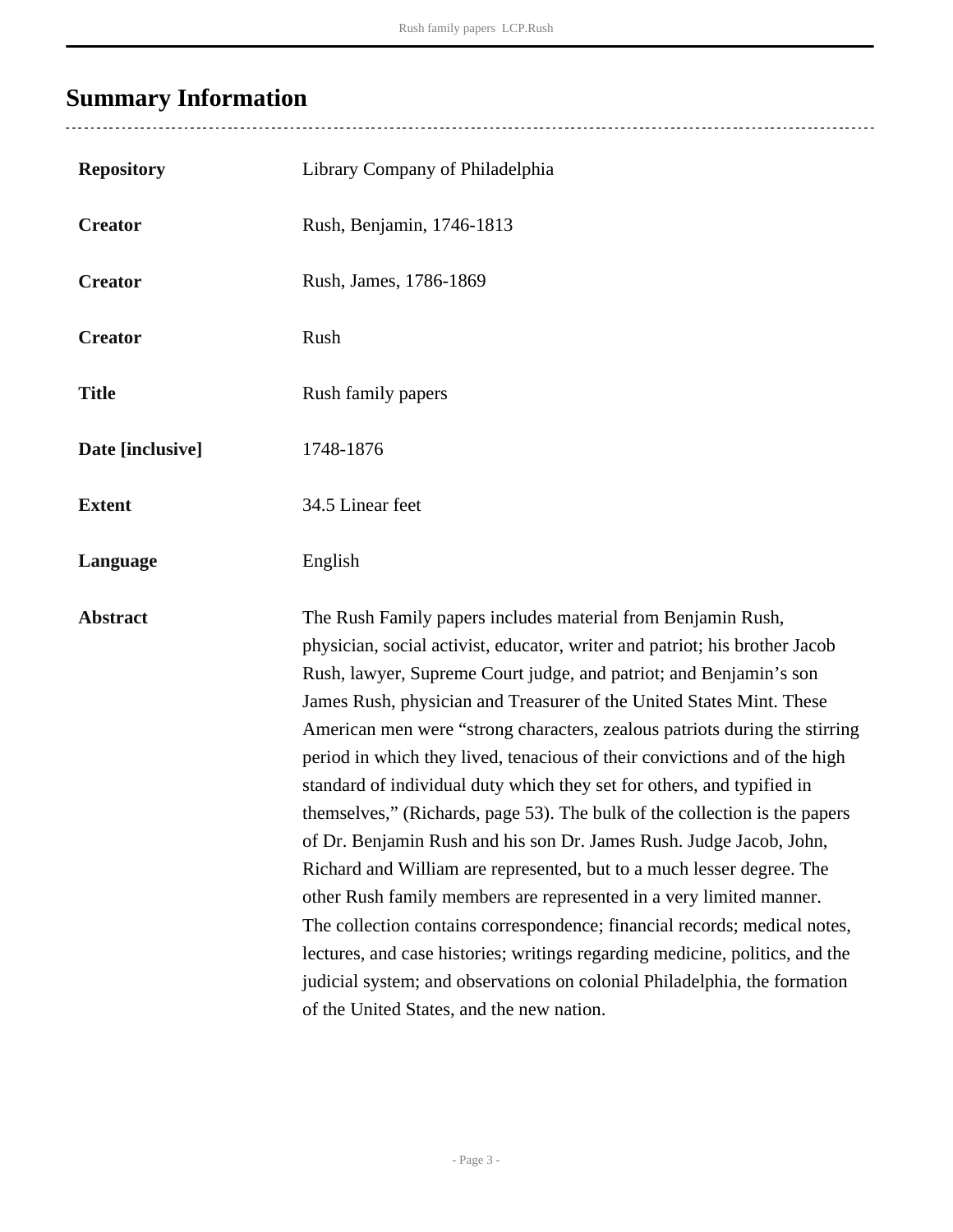## Summary Information

| | |
|---|---|
| **Repository** | Library Company of Philadelphia |
| **Creator** | Rush, Benjamin, 1746-1813 |
| **Creator** | Rush, James, 1786-1869 |
| **Creator** | Rush |
| **Title** | Rush family papers |
| **Date [inclusive]** | 1748-1876 |
| **Extent** | 34.5 Linear feet |
| **Language** | English |
| **Abstract** | The Rush Family papers includes material from Benjamin Rush, physician, social activist, educator, writer and patriot; his brother Jacob Rush, lawyer, Supreme Court judge, and patriot; and Benjamin's son James Rush, physician and Treasurer of the United States Mint. These American men were "strong characters, zealous patriots during the stirring period in which they lived, tenacious of their convictions and of the high standard of individual duty which they set for others, and typified in themselves," (Richards, page 53). The bulk of the collection is the papers of Dr. Benjamin Rush and his son Dr. James Rush. Judge Jacob, John, Richard and William are represented, but to a much lesser degree. The other Rush family members are represented in a very limited manner. The collection contains correspondence; financial records; medical notes, lectures, and case histories; writings regarding medicine, politics, and the judicial system; and observations on colonial Philadelphia, the formation of the United States, and the new nation. |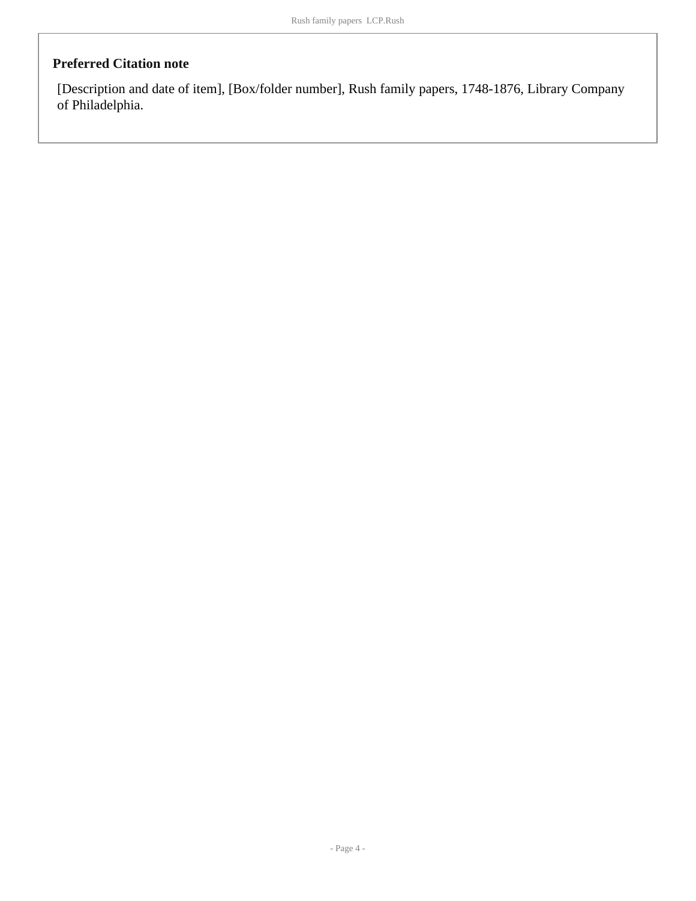### Preferred Citation note

[Description and date of item], [Box/folder number], Rush family papers, 1748-1876, Library Company of Philadelphia.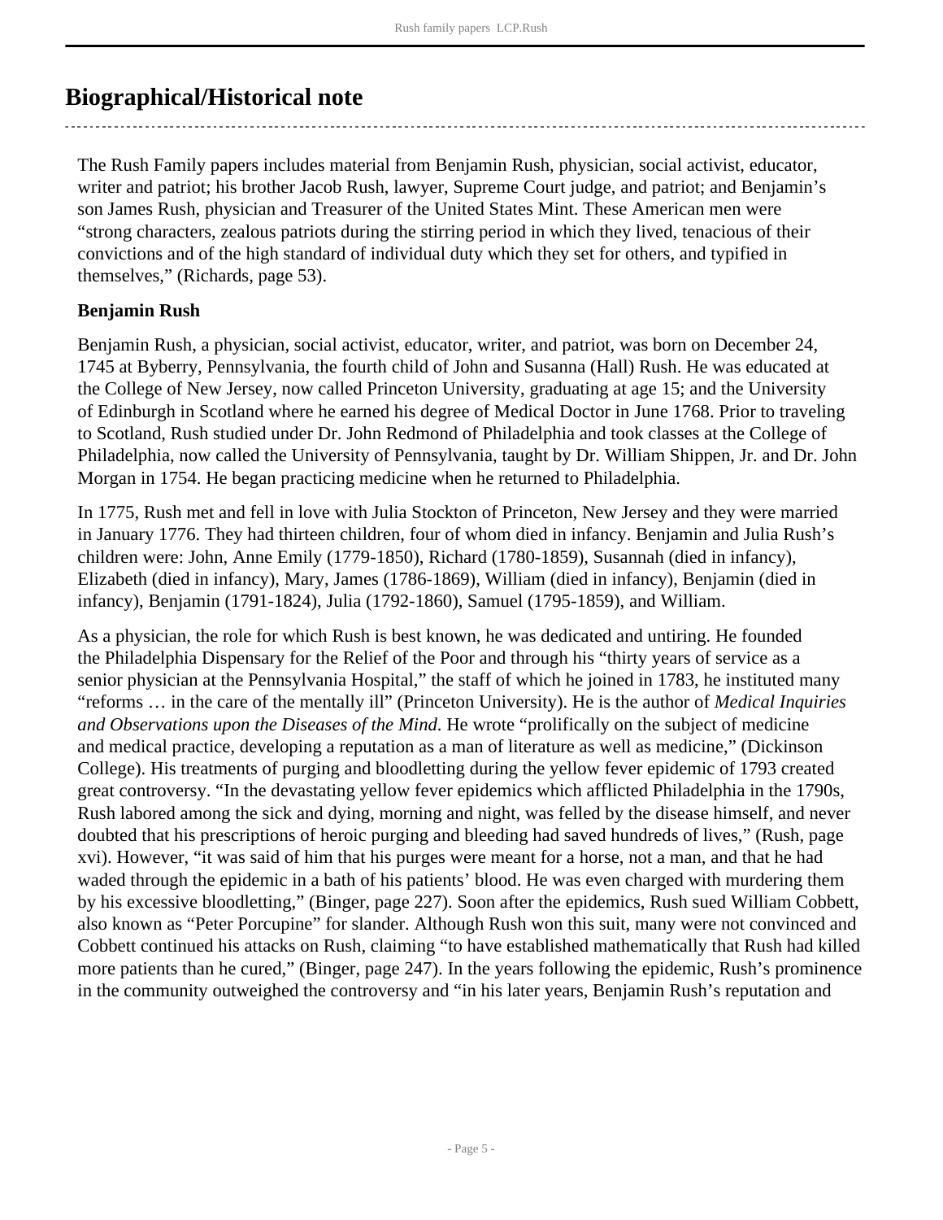## Biographical/Historical note

The Rush Family papers includes material from Benjamin Rush, physician, social activist, educator, writer and patriot; his brother Jacob Rush, lawyer, Supreme Court judge, and patriot; and Benjamin's son James Rush, physician and Treasurer of the United States Mint. These American men were "strong characters, zealous patriots during the stirring period in which they lived, tenacious of their convictions and of the high standard of individual duty which they set for others, and typified in themselves," (Richards, page 53).

**Benjamin Rush**

Benjamin Rush, a physician, social activist, educator, writer, and patriot, was born on December 24, 1745 at Byberry, Pennsylvania, the fourth child of John and Susanna (Hall) Rush. He was educated at the College of New Jersey, now called Princeton University, graduating at age 15; and the University of Edinburgh in Scotland where he earned his degree of Medical Doctor in June 1768. Prior to traveling to Scotland, Rush studied under Dr. John Redmond of Philadelphia and took classes at the College of Philadelphia, now called the University of Pennsylvania, taught by Dr. William Shippen, Jr. and Dr. John Morgan in 1754. He began practicing medicine when he returned to Philadelphia.

In 1775, Rush met and fell in love with Julia Stockton of Princeton, New Jersey and they were married in January 1776. They had thirteen children, four of whom died in infancy. Benjamin and Julia Rush's children were: John, Anne Emily (1779-1850), Richard (1780-1859), Susannah (died in infancy), Elizabeth (died in infancy), Mary, James (1786-1869), William (died in infancy), Benjamin (died in infancy), Benjamin (1791-1824), Julia (1792-1860), Samuel (1795-1859), and William.

As a physician, the role for which Rush is best known, he was dedicated and untiring. He founded the Philadelphia Dispensary for the Relief of the Poor and through his "thirty years of service as a senior physician at the Pennsylvania Hospital," the staff of which he joined in 1783, he instituted many "reforms … in the care of the mentally ill" (Princeton University). He is the author of *Medical Inquiries and Observations upon the Diseases of the Mind*. He wrote "prolifically on the subject of medicine and medical practice, developing a reputation as a man of literature as well as medicine," (Dickinson College). His treatments of purging and bloodletting during the yellow fever epidemic of 1793 created great controversy. "In the devastating yellow fever epidemics which afflicted Philadelphia in the 1790s, Rush labored among the sick and dying, morning and night, was felled by the disease himself, and never doubted that his prescriptions of heroic purging and bleeding had saved hundreds of lives," (Rush, page xvi). However, "it was said of him that his purges were meant for a horse, not a man, and that he had waded through the epidemic in a bath of his patients' blood. He was even charged with murdering them by his excessive bloodletting," (Binger, page 227). Soon after the epidemics, Rush sued William Cobbett, also known as "Peter Porcupine" for slander. Although Rush won this suit, many were not convinced and Cobbett continued his attacks on Rush, claiming "to have established mathematically that Rush had killed more patients than he cured," (Binger, page 247). In the years following the epidemic, Rush's prominence in the community outweighed the controversy and "in his later years, Benjamin Rush's reputation and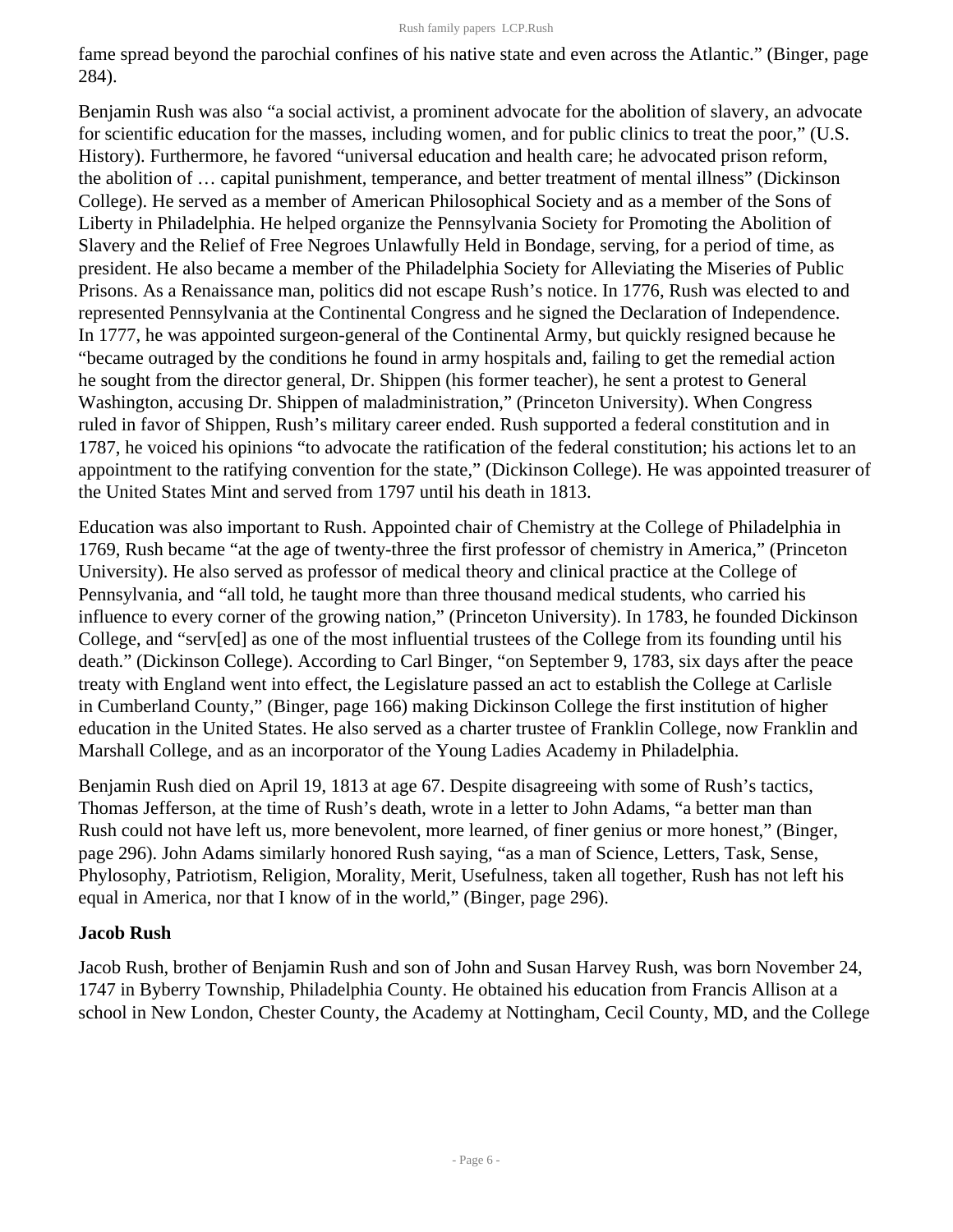fame spread beyond the parochial confines of his native state and even across the Atlantic." (Binger, page 284).

Benjamin Rush was also "a social activist, a prominent advocate for the abolition of slavery, an advocate for scientific education for the masses, including women, and for public clinics to treat the poor," (U.S. History). Furthermore, he favored "universal education and health care; he advocated prison reform, the abolition of … capital punishment, temperance, and better treatment of mental illness" (Dickinson College). He served as a member of American Philosophical Society and as a member of the Sons of Liberty in Philadelphia. He helped organize the Pennsylvania Society for Promoting the Abolition of Slavery and the Relief of Free Negroes Unlawfully Held in Bondage, serving, for a period of time, as president. He also became a member of the Philadelphia Society for Alleviating the Miseries of Public Prisons. As a Renaissance man, politics did not escape Rush's notice. In 1776, Rush was elected to and represented Pennsylvania at the Continental Congress and he signed the Declaration of Independence. In 1777, he was appointed surgeon-general of the Continental Army, but quickly resigned because he "became outraged by the conditions he found in army hospitals and, failing to get the remedial action he sought from the director general, Dr. Shippen (his former teacher), he sent a protest to General Washington, accusing Dr. Shippen of maladministration," (Princeton University). When Congress ruled in favor of Shippen, Rush's military career ended. Rush supported a federal constitution and in 1787, he voiced his opinions "to advocate the ratification of the federal constitution; his actions let to an appointment to the ratifying convention for the state," (Dickinson College). He was appointed treasurer of the United States Mint and served from 1797 until his death in 1813.

Education was also important to Rush. Appointed chair of Chemistry at the College of Philadelphia in 1769, Rush became "at the age of twenty-three the first professor of chemistry in America," (Princeton University). He also served as professor of medical theory and clinical practice at the College of Pennsylvania, and "all told, he taught more than three thousand medical students, who carried his influence to every corner of the growing nation," (Princeton University). In 1783, he founded Dickinson College, and "serv[ed] as one of the most influential trustees of the College from its founding until his death." (Dickinson College). According to Carl Binger, "on September 9, 1783, six days after the peace treaty with England went into effect, the Legislature passed an act to establish the College at Carlisle in Cumberland County," (Binger, page 166) making Dickinson College the first institution of higher education in the United States. He also served as a charter trustee of Franklin College, now Franklin and Marshall College, and as an incorporator of the Young Ladies Academy in Philadelphia.

Benjamin Rush died on April 19, 1813 at age 67. Despite disagreeing with some of Rush's tactics, Thomas Jefferson, at the time of Rush's death, wrote in a letter to John Adams, "a better man than Rush could not have left us, more benevolent, more learned, of finer genius or more honest," (Binger, page 296). John Adams similarly honored Rush saying, "as a man of Science, Letters, Task, Sense, Phylosophy, Patriotism, Religion, Morality, Merit, Usefulness, taken all together, Rush has not left his equal in America, nor that I know of in the world," (Binger, page 296).

### Jacob Rush

Jacob Rush, brother of Benjamin Rush and son of John and Susan Harvey Rush, was born November 24, 1747 in Byberry Township, Philadelphia County. He obtained his education from Francis Allison at a school in New London, Chester County, the Academy at Nottingham, Cecil County, MD, and the College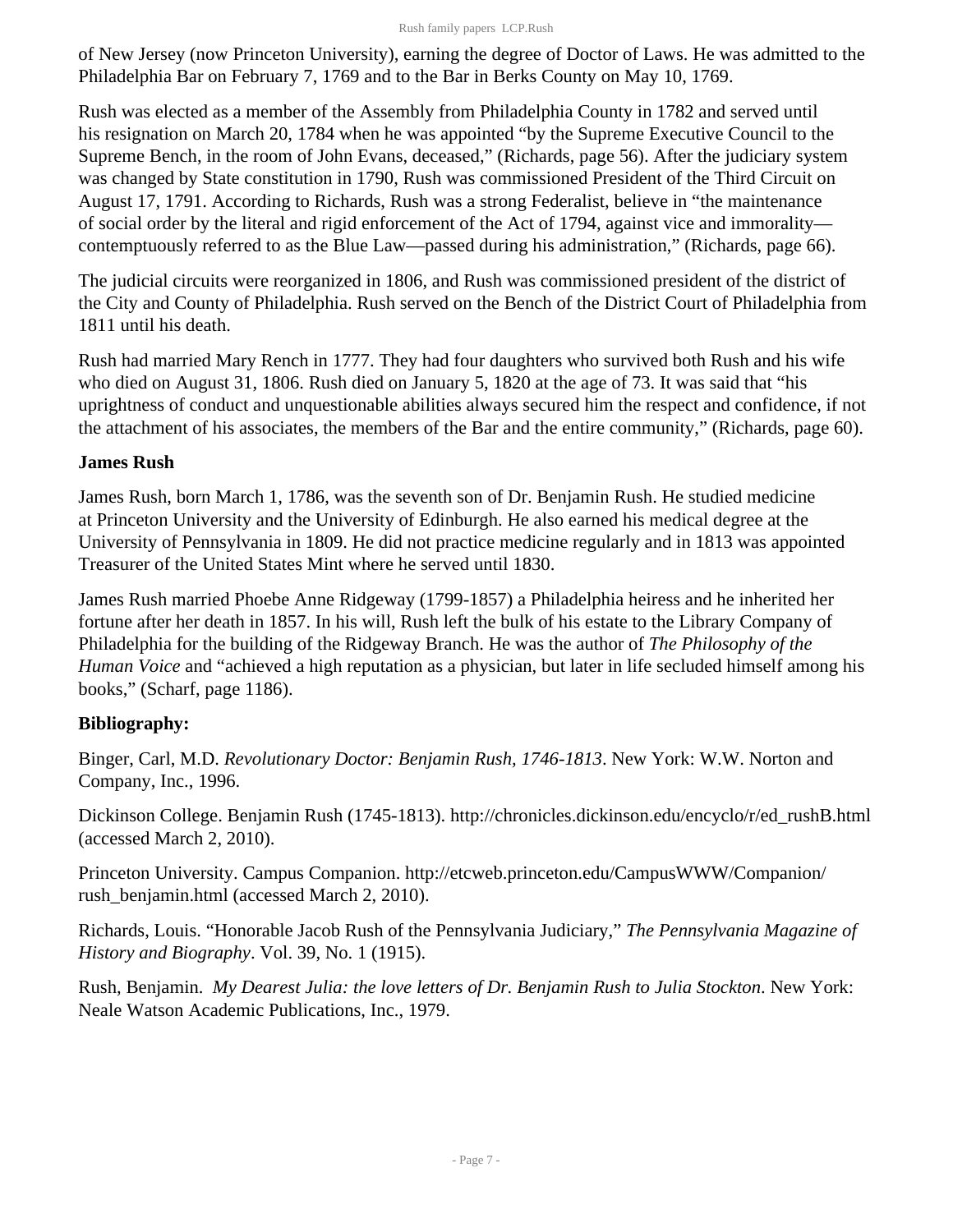of New Jersey (now Princeton University), earning the degree of Doctor of Laws. He was admitted to the Philadelphia Bar on February 7, 1769 and to the Bar in Berks County on May 10, 1769.

Rush was elected as a member of the Assembly from Philadelphia County in 1782 and served until his resignation on March 20, 1784 when he was appointed "by the Supreme Executive Council to the Supreme Bench, in the room of John Evans, deceased," (Richards, page 56). After the judiciary system was changed by State constitution in 1790, Rush was commissioned President of the Third Circuit on August 17, 1791. According to Richards, Rush was a strong Federalist, believe in "the maintenance of social order by the literal and rigid enforcement of the Act of 1794, against vice and immorality—contemptuously referred to as the Blue Law—passed during his administration," (Richards, page 66).

The judicial circuits were reorganized in 1806, and Rush was commissioned president of the district of the City and County of Philadelphia. Rush served on the Bench of the District Court of Philadelphia from 1811 until his death.

Rush had married Mary Rench in 1777. They had four daughters who survived both Rush and his wife who died on August 31, 1806. Rush died on January 5, 1820 at the age of 73. It was said that "his uprightness of conduct and unquestionable abilities always secured him the respect and confidence, if not the attachment of his associates, the members of the Bar and the entire community," (Richards, page 60).

**James Rush**

James Rush, born March 1, 1786, was the seventh son of Dr. Benjamin Rush. He studied medicine at Princeton University and the University of Edinburgh. He also earned his medical degree at the University of Pennsylvania in 1809. He did not practice medicine regularly and in 1813 was appointed Treasurer of the United States Mint where he served until 1830.

James Rush married Phoebe Anne Ridgeway (1799-1857) a Philadelphia heiress and he inherited her fortune after her death in 1857. In his will, Rush left the bulk of his estate to the Library Company of Philadelphia for the building of the Ridgeway Branch. He was the author of *The Philosophy of the Human Voice* and "achieved a high reputation as a physician, but later in life secluded himself among his books," (Scharf, page 1186).

**Bibliography:**

Binger, Carl, M.D. *Revolutionary Doctor: Benjamin Rush, 1746-1813*. New York: W.W. Norton and Company, Inc., 1996.

Dickinson College. Benjamin Rush (1745-1813). http://chronicles.dickinson.edu/encyclo/r/ed_rushB.html (accessed March 2, 2010).

Princeton University. Campus Companion. http://etcweb.princeton.edu/CampusWWW/Companion/rush_benjamin.html (accessed March 2, 2010).

Richards, Louis. "Honorable Jacob Rush of the Pennsylvania Judiciary," *The Pennsylvania Magazine of History and Biography*. Vol. 39, No. 1 (1915).

Rush, Benjamin. *My Dearest Julia: the love letters of Dr. Benjamin Rush to Julia Stockton*. New York: Neale Watson Academic Publications, Inc., 1979.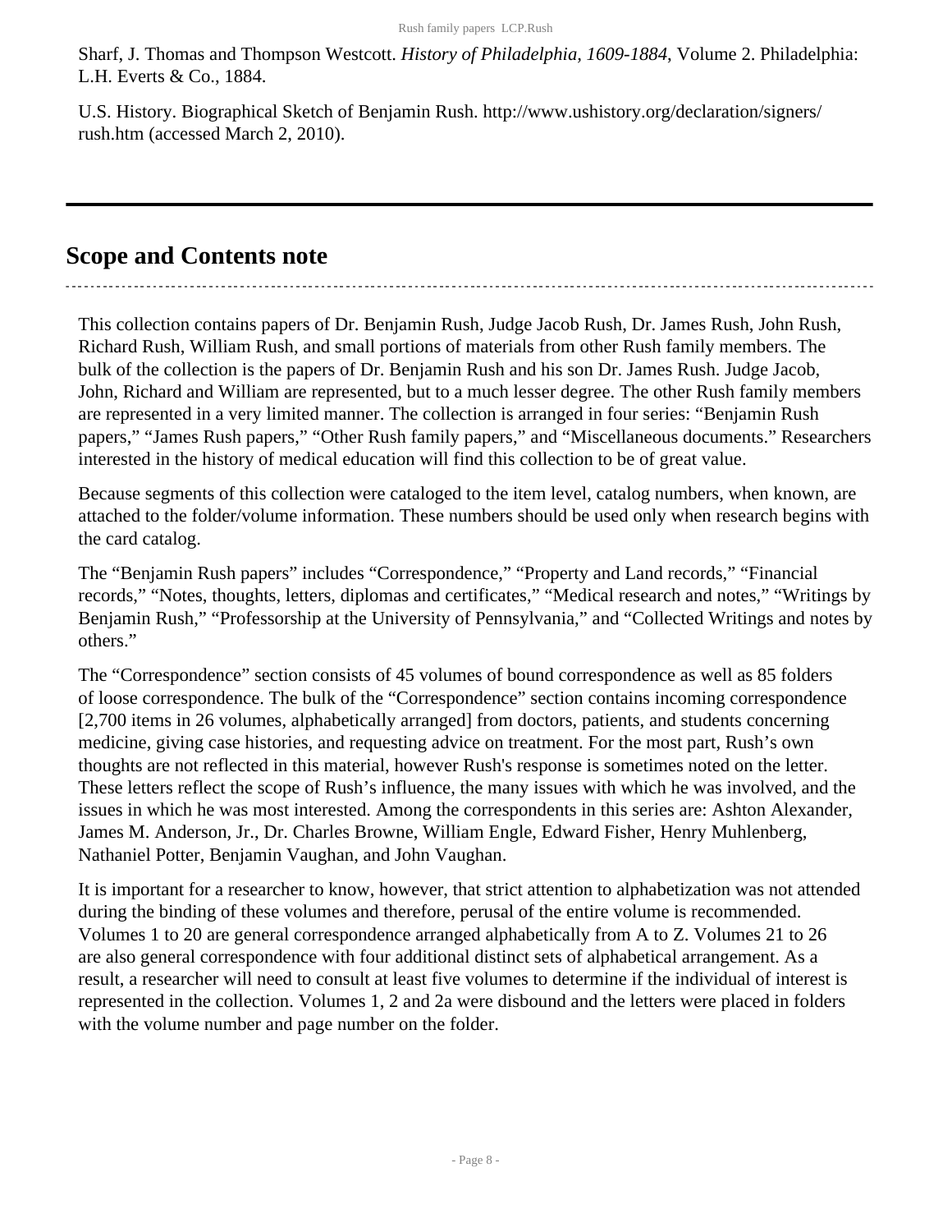Sharf, J. Thomas and Thompson Westcott. *History of Philadelphia, 1609-1884*, Volume 2. Philadelphia: L.H. Everts & Co., 1884.

U.S. History. Biographical Sketch of Benjamin Rush. http://www.ushistory.org/declaration/signers/rush.htm (accessed March 2, 2010).

## Scope and Contents note

This collection contains papers of Dr. Benjamin Rush, Judge Jacob Rush, Dr. James Rush, John Rush, Richard Rush, William Rush, and small portions of materials from other Rush family members. The bulk of the collection is the papers of Dr. Benjamin Rush and his son Dr. James Rush. Judge Jacob, John, Richard and William are represented, but to a much lesser degree. The other Rush family members are represented in a very limited manner. The collection is arranged in four series: "Benjamin Rush papers," "James Rush papers," "Other Rush family papers," and "Miscellaneous documents." Researchers interested in the history of medical education will find this collection to be of great value.

Because segments of this collection were cataloged to the item level, catalog numbers, when known, are attached to the folder/volume information. These numbers should be used only when research begins with the card catalog.

The "Benjamin Rush papers" includes "Correspondence," "Property and Land records," "Financial records," "Notes, thoughts, letters, diplomas and certificates," "Medical research and notes," "Writings by Benjamin Rush," "Professorship at the University of Pennsylvania," and "Collected Writings and notes by others."

The "Correspondence" section consists of 45 volumes of bound correspondence as well as 85 folders of loose correspondence. The bulk of the "Correspondence" section contains incoming correspondence [2,700 items in 26 volumes, alphabetically arranged] from doctors, patients, and students concerning medicine, giving case histories, and requesting advice on treatment. For the most part, Rush's own thoughts are not reflected in this material, however Rush's response is sometimes noted on the letter. These letters reflect the scope of Rush's influence, the many issues with which he was involved, and the issues in which he was most interested. Among the correspondents in this series are: Ashton Alexander, James M. Anderson, Jr., Dr. Charles Browne, William Engle, Edward Fisher, Henry Muhlenberg, Nathaniel Potter, Benjamin Vaughan, and John Vaughan.

It is important for a researcher to know, however, that strict attention to alphabetization was not attended during the binding of these volumes and therefore, perusal of the entire volume is recommended. Volumes 1 to 20 are general correspondence arranged alphabetically from A to Z. Volumes 21 to 26 are also general correspondence with four additional distinct sets of alphabetical arrangement. As a result, a researcher will need to consult at least five volumes to determine if the individual of interest is represented in the collection. Volumes 1, 2 and 2a were disbound and the letters were placed in folders with the volume number and page number on the folder.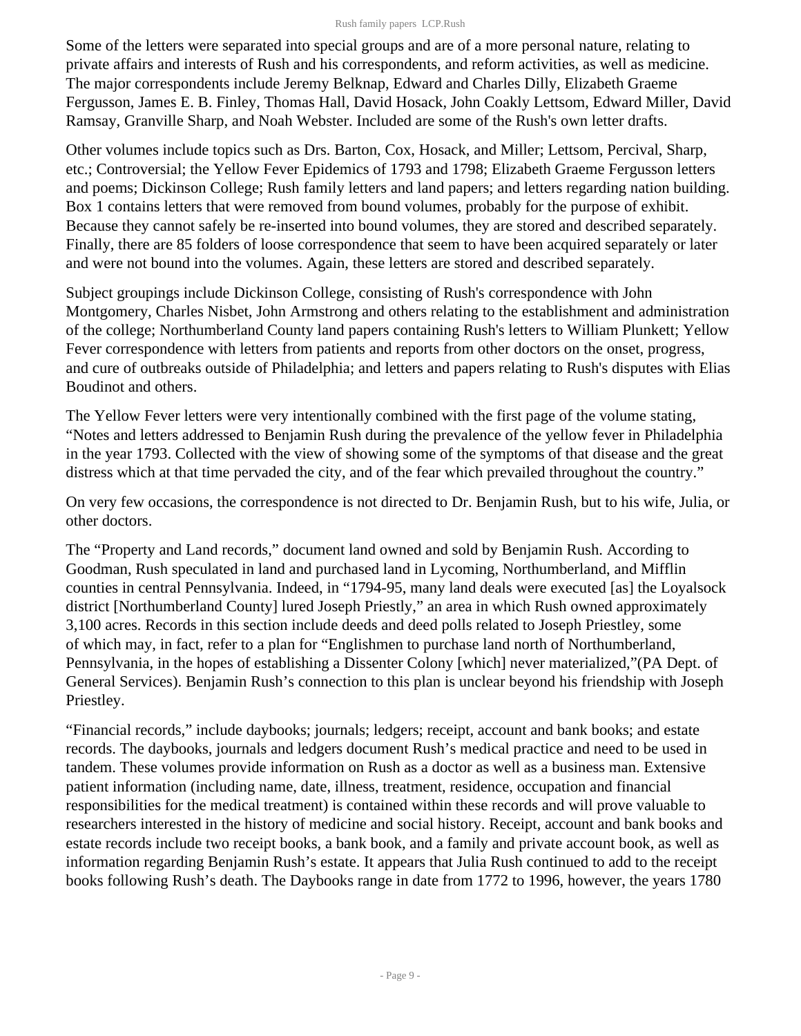Some of the letters were separated into special groups and are of a more personal nature, relating to private affairs and interests of Rush and his correspondents, and reform activities, as well as medicine. The major correspondents include Jeremy Belknap, Edward and Charles Dilly, Elizabeth Graeme Fergusson, James E. B. Finley, Thomas Hall, David Hosack, John Coakly Lettsom, Edward Miller, David Ramsay, Granville Sharp, and Noah Webster. Included are some of the Rush's own letter drafts.

Other volumes include topics such as Drs. Barton, Cox, Hosack, and Miller; Lettsom, Percival, Sharp, etc.; Controversial; the Yellow Fever Epidemics of 1793 and 1798; Elizabeth Graeme Fergusson letters and poems; Dickinson College; Rush family letters and land papers; and letters regarding nation building. Box 1 contains letters that were removed from bound volumes, probably for the purpose of exhibit. Because they cannot safely be re-inserted into bound volumes, they are stored and described separately. Finally, there are 85 folders of loose correspondence that seem to have been acquired separately or later and were not bound into the volumes. Again, these letters are stored and described separately.

Subject groupings include Dickinson College, consisting of Rush's correspondence with John Montgomery, Charles Nisbet, John Armstrong and others relating to the establishment and administration of the college; Northumberland County land papers containing Rush's letters to William Plunkett; Yellow Fever correspondence with letters from patients and reports from other doctors on the onset, progress, and cure of outbreaks outside of Philadelphia; and letters and papers relating to Rush's disputes with Elias Boudinot and others.

The Yellow Fever letters were very intentionally combined with the first page of the volume stating, "Notes and letters addressed to Benjamin Rush during the prevalence of the yellow fever in Philadelphia in the year 1793. Collected with the view of showing some of the symptoms of that disease and the great distress which at that time pervaded the city, and of the fear which prevailed throughout the country."

On very few occasions, the correspondence is not directed to Dr. Benjamin Rush, but to his wife, Julia, or other doctors.

The "Property and Land records," document land owned and sold by Benjamin Rush. According to Goodman, Rush speculated in land and purchased land in Lycoming, Northumberland, and Mifflin counties in central Pennsylvania. Indeed, in "1794-95, many land deals were executed [as] the Loyalsock district [Northumberland County] lured Joseph Priestly," an area in which Rush owned approximately 3,100 acres. Records in this section include deeds and deed polls related to Joseph Priestley, some of which may, in fact, refer to a plan for "Englishmen to purchase land north of Northumberland, Pennsylvania, in the hopes of establishing a Dissenter Colony [which] never materialized,"(PA Dept. of General Services). Benjamin Rush's connection to this plan is unclear beyond his friendship with Joseph Priestley.

"Financial records," include daybooks; journals; ledgers; receipt, account and bank books; and estate records. The daybooks, journals and ledgers document Rush's medical practice and need to be used in tandem. These volumes provide information on Rush as a doctor as well as a business man. Extensive patient information (including name, date, illness, treatment, residence, occupation and financial responsibilities for the medical treatment) is contained within these records and will prove valuable to researchers interested in the history of medicine and social history. Receipt, account and bank books and estate records include two receipt books, a bank book, and a family and private account book, as well as information regarding Benjamin Rush's estate. It appears that Julia Rush continued to add to the receipt books following Rush's death. The Daybooks range in date from 1772 to 1996, however, the years 1780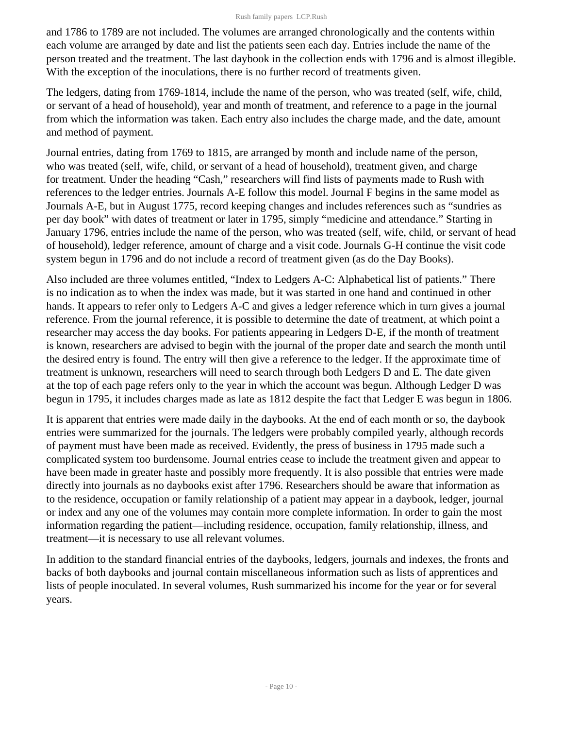and 1786 to 1789 are not included. The volumes are arranged chronologically and the contents within each volume are arranged by date and list the patients seen each day. Entries include the name of the person treated and the treatment. The last daybook in the collection ends with 1796 and is almost illegible. With the exception of the inoculations, there is no further record of treatments given.

The ledgers, dating from 1769-1814, include the name of the person, who was treated (self, wife, child, or servant of a head of household), year and month of treatment, and reference to a page in the journal from which the information was taken. Each entry also includes the charge made, and the date, amount and method of payment.

Journal entries, dating from 1769 to 1815, are arranged by month and include name of the person, who was treated (self, wife, child, or servant of a head of household), treatment given, and charge for treatment. Under the heading "Cash," researchers will find lists of payments made to Rush with references to the ledger entries. Journals A-E follow this model. Journal F begins in the same model as Journals A-E, but in August 1775, record keeping changes and includes references such as "sundries as per day book" with dates of treatment or later in 1795, simply "medicine and attendance." Starting in January 1796, entries include the name of the person, who was treated (self, wife, child, or servant of head of household), ledger reference, amount of charge and a visit code. Journals G-H continue the visit code system begun in 1796 and do not include a record of treatment given (as do the Day Books).

Also included are three volumes entitled, "Index to Ledgers A-C: Alphabetical list of patients." There is no indication as to when the index was made, but it was started in one hand and continued in other hands. It appears to refer only to Ledgers A-C and gives a ledger reference which in turn gives a journal reference. From the journal reference, it is possible to determine the date of treatment, at which point a researcher may access the day books. For patients appearing in Ledgers D-E, if the month of treatment is known, researchers are advised to begin with the journal of the proper date and search the month until the desired entry is found. The entry will then give a reference to the ledger. If the approximate time of treatment is unknown, researchers will need to search through both Ledgers D and E. The date given at the top of each page refers only to the year in which the account was begun. Although Ledger D was begun in 1795, it includes charges made as late as 1812 despite the fact that Ledger E was begun in 1806.

It is apparent that entries were made daily in the daybooks. At the end of each month or so, the daybook entries were summarized for the journals. The ledgers were probably compiled yearly, although records of payment must have been made as received. Evidently, the press of business in 1795 made such a complicated system too burdensome. Journal entries cease to include the treatment given and appear to have been made in greater haste and possibly more frequently. It is also possible that entries were made directly into journals as no daybooks exist after 1796. Researchers should be aware that information as to the residence, occupation or family relationship of a patient may appear in a daybook, ledger, journal or index and any one of the volumes may contain more complete information. In order to gain the most information regarding the patient—including residence, occupation, family relationship, illness, and treatment—it is necessary to use all relevant volumes.

In addition to the standard financial entries of the daybooks, ledgers, journals and indexes, the fronts and backs of both daybooks and journal contain miscellaneous information such as lists of apprentices and lists of people inoculated. In several volumes, Rush summarized his income for the year or for several years.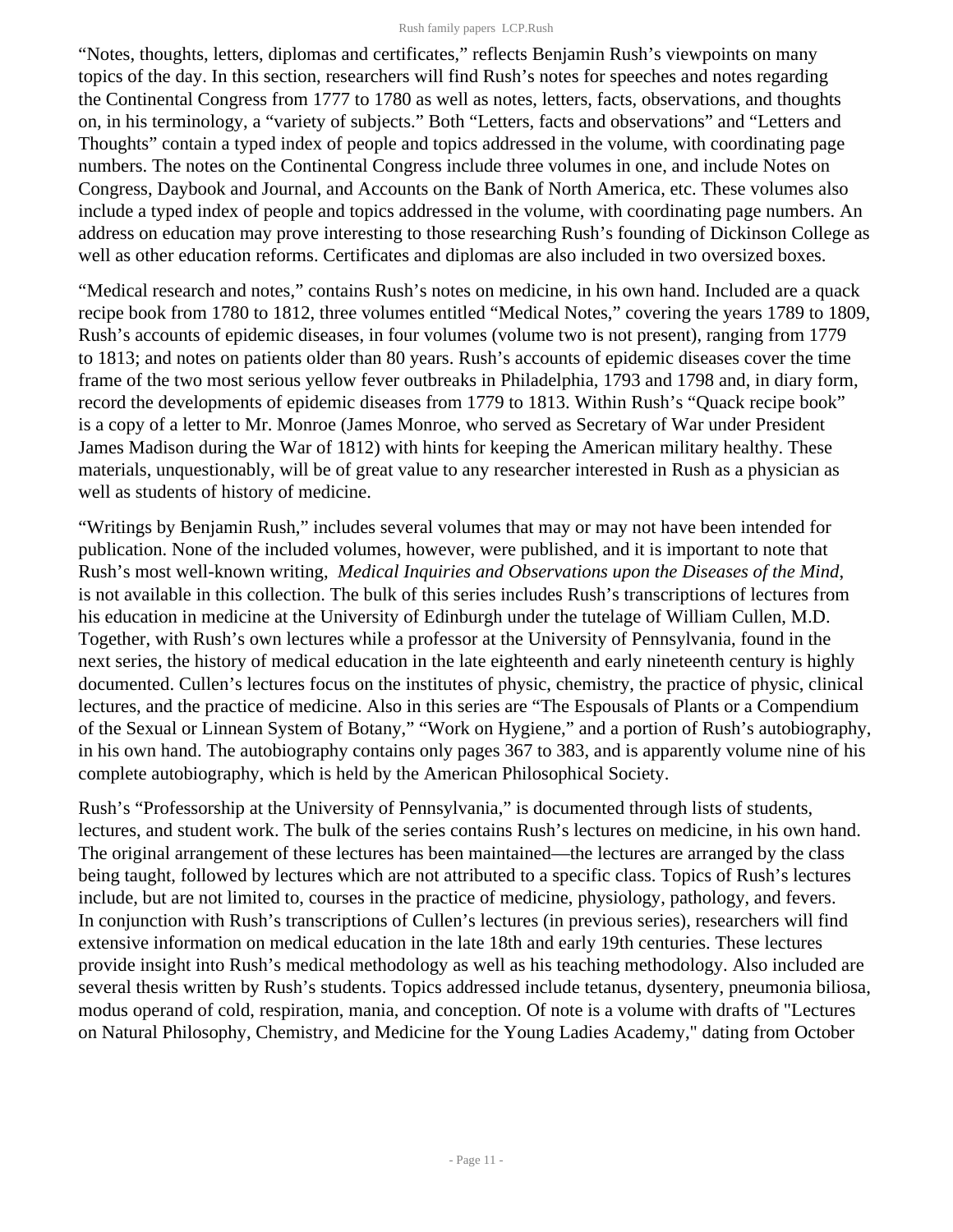"Notes, thoughts, letters, diplomas and certificates," reflects Benjamin Rush's viewpoints on many topics of the day. In this section, researchers will find Rush's notes for speeches and notes regarding the Continental Congress from 1777 to 1780 as well as notes, letters, facts, observations, and thoughts on, in his terminology, a "variety of subjects." Both "Letters, facts and observations" and "Letters and Thoughts" contain a typed index of people and topics addressed in the volume, with coordinating page numbers. The notes on the Continental Congress include three volumes in one, and include Notes on Congress, Daybook and Journal, and Accounts on the Bank of North America, etc. These volumes also include a typed index of people and topics addressed in the volume, with coordinating page numbers. An address on education may prove interesting to those researching Rush's founding of Dickinson College as well as other education reforms. Certificates and diplomas are also included in two oversized boxes.

"Medical research and notes," contains Rush's notes on medicine, in his own hand. Included are a quack recipe book from 1780 to 1812, three volumes entitled "Medical Notes," covering the years 1789 to 1809, Rush's accounts of epidemic diseases, in four volumes (volume two is not present), ranging from 1779 to 1813; and notes on patients older than 80 years. Rush's accounts of epidemic diseases cover the time frame of the two most serious yellow fever outbreaks in Philadelphia, 1793 and 1798 and, in diary form, record the developments of epidemic diseases from 1779 to 1813. Within Rush's "Quack recipe book" is a copy of a letter to Mr. Monroe (James Monroe, who served as Secretary of War under President James Madison during the War of 1812) with hints for keeping the American military healthy. These materials, unquestionably, will be of great value to any researcher interested in Rush as a physician as well as students of history of medicine.

"Writings by Benjamin Rush," includes several volumes that may or may not have been intended for publication. None of the included volumes, however, were published, and it is important to note that Rush's most well-known writing, *Medical Inquiries and Observations upon the Diseases of the Mind*, is not available in this collection. The bulk of this series includes Rush's transcriptions of lectures from his education in medicine at the University of Edinburgh under the tutelage of William Cullen, M.D. Together, with Rush's own lectures while a professor at the University of Pennsylvania, found in the next series, the history of medical education in the late eighteenth and early nineteenth century is highly documented. Cullen's lectures focus on the institutes of physic, chemistry, the practice of physic, clinical lectures, and the practice of medicine. Also in this series are "The Espousals of Plants or a Compendium of the Sexual or Linnean System of Botany," "Work on Hygiene," and a portion of Rush's autobiography, in his own hand. The autobiography contains only pages 367 to 383, and is apparently volume nine of his complete autobiography, which is held by the American Philosophical Society.

Rush's "Professorship at the University of Pennsylvania," is documented through lists of students, lectures, and student work. The bulk of the series contains Rush's lectures on medicine, in his own hand. The original arrangement of these lectures has been maintained—the lectures are arranged by the class being taught, followed by lectures which are not attributed to a specific class. Topics of Rush's lectures include, but are not limited to, courses in the practice of medicine, physiology, pathology, and fevers. In conjunction with Rush's transcriptions of Cullen's lectures (in previous series), researchers will find extensive information on medical education in the late 18th and early 19th centuries. These lectures provide insight into Rush's medical methodology as well as his teaching methodology. Also included are several thesis written by Rush's students. Topics addressed include tetanus, dysentery, pneumonia biliosa, modus operand of cold, respiration, mania, and conception. Of note is a volume with drafts of "Lectures on Natural Philosophy, Chemistry, and Medicine for the Young Ladies Academy," dating from October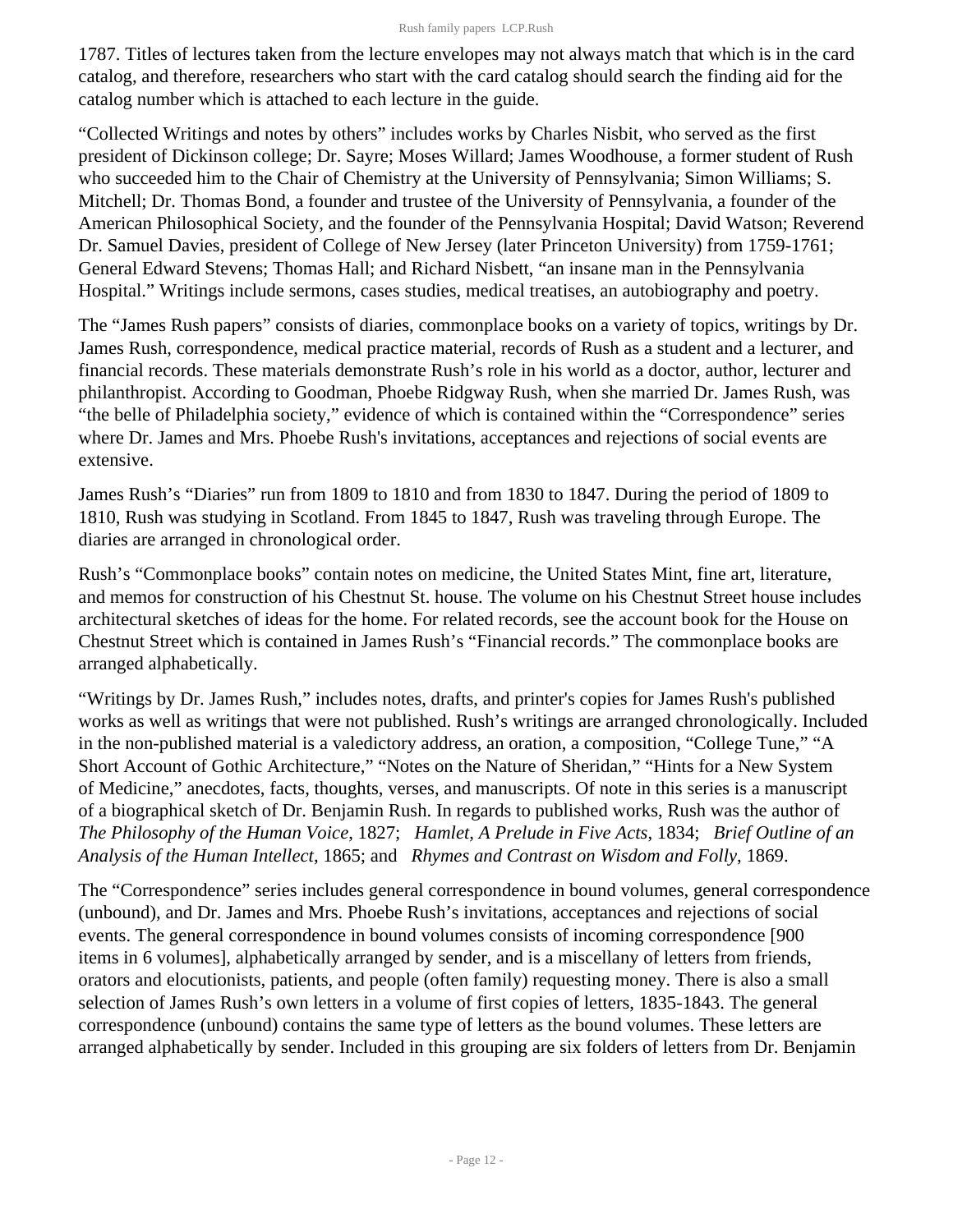1787. Titles of lectures taken from the lecture envelopes may not always match that which is in the card catalog, and therefore, researchers who start with the card catalog should search the finding aid for the catalog number which is attached to each lecture in the guide.

“Collected Writings and notes by others” includes works by Charles Nisbit, who served as the first president of Dickinson college; Dr. Sayre; Moses Willard; James Woodhouse, a former student of Rush who succeeded him to the Chair of Chemistry at the University of Pennsylvania; Simon Williams; S. Mitchell; Dr. Thomas Bond, a founder and trustee of the University of Pennsylvania, a founder of the American Philosophical Society, and the founder of the Pennsylvania Hospital; David Watson; Reverend Dr. Samuel Davies, president of College of New Jersey (later Princeton University) from 1759-1761; General Edward Stevens; Thomas Hall; and Richard Nisbett, “an insane man in the Pennsylvania Hospital.” Writings include sermons, cases studies, medical treatises, an autobiography and poetry.

The “James Rush papers” consists of diaries, commonplace books on a variety of topics, writings by Dr. James Rush, correspondence, medical practice material, records of Rush as a student and a lecturer, and financial records. These materials demonstrate Rush’s role in his world as a doctor, author, lecturer and philanthropist. According to Goodman, Phoebe Ridgway Rush, when she married Dr. James Rush, was “the belle of Philadelphia society,” evidence of which is contained within the “Correspondence” series where Dr. James and Mrs. Phoebe Rush's invitations, acceptances and rejections of social events are extensive.

James Rush’s “Diaries” run from 1809 to 1810 and from 1830 to 1847. During the period of 1809 to 1810, Rush was studying in Scotland. From 1845 to 1847, Rush was traveling through Europe. The diaries are arranged in chronological order.

Rush’s “Commonplace books” contain notes on medicine, the United States Mint, fine art, literature, and memos for construction of his Chestnut St. house. The volume on his Chestnut Street house includes architectural sketches of ideas for the home. For related records, see the account book for the House on Chestnut Street which is contained in James Rush’s “Financial records.” The commonplace books are arranged alphabetically.

“Writings by Dr. James Rush,” includes notes, drafts, and printer's copies for James Rush's published works as well as writings that were not published. Rush’s writings are arranged chronologically. Included in the non-published material is a valedictory address, an oration, a composition, “College Tune,” “A Short Account of Gothic Architecture,” “Notes on the Nature of Sheridan,” “Hints for a New System of Medicine,” anecdotes, facts, thoughts, verses, and manuscripts. Of note in this series is a manuscript of a biographical sketch of Dr. Benjamin Rush. In regards to published works, Rush was the author of *The Philosophy of the Human Voice*, 1827; *Hamlet, A Prelude in Five Acts*, 1834; *Brief Outline of an Analysis of the Human Intellect*, 1865; and *Rhymes and Contrast on Wisdom and Folly*, 1869.

The “Correspondence” series includes general correspondence in bound volumes, general correspondence (unbound), and Dr. James and Mrs. Phoebe Rush’s invitations, acceptances and rejections of social events. The general correspondence in bound volumes consists of incoming correspondence [900 items in 6 volumes], alphabetically arranged by sender, and is a miscellany of letters from friends, orators and elocutionists, patients, and people (often family) requesting money. There is also a small selection of James Rush’s own letters in a volume of first copies of letters, 1835-1843. The general correspondence (unbound) contains the same type of letters as the bound volumes. These letters are arranged alphabetically by sender. Included in this grouping are six folders of letters from Dr. Benjamin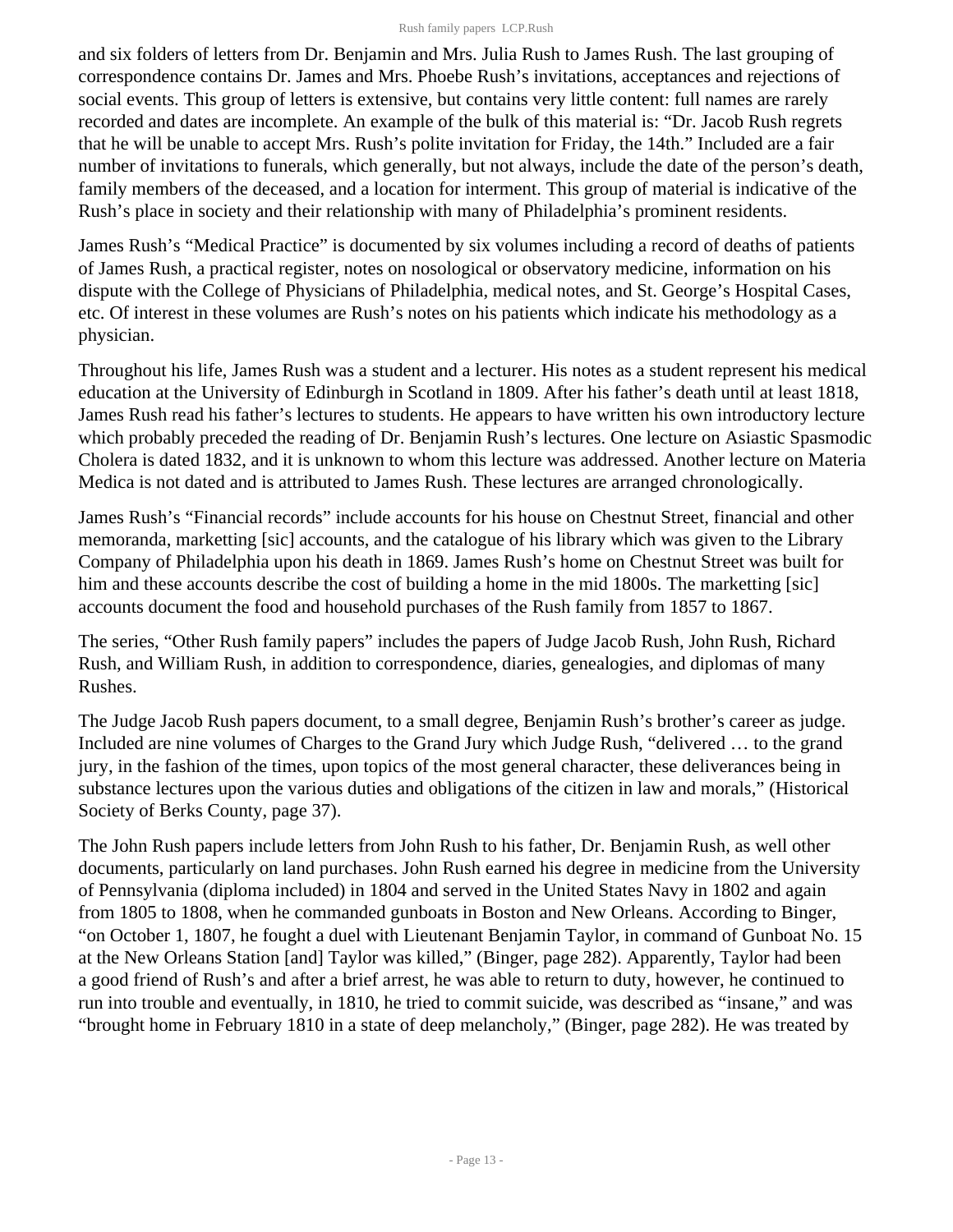and six folders of letters from Dr. Benjamin and Mrs. Julia Rush to James Rush. The last grouping of correspondence contains Dr. James and Mrs. Phoebe Rush's invitations, acceptances and rejections of social events. This group of letters is extensive, but contains very little content: full names are rarely recorded and dates are incomplete. An example of the bulk of this material is: "Dr. Jacob Rush regrets that he will be unable to accept Mrs. Rush's polite invitation for Friday, the 14th." Included are a fair number of invitations to funerals, which generally, but not always, include the date of the person's death, family members of the deceased, and a location for interment. This group of material is indicative of the Rush's place in society and their relationship with many of Philadelphia's prominent residents.

James Rush's "Medical Practice" is documented by six volumes including a record of deaths of patients of James Rush, a practical register, notes on nosological or observatory medicine, information on his dispute with the College of Physicians of Philadelphia, medical notes, and St. George's Hospital Cases, etc. Of interest in these volumes are Rush's notes on his patients which indicate his methodology as a physician.

Throughout his life, James Rush was a student and a lecturer. His notes as a student represent his medical education at the University of Edinburgh in Scotland in 1809. After his father's death until at least 1818, James Rush read his father's lectures to students. He appears to have written his own introductory lecture which probably preceded the reading of Dr. Benjamin Rush's lectures. One lecture on Asiastic Spasmodic Cholera is dated 1832, and it is unknown to whom this lecture was addressed. Another lecture on Materia Medica is not dated and is attributed to James Rush. These lectures are arranged chronologically.

James Rush's "Financial records" include accounts for his house on Chestnut Street, financial and other memoranda, marketting [sic] accounts, and the catalogue of his library which was given to the Library Company of Philadelphia upon his death in 1869. James Rush's home on Chestnut Street was built for him and these accounts describe the cost of building a home in the mid 1800s. The marketting [sic] accounts document the food and household purchases of the Rush family from 1857 to 1867.

The series, "Other Rush family papers" includes the papers of Judge Jacob Rush, John Rush, Richard Rush, and William Rush, in addition to correspondence, diaries, genealogies, and diplomas of many Rushes.

The Judge Jacob Rush papers document, to a small degree, Benjamin Rush's brother's career as judge. Included are nine volumes of Charges to the Grand Jury which Judge Rush, "delivered … to the grand jury, in the fashion of the times, upon topics of the most general character, these deliverances being in substance lectures upon the various duties and obligations of the citizen in law and morals," (Historical Society of Berks County, page 37).

The John Rush papers include letters from John Rush to his father, Dr. Benjamin Rush, as well other documents, particularly on land purchases. John Rush earned his degree in medicine from the University of Pennsylvania (diploma included) in 1804 and served in the United States Navy in 1802 and again from 1805 to 1808, when he commanded gunboats in Boston and New Orleans. According to Binger, "on October 1, 1807, he fought a duel with Lieutenant Benjamin Taylor, in command of Gunboat No. 15 at the New Orleans Station [and] Taylor was killed," (Binger, page 282). Apparently, Taylor had been a good friend of Rush's and after a brief arrest, he was able to return to duty, however, he continued to run into trouble and eventually, in 1810, he tried to commit suicide, was described as "insane," and was "brought home in February 1810 in a state of deep melancholy," (Binger, page 282). He was treated by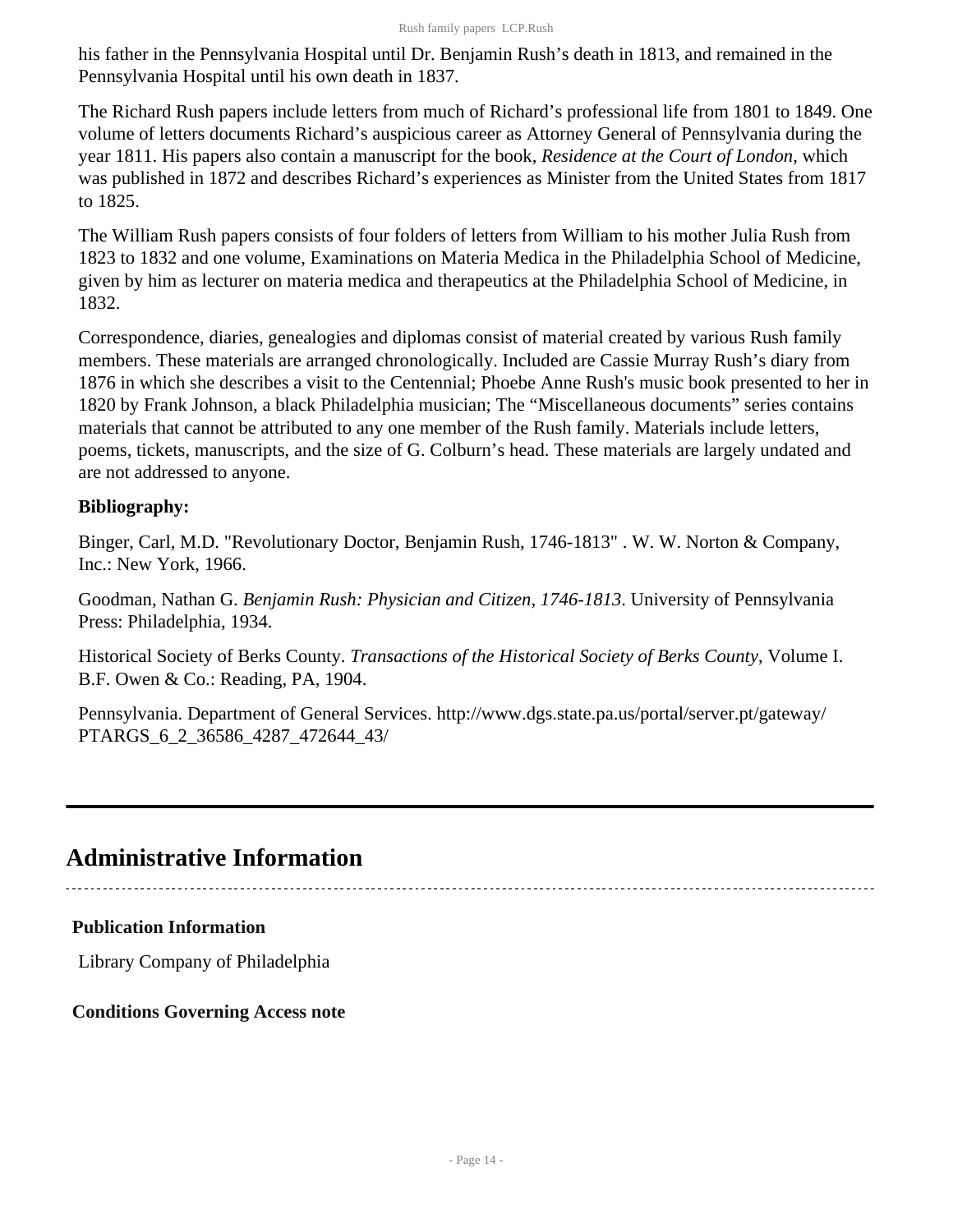his father in the Pennsylvania Hospital until Dr. Benjamin Rush's death in 1813, and remained in the Pennsylvania Hospital until his own death in 1837.

The Richard Rush papers include letters from much of Richard's professional life from 1801 to 1849. One volume of letters documents Richard's auspicious career as Attorney General of Pennsylvania during the year 1811. His papers also contain a manuscript for the book, *Residence at the Court of London*, which was published in 1872 and describes Richard's experiences as Minister from the United States from 1817 to 1825.

The William Rush papers consists of four folders of letters from William to his mother Julia Rush from 1823 to 1832 and one volume, Examinations on Materia Medica in the Philadelphia School of Medicine, given by him as lecturer on materia medica and therapeutics at the Philadelphia School of Medicine, in 1832.

Correspondence, diaries, genealogies and diplomas consist of material created by various Rush family members. These materials are arranged chronologically. Included are Cassie Murray Rush's diary from 1876 in which she describes a visit to the Centennial; Phoebe Anne Rush's music book presented to her in 1820 by Frank Johnson, a black Philadelphia musician; The "Miscellaneous documents" series contains materials that cannot be attributed to any one member of the Rush family. Materials include letters, poems, tickets, manuscripts, and the size of G. Colburn's head. These materials are largely undated and are not addressed to anyone.

**Bibliography:**

Binger, Carl, M.D. "Revolutionary Doctor, Benjamin Rush, 1746-1813" . W. W. Norton & Company, Inc.: New York, 1966.

Goodman, Nathan G. *Benjamin Rush: Physician and Citizen, 1746-1813*. University of Pennsylvania Press: Philadelphia, 1934.

Historical Society of Berks County. *Transactions of the Historical Society of Berks County*, Volume I. B.F. Owen & Co.: Reading, PA, 1904.

Pennsylvania. Department of General Services. http://www.dgs.state.pa.us/portal/server.pt/gateway/PTARGS_6_2_36586_4287_472644_43/

## Administrative Information

**Publication Information**

Library Company of Philadelphia

**Conditions Governing Access note**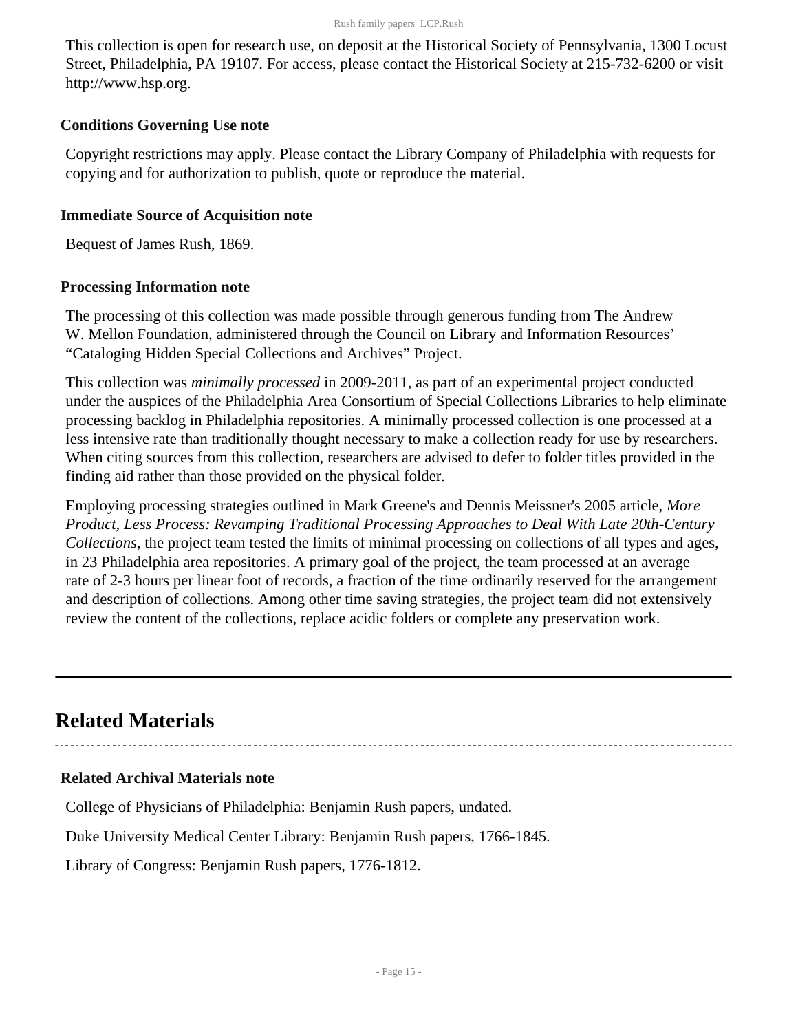This collection is open for research use, on deposit at the Historical Society of Pennsylvania, 1300 Locust Street, Philadelphia, PA 19107. For access, please contact the Historical Society at 215-732-6200 or visit http://www.hsp.org.

**Conditions Governing Use note**

Copyright restrictions may apply. Please contact the Library Company of Philadelphia with requests for copying and for authorization to publish, quote or reproduce the material.

**Immediate Source of Acquisition note**

Bequest of James Rush, 1869.

**Processing Information note**

The processing of this collection was made possible through generous funding from The Andrew W. Mellon Foundation, administered through the Council on Library and Information Resources' "Cataloging Hidden Special Collections and Archives" Project.

This collection was *minimally processed* in 2009-2011, as part of an experimental project conducted under the auspices of the Philadelphia Area Consortium of Special Collections Libraries to help eliminate processing backlog in Philadelphia repositories. A minimally processed collection is one processed at a less intensive rate than traditionally thought necessary to make a collection ready for use by researchers. When citing sources from this collection, researchers are advised to defer to folder titles provided in the finding aid rather than those provided on the physical folder.

Employing processing strategies outlined in Mark Greene's and Dennis Meissner's 2005 article, *More Product, Less Process: Revamping Traditional Processing Approaches to Deal With Late 20th-Century Collections*, the project team tested the limits of minimal processing on collections of all types and ages, in 23 Philadelphia area repositories. A primary goal of the project, the team processed at an average rate of 2-3 hours per linear foot of records, a fraction of the time ordinarily reserved for the arrangement and description of collections. Among other time saving strategies, the project team did not extensively review the content of the collections, replace acidic folders or complete any preservation work.

# Related Materials

**Related Archival Materials note**

College of Physicians of Philadelphia: Benjamin Rush papers, undated.

Duke University Medical Center Library: Benjamin Rush papers, 1766-1845.

Library of Congress: Benjamin Rush papers, 1776-1812.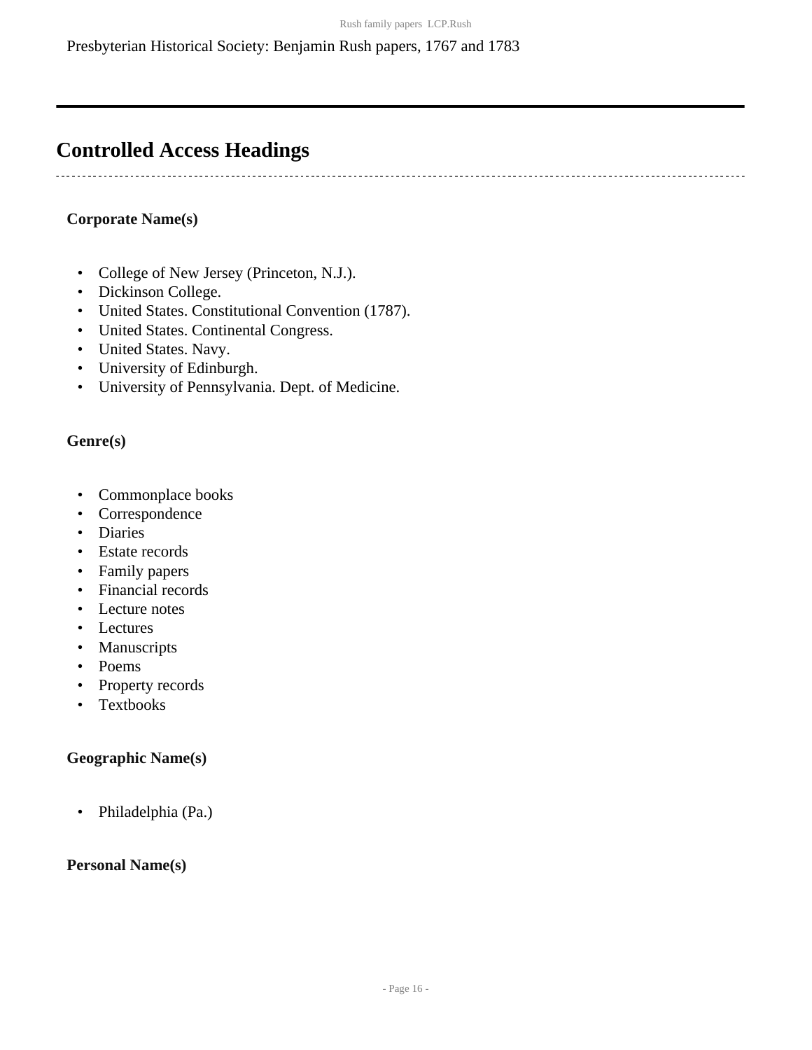Presbyterian Historical Society: Benjamin Rush papers, 1767 and 1783

## Controlled Access Headings

**Corporate Name(s)**

- College of New Jersey (Princeton, N.J.).
- Dickinson College.
- United States. Constitutional Convention (1787).
- United States. Continental Congress.
- United States. Navy.
- University of Edinburgh.
- University of Pennsylvania. Dept. of Medicine.

**Genre(s)**

- Commonplace books
- Correspondence
- Diaries
- Estate records
- Family papers
- Financial records
- Lecture notes
- Lectures
- Manuscripts
- Poems
- Property records
- Textbooks

**Geographic Name(s)**

- Philadelphia (Pa.)

**Personal Name(s)**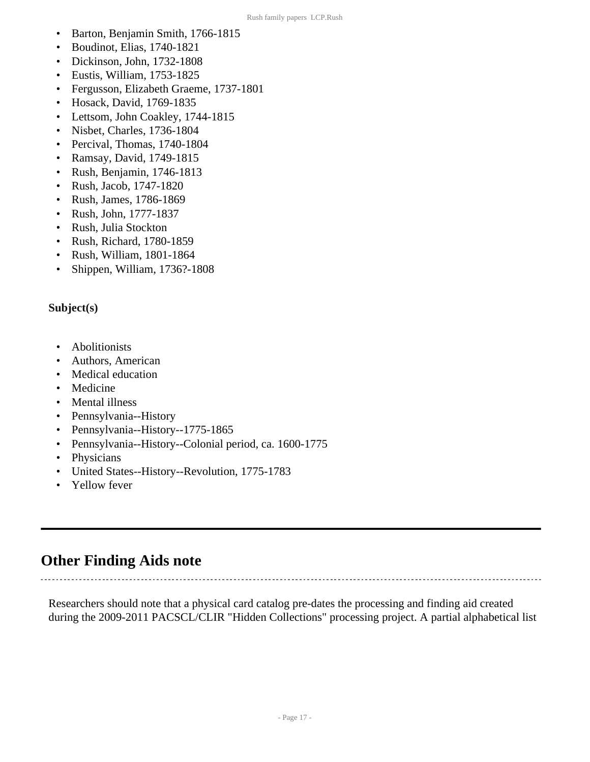- Barton, Benjamin Smith, 1766-1815
- Boudinot, Elias, 1740-1821
- Dickinson, John, 1732-1808
- Eustis, William, 1753-1825
- Fergusson, Elizabeth Graeme, 1737-1801
- Hosack, David, 1769-1835
- Lettsom, John Coakley, 1744-1815
- Nisbet, Charles, 1736-1804
- Percival, Thomas, 1740-1804
- Ramsay, David, 1749-1815
- Rush, Benjamin, 1746-1813
- Rush, Jacob, 1747-1820
- Rush, James, 1786-1869
- Rush, John, 1777-1837
- Rush, Julia Stockton
- Rush, Richard, 1780-1859
- Rush, William, 1801-1864
- Shippen, William, 1736?-1808

**Subject(s)**

- Abolitionists
- Authors, American
- Medical education
- Medicine
- Mental illness
- Pennsylvania--History
- Pennsylvania--History--1775-1865
- Pennsylvania--History--Colonial period, ca. 1600-1775
- Physicians
- United States--History--Revolution, 1775-1783
- Yellow fever

## Other Finding Aids note

Researchers should note that a physical card catalog pre-dates the processing and finding aid created during the 2009-2011 PACSCL/CLIR "Hidden Collections" processing project. A partial alphabetical list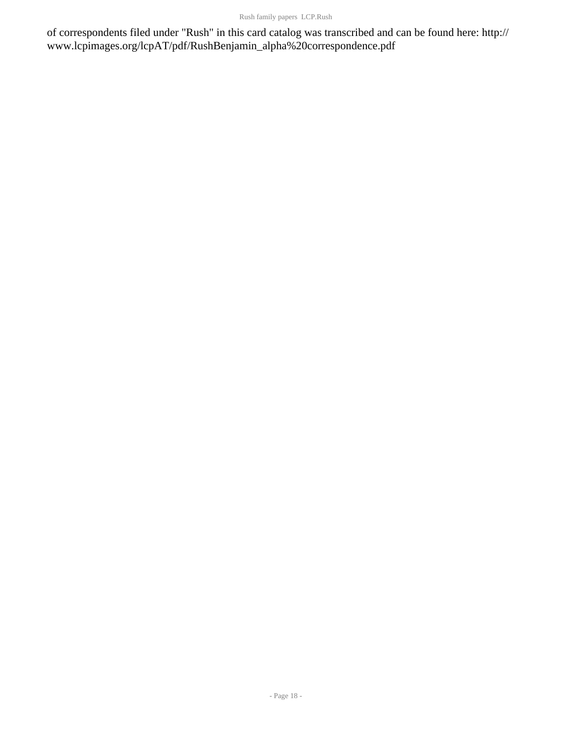of correspondents filed under "Rush" in this card catalog was transcribed and can be found here: http://www.lcpimages.org/lcpAT/pdf/RushBenjamin_alpha%20correspondence.pdf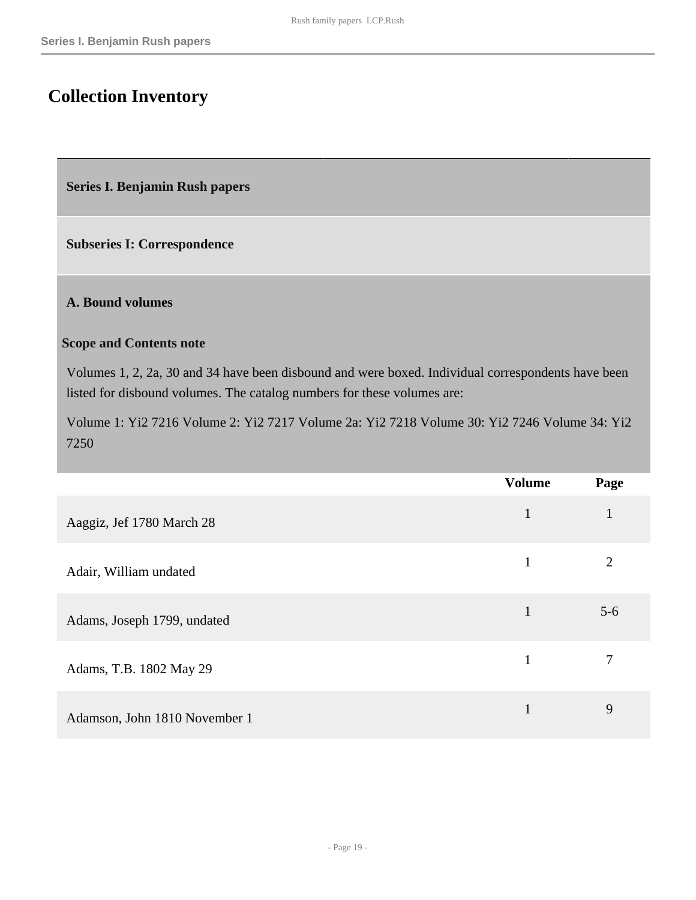# Collection Inventory

## Series I. Benjamin Rush papers

### Subseries I: Correspondence

#### A. Bound volumes

**Scope and Contents note**

Volumes 1, 2, 2a, 30 and 34 have been disbound and were boxed. Individual correspondents have been listed for disbound volumes. The catalog numbers for these volumes are:

Volume 1: Yi2 7216 Volume 2: Yi2 7217 Volume 2a: Yi2 7218 Volume 30: Yi2 7246 Volume 34: Yi2 7250

| | Volume | Page |
|---|---|---|
| Aaggiz, Jef 1780 March 28 | 1 | 1 |
| Adair, William undated | 1 | 2 |
| Adams, Joseph 1799, undated | 1 | 5-6 |
| Adams, T.B. 1802 May 29 | 1 | 7 |
| Adamson, John 1810 November 1 | 1 | 9 |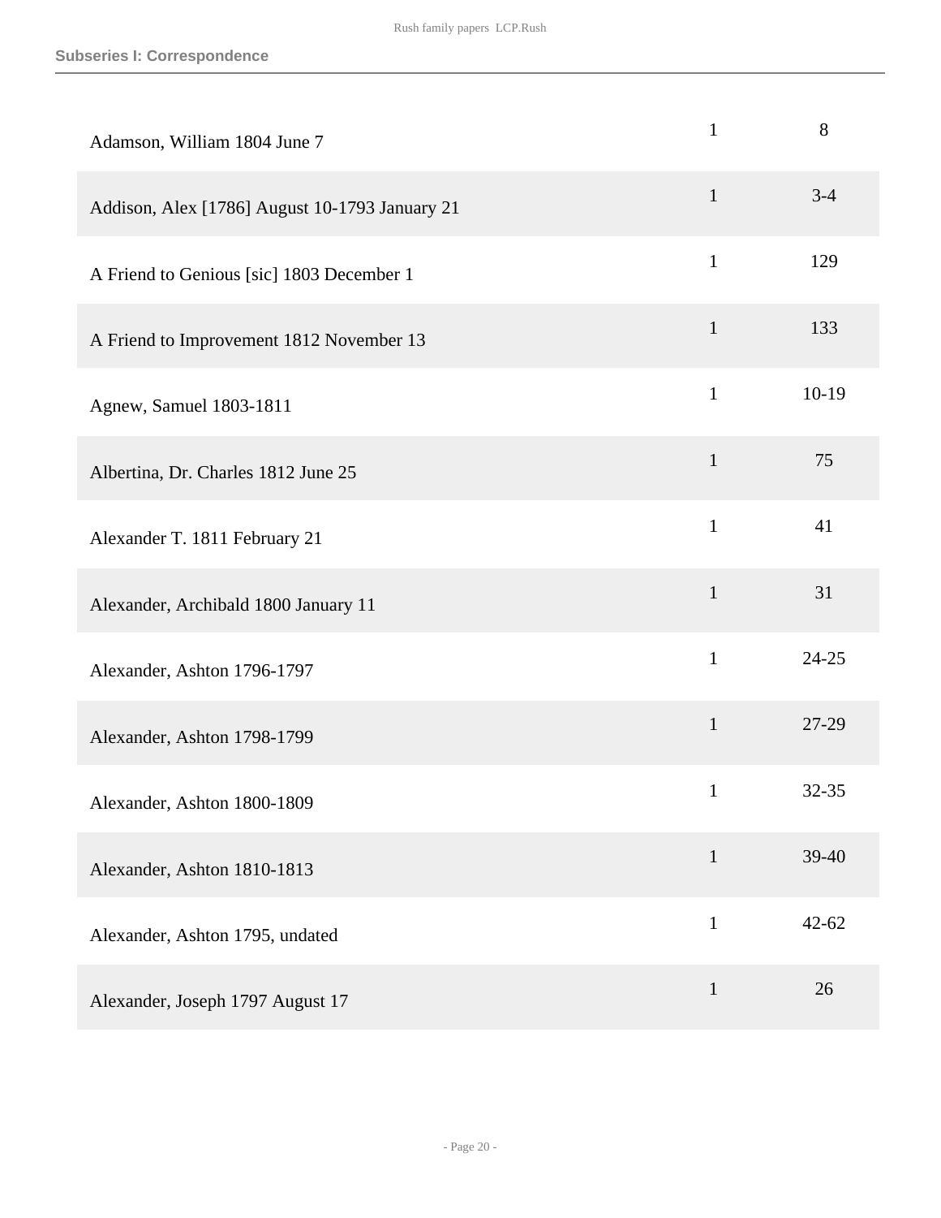## Subseries I: Correspondence

| | | |
|---|---|---|
| Adamson, William 1804 June 7 | 1 | 8 |
| Addison, Alex [1786] August 10-1793 January 21 | 1 | 3-4 |
| A Friend to Genious [sic] 1803 December 1 | 1 | 129 |
| A Friend to Improvement 1812 November 13 | 1 | 133 |
| Agnew, Samuel 1803-1811 | 1 | 10-19 |
| Albertina, Dr. Charles 1812 June 25 | 1 | 75 |
| Alexander T. 1811 February 21 | 1 | 41 |
| Alexander, Archibald 1800 January 11 | 1 | 31 |
| Alexander, Ashton 1796-1797 | 1 | 24-25 |
| Alexander, Ashton 1798-1799 | 1 | 27-29 |
| Alexander, Ashton 1800-1809 | 1 | 32-35 |
| Alexander, Ashton 1810-1813 | 1 | 39-40 |
| Alexander, Ashton 1795, undated | 1 | 42-62 |
| Alexander, Joseph 1797 August 17 | 1 | 26 |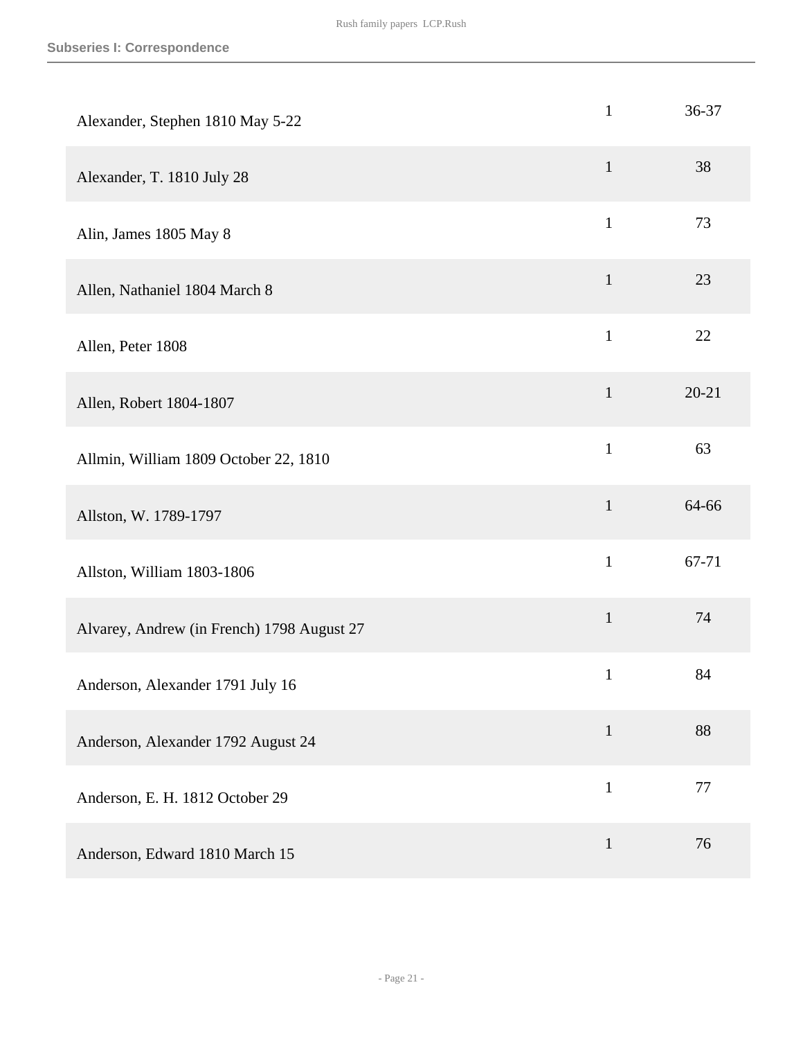| | | |
|---|---|---|
| Alexander, Stephen 1810 May 5-22 | 1 | 36-37 |
| Alexander, T. 1810 July 28 | 1 | 38 |
| Alin, James 1805 May 8 | 1 | 73 |
| Allen, Nathaniel 1804 March 8 | 1 | 23 |
| Allen, Peter 1808 | 1 | 22 |
| Allen, Robert 1804-1807 | 1 | 20-21 |
| Allmin, William 1809 October 22, 1810 | 1 | 63 |
| Allston, W. 1789-1797 | 1 | 64-66 |
| Allston, William 1803-1806 | 1 | 67-71 |
| Alvarey, Andrew (in French) 1798 August 27 | 1 | 74 |
| Anderson, Alexander 1791 July 16 | 1 | 84 |
| Anderson, Alexander 1792 August 24 | 1 | 88 |
| Anderson, E. H. 1812 October 29 | 1 | 77 |
| Anderson, Edward 1810 March 15 | 1 | 76 |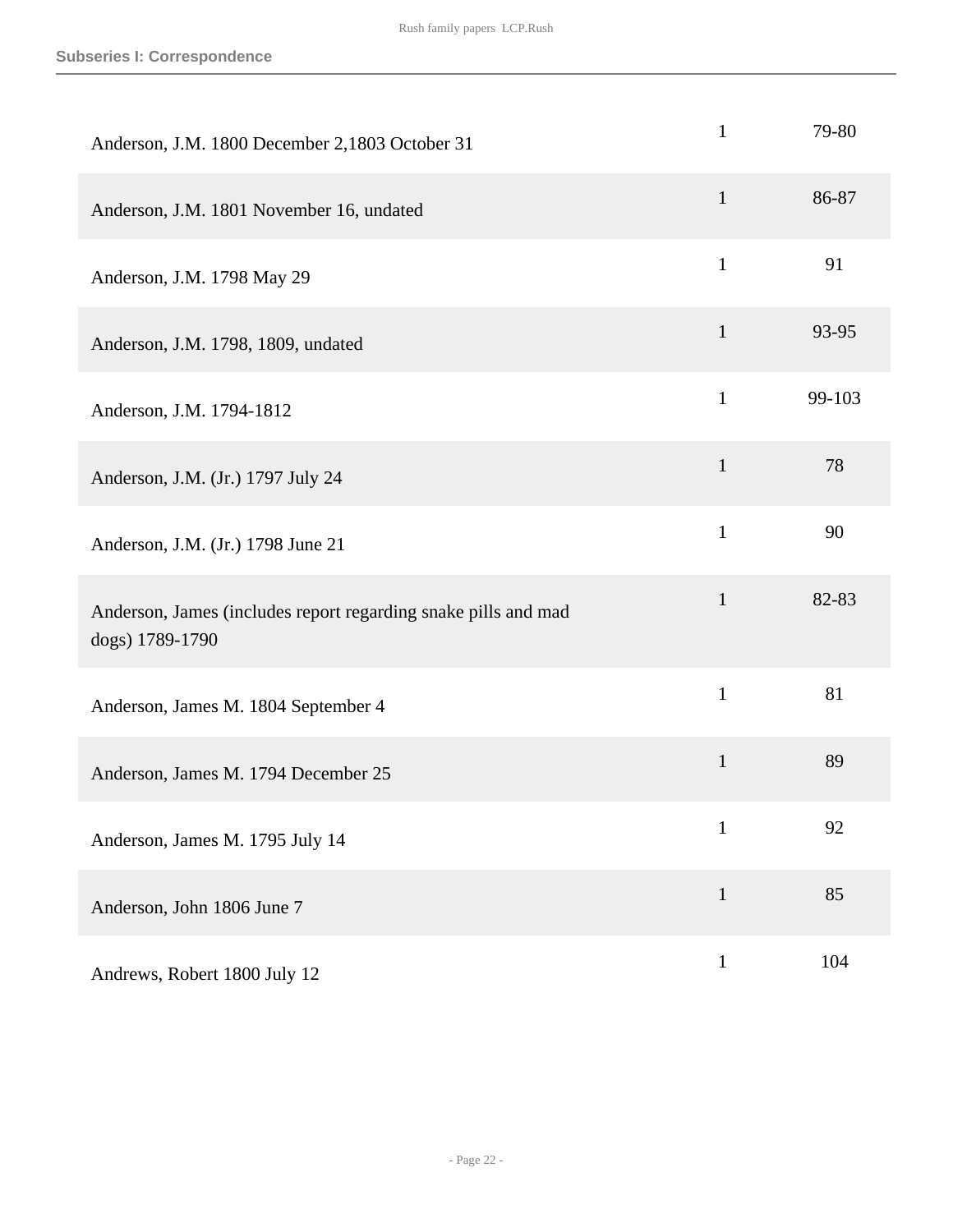### Subseries I: Correspondence

| | | |
|---|---|---|
| Anderson, J.M. 1800 December 2,1803 October 31 | 1 | 79-80 |
| Anderson, J.M. 1801 November 16, undated | 1 | 86-87 |
| Anderson, J.M. 1798 May 29 | 1 | 91 |
| Anderson, J.M. 1798, 1809, undated | 1 | 93-95 |
| Anderson, J.M. 1794-1812 | 1 | 99-103 |
| Anderson, J.M. (Jr.) 1797 July 24 | 1 | 78 |
| Anderson, J.M. (Jr.) 1798 June 21 | 1 | 90 |
| Anderson, James (includes report regarding snake pills and mad dogs) 1789-1790 | 1 | 82-83 |
| Anderson, James M. 1804 September 4 | 1 | 81 |
| Anderson, James M. 1794 December 25 | 1 | 89 |
| Anderson, James M. 1795 July 14 | 1 | 92 |
| Anderson, John 1806 June 7 | 1 | 85 |
| Andrews, Robert 1800 July 12 | 1 | 104 |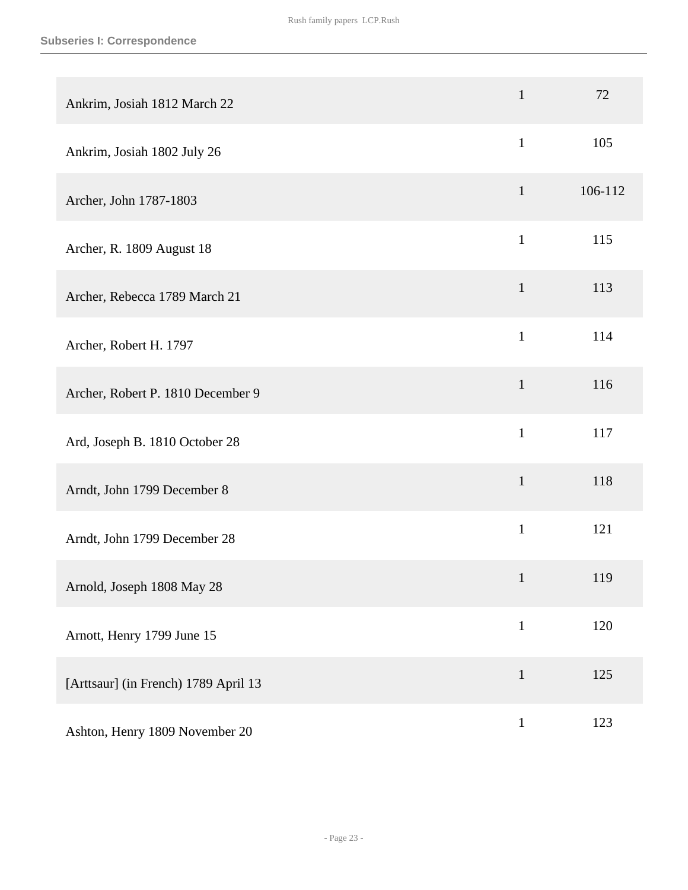**Subseries I: Correspondence**

| | | |
|---|---|---|
| Ankrim, Josiah 1812 March 22 | 1 | 72 |
| Ankrim, Josiah 1802 July 26 | 1 | 105 |
| Archer, John 1787-1803 | 1 | 106-112 |
| Archer, R. 1809 August 18 | 1 | 115 |
| Archer, Rebecca 1789 March 21 | 1 | 113 |
| Archer, Robert H. 1797 | 1 | 114 |
| Archer, Robert P. 1810 December 9 | 1 | 116 |
| Ard, Joseph B. 1810 October 28 | 1 | 117 |
| Arndt, John 1799 December 8 | 1 | 118 |
| Arndt, John 1799 December 28 | 1 | 121 |
| Arnold, Joseph 1808 May 28 | 1 | 119 |
| Arnott, Henry 1799 June 15 | 1 | 120 |
| [Arttsaur] (in French) 1789 April 13 | 1 | 125 |
| Ashton, Henry 1809 November 20 | 1 | 123 |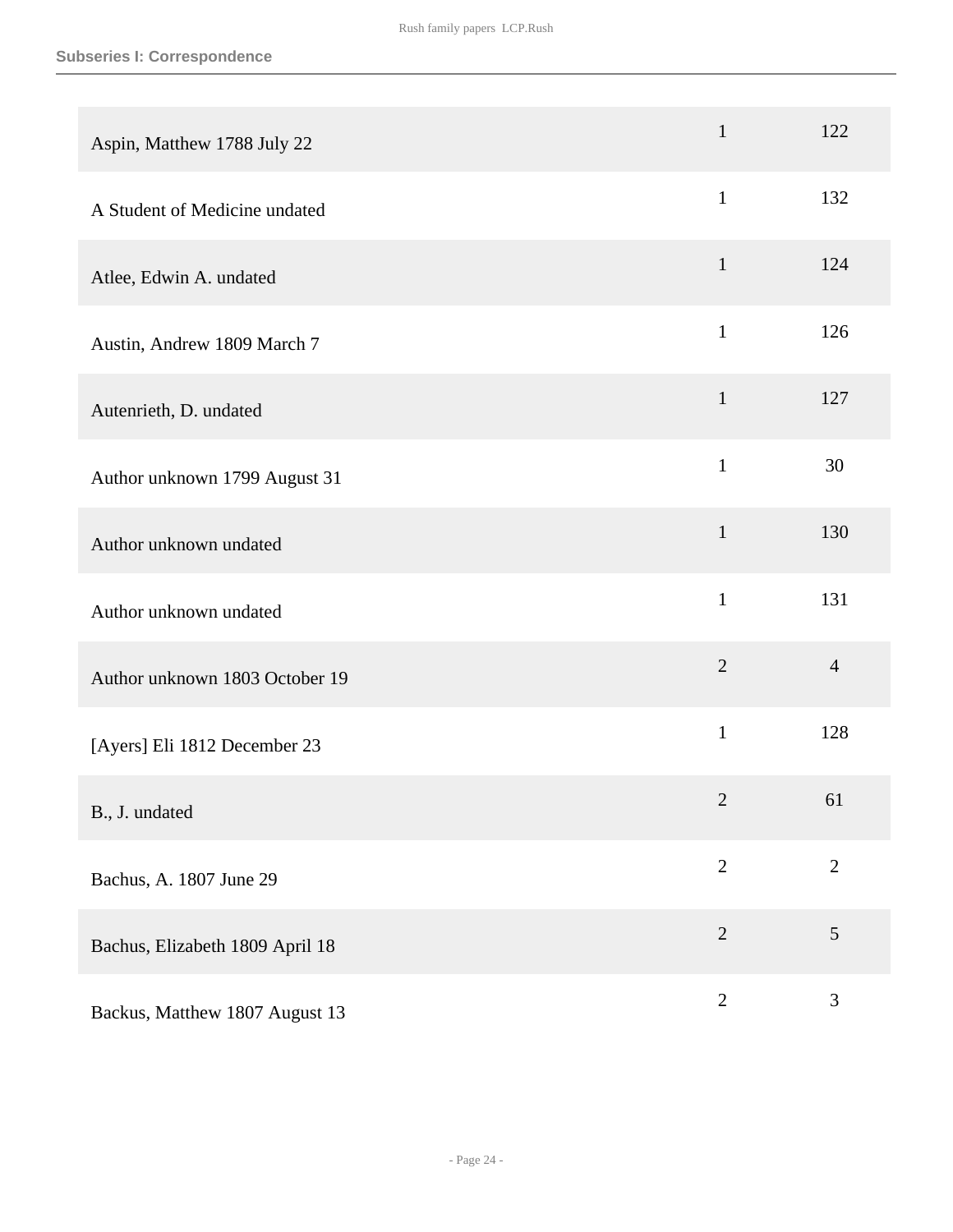## Subseries I: Correspondence

| | | |
|---|---|---|
| Aspin, Matthew 1788 July 22 | 1 | 122 |
| A Student of Medicine undated | 1 | 132 |
| Atlee, Edwin A. undated | 1 | 124 |
| Austin, Andrew 1809 March 7 | 1 | 126 |
| Autenrieth, D. undated | 1 | 127 |
| Author unknown 1799 August 31 | 1 | 30 |
| Author unknown undated | 1 | 130 |
| Author unknown undated | 1 | 131 |
| Author unknown 1803 October 19 | 2 | 4 |
| [Ayers] Eli 1812 December 23 | 1 | 128 |
| B., J. undated | 2 | 61 |
| Bachus, A. 1807 June 29 | 2 | 2 |
| Bachus, Elizabeth 1809 April 18 | 2 | 5 |
| Backus, Matthew 1807 August 13 | 2 | 3 |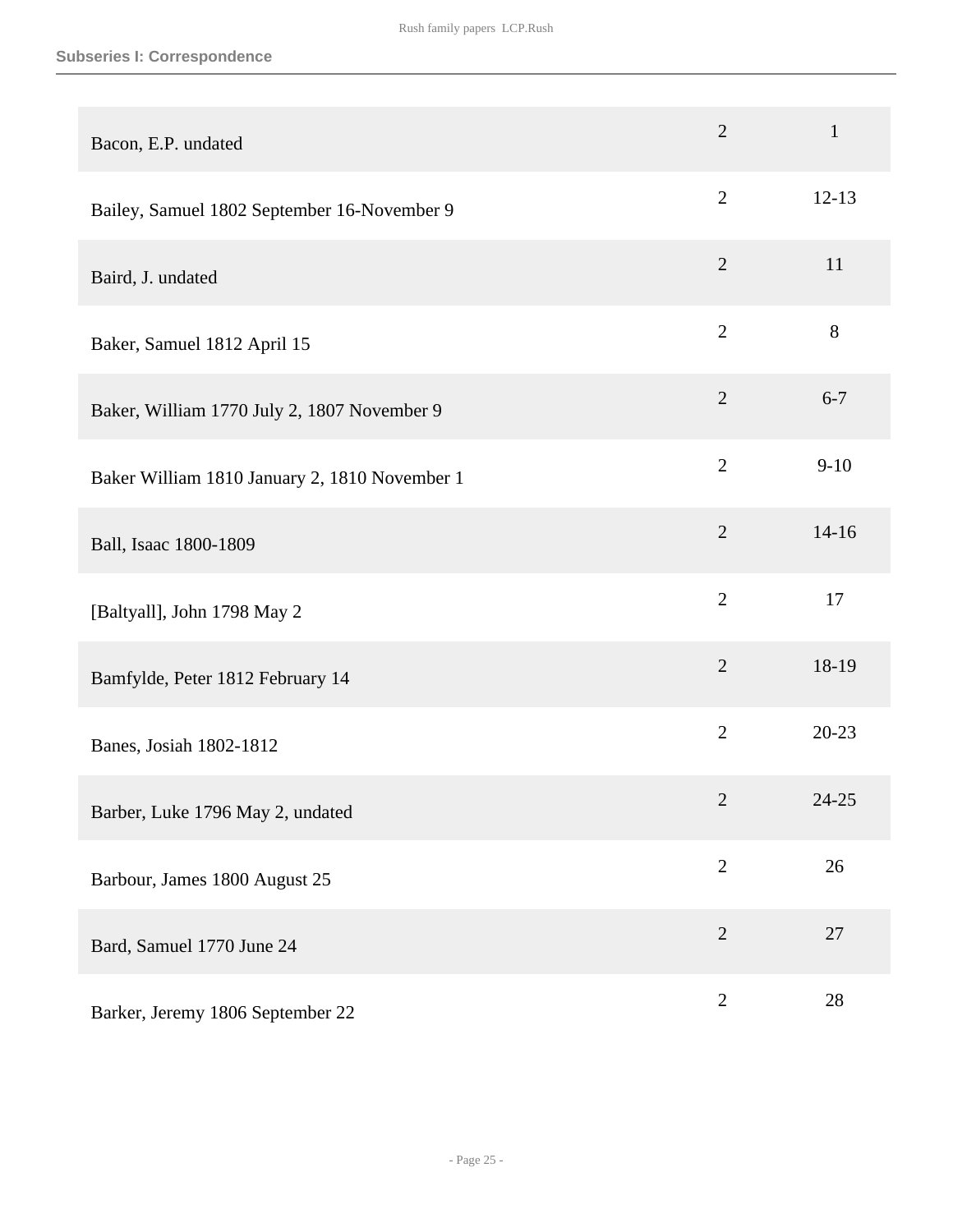## Subseries I: Correspondence

| | | |
|---|---|---|
| Bacon, E.P. undated | 2 | 1 |
| Bailey, Samuel 1802 September 16-November 9 | 2 | 12-13 |
| Baird, J. undated | 2 | 11 |
| Baker, Samuel 1812 April 15 | 2 | 8 |
| Baker, William 1770 July 2, 1807 November 9 | 2 | 6-7 |
| Baker William 1810 January 2, 1810 November 1 | 2 | 9-10 |
| Ball, Isaac 1800-1809 | 2 | 14-16 |
| [Baltyall], John 1798 May 2 | 2 | 17 |
| Bamfylde, Peter 1812 February 14 | 2 | 18-19 |
| Banes, Josiah 1802-1812 | 2 | 20-23 |
| Barber, Luke 1796 May 2, undated | 2 | 24-25 |
| Barbour, James 1800 August 25 | 2 | 26 |
| Bard, Samuel 1770 June 24 | 2 | 27 |
| Barker, Jeremy 1806 September 22 | 2 | 28 |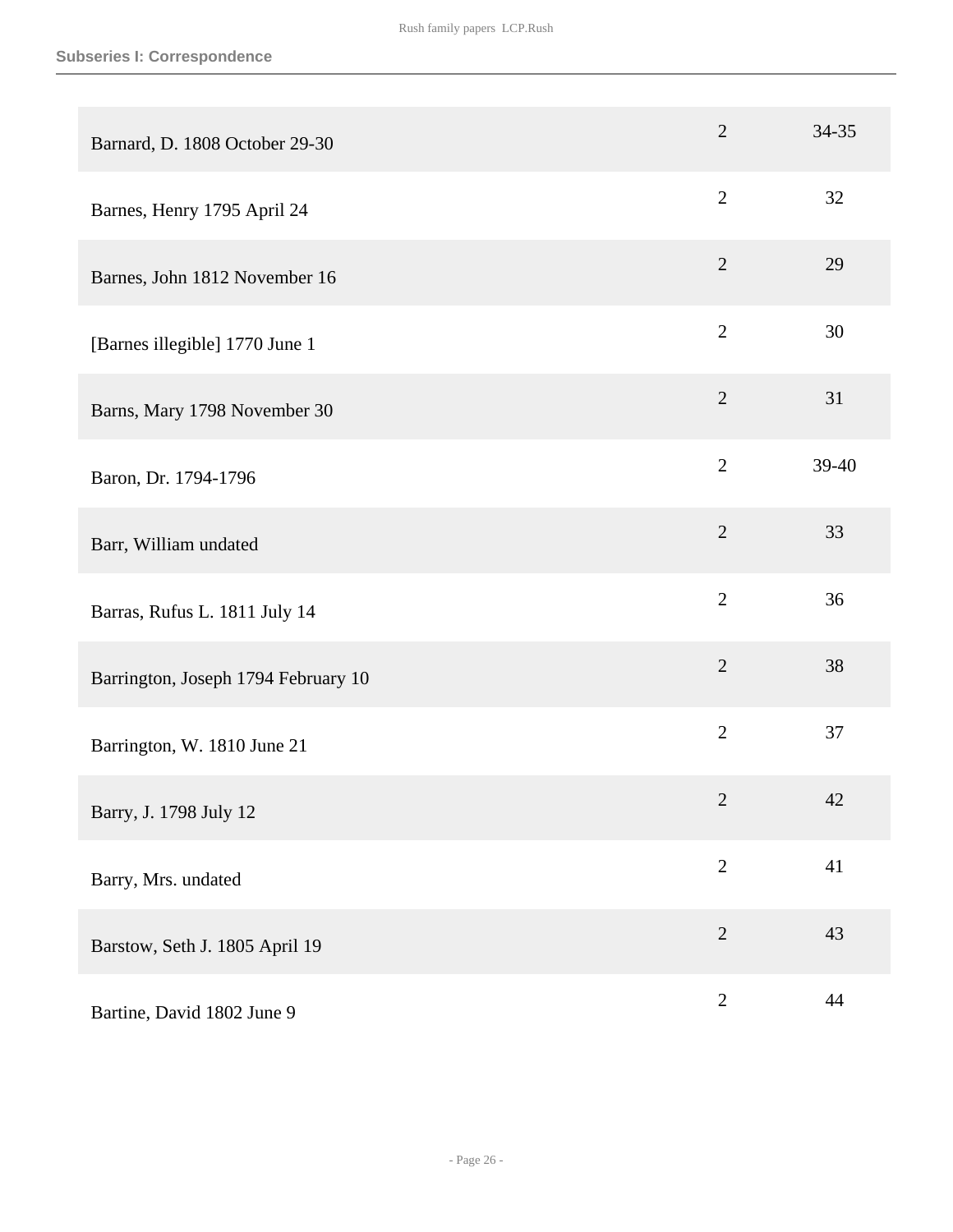| | | |
|---|---|---|
| Barnard, D. 1808 October 29-30 | 2 | 34-35 |
| Barnes, Henry 1795 April 24 | 2 | 32 |
| Barnes, John 1812 November 16 | 2 | 29 |
| [Barnes illegible] 1770 June 1 | 2 | 30 |
| Barns, Mary 1798 November 30 | 2 | 31 |
| Baron, Dr. 1794-1796 | 2 | 39-40 |
| Barr, William undated | 2 | 33 |
| Barras, Rufus L. 1811 July 14 | 2 | 36 |
| Barrington, Joseph 1794 February 10 | 2 | 38 |
| Barrington, W. 1810 June 21 | 2 | 37 |
| Barry, J. 1798 July 12 | 2 | 42 |
| Barry, Mrs. undated | 2 | 41 |
| Barstow, Seth J. 1805 April 19 | 2 | 43 |
| Bartine, David 1802 June 9 | 2 | 44 |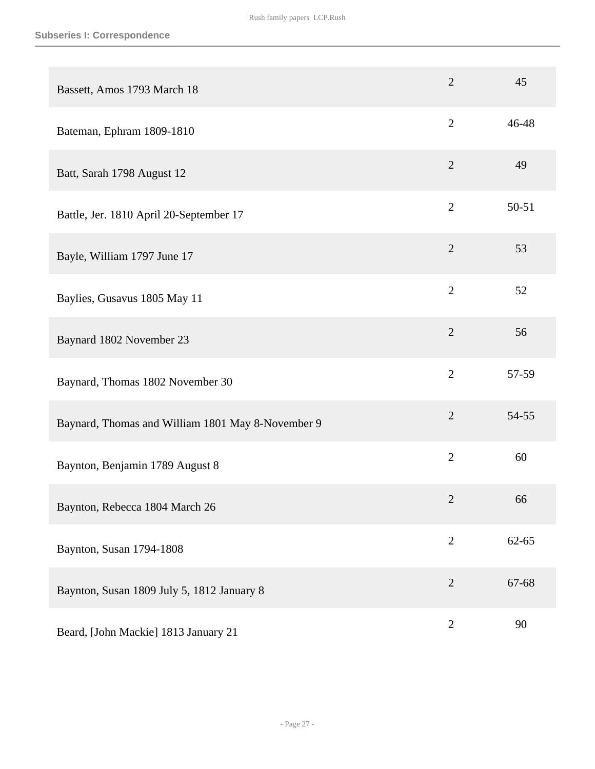## Subseries I: Correspondence

| | | |
|---|---|---|
| Bassett, Amos 1793 March 18 | 2 | 45 |
| Bateman, Ephram 1809-1810 | 2 | 46-48 |
| Batt, Sarah 1798 August 12 | 2 | 49 |
| Battle, Jer. 1810 April 20-September 17 | 2 | 50-51 |
| Bayle, William 1797 June 17 | 2 | 53 |
| Baylies, Gusavus 1805 May 11 | 2 | 52 |
| Baynard 1802 November 23 | 2 | 56 |
| Baynard, Thomas 1802 November 30 | 2 | 57-59 |
| Baynard, Thomas and William 1801 May 8-November 9 | 2 | 54-55 |
| Baynton, Benjamin 1789 August 8 | 2 | 60 |
| Baynton, Rebecca 1804 March 26 | 2 | 66 |
| Baynton, Susan 1794-1808 | 2 | 62-65 |
| Baynton, Susan 1809 July 5, 1812 January 8 | 2 | 67-68 |
| Beard, [John Mackie] 1813 January 21 | 2 | 90 |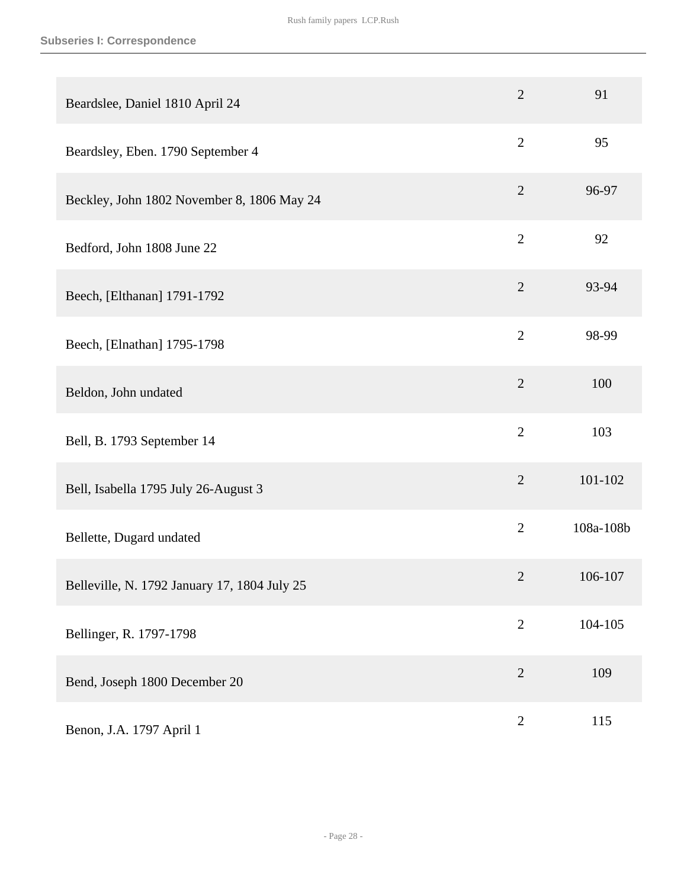## Subseries I: Correspondence

| | | |
|---|---|---|
| Beardslee, Daniel 1810 April 24 | 2 | 91 |
| Beardsley, Eben. 1790 September 4 | 2 | 95 |
| Beckley, John 1802 November 8, 1806 May 24 | 2 | 96-97 |
| Bedford, John 1808 June 22 | 2 | 92 |
| Beech, [Elthanan] 1791-1792 | 2 | 93-94 |
| Beech, [Elnathan] 1795-1798 | 2 | 98-99 |
| Beldon, John undated | 2 | 100 |
| Bell, B. 1793 September 14 | 2 | 103 |
| Bell, Isabella 1795 July 26-August 3 | 2 | 101-102 |
| Bellette, Dugard undated | 2 | 108a-108b |
| Belleville, N. 1792 January 17, 1804 July 25 | 2 | 106-107 |
| Bellinger, R. 1797-1798 | 2 | 104-105 |
| Bend, Joseph 1800 December 20 | 2 | 109 |
| Benon, J.A. 1797 April 1 | 2 | 115 |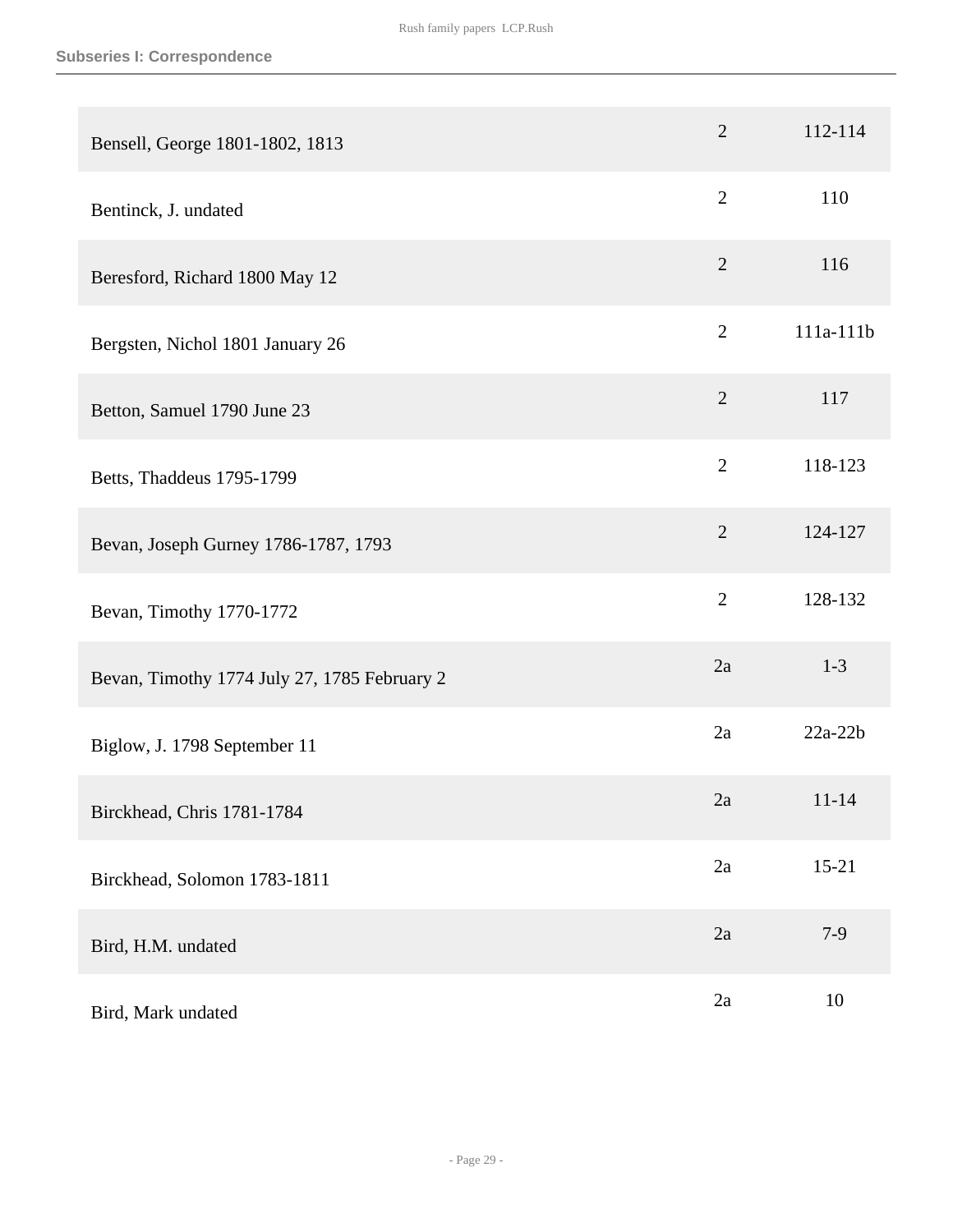| | | |
|---|---|---|
| Bensell, George 1801-1802, 1813 | 2 | 112-114 |
| Bentinck, J. undated | 2 | 110 |
| Beresford, Richard 1800 May 12 | 2 | 116 |
| Bergsten, Nichol 1801 January 26 | 2 | 111a-111b |
| Betton, Samuel 1790 June 23 | 2 | 117 |
| Betts, Thaddeus 1795-1799 | 2 | 118-123 |
| Bevan, Joseph Gurney 1786-1787, 1793 | 2 | 124-127 |
| Bevan, Timothy 1770-1772 | 2 | 128-132 |
| Bevan, Timothy 1774 July 27, 1785 February 2 | 2a | 1-3 |
| Biglow, J. 1798 September 11 | 2a | 22a-22b |
| Birckhead, Chris 1781-1784 | 2a | 11-14 |
| Birckhead, Solomon 1783-1811 | 2a | 15-21 |
| Bird, H.M. undated | 2a | 7-9 |
| Bird, Mark undated | 2a | 10 |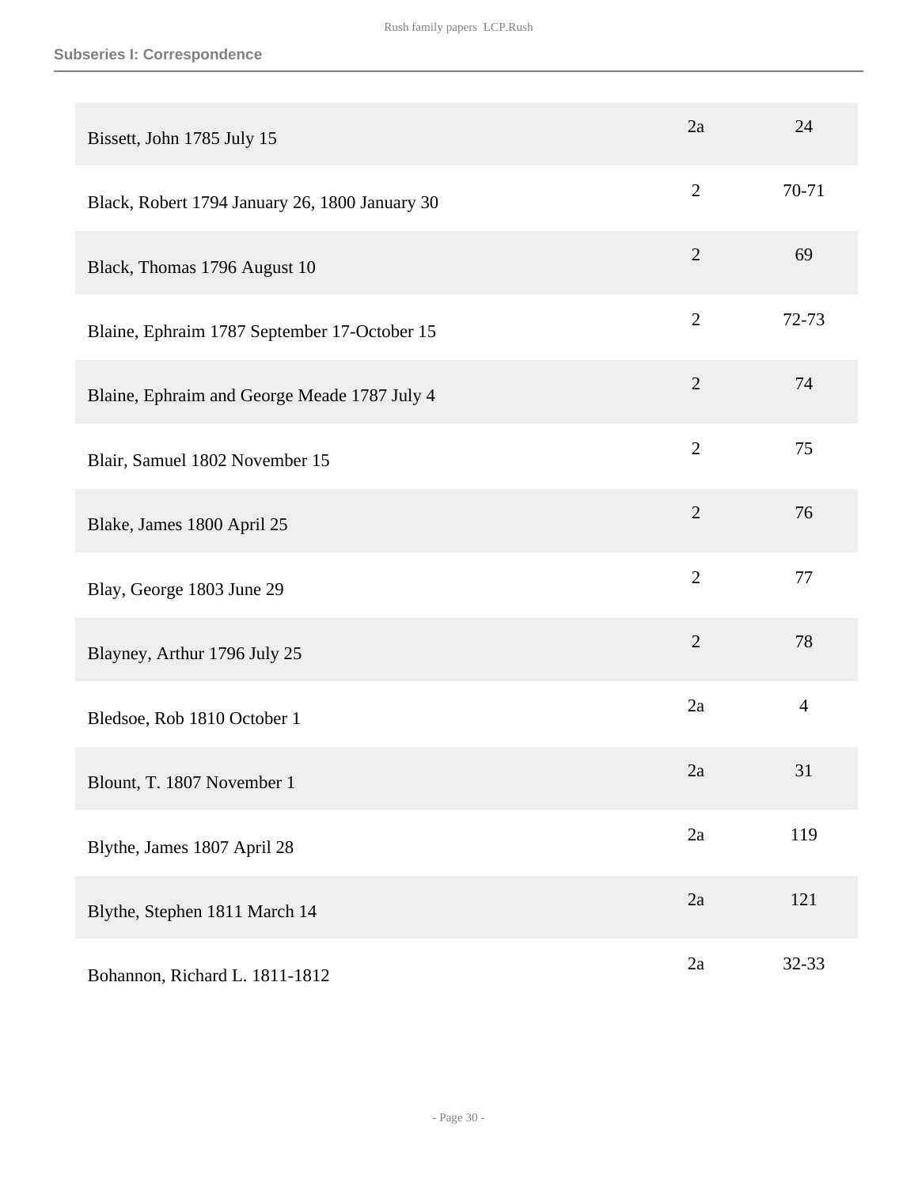**Subseries I: Correspondence**

| | | |
|---|---|---|
| Bissett, John 1785 July 15 | 2a | 24 |
| Black, Robert 1794 January 26, 1800 January 30 | 2 | 70-71 |
| Black, Thomas 1796 August 10 | 2 | 69 |
| Blaine, Ephraim 1787 September 17-October 15 | 2 | 72-73 |
| Blaine, Ephraim and George Meade 1787 July 4 | 2 | 74 |
| Blair, Samuel 1802 November 15 | 2 | 75 |
| Blake, James 1800 April 25 | 2 | 76 |
| Blay, George 1803 June 29 | 2 | 77 |
| Blayney, Arthur 1796 July 25 | 2 | 78 |
| Bledsoe, Rob 1810 October 1 | 2a | 4 |
| Blount, T. 1807 November 1 | 2a | 31 |
| Blythe, James 1807 April 28 | 2a | 119 |
| Blythe, Stephen 1811 March 14 | 2a | 121 |
| Bohannon, Richard L. 1811-1812 | 2a | 32-33 |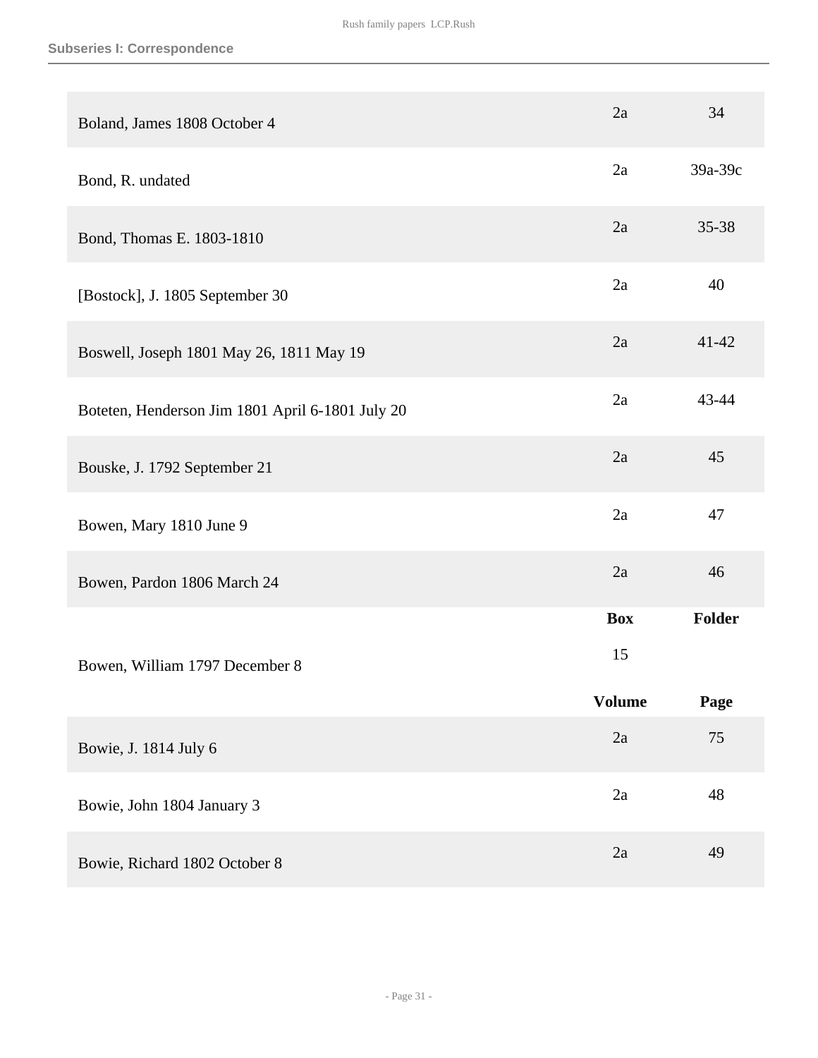## Subseries I: Correspondence

| | | |
|---|---|---|
| Boland, James 1808 October 4 | 2a | 34 |
| Bond, R. undated | 2a | 39a-39c |
| Bond, Thomas E. 1803-1810 | 2a | 35-38 |
| [Bostock], J. 1805 September 30 | 2a | 40 |
| Boswell, Joseph 1801 May 26, 1811 May 19 | 2a | 41-42 |
| Boteten, Henderson Jim 1801 April 6-1801 July 20 | 2a | 43-44 |
| Bouske, J. 1792 September 21 | 2a | 45 |
| Bowen, Mary 1810 June 9 | 2a | 47 |
| Bowen, Pardon 1806 March 24 | 2a | 46 |

| | **Box** | **Folder** |
|---|---|---|
| Bowen, William 1797 December 8 | 15 | |

| | **Volume** | **Page** |
|---|---|---|
| Bowie, J. 1814 July 6 | 2a | 75 |
| Bowie, John 1804 January 3 | 2a | 48 |
| Bowie, Richard 1802 October 8 | 2a | 49 |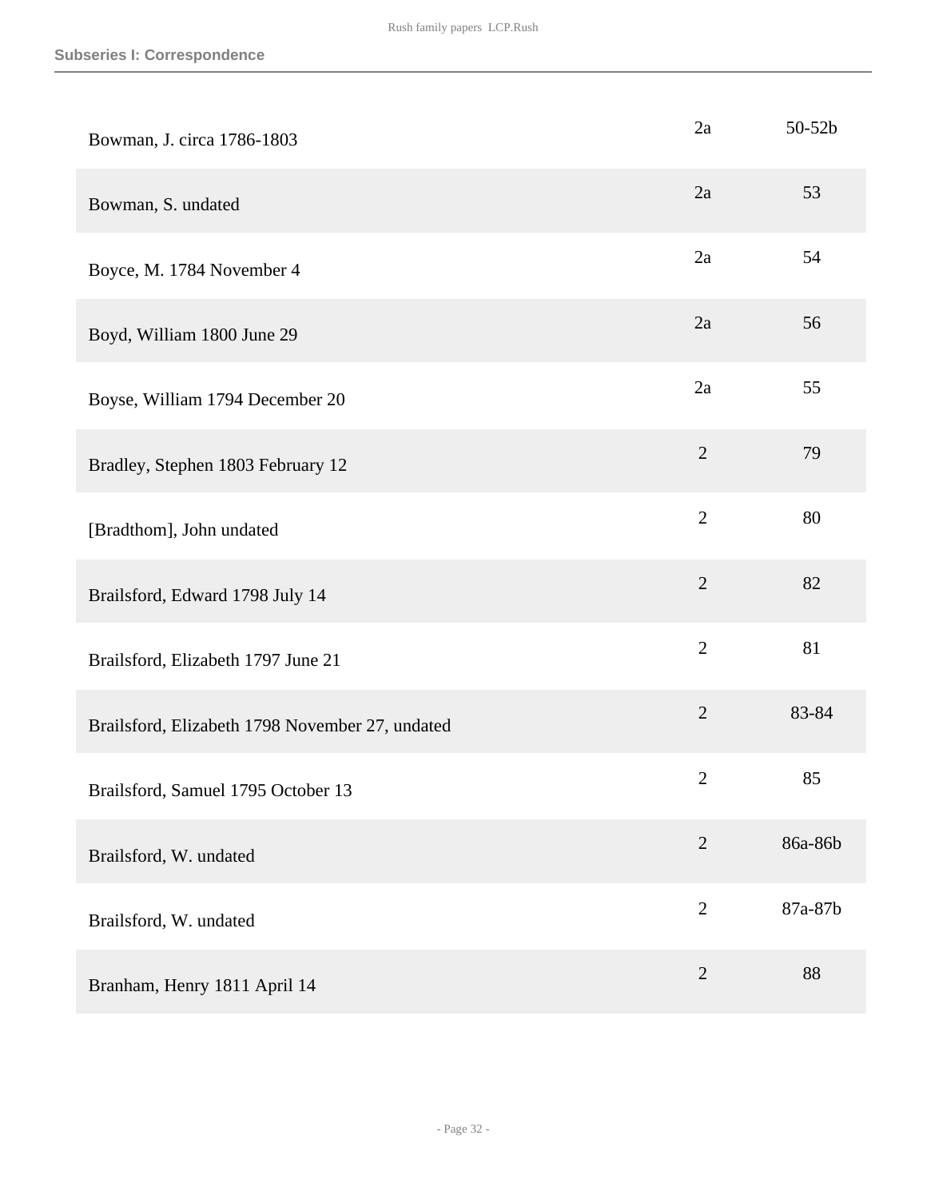| | | |
|---|---|---|
| Bowman, J. circa 1786-1803 | 2a | 50-52b |
| Bowman, S. undated | 2a | 53 |
| Boyce, M. 1784 November 4 | 2a | 54 |
| Boyd, William 1800 June 29 | 2a | 56 |
| Boyse, William 1794 December 20 | 2a | 55 |
| Bradley, Stephen 1803 February 12 | 2 | 79 |
| [Bradthom], John undated | 2 | 80 |
| Brailsford, Edward 1798 July 14 | 2 | 82 |
| Brailsford, Elizabeth 1797 June 21 | 2 | 81 |
| Brailsford, Elizabeth 1798 November 27, undated | 2 | 83-84 |
| Brailsford, Samuel 1795 October 13 | 2 | 85 |
| Brailsford, W. undated | 2 | 86a-86b |
| Brailsford, W. undated | 2 | 87a-87b |
| Branham, Henry 1811 April 14 | 2 | 88 |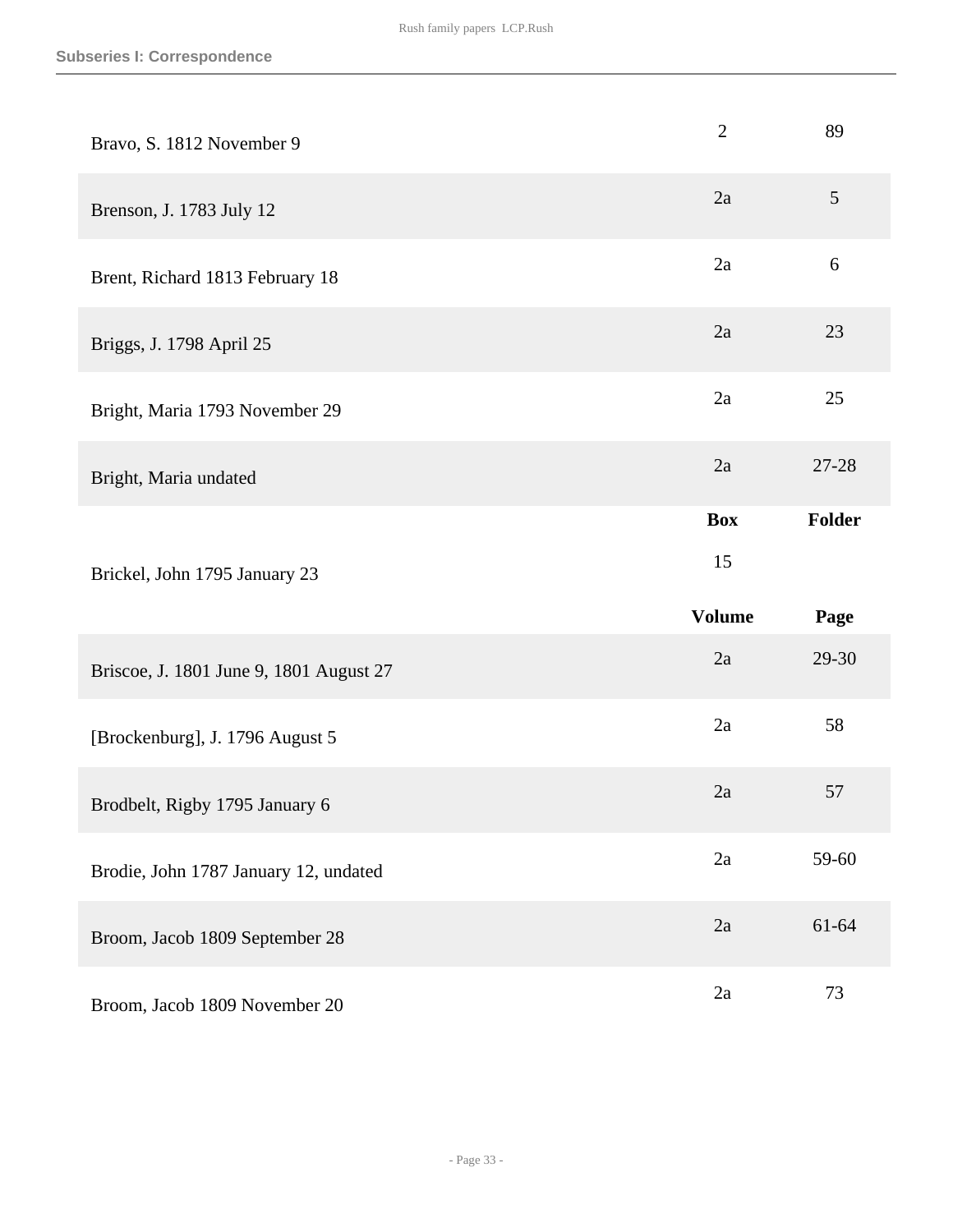## Subseries I: Correspondence

| | | |
|---|---|---|
| Bravo, S. 1812 November 9 | 2 | 89 |
| Brenson, J. 1783 July 12 | 2a | 5 |
| Brent, Richard 1813 February 18 | 2a | 6 |
| Briggs, J. 1798 April 25 | 2a | 23 |
| Bright, Maria 1793 November 29 | 2a | 25 |
| Bright, Maria undated | 2a | 27-28 |

| | Box | Folder |
|---|---|---|
| Brickel, John 1795 January 23 | 15 | |

| | Volume | Page |
|---|---|---|
| Briscoe, J. 1801 June 9, 1801 August 27 | 2a | 29-30 |
| [Brockenburg], J. 1796 August 5 | 2a | 58 |
| Brodbelt, Rigby 1795 January 6 | 2a | 57 |
| Brodie, John 1787 January 12, undated | 2a | 59-60 |
| Broom, Jacob 1809 September 28 | 2a | 61-64 |
| Broom, Jacob 1809 November 20 | 2a | 73 |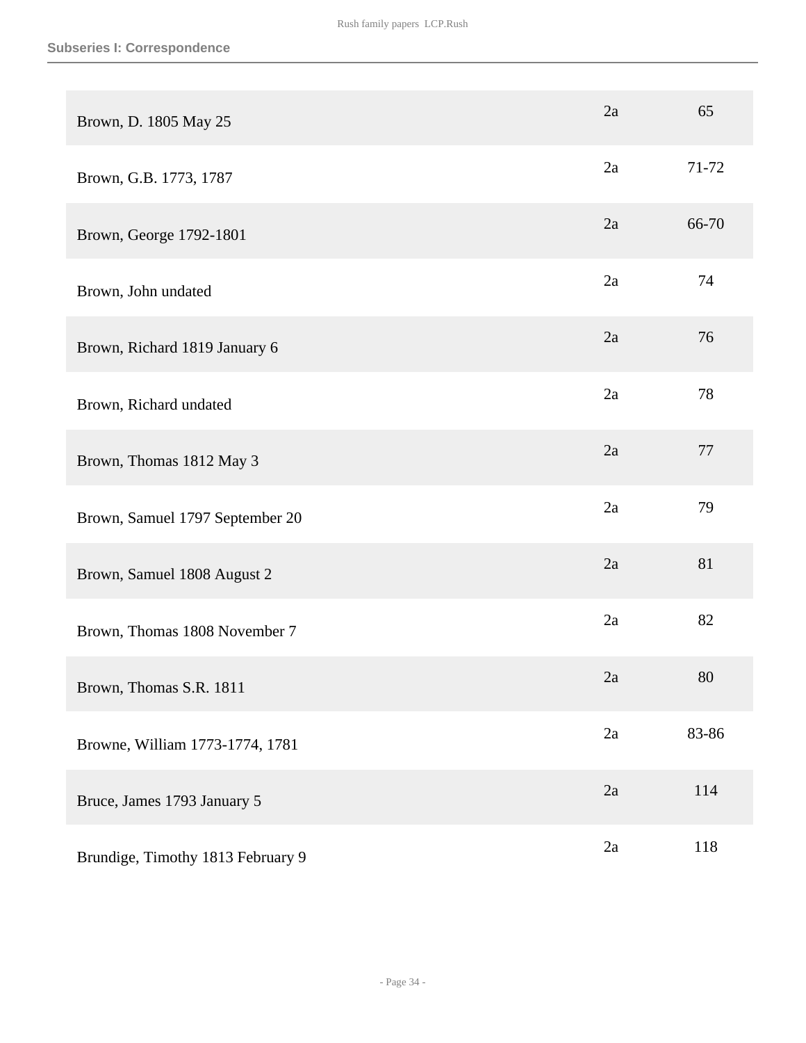| | | |
|---|---|---|
| Brown, D. 1805 May 25 | 2a | 65 |
| Brown, G.B. 1773, 1787 | 2a | 71-72 |
| Brown, George 1792-1801 | 2a | 66-70 |
| Brown, John undated | 2a | 74 |
| Brown, Richard 1819 January 6 | 2a | 76 |
| Brown, Richard undated | 2a | 78 |
| Brown, Thomas 1812 May 3 | 2a | 77 |
| Brown, Samuel 1797 September 20 | 2a | 79 |
| Brown, Samuel 1808 August 2 | 2a | 81 |
| Brown, Thomas 1808 November 7 | 2a | 82 |
| Brown, Thomas S.R. 1811 | 2a | 80 |
| Browne, William 1773-1774, 1781 | 2a | 83-86 |
| Bruce, James 1793 January 5 | 2a | 114 |
| Brundige, Timothy 1813 February 9 | 2a | 118 |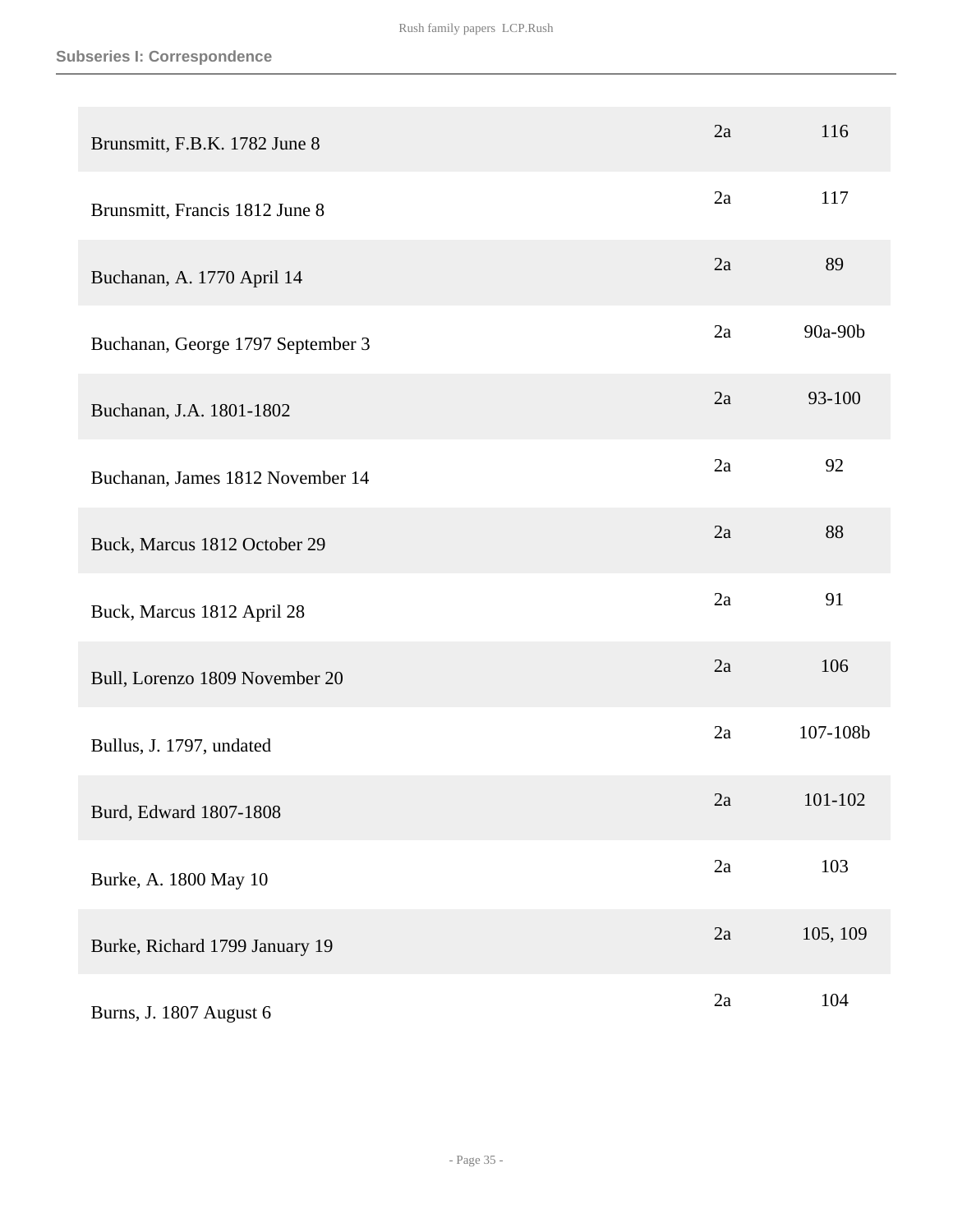### Subseries I: Correspondence

| | | |
|---|---|---|
| Brunsmitt, F.B.K. 1782 June 8 | 2a | 116 |
| Brunsmitt, Francis 1812 June 8 | 2a | 117 |
| Buchanan, A. 1770 April 14 | 2a | 89 |
| Buchanan, George 1797 September 3 | 2a | 90a-90b |
| Buchanan, J.A. 1801-1802 | 2a | 93-100 |
| Buchanan, James 1812 November 14 | 2a | 92 |
| Buck, Marcus 1812 October 29 | 2a | 88 |
| Buck, Marcus 1812 April 28 | 2a | 91 |
| Bull, Lorenzo 1809 November 20 | 2a | 106 |
| Bullus, J. 1797, undated | 2a | 107-108b |
| Burd, Edward 1807-1808 | 2a | 101-102 |
| Burke, A. 1800 May 10 | 2a | 103 |
| Burke, Richard 1799 January 19 | 2a | 105, 109 |
| Burns, J. 1807 August 6 | 2a | 104 |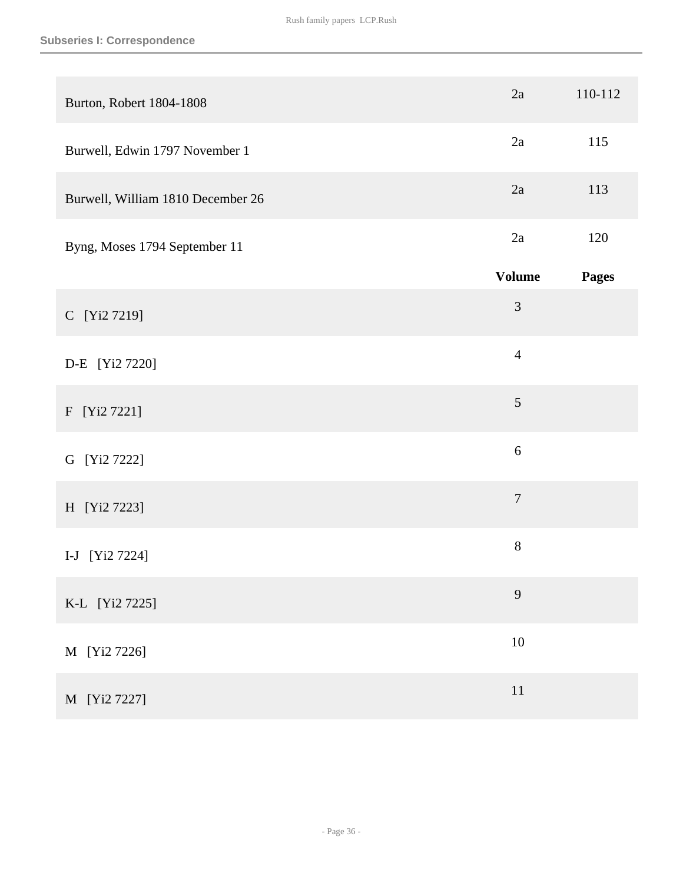| | | |
|---|---|---|
| Burton, Robert 1804-1808 | 2a | 110-112 |
| Burwell, Edwin 1797 November 1 | 2a | 115 |
| Burwell, William 1810 December 26 | 2a | 113 |
| Byng, Moses 1794 September 11 | 2a | 120 |

| | Volume | Pages |
|---|---|---|
| C [Yi2 7219] | 3 | |
| D-E [Yi2 7220] | 4 | |
| F [Yi2 7221] | 5 | |
| G [Yi2 7222] | 6 | |
| H [Yi2 7223] | 7 | |
| I-J [Yi2 7224] | 8 | |
| K-L [Yi2 7225] | 9 | |
| M [Yi2 7226] | 10 | |
| M [Yi2 7227] | 11 | |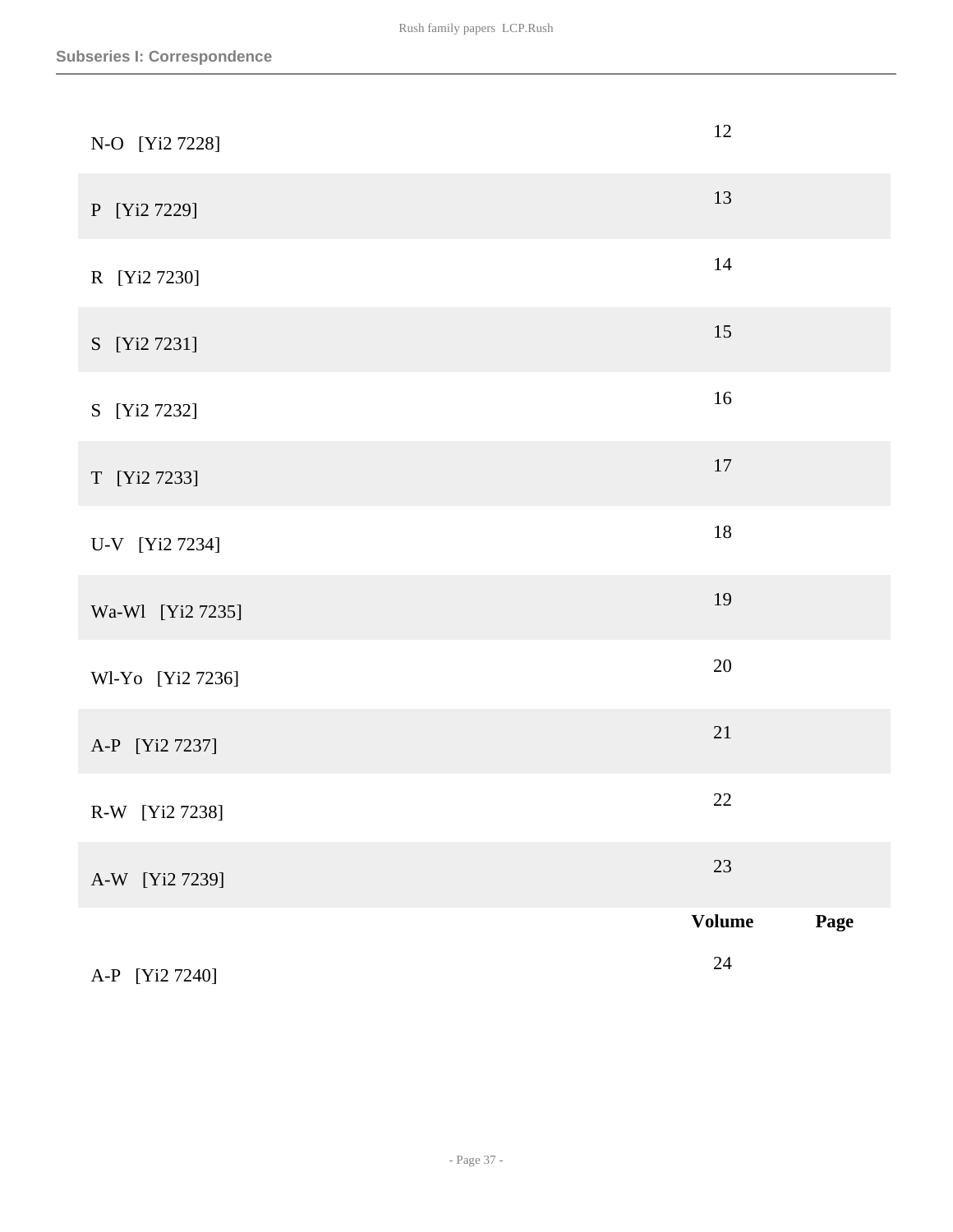| | Volume | Page |
|---|---|---|
| N-O [Yi2 7228] | 12 | |
| P [Yi2 7229] | 13 | |
| R [Yi2 7230] | 14 | |
| S [Yi2 7231] | 15 | |
| S [Yi2 7232] | 16 | |
| T [Yi2 7233] | 17 | |
| U-V [Yi2 7234] | 18 | |
| Wa-Wl [Yi2 7235] | 19 | |
| Wl-Yo [Yi2 7236] | 20 | |
| A-P [Yi2 7237] | 21 | |
| R-W [Yi2 7238] | 22 | |
| A-W [Yi2 7239] | 23 | |

| | Volume | Page |
|---|---|---|
| A-P [Yi2 7240] | 24 | |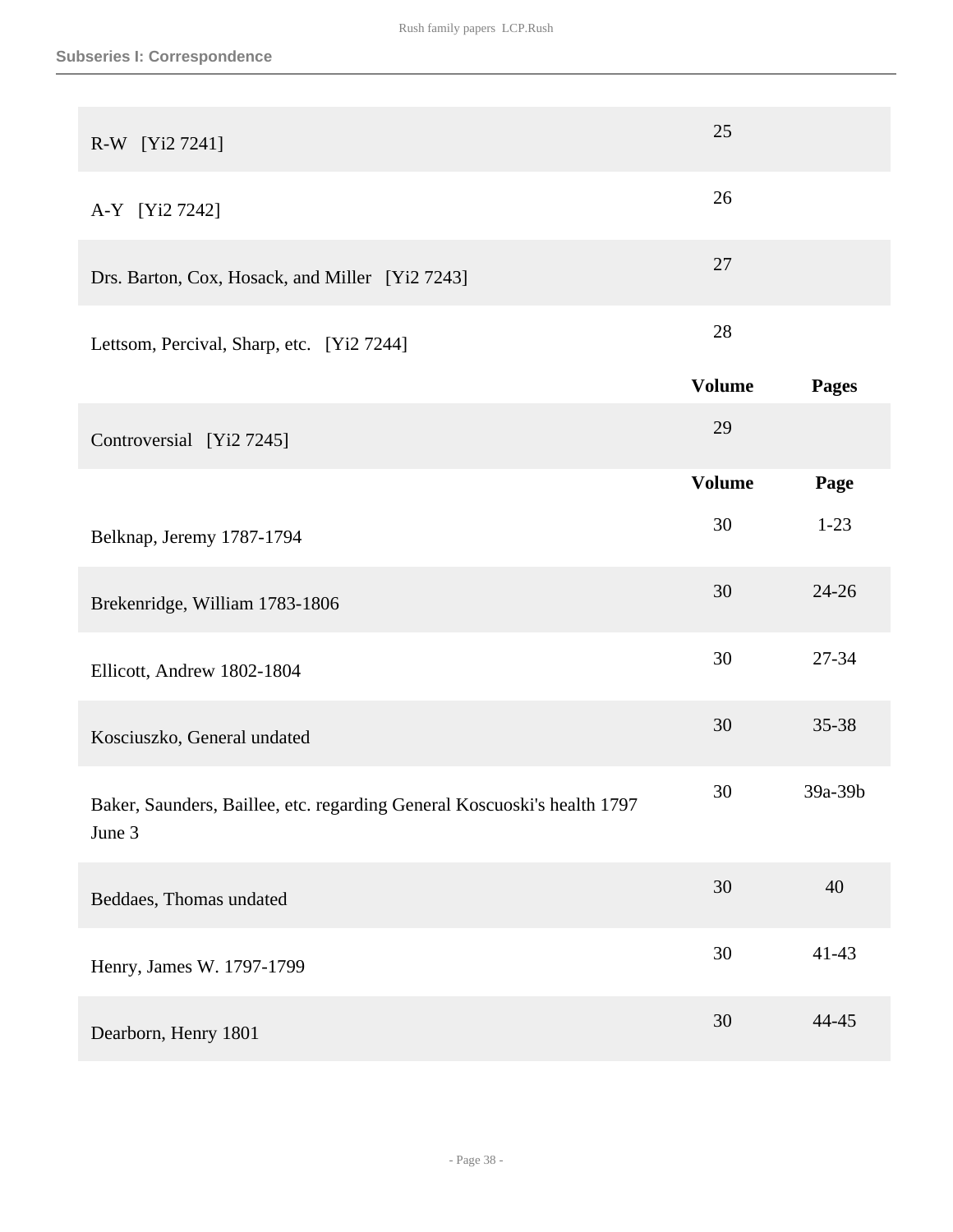| | Volume | Pages |
|---|---|---|
| R-W [Yi2 7241] | 25 | |
| A-Y [Yi2 7242] | 26 | |
| Drs. Barton, Cox, Hosack, and Miller [Yi2 7243] | 27 | |
| Lettsom, Percival, Sharp, etc. [Yi2 7244] | 28 | |

| | Volume | Pages |
|---|---|---|
| Controversial [Yi2 7245] | 29 | |

| | Volume | Page |
|---|---|---|
| Belknap, Jeremy 1787-1794 | 30 | 1-23 |
| Brekenridge, William 1783-1806 | 30 | 24-26 |
| Ellicott, Andrew 1802-1804 | 30 | 27-34 |
| Kosciuszko, General undated | 30 | 35-38 |
| Baker, Saunders, Baillee, etc. regarding General Koscuoski's health 1797 June 3 | 30 | 39a-39b |
| Beddaes, Thomas undated | 30 | 40 |
| Henry, James W. 1797-1799 | 30 | 41-43 |
| Dearborn, Henry 1801 | 30 | 44-45 |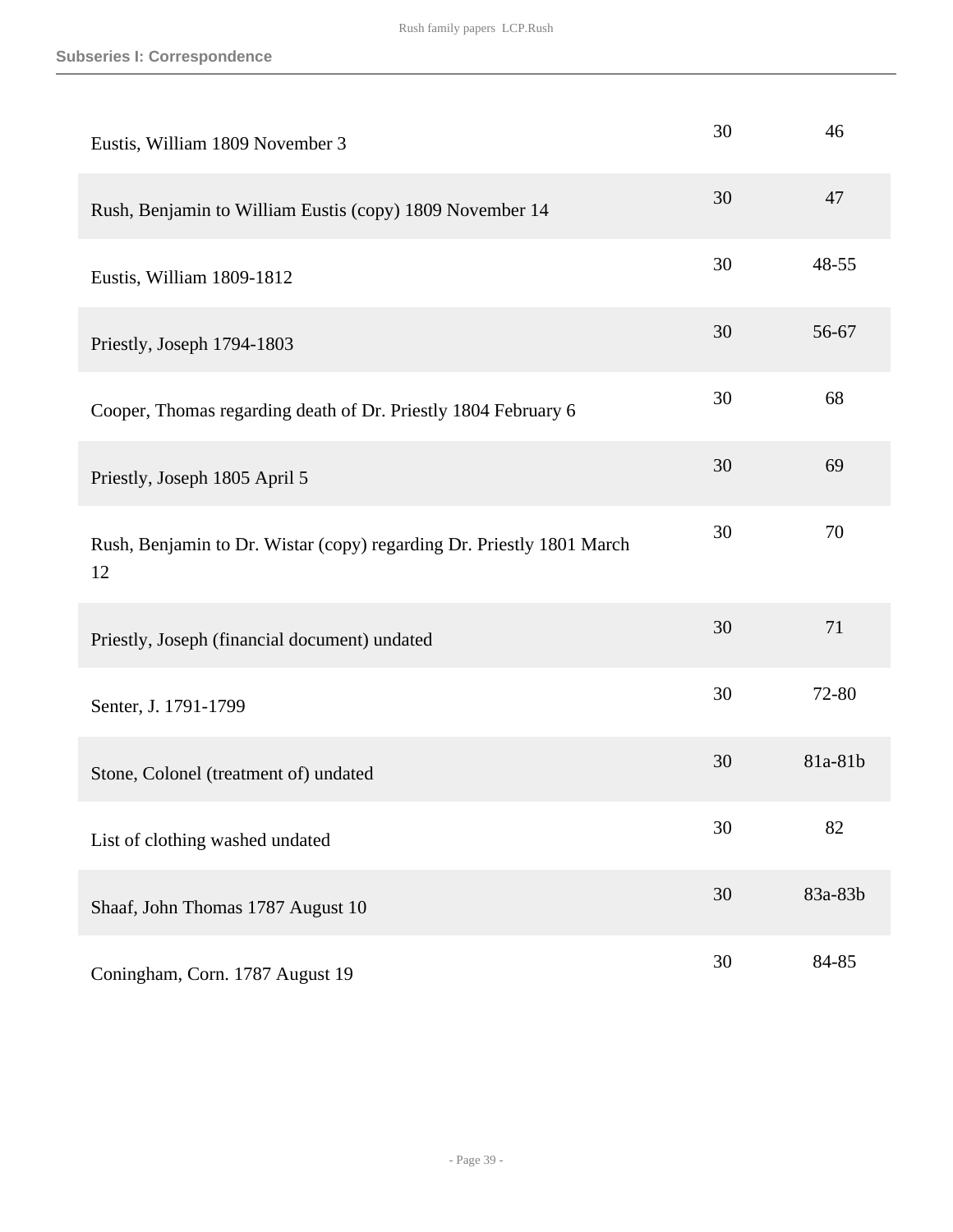| | | |
|---|---|---|
| Eustis, William 1809 November 3 | 30 | 46 |
| Rush, Benjamin to William Eustis (copy) 1809 November 14 | 30 | 47 |
| Eustis, William 1809-1812 | 30 | 48-55 |
| Priestly, Joseph 1794-1803 | 30 | 56-67 |
| Cooper, Thomas regarding death of Dr. Priestly 1804 February 6 | 30 | 68 |
| Priestly, Joseph 1805 April 5 | 30 | 69 |
| Rush, Benjamin to Dr. Wistar (copy) regarding Dr. Priestly 1801 March 12 | 30 | 70 |
| Priestly, Joseph (financial document) undated | 30 | 71 |
| Senter, J. 1791-1799 | 30 | 72-80 |
| Stone, Colonel (treatment of) undated | 30 | 81a-81b |
| List of clothing washed undated | 30 | 82 |
| Shaaf, John Thomas 1787 August 10 | 30 | 83a-83b |
| Coningham, Corn. 1787 August 19 | 30 | 84-85 |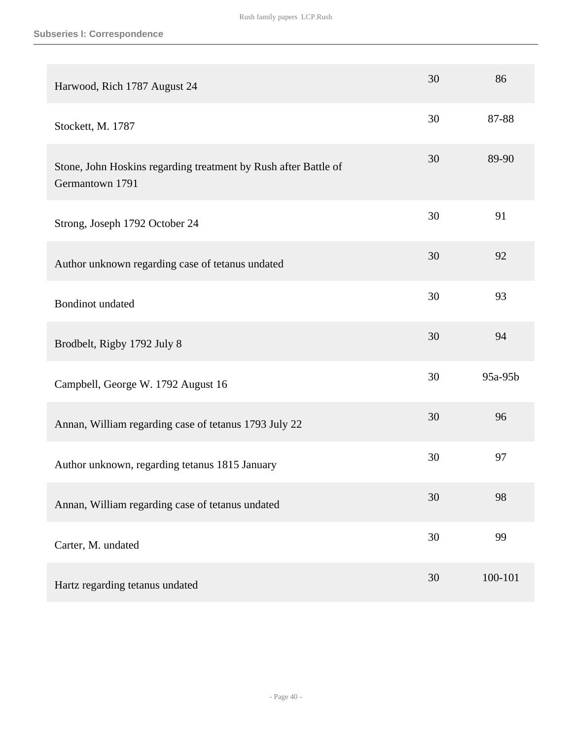| | | |
|---|---|---|
| Harwood, Rich 1787 August 24 | 30 | 86 |
| Stockett, M. 1787 | 30 | 87-88 |
| Stone, John Hoskins regarding treatment by Rush after Battle of Germantown 1791 | 30 | 89-90 |
| Strong, Joseph 1792 October 24 | 30 | 91 |
| Author unknown regarding case of tetanus undated | 30 | 92 |
| Bondinot undated | 30 | 93 |
| Brodbelt, Rigby 1792 July 8 | 30 | 94 |
| Campbell, George W. 1792 August 16 | 30 | 95a-95b |
| Annan, William regarding case of tetanus 1793 July 22 | 30 | 96 |
| Author unknown, regarding tetanus 1815 January | 30 | 97 |
| Annan, William regarding case of tetanus undated | 30 | 98 |
| Carter, M. undated | 30 | 99 |
| Hartz regarding tetanus undated | 30 | 100-101 |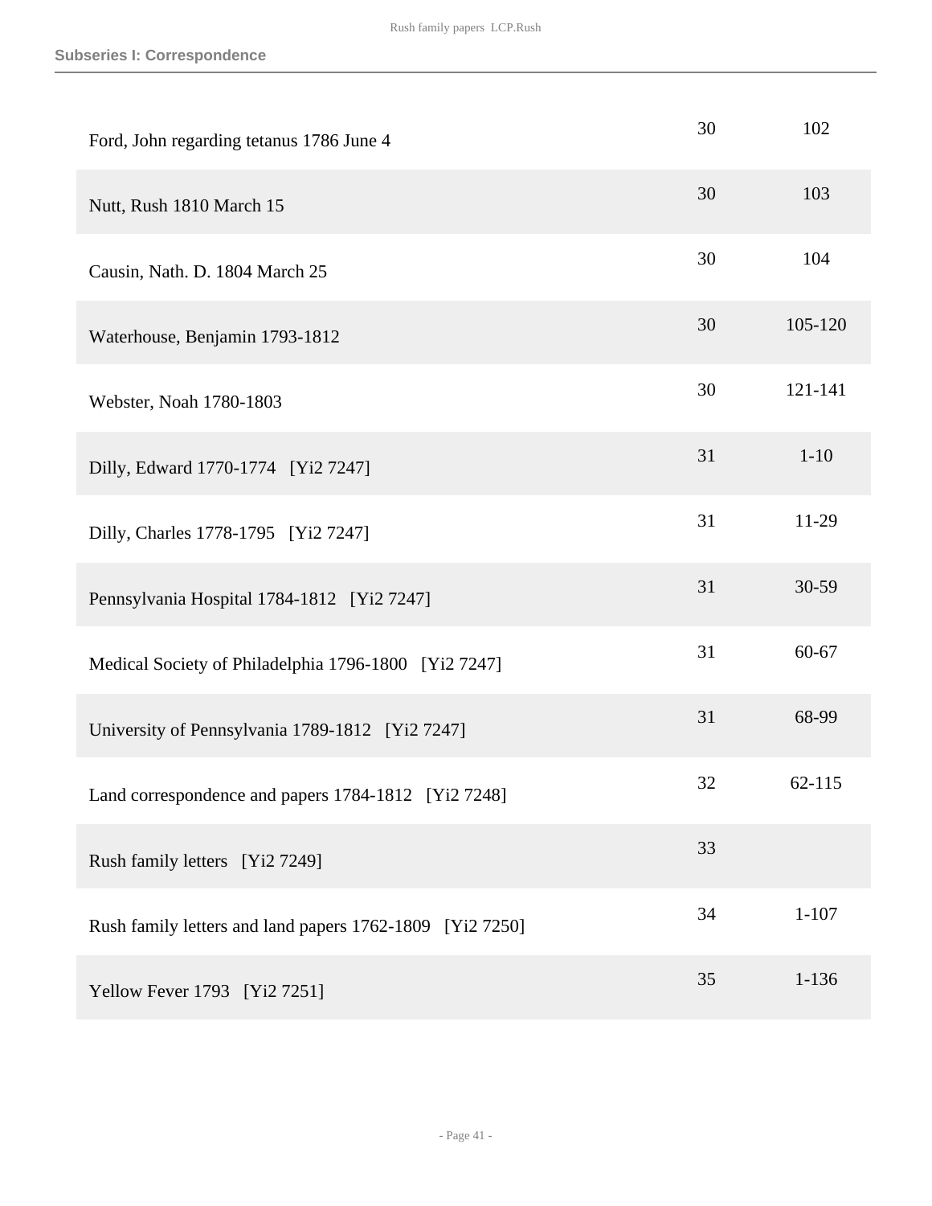## Subseries I: Correspondence

| | | |
|---|---|---|
| Ford, John regarding tetanus 1786 June 4 | 30 | 102 |
| Nutt, Rush 1810 March 15 | 30 | 103 |
| Causin, Nath. D. 1804 March 25 | 30 | 104 |
| Waterhouse, Benjamin 1793-1812 | 30 | 105-120 |
| Webster, Noah 1780-1803 | 30 | 121-141 |
| Dilly, Edward 1770-1774 [Yi2 7247] | 31 | 1-10 |
| Dilly, Charles 1778-1795 [Yi2 7247] | 31 | 11-29 |
| Pennsylvania Hospital 1784-1812 [Yi2 7247] | 31 | 30-59 |
| Medical Society of Philadelphia 1796-1800 [Yi2 7247] | 31 | 60-67 |
| University of Pennsylvania 1789-1812 [Yi2 7247] | 31 | 68-99 |
| Land correspondence and papers 1784-1812 [Yi2 7248] | 32 | 62-115 |
| Rush family letters [Yi2 7249] | 33 | |
| Rush family letters and land papers 1762-1809 [Yi2 7250] | 34 | 1-107 |
| Yellow Fever 1793 [Yi2 7251] | 35 | 1-136 |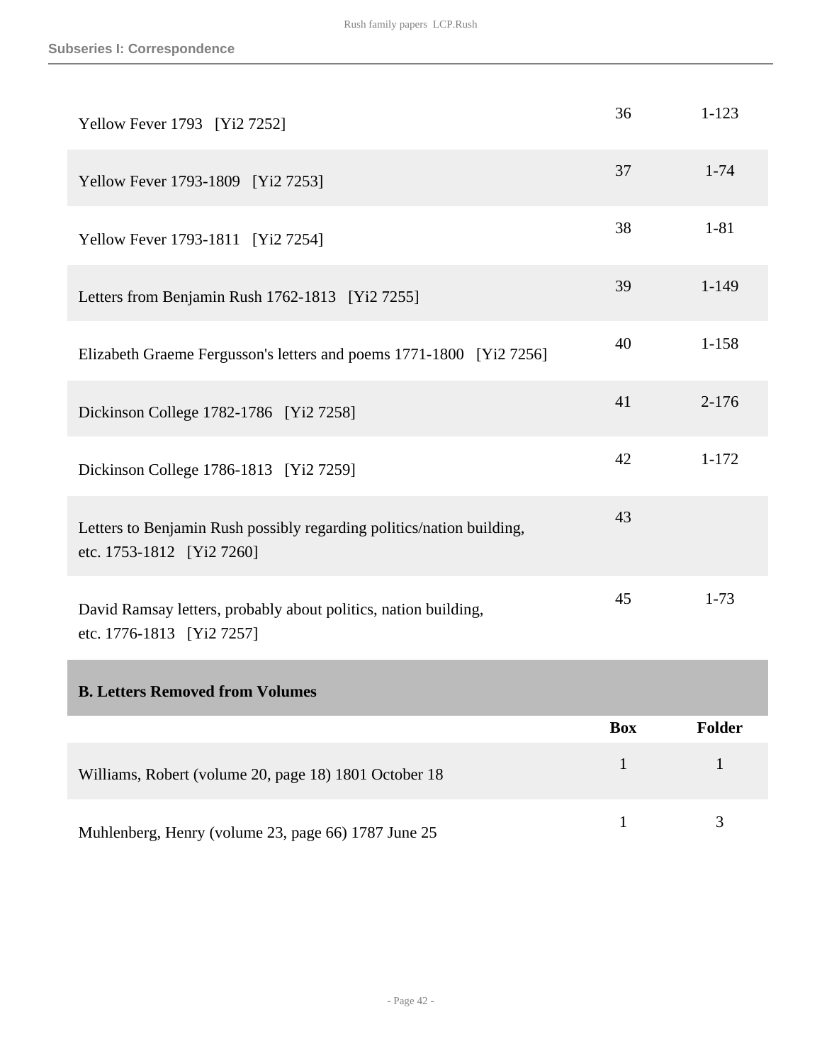**Subseries I: Correspondence**

| | | |
|---|---|---|
| Yellow Fever 1793 [Yi2 7252] | 36 | 1-123 |
| Yellow Fever 1793-1809 [Yi2 7253] | 37 | 1-74 |
| Yellow Fever 1793-1811 [Yi2 7254] | 38 | 1-81 |
| Letters from Benjamin Rush 1762-1813 [Yi2 7255] | 39 | 1-149 |
| Elizabeth Graeme Fergusson's letters and poems 1771-1800 [Yi2 7256] | 40 | 1-158 |
| Dickinson College 1782-1786 [Yi2 7258] | 41 | 2-176 |
| Dickinson College 1786-1813 [Yi2 7259] | 42 | 1-172 |
| Letters to Benjamin Rush possibly regarding politics/nation building, etc. 1753-1812 [Yi2 7260] | 43 | |
| David Ramsay letters, probably about politics, nation building, etc. 1776-1813 [Yi2 7257] | 45 | 1-73 |

### B. Letters Removed from Volumes

| | Box | Folder |
|---|---|---|
| Williams, Robert (volume 20, page 18) 1801 October 18 | 1 | 1 |
| Muhlenberg, Henry (volume 23, page 66) 1787 June 25 | 1 | 3 |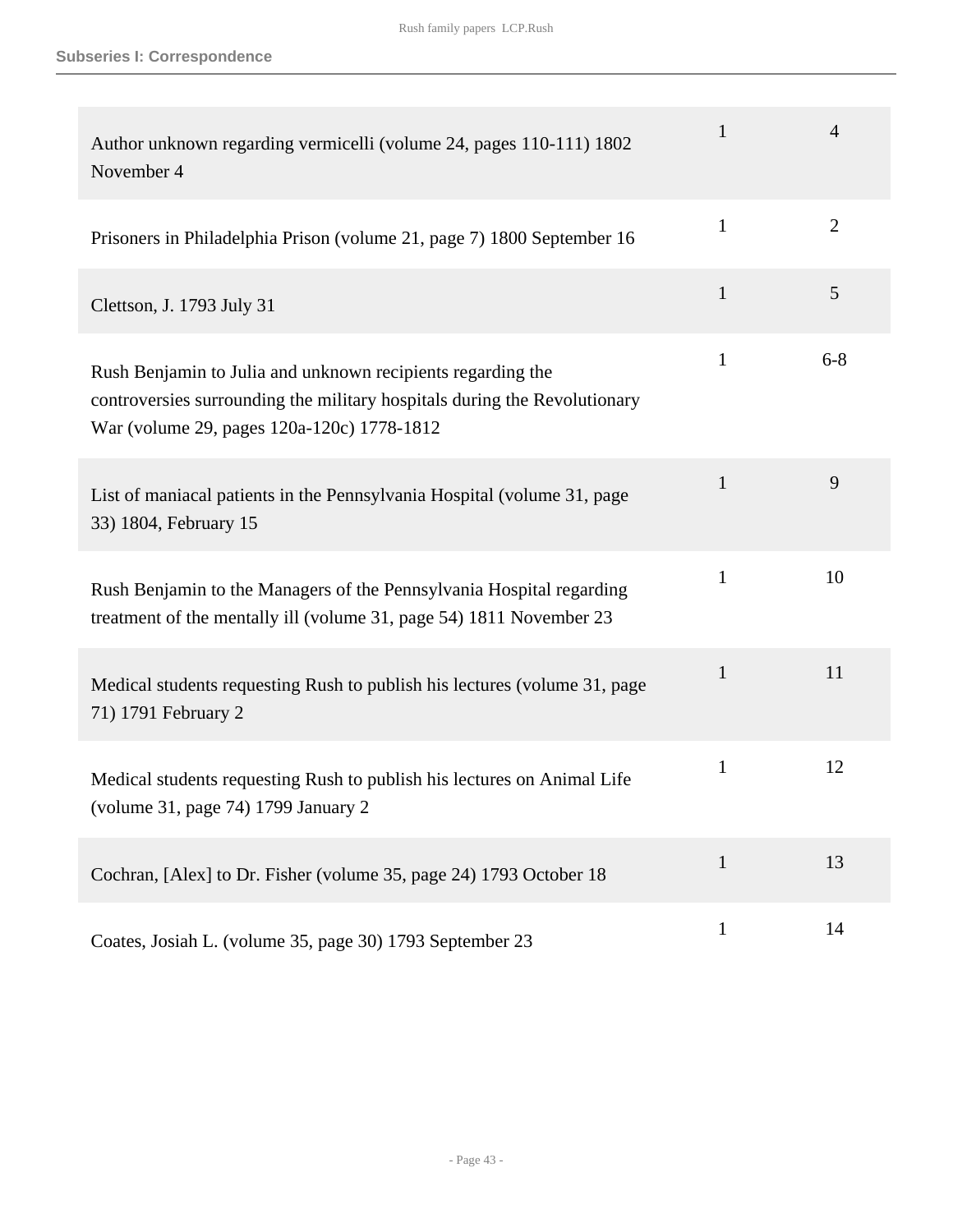**Subseries I: Correspondence**

| | | |
|---|---|---|
| Author unknown regarding vermicelli (volume 24, pages 110-111) 1802 November 4 | 1 | 4 |
| Prisoners in Philadelphia Prison (volume 21, page 7) 1800 September 16 | 1 | 2 |
| Clettson, J. 1793 July 31 | 1 | 5 |
| Rush Benjamin to Julia and unknown recipients regarding the controversies surrounding the military hospitals during the Revolutionary War (volume 29, pages 120a-120c) 1778-1812 | 1 | 6-8 |
| List of maniacal patients in the Pennsylvania Hospital (volume 31, page 33) 1804, February 15 | 1 | 9 |
| Rush Benjamin to the Managers of the Pennsylvania Hospital regarding treatment of the mentally ill (volume 31, page 54) 1811 November 23 | 1 | 10 |
| Medical students requesting Rush to publish his lectures (volume 31, page 71) 1791 February 2 | 1 | 11 |
| Medical students requesting Rush to publish his lectures on Animal Life (volume 31, page 74) 1799 January 2 | 1 | 12 |
| Cochran, [Alex] to Dr. Fisher (volume 35, page 24) 1793 October 18 | 1 | 13 |
| Coates, Josiah L. (volume 35, page 30) 1793 September 23 | 1 | 14 |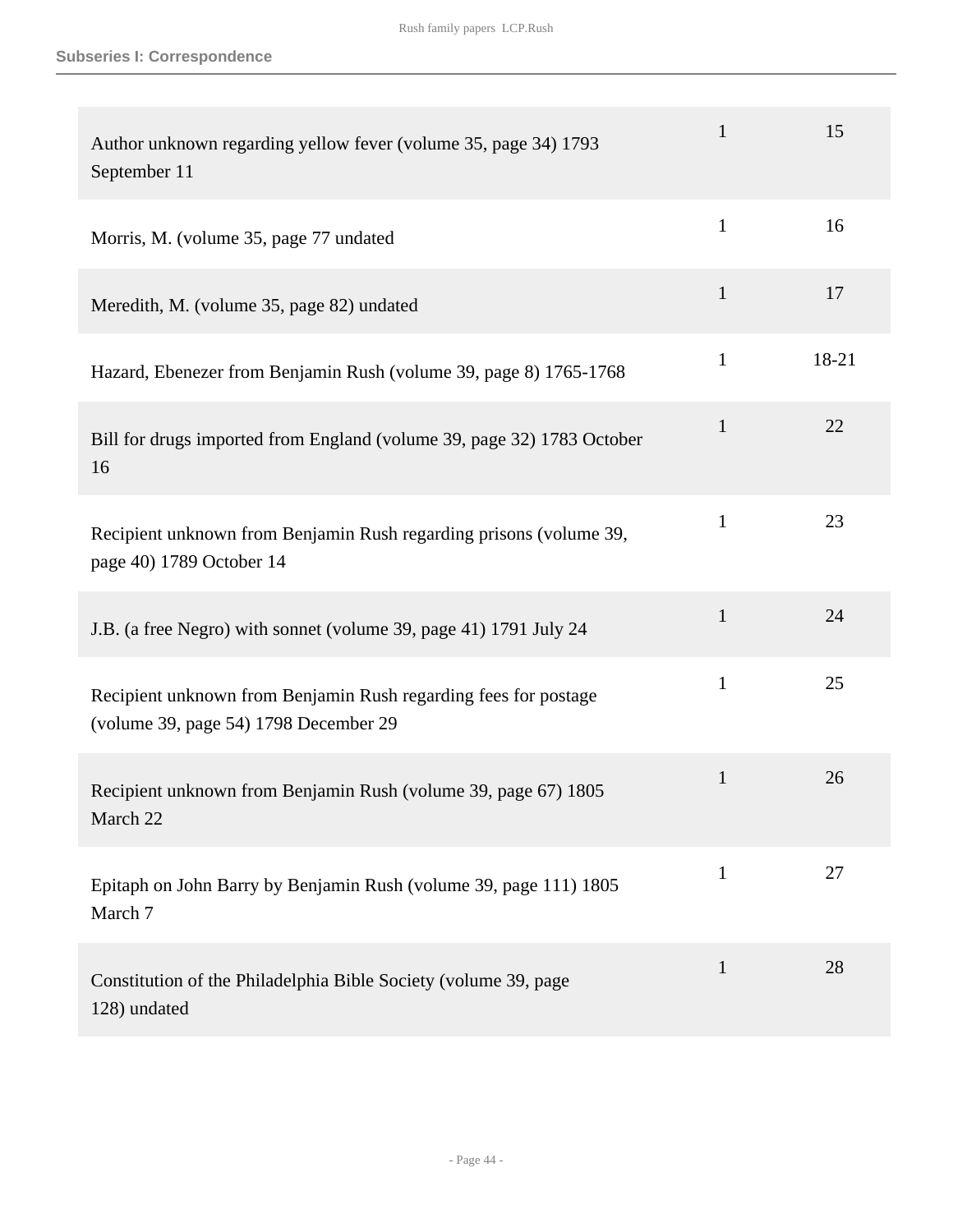| | | |
|---|---|---|
| Author unknown regarding yellow fever (volume 35, page 34) 1793 September 11 | 1 | 15 |
| Morris, M. (volume 35, page 77 undated | 1 | 16 |
| Meredith, M. (volume 35, page 82) undated | 1 | 17 |
| Hazard, Ebenezer from Benjamin Rush (volume 39, page 8) 1765-1768 | 1 | 18-21 |
| Bill for drugs imported from England (volume 39, page 32) 1783 October 16 | 1 | 22 |
| Recipient unknown from Benjamin Rush regarding prisons (volume 39, page 40) 1789 October 14 | 1 | 23 |
| J.B. (a free Negro) with sonnet (volume 39, page 41) 1791 July 24 | 1 | 24 |
| Recipient unknown from Benjamin Rush regarding fees for postage (volume 39, page 54) 1798 December 29 | 1 | 25 |
| Recipient unknown from Benjamin Rush (volume 39, page 67) 1805 March 22 | 1 | 26 |
| Epitaph on John Barry by Benjamin Rush (volume 39, page 111) 1805 March 7 | 1 | 27 |
| Constitution of the Philadelphia Bible Society (volume 39, page 128) undated | 1 | 28 |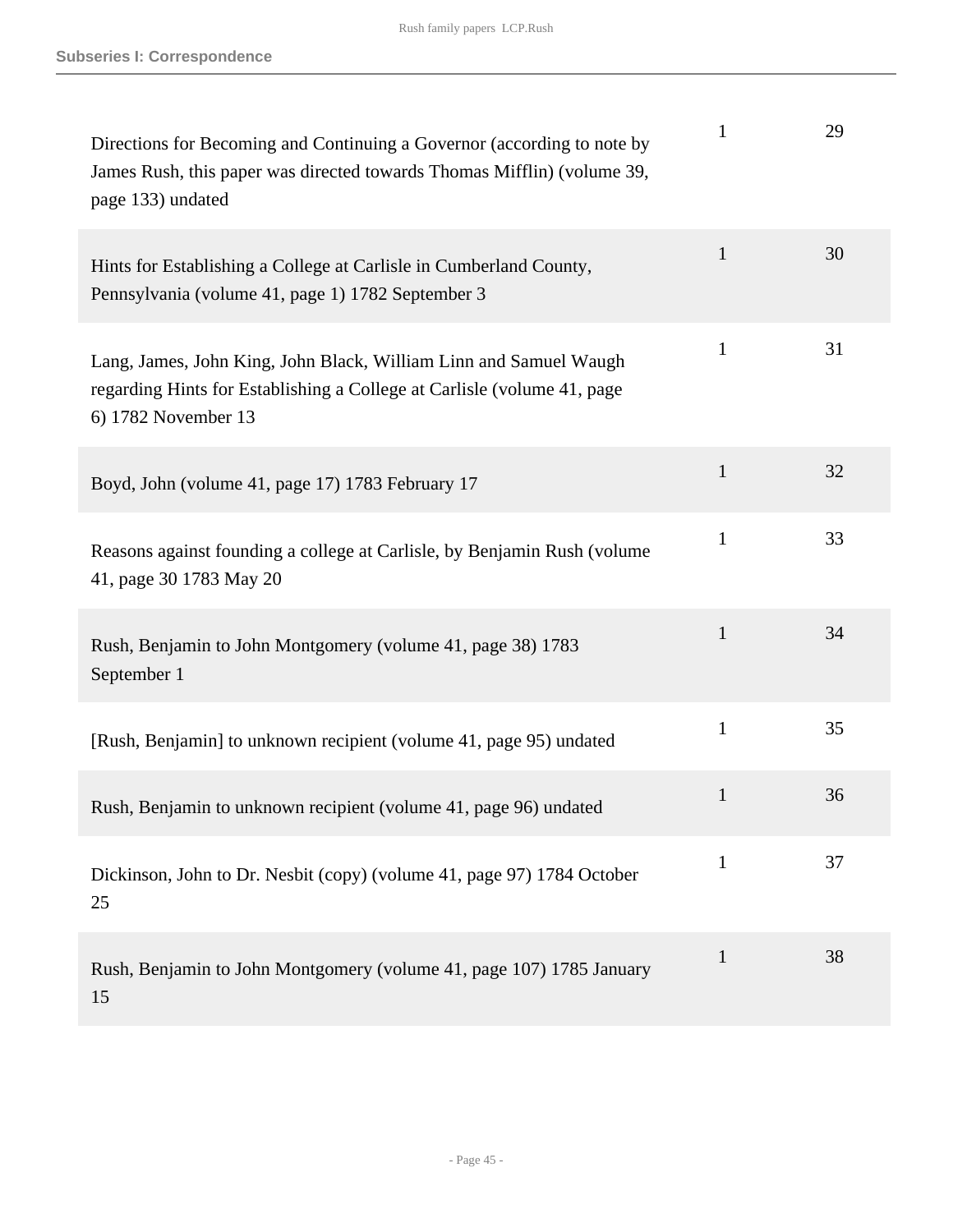| | | |
|---|---|---|
| Directions for Becoming and Continuing a Governor (according to note by James Rush, this paper was directed towards Thomas Mifflin) (volume 39, page 133) undated | 1 | 29 |
| Hints for Establishing a College at Carlisle in Cumberland County, Pennsylvania (volume 41, page 1) 1782 September 3 | 1 | 30 |
| Lang, James, John King, John Black, William Linn and Samuel Waugh regarding Hints for Establishing a College at Carlisle (volume 41, page 6) 1782 November 13 | 1 | 31 |
| Boyd, John (volume 41, page 17) 1783 February 17 | 1 | 32 |
| Reasons against founding a college at Carlisle, by Benjamin Rush (volume 41, page 30 1783 May 20 | 1 | 33 |
| Rush, Benjamin to John Montgomery (volume 41, page 38) 1783 September 1 | 1 | 34 |
| [Rush, Benjamin] to unknown recipient (volume 41, page 95) undated | 1 | 35 |
| Rush, Benjamin to unknown recipient (volume 41, page 96) undated | 1 | 36 |
| Dickinson, John to Dr. Nesbit (copy) (volume 41, page 97) 1784 October 25 | 1 | 37 |
| Rush, Benjamin to John Montgomery (volume 41, page 107) 1785 January 15 | 1 | 38 |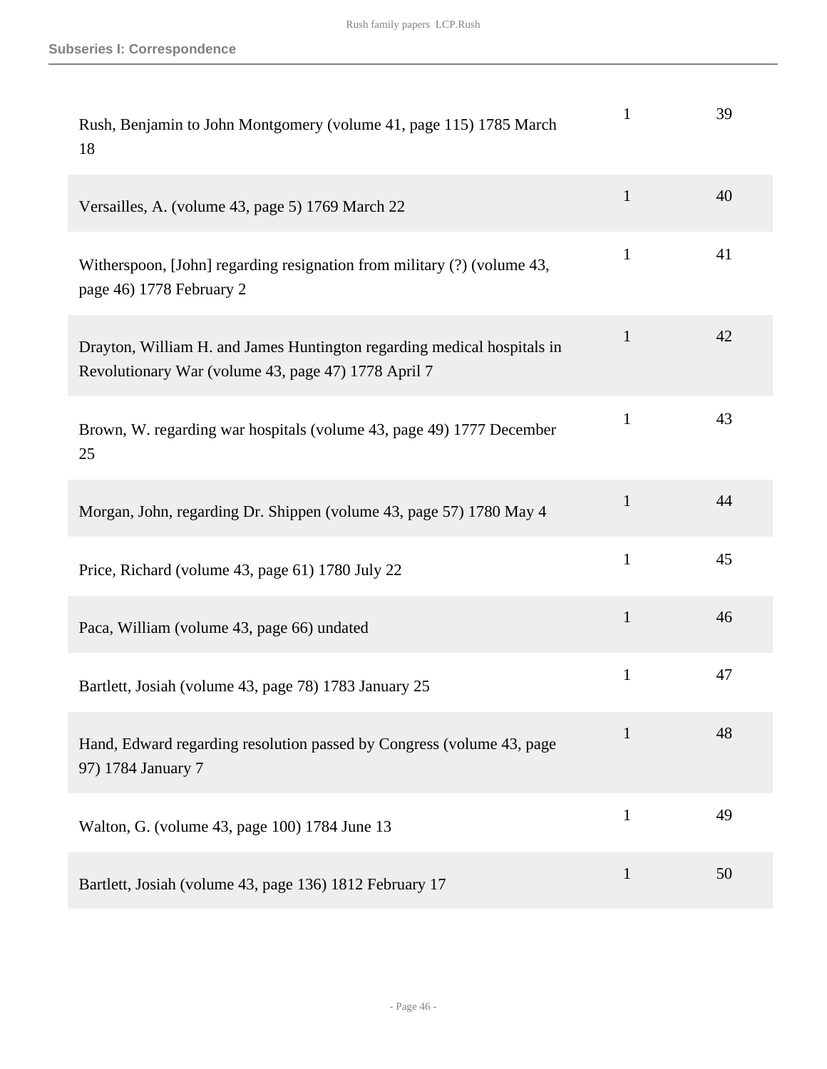| | | |
|---|---|---|
| Rush, Benjamin to John Montgomery (volume 41, page 115) 1785 March 18 | 1 | 39 |
| Versailles, A. (volume 43, page 5) 1769 March 22 | 1 | 40 |
| Witherspoon, [John] regarding resignation from military (?) (volume 43, page 46) 1778 February 2 | 1 | 41 |
| Drayton, William H. and James Huntington regarding medical hospitals in Revolutionary War (volume 43, page 47) 1778 April 7 | 1 | 42 |
| Brown, W. regarding war hospitals (volume 43, page 49) 1777 December 25 | 1 | 43 |
| Morgan, John, regarding Dr. Shippen (volume 43, page 57) 1780 May 4 | 1 | 44 |
| Price, Richard (volume 43, page 61) 1780 July 22 | 1 | 45 |
| Paca, William (volume 43, page 66) undated | 1 | 46 |
| Bartlett, Josiah (volume 43, page 78) 1783 January 25 | 1 | 47 |
| Hand, Edward regarding resolution passed by Congress (volume 43, page 97) 1784 January 7 | 1 | 48 |
| Walton, G. (volume 43, page 100) 1784 June 13 | 1 | 49 |
| Bartlett, Josiah (volume 43, page 136) 1812 February 17 | 1 | 50 |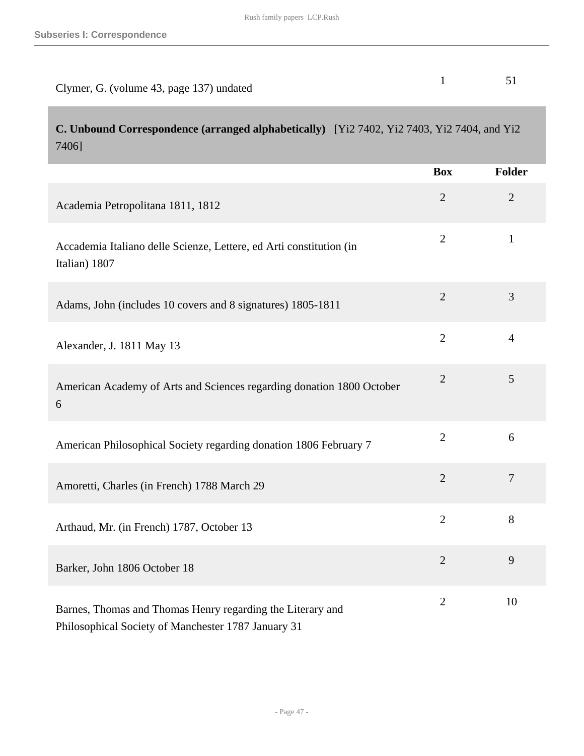**Subseries I: Correspondence**

| | Box | Folder |
|---|---|---|
| Clymer, G. (volume 43, page 137) undated | 1 | 51 |

**C. Unbound Correspondence (arranged alphabetically)** [Yi2 7402, Yi2 7403, Yi2 7404, and Yi2 7406]

| | Box | Folder |
|---|---|---|
| Academia Petropolitana 1811, 1812 | 2 | 2 |
| Accademia Italiano delle Scienze, Lettere, ed Arti constitution (in Italian) 1807 | 2 | 1 |
| Adams, John (includes 10 covers and 8 signatures) 1805-1811 | 2 | 3 |
| Alexander, J. 1811 May 13 | 2 | 4 |
| American Academy of Arts and Sciences regarding donation 1800 October 6 | 2 | 5 |
| American Philosophical Society regarding donation 1806 February 7 | 2 | 6 |
| Amoretti, Charles (in French) 1788 March 29 | 2 | 7 |
| Arthaud, Mr. (in French) 1787, October 13 | 2 | 8 |
| Barker, John 1806 October 18 | 2 | 9 |
| Barnes, Thomas and Thomas Henry regarding the Literary and Philosophical Society of Manchester 1787 January 31 | 2 | 10 |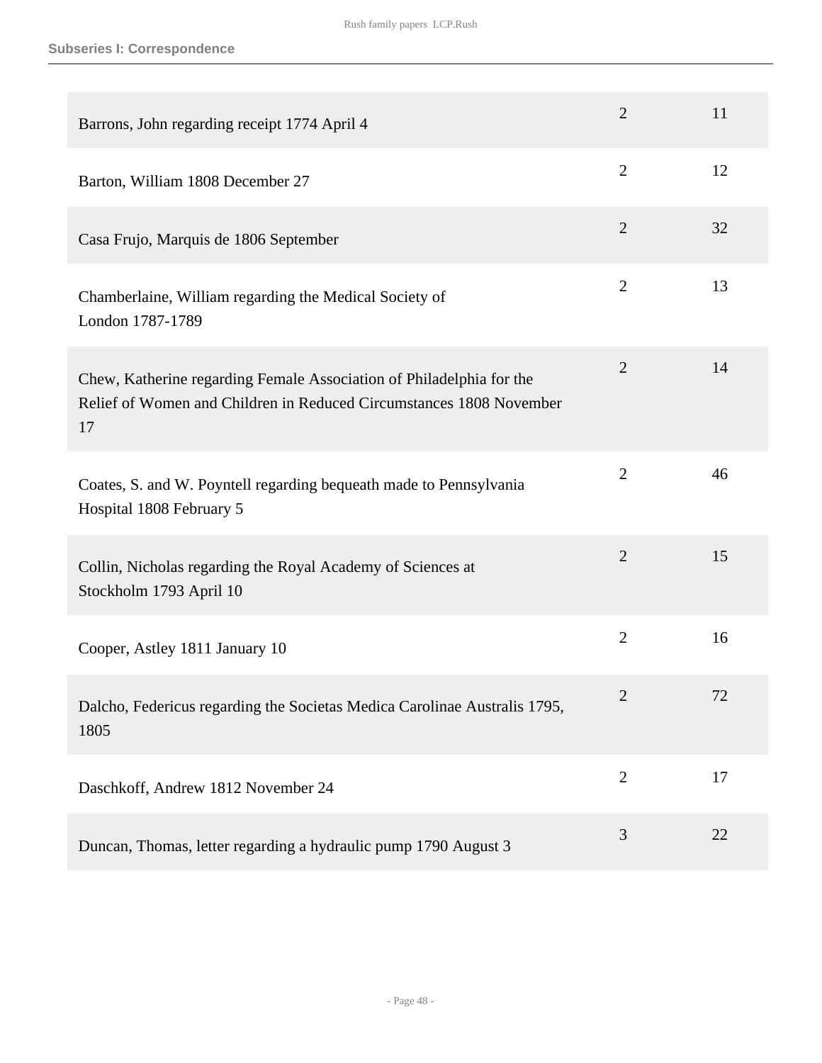**Subseries I: Correspondence**

| | | |
|---|---|---|
| Barrons, John regarding receipt 1774 April 4 | 2 | 11 |
| Barton, William 1808 December 27 | 2 | 12 |
| Casa Frujo, Marquis de 1806 September | 2 | 32 |
| Chamberlaine, William regarding the Medical Society of London 1787-1789 | 2 | 13 |
| Chew, Katherine regarding Female Association of Philadelphia for the Relief of Women and Children in Reduced Circumstances 1808 November 17 | 2 | 14 |
| Coates, S. and W. Poyntell regarding bequeath made to Pennsylvania Hospital 1808 February 5 | 2 | 46 |
| Collin, Nicholas regarding the Royal Academy of Sciences at Stockholm 1793 April 10 | 2 | 15 |
| Cooper, Astley 1811 January 10 | 2 | 16 |
| Dalcho, Federicus regarding the Societas Medica Carolinae Australis 1795, 1805 | 2 | 72 |
| Daschkoff, Andrew 1812 November 24 | 2 | 17 |
| Duncan, Thomas, letter regarding a hydraulic pump 1790 August 3 | 3 | 22 |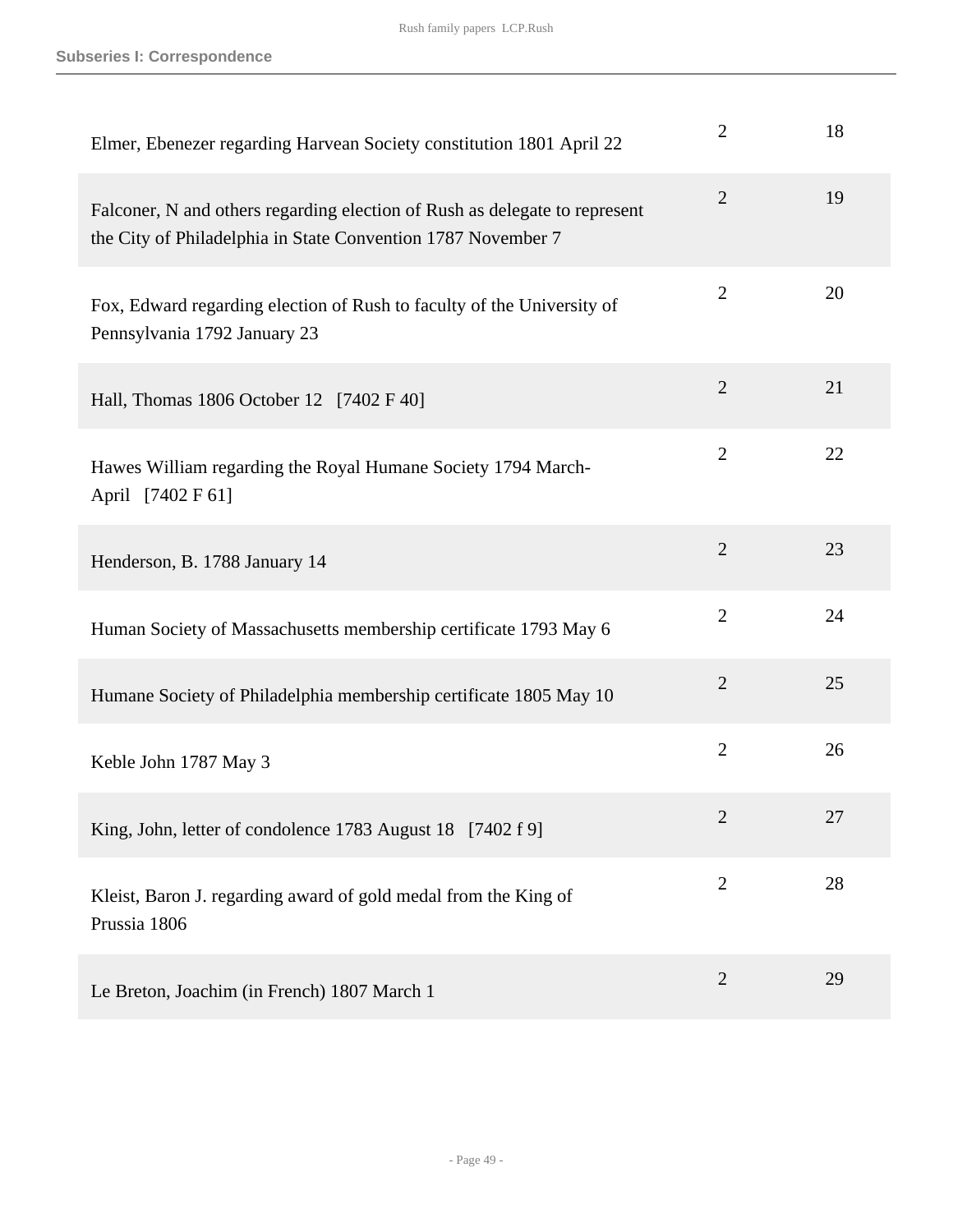**Subseries I: Correspondence**

| | | |
|---|---|---|
| Elmer, Ebenezer regarding Harvean Society constitution 1801 April 22 | 2 | 18 |
| Falconer, N and others regarding election of Rush as delegate to represent the City of Philadelphia in State Convention 1787 November 7 | 2 | 19 |
| Fox, Edward regarding election of Rush to faculty of the University of Pennsylvania 1792 January 23 | 2 | 20 |
| Hall, Thomas 1806 October 12 [7402 F 40] | 2 | 21 |
| Hawes William regarding the Royal Humane Society 1794 March-April [7402 F 61] | 2 | 22 |
| Henderson, B. 1788 January 14 | 2 | 23 |
| Human Society of Massachusetts membership certificate 1793 May 6 | 2 | 24 |
| Humane Society of Philadelphia membership certificate 1805 May 10 | 2 | 25 |
| Keble John 1787 May 3 | 2 | 26 |
| King, John, letter of condolence 1783 August 18 [7402 f 9] | 2 | 27 |
| Kleist, Baron J. regarding award of gold medal from the King of Prussia 1806 | 2 | 28 |
| Le Breton, Joachim (in French) 1807 March 1 | 2 | 29 |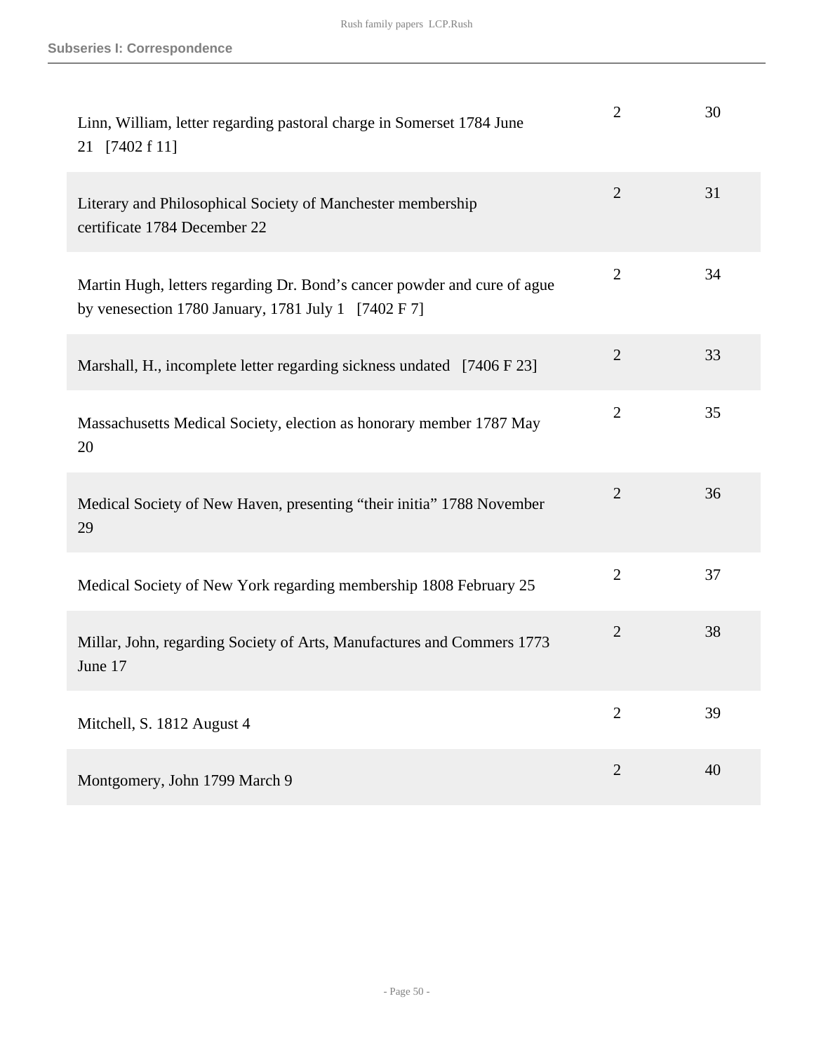## Subseries I: Correspondence

| | | |
|---|---|---|
| Linn, William, letter regarding pastoral charge in Somerset 1784 June 21 [7402 f 11] | 2 | 30 |
| Literary and Philosophical Society of Manchester membership certificate 1784 December 22 | 2 | 31 |
| Martin Hugh, letters regarding Dr. Bond's cancer powder and cure of ague by venesection 1780 January, 1781 July 1 [7402 F 7] | 2 | 34 |
| Marshall, H., incomplete letter regarding sickness undated [7406 F 23] | 2 | 33 |
| Massachusetts Medical Society, election as honorary member 1787 May 20 | 2 | 35 |
| Medical Society of New Haven, presenting "their initia" 1788 November 29 | 2 | 36 |
| Medical Society of New York regarding membership 1808 February 25 | 2 | 37 |
| Millar, John, regarding Society of Arts, Manufactures and Commers 1773 June 17 | 2 | 38 |
| Mitchell, S. 1812 August 4 | 2 | 39 |
| Montgomery, John 1799 March 9 | 2 | 40 |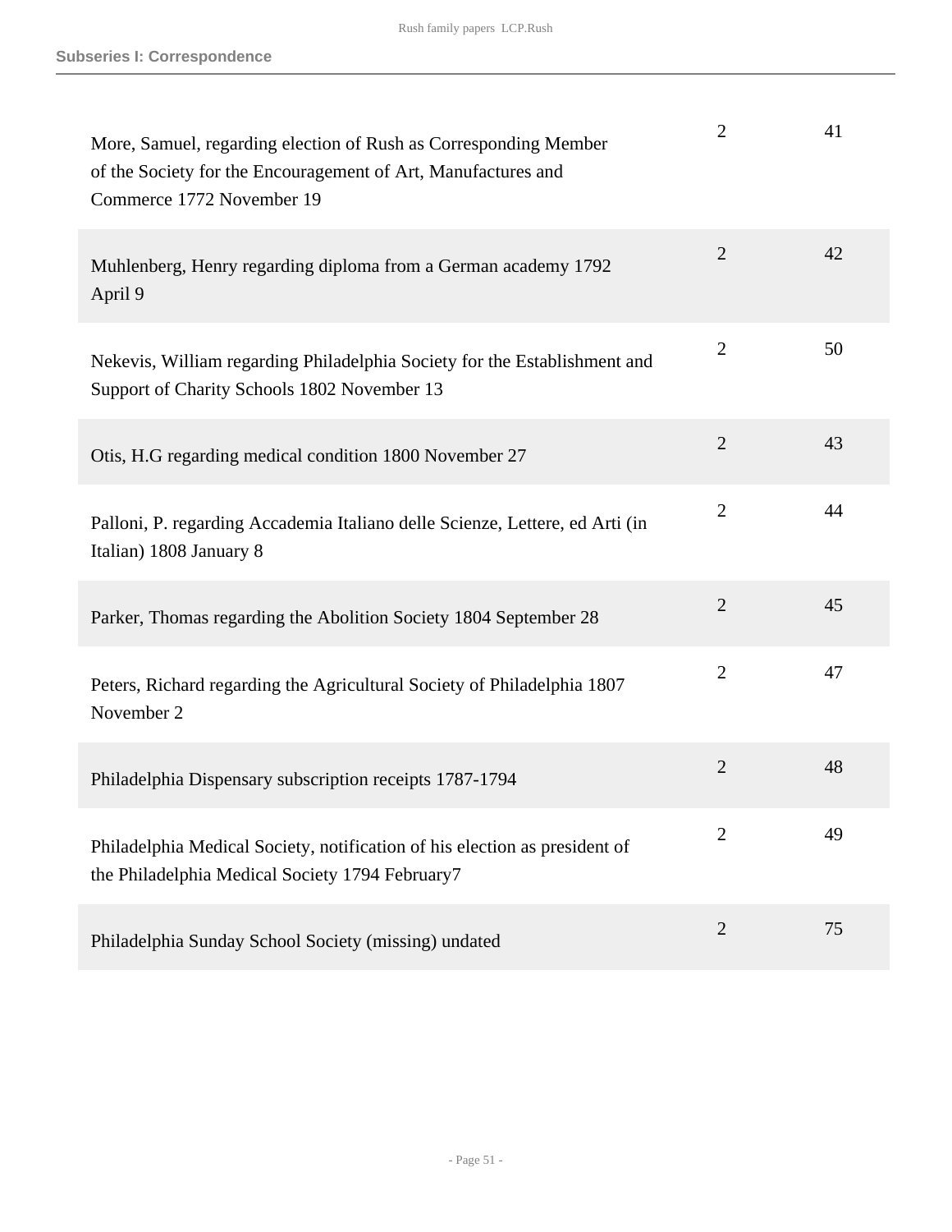| | | |
|---|---|---|
| More, Samuel, regarding election of Rush as Corresponding Member of the Society for the Encouragement of Art, Manufactures and Commerce 1772 November 19 | 2 | 41 |
| Muhlenberg, Henry regarding diploma from a German academy 1792 April 9 | 2 | 42 |
| Nekevis, William regarding Philadelphia Society for the Establishment and Support of Charity Schools 1802 November 13 | 2 | 50 |
| Otis, H.G regarding medical condition 1800 November 27 | 2 | 43 |
| Palloni, P. regarding Accademia Italiano delle Scienze, Lettere, ed Arti (in Italian) 1808 January 8 | 2 | 44 |
| Parker, Thomas regarding the Abolition Society 1804 September 28 | 2 | 45 |
| Peters, Richard regarding the Agricultural Society of Philadelphia 1807 November 2 | 2 | 47 |
| Philadelphia Dispensary subscription receipts 1787-1794 | 2 | 48 |
| Philadelphia Medical Society, notification of his election as president of the Philadelphia Medical Society 1794 February7 | 2 | 49 |
| Philadelphia Sunday School Society (missing) undated | 2 | 75 |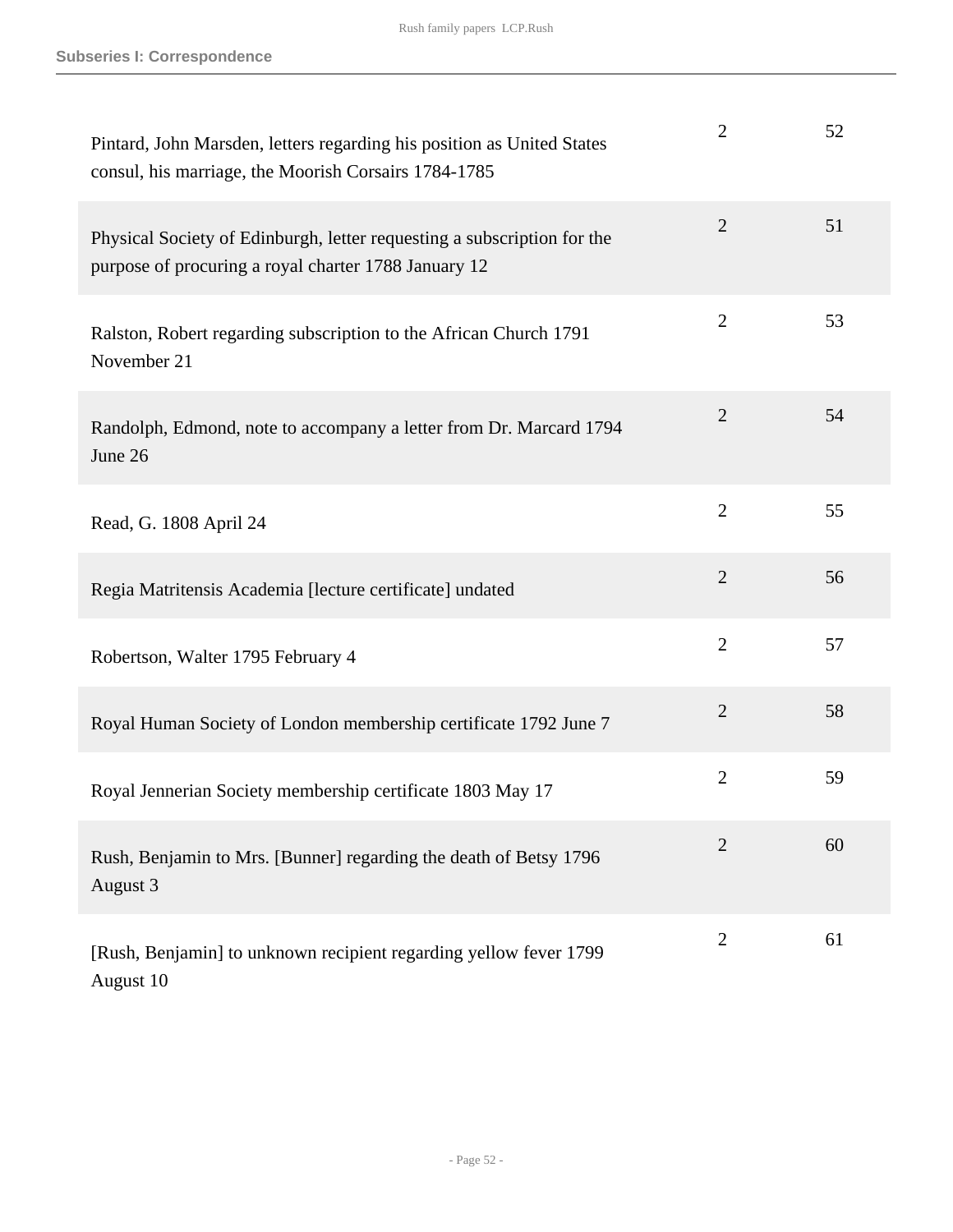### Subseries I: Correspondence

| | | |
|---|---|---|
| Pintard, John Marsden, letters regarding his position as United States consul, his marriage, the Moorish Corsairs 1784-1785 | 2 | 52 |
| Physical Society of Edinburgh, letter requesting a subscription for the purpose of procuring a royal charter 1788 January 12 | 2 | 51 |
| Ralston, Robert regarding subscription to the African Church 1791 November 21 | 2 | 53 |
| Randolph, Edmond, note to accompany a letter from Dr. Marcard 1794 June 26 | 2 | 54 |
| Read, G. 1808 April 24 | 2 | 55 |
| Regia Matritensis Academia [lecture certificate] undated | 2 | 56 |
| Robertson, Walter 1795 February 4 | 2 | 57 |
| Royal Human Society of London membership certificate 1792 June 7 | 2 | 58 |
| Royal Jennerian Society membership certificate 1803 May 17 | 2 | 59 |
| Rush, Benjamin to Mrs. [Bunner] regarding the death of Betsy 1796 August 3 | 2 | 60 |
| [Rush, Benjamin] to unknown recipient regarding yellow fever 1799 August 10 | 2 | 61 |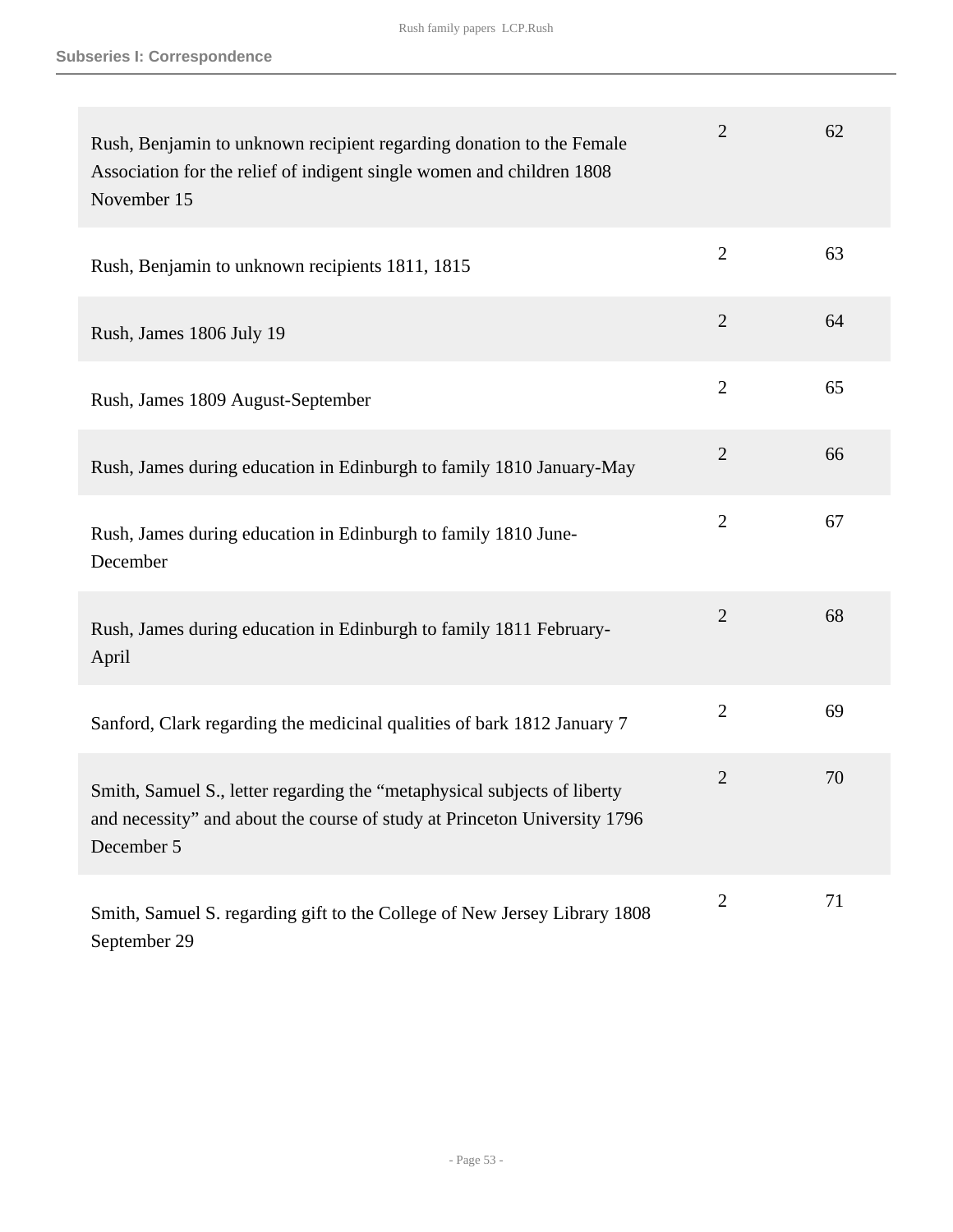## Subseries I: Correspondence

| | | |
|---|---|---|
| Rush, Benjamin to unknown recipient regarding donation to the Female Association for the relief of indigent single women and children 1808 November 15 | 2 | 62 |
| Rush, Benjamin to unknown recipients 1811, 1815 | 2 | 63 |
| Rush, James 1806 July 19 | 2 | 64 |
| Rush, James 1809 August-September | 2 | 65 |
| Rush, James during education in Edinburgh to family 1810 January-May | 2 | 66 |
| Rush, James during education in Edinburgh to family 1810 June-December | 2 | 67 |
| Rush, James during education in Edinburgh to family 1811 February-April | 2 | 68 |
| Sanford, Clark regarding the medicinal qualities of bark 1812 January 7 | 2 | 69 |
| Smith, Samuel S., letter regarding the "metaphysical subjects of liberty and necessity" and about the course of study at Princeton University 1796 December 5 | 2 | 70 |
| Smith, Samuel S. regarding gift to the College of New Jersey Library 1808 September 29 | 2 | 71 |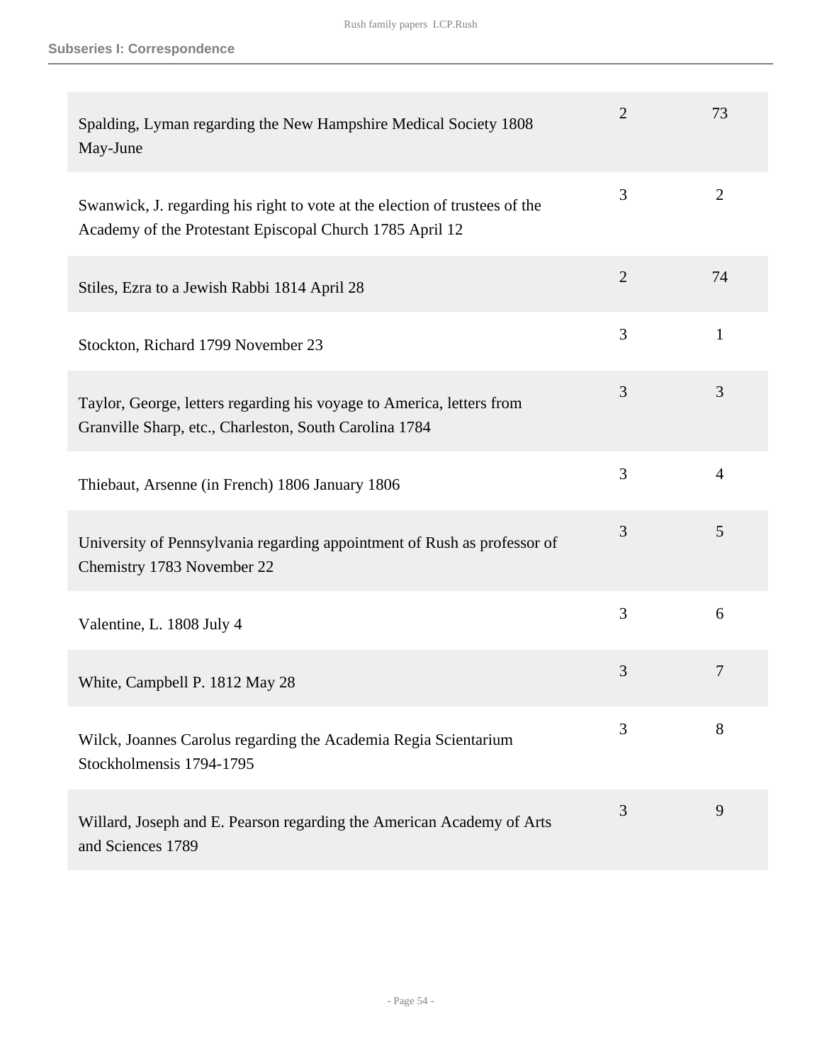| | | |
|---|---|---|
| Spalding, Lyman regarding the New Hampshire Medical Society 1808 May-June | 2 | 73 |
| Swanwick, J. regarding his right to vote at the election of trustees of the Academy of the Protestant Episcopal Church 1785 April 12 | 3 | 2 |
| Stiles, Ezra to a Jewish Rabbi 1814 April 28 | 2 | 74 |
| Stockton, Richard 1799 November 23 | 3 | 1 |
| Taylor, George, letters regarding his voyage to America, letters from Granville Sharp, etc., Charleston, South Carolina 1784 | 3 | 3 |
| Thiebaut, Arsenne (in French) 1806 January 1806 | 3 | 4 |
| University of Pennsylvania regarding appointment of Rush as professor of Chemistry 1783 November 22 | 3 | 5 |
| Valentine, L. 1808 July 4 | 3 | 6 |
| White, Campbell P. 1812 May 28 | 3 | 7 |
| Wilck, Joannes Carolus regarding the Academia Regia Scientarium Stockholmensis 1794-1795 | 3 | 8 |
| Willard, Joseph and E. Pearson regarding the American Academy of Arts and Sciences 1789 | 3 | 9 |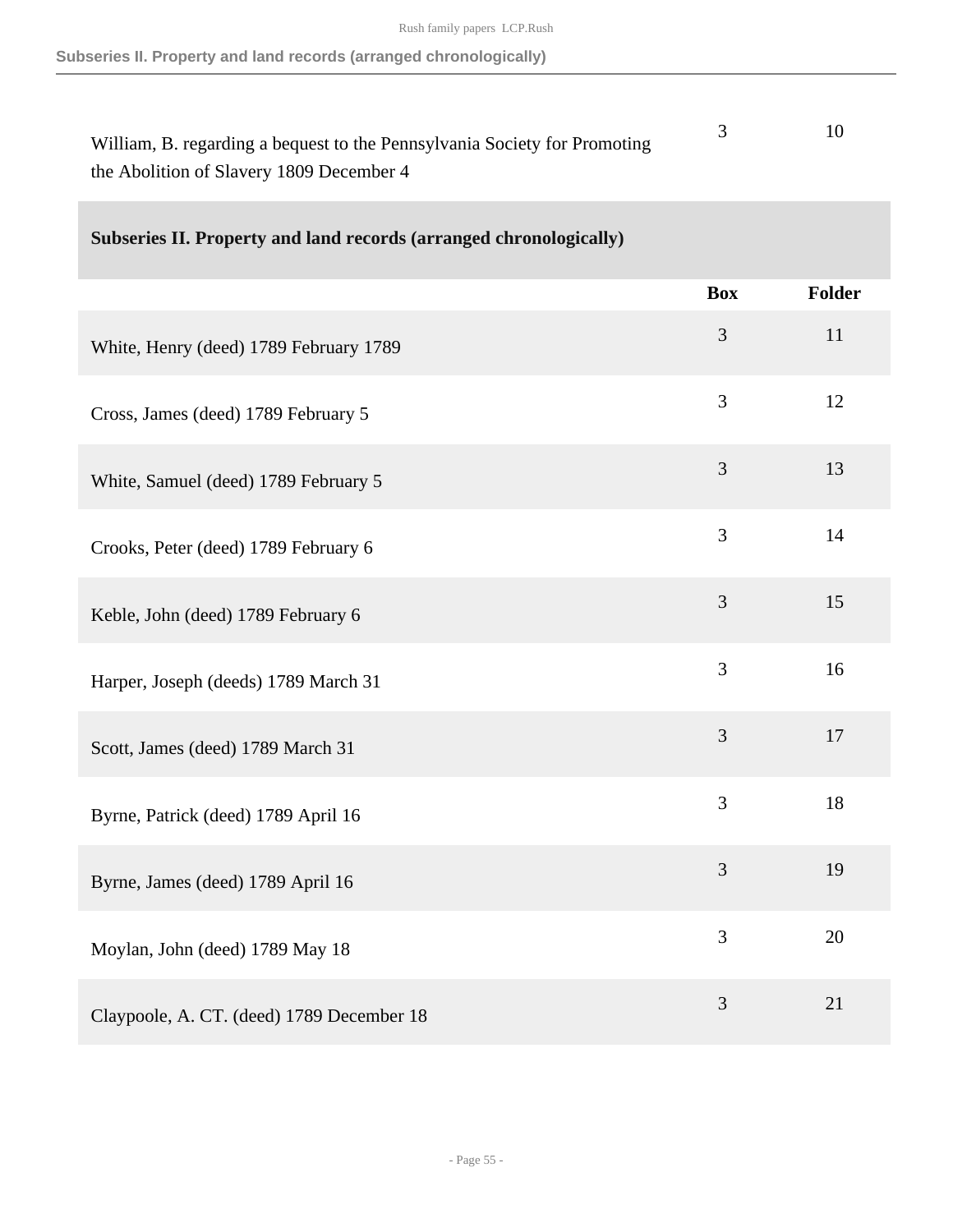| | Box | Folder |
|---|---|---|
| William, B. regarding a bequest to the Pennsylvania Society for Promoting the Abolition of Slavery 1809 December 4 | 3 | 10 |

## Subseries II. Property and land records (arranged chronologically)

| | Box | Folder |
|---|---|---|
| White, Henry (deed) 1789 February 1789 | 3 | 11 |
| Cross, James (deed) 1789 February 5 | 3 | 12 |
| White, Samuel (deed) 1789 February 5 | 3 | 13 |
| Crooks, Peter (deed) 1789 February 6 | 3 | 14 |
| Keble, John (deed) 1789 February 6 | 3 | 15 |
| Harper, Joseph (deeds) 1789 March 31 | 3 | 16 |
| Scott, James (deed) 1789 March 31 | 3 | 17 |
| Byrne, Patrick (deed) 1789 April 16 | 3 | 18 |
| Byrne, James (deed) 1789 April 16 | 3 | 19 |
| Moylan, John (deed) 1789 May 18 | 3 | 20 |
| Claypoole, A. CT. (deed) 1789 December 18 | 3 | 21 |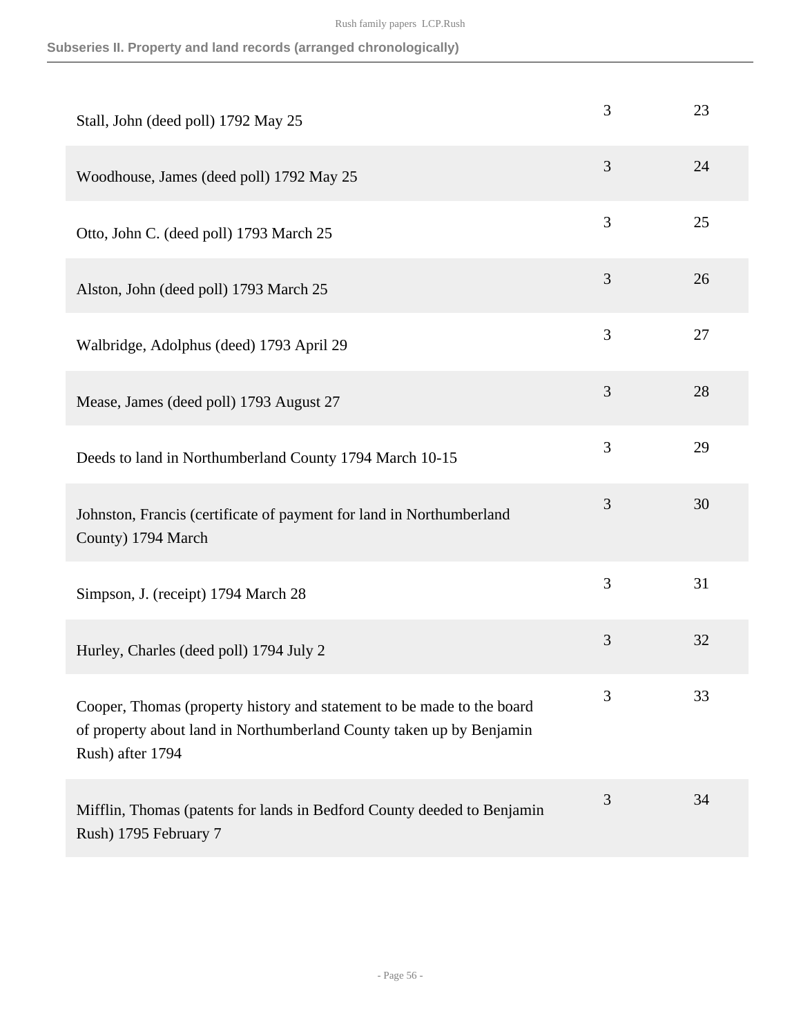## Subseries II. Property and land records (arranged chronologically)

| | | |
|---|---|---|
| Stall, John (deed poll) 1792 May 25 | 3 | 23 |
| Woodhouse, James (deed poll) 1792 May 25 | 3 | 24 |
| Otto, John C. (deed poll) 1793 March 25 | 3 | 25 |
| Alston, John (deed poll) 1793 March 25 | 3 | 26 |
| Walbridge, Adolphus (deed) 1793 April 29 | 3 | 27 |
| Mease, James (deed poll) 1793 August 27 | 3 | 28 |
| Deeds to land in Northumberland County 1794 March 10-15 | 3 | 29 |
| Johnston, Francis (certificate of payment for land in Northumberland County) 1794 March | 3 | 30 |
| Simpson, J. (receipt) 1794 March 28 | 3 | 31 |
| Hurley, Charles (deed poll) 1794 July 2 | 3 | 32 |
| Cooper, Thomas (property history and statement to be made to the board of property about land in Northumberland County taken up by Benjamin Rush) after 1794 | 3 | 33 |
| Mifflin, Thomas (patents for lands in Bedford County deeded to Benjamin Rush) 1795 February 7 | 3 | 34 |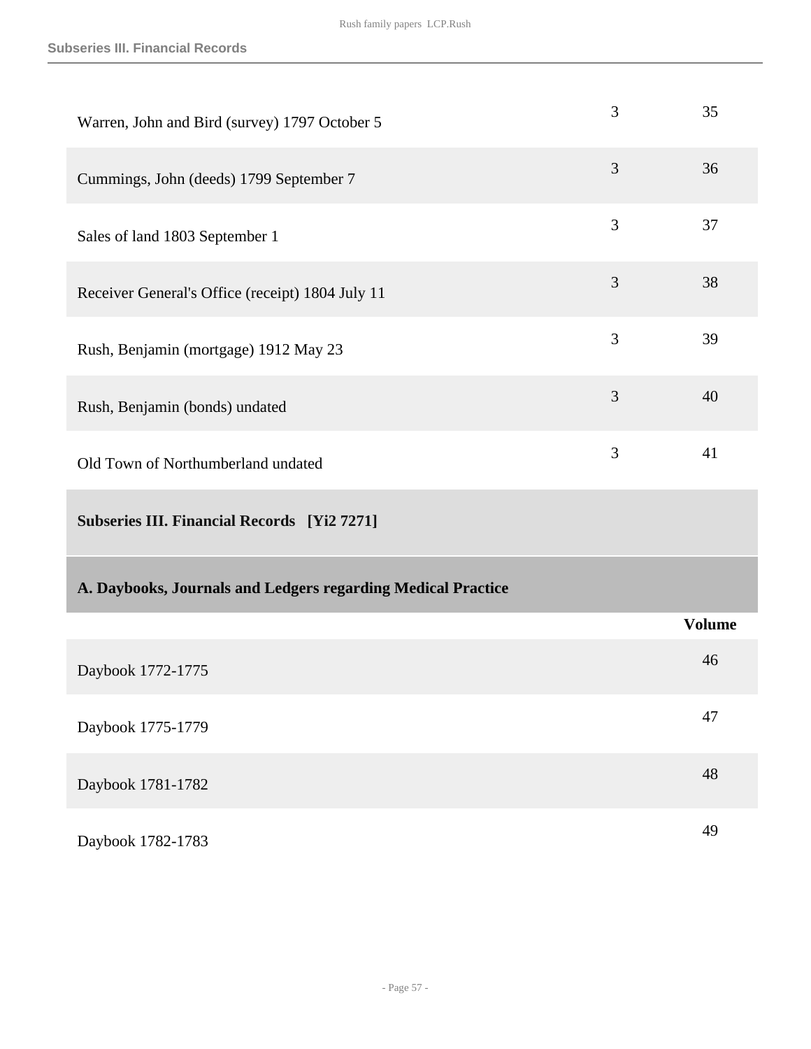| | | |
|---|---|---|
| Warren, John and Bird (survey) 1797 October 5 | 3 | 35 |
| Cummings, John (deeds) 1799 September 7 | 3 | 36 |
| Sales of land 1803 September 1 | 3 | 37 |
| Receiver General's Office (receipt) 1804 July 11 | 3 | 38 |
| Rush, Benjamin (mortgage) 1912 May 23 | 3 | 39 |
| Rush, Benjamin (bonds) undated | 3 | 40 |
| Old Town of Northumberland undated | 3 | 41 |

## Subseries III. Financial Records [Yi2 7271]

### A. Daybooks, Journals and Ledgers regarding Medical Practice

| | Volume |
|---|---|
| Daybook 1772-1775 | 46 |
| Daybook 1775-1779 | 47 |
| Daybook 1781-1782 | 48 |
| Daybook 1782-1783 | 49 |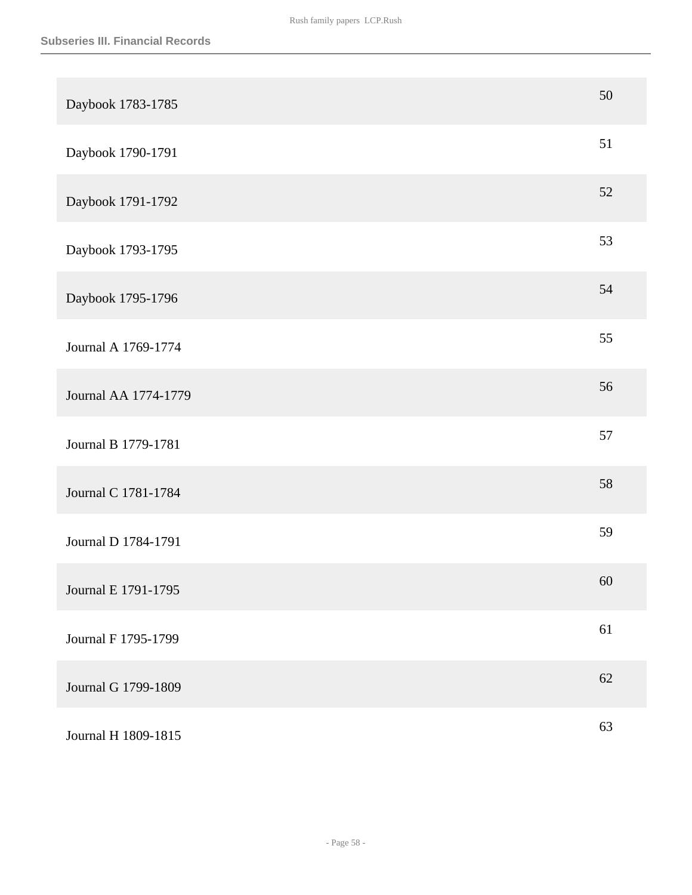| | |
|---|---|
| Daybook 1783-1785 | 50 |
| Daybook 1790-1791 | 51 |
| Daybook 1791-1792 | 52 |
| Daybook 1793-1795 | 53 |
| Daybook 1795-1796 | 54 |
| Journal A 1769-1774 | 55 |
| Journal AA 1774-1779 | 56 |
| Journal B 1779-1781 | 57 |
| Journal C 1781-1784 | 58 |
| Journal D 1784-1791 | 59 |
| Journal E 1791-1795 | 60 |
| Journal F 1795-1799 | 61 |
| Journal G 1799-1809 | 62 |
| Journal H 1809-1815 | 63 |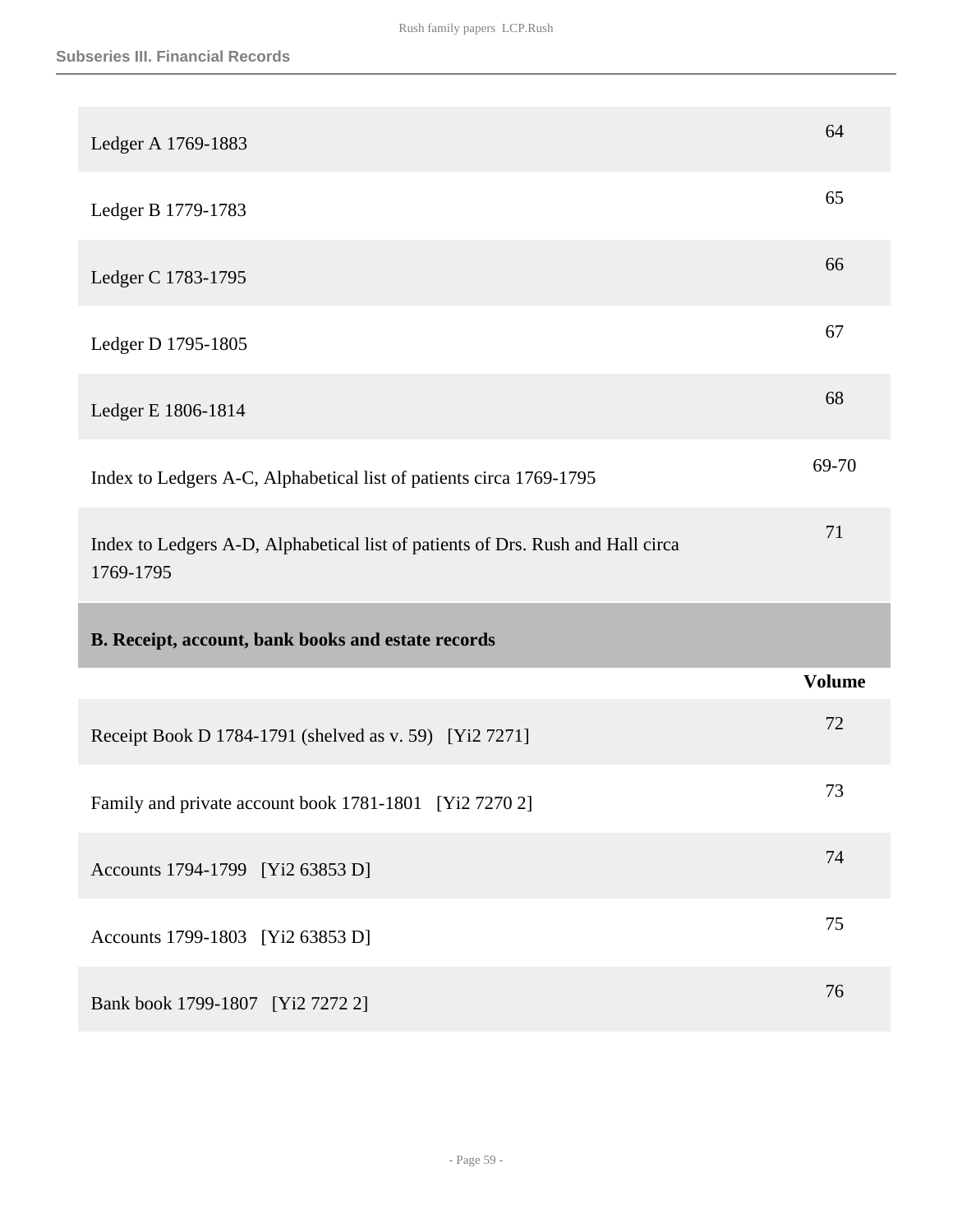| | |
|---|---|
| Ledger A 1769-1883 | 64 |
| Ledger B 1779-1783 | 65 |
| Ledger C 1783-1795 | 66 |
| Ledger D 1795-1805 | 67 |
| Ledger E 1806-1814 | 68 |
| Index to Ledgers A-C, Alphabetical list of patients circa 1769-1795 | 69-70 |
| Index to Ledgers A-D, Alphabetical list of patients of Drs. Rush and Hall circa 1769-1795 | 71 |

### B. Receipt, account, bank books and estate records

| | Volume |
|---|---|
| Receipt Book D 1784-1791 (shelved as v. 59) [Yi2 7271] | 72 |
| Family and private account book 1781-1801 [Yi2 7270 2] | 73 |
| Accounts 1794-1799 [Yi2 63853 D] | 74 |
| Accounts 1799-1803 [Yi2 63853 D] | 75 |
| Bank book 1799-1807 [Yi2 7272 2] | 76 |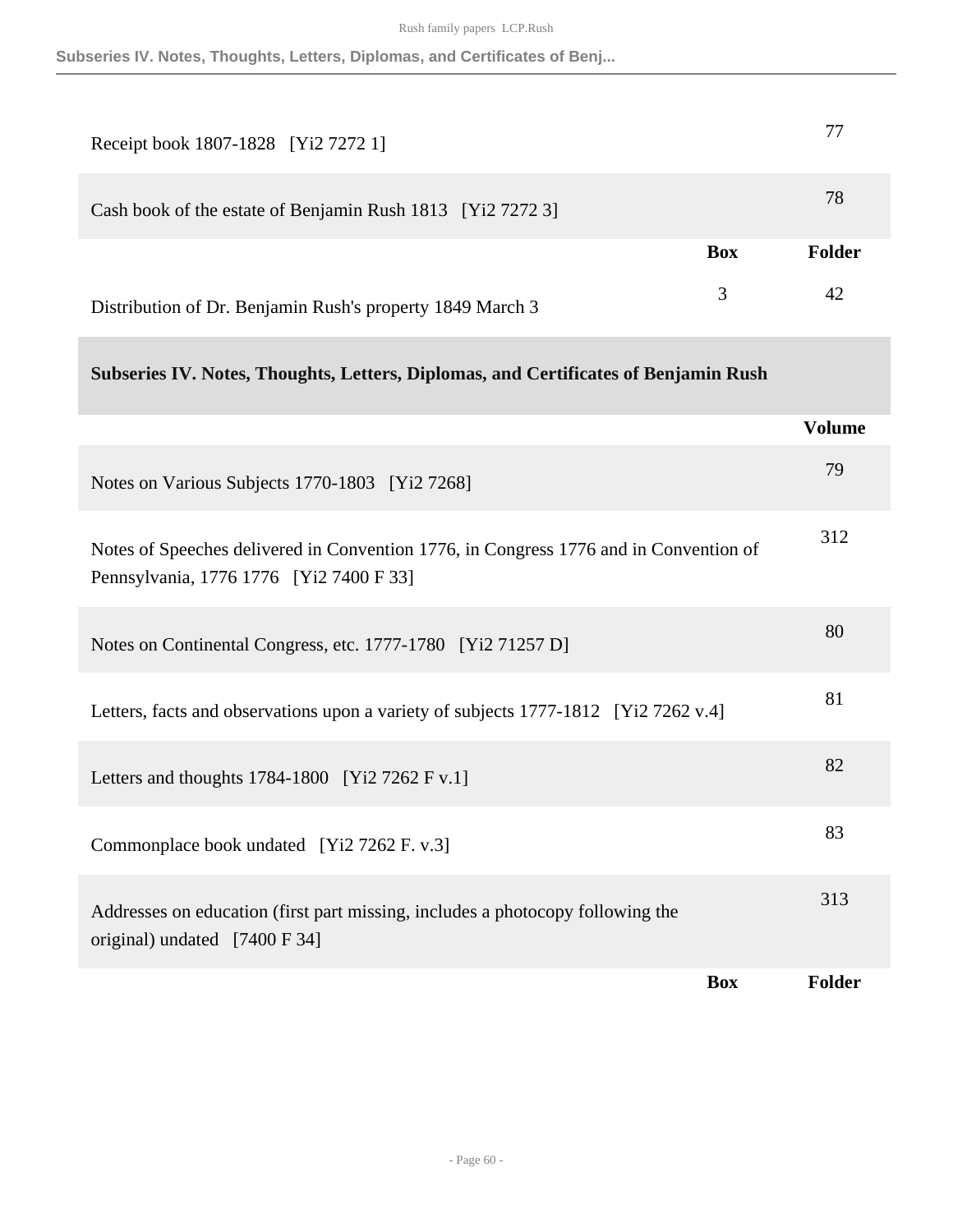| | Volume |
|---|---|
| Receipt book 1807-1828 [Yi2 7272 1] | 77 |
| Cash book of the estate of Benjamin Rush 1813 [Yi2 7272 3] | 78 |

| | Box | Folder |
|---|---|---|
| Distribution of Dr. Benjamin Rush's property 1849 March 3 | 3 | 42 |

## Subseries IV. Notes, Thoughts, Letters, Diplomas, and Certificates of Benjamin Rush

| | Volume |
|---|---|
| Notes on Various Subjects 1770-1803 [Yi2 7268] | 79 |
| Notes of Speeches delivered in Convention 1776, in Congress 1776 and in Convention of Pennsylvania, 1776 1776 [Yi2 7400 F 33] | 312 |
| Notes on Continental Congress, etc. 1777-1780 [Yi2 71257 D] | 80 |
| Letters, facts and observations upon a variety of subjects 1777-1812 [Yi2 7262 v.4] | 81 |
| Letters and thoughts 1784-1800 [Yi2 7262 F v.1] | 82 |
| Commonplace book undated [Yi2 7262 F. v.3] | 83 |
| Addresses on education (first part missing, includes a photocopy following the original) undated [7400 F 34] | 313 |

| | Box | Folder |
|---|---|---|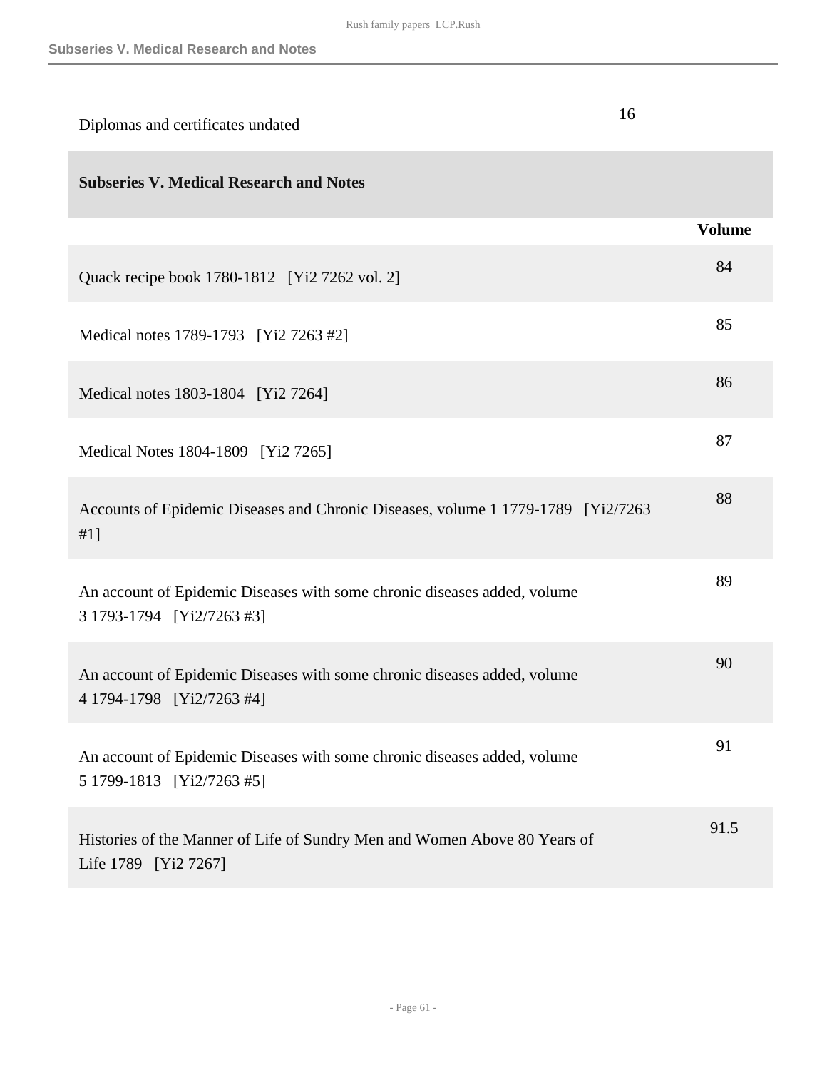| | |
|---|---|
| Diplomas and certificates undated | 16 |

## Subseries V. Medical Research and Notes

| | Volume |
|---|---|
| Quack recipe book 1780-1812 [Yi2 7262 vol. 2] | 84 |
| Medical notes 1789-1793 [Yi2 7263 #2] | 85 |
| Medical notes 1803-1804 [Yi2 7264] | 86 |
| Medical Notes 1804-1809 [Yi2 7265] | 87 |
| Accounts of Epidemic Diseases and Chronic Diseases, volume 1 1779-1789 [Yi2/7263 #1] | 88 |
| An account of Epidemic Diseases with some chronic diseases added, volume 3 1793-1794 [Yi2/7263 #3] | 89 |
| An account of Epidemic Diseases with some chronic diseases added, volume 4 1794-1798 [Yi2/7263 #4] | 90 |
| An account of Epidemic Diseases with some chronic diseases added, volume 5 1799-1813 [Yi2/7263 #5] | 91 |
| Histories of the Manner of Life of Sundry Men and Women Above 80 Years of Life 1789 [Yi2 7267] | 91.5 |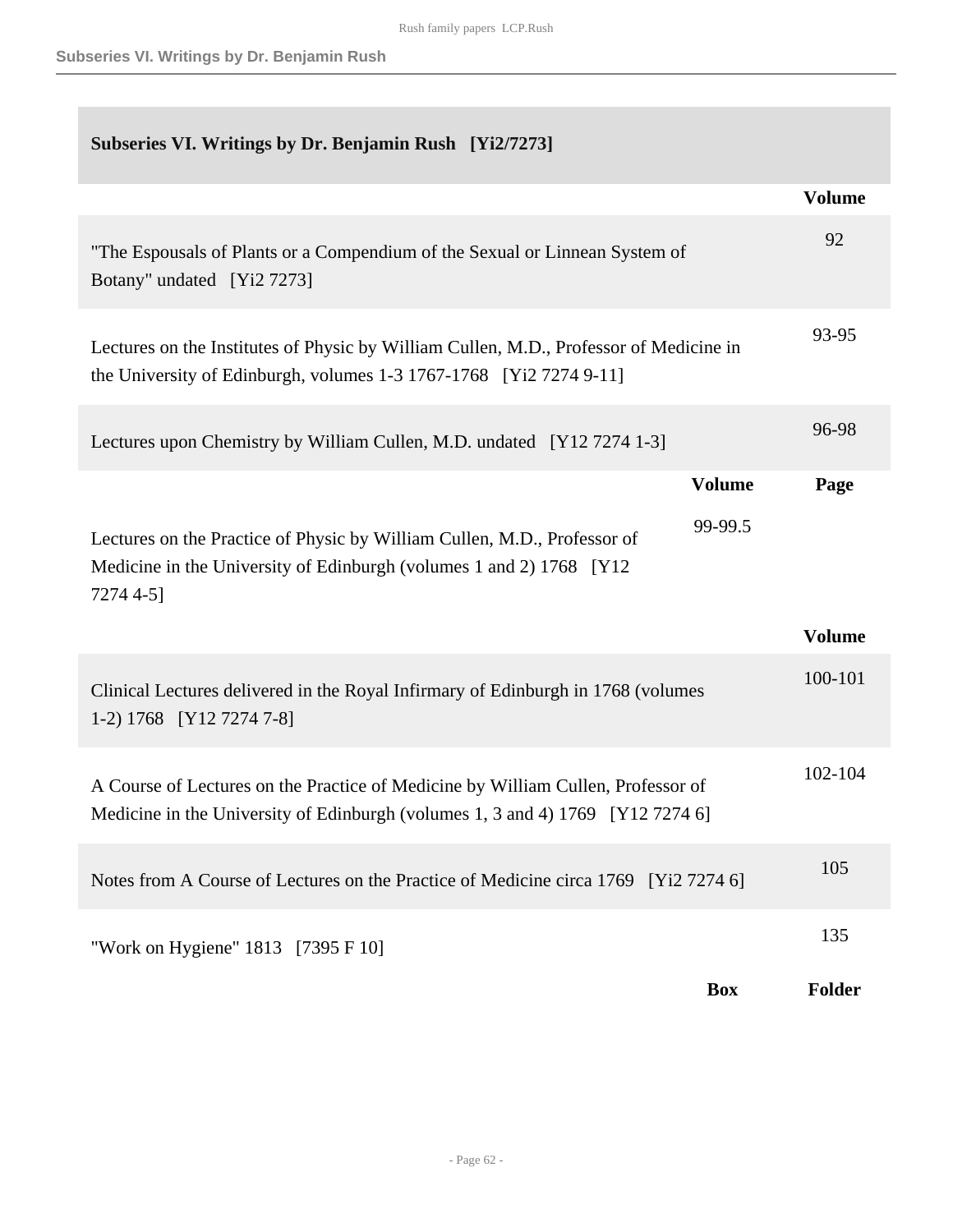## Subseries VI. Writings by Dr. Benjamin Rush [Yi2/7273]

| | | Volume |
|---|---|---|
| "The Espousals of Plants or a Compendium of the Sexual or Linnean System of Botany" undated [Yi2 7273] | | 92 |
| Lectures on the Institutes of Physic by William Cullen, M.D., Professor of Medicine in the University of Edinburgh, volumes 1-3 1767-1768 [Yi2 7274 9-11] | | 93-95 |
| Lectures upon Chemistry by William Cullen, M.D. undated [Y12 7274 1-3] | | 96-98 |
| | **Volume** | **Page** |
| Lectures on the Practice of Physic by William Cullen, M.D., Professor of Medicine in the University of Edinburgh (volumes 1 and 2) 1768 [Y12 7274 4-5] | 99-99.5 | |
| | | **Volume** |
| Clinical Lectures delivered in the Royal Infirmary of Edinburgh in 1768 (volumes 1-2) 1768 [Y12 7274 7-8] | | 100-101 |
| A Course of Lectures on the Practice of Medicine by William Cullen, Professor of Medicine in the University of Edinburgh (volumes 1, 3 and 4) 1769 [Y12 7274 6] | | 102-104 |
| Notes from A Course of Lectures on the Practice of Medicine circa 1769 [Yi2 7274 6] | | 105 |
| "Work on Hygiene" 1813 [7395 F 10] | | 135 |
| | **Box** | **Folder** |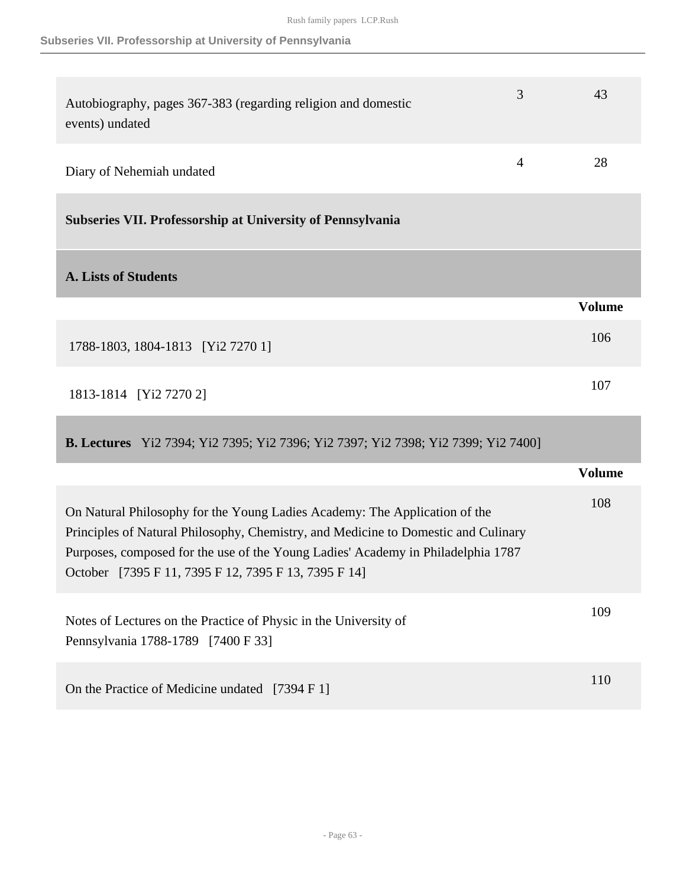| | | |
|---|---|---|
| Autobiography, pages 367-383 (regarding religion and domestic events) undated | 3 | 43 |
| Diary of Nehemiah undated | 4 | 28 |

## Subseries VII. Professorship at University of Pennsylvania

### A. Lists of Students

| | Volume |
|---|---|
| 1788-1803, 1804-1813 [Yi2 7270 1] | 106 |
| 1813-1814 [Yi2 7270 2] | 107 |

### B. Lectures Yi2 7394; Yi2 7395; Yi2 7396; Yi2 7397; Yi2 7398; Yi2 7399; Yi2 7400]

| | Volume |
|---|---|
| On Natural Philosophy for the Young Ladies Academy: The Application of the Principles of Natural Philosophy, Chemistry, and Medicine to Domestic and Culinary Purposes, composed for the use of the Young Ladies' Academy in Philadelphia 1787 October [7395 F 11, 7395 F 12, 7395 F 13, 7395 F 14] | 108 |
| Notes of Lectures on the Practice of Physic in the University of Pennsylvania 1788-1789 [7400 F 33] | 109 |
| On the Practice of Medicine undated [7394 F 1] | 110 |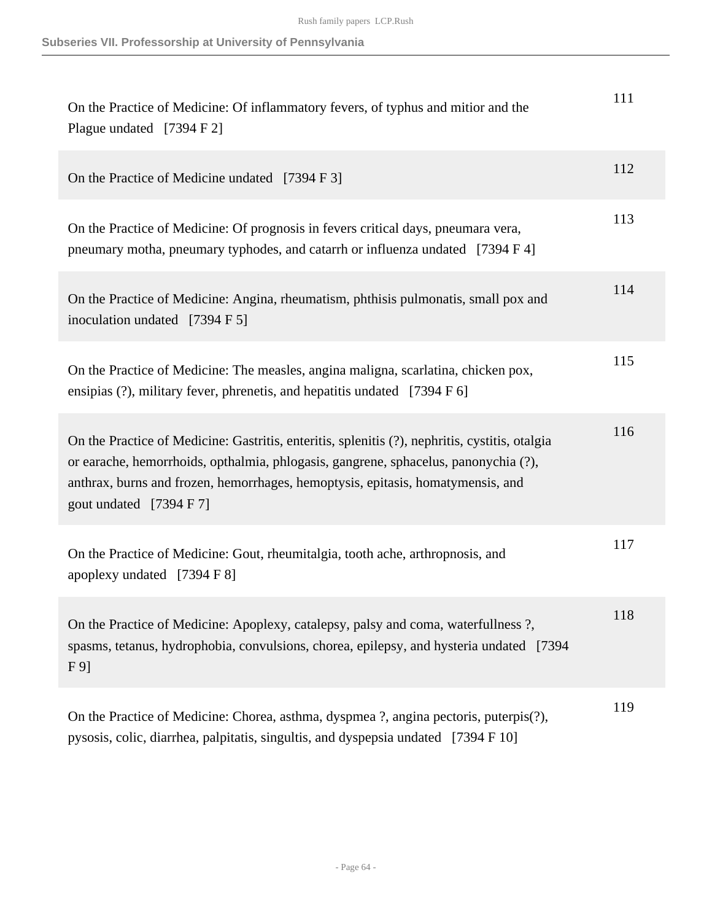| | |
|---|---|
| On the Practice of Medicine: Of inflammatory fevers, of typhus and mitior and the Plague undated [7394 F 2] | 111 |
| On the Practice of Medicine undated [7394 F 3] | 112 |
| On the Practice of Medicine: Of prognosis in fevers critical days, pneumara vera, pneumary motha, pneumary typhodes, and catarrh or influenza undated [7394 F 4] | 113 |
| On the Practice of Medicine: Angina, rheumatism, phthisis pulmonatis, small pox and inoculation undated [7394 F 5] | 114 |
| On the Practice of Medicine: The measles, angina maligna, scarlatina, chicken pox, ensipias (?), military fever, phrenetis, and hepatitis undated [7394 F 6] | 115 |
| On the Practice of Medicine: Gastritis, enteritis, splenitis (?), nephritis, cystitis, otalgia or earache, hemorrhoids, opthalmia, phlogasis, gangrene, sphacelus, panonychia (?), anthrax, burns and frozen, hemorrhages, hemoptysis, epitasis, homatymensis, and gout undated [7394 F 7] | 116 |
| On the Practice of Medicine: Gout, rheumitalgia, tooth ache, arthropnosis, and apoplexy undated [7394 F 8] | 117 |
| On the Practice of Medicine: Apoplexy, catalepsy, palsy and coma, waterfullness ?, spasms, tetanus, hydrophobia, convulsions, chorea, epilepsy, and hysteria undated [7394 F 9] | 118 |
| On the Practice of Medicine: Chorea, asthma, dyspmea ?, angina pectoris, puterpis(?), pysosis, colic, diarrhea, palpitatis, singultis, and dyspepsia undated [7394 F 10] | 119 |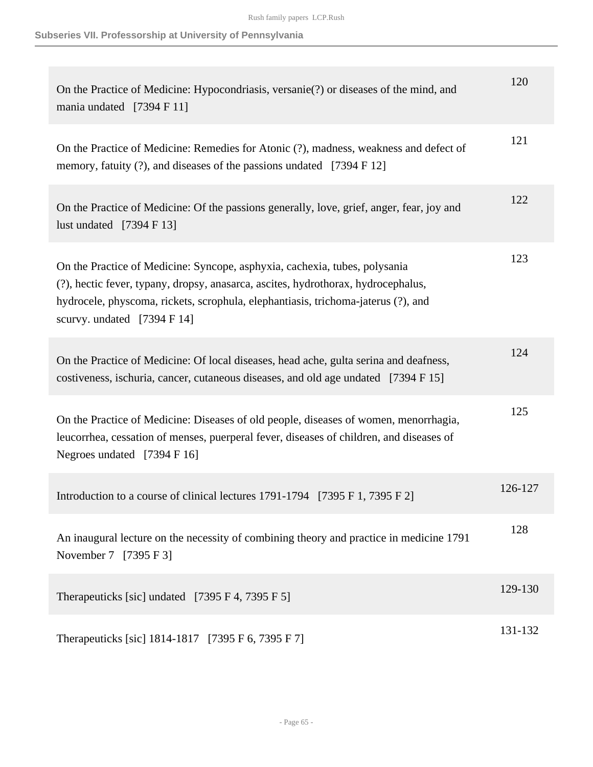| | |
|---|---|
| On the Practice of Medicine: Hypocondriasis, versanie(?) or diseases of the mind, and mania undated [7394 F 11] | 120 |
| On the Practice of Medicine: Remedies for Atonic (?), madness, weakness and defect of memory, fatuity (?), and diseases of the passions undated [7394 F 12] | 121 |
| On the Practice of Medicine: Of the passions generally, love, grief, anger, fear, joy and lust undated [7394 F 13] | 122 |
| On the Practice of Medicine: Syncope, asphyxia, cachexia, tubes, polysania (?), hectic fever, typany, dropsy, anasarca, ascites, hydrothorax, hydrocephalus, hydrocele, physcoma, rickets, scrophula, elephantiasis, trichoma-jaterus (?), and scurvy. undated [7394 F 14] | 123 |
| On the Practice of Medicine: Of local diseases, head ache, gulta serina and deafness, costiveness, ischuria, cancer, cutaneous diseases, and old age undated [7394 F 15] | 124 |
| On the Practice of Medicine: Diseases of old people, diseases of women, menorrhagia, leucorrhea, cessation of menses, puerperal fever, diseases of children, and diseases of Negroes undated [7394 F 16] | 125 |
| Introduction to a course of clinical lectures 1791-1794 [7395 F 1, 7395 F 2] | 126-127 |
| An inaugural lecture on the necessity of combining theory and practice in medicine 1791 November 7 [7395 F 3] | 128 |
| Therapeuticks [sic] undated [7395 F 4, 7395 F 5] | 129-130 |
| Therapeuticks [sic] 1814-1817 [7395 F 6, 7395 F 7] | 131-132 |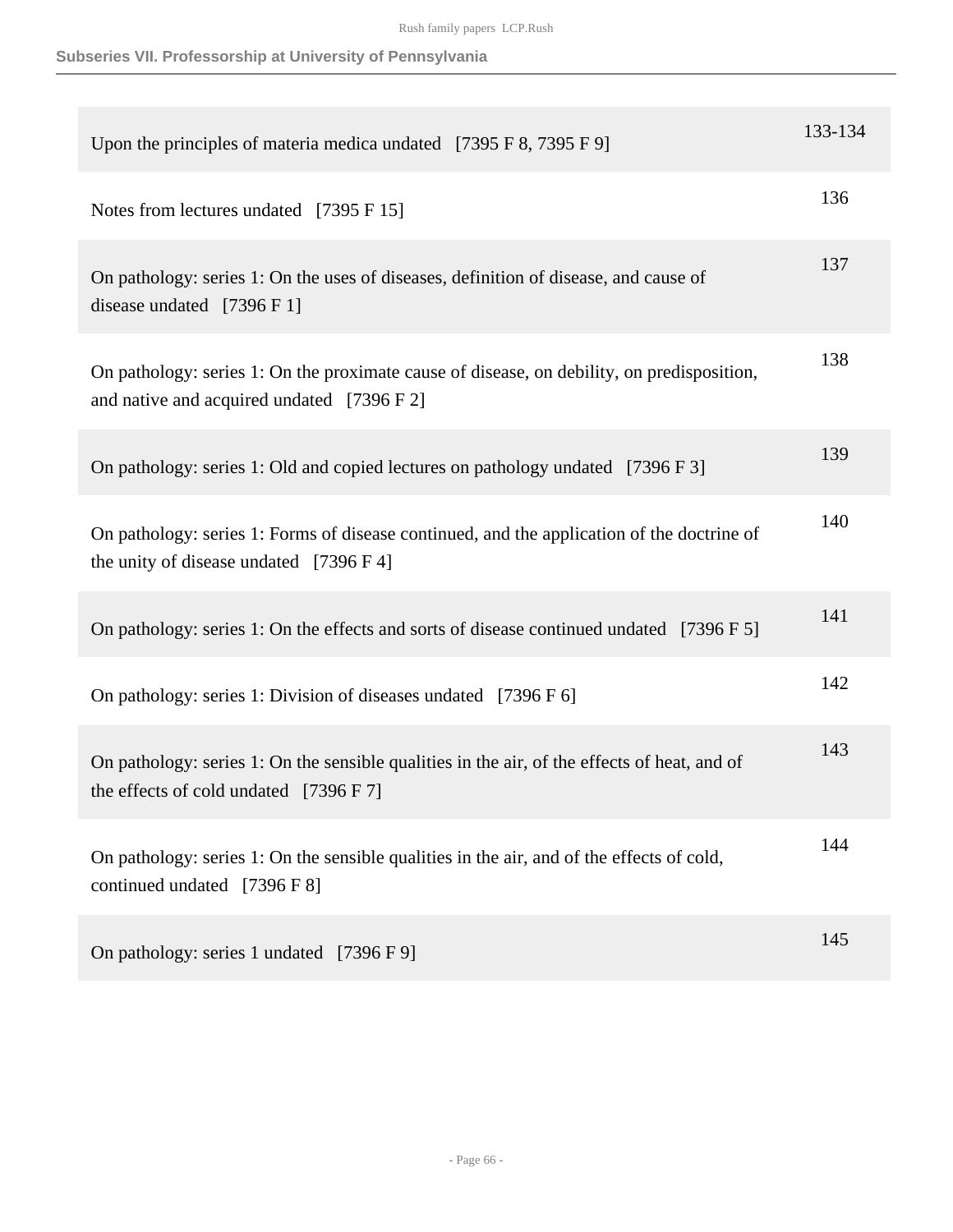| | |
|---|---|
| Upon the principles of materia medica undated [7395 F 8, 7395 F 9] | 133-134 |
| Notes from lectures undated [7395 F 15] | 136 |
| On pathology: series 1: On the uses of diseases, definition of disease, and cause of disease undated [7396 F 1] | 137 |
| On pathology: series 1: On the proximate cause of disease, on debility, on predisposition, and native and acquired undated [7396 F 2] | 138 |
| On pathology: series 1: Old and copied lectures on pathology undated [7396 F 3] | 139 |
| On pathology: series 1: Forms of disease continued, and the application of the doctrine of the unity of disease undated [7396 F 4] | 140 |
| On pathology: series 1: On the effects and sorts of disease continued undated [7396 F 5] | 141 |
| On pathology: series 1: Division of diseases undated [7396 F 6] | 142 |
| On pathology: series 1: On the sensible qualities in the air, of the effects of heat, and of the effects of cold undated [7396 F 7] | 143 |
| On pathology: series 1: On the sensible qualities in the air, and of the effects of cold, continued undated [7396 F 8] | 144 |
| On pathology: series 1 undated [7396 F 9] | 145 |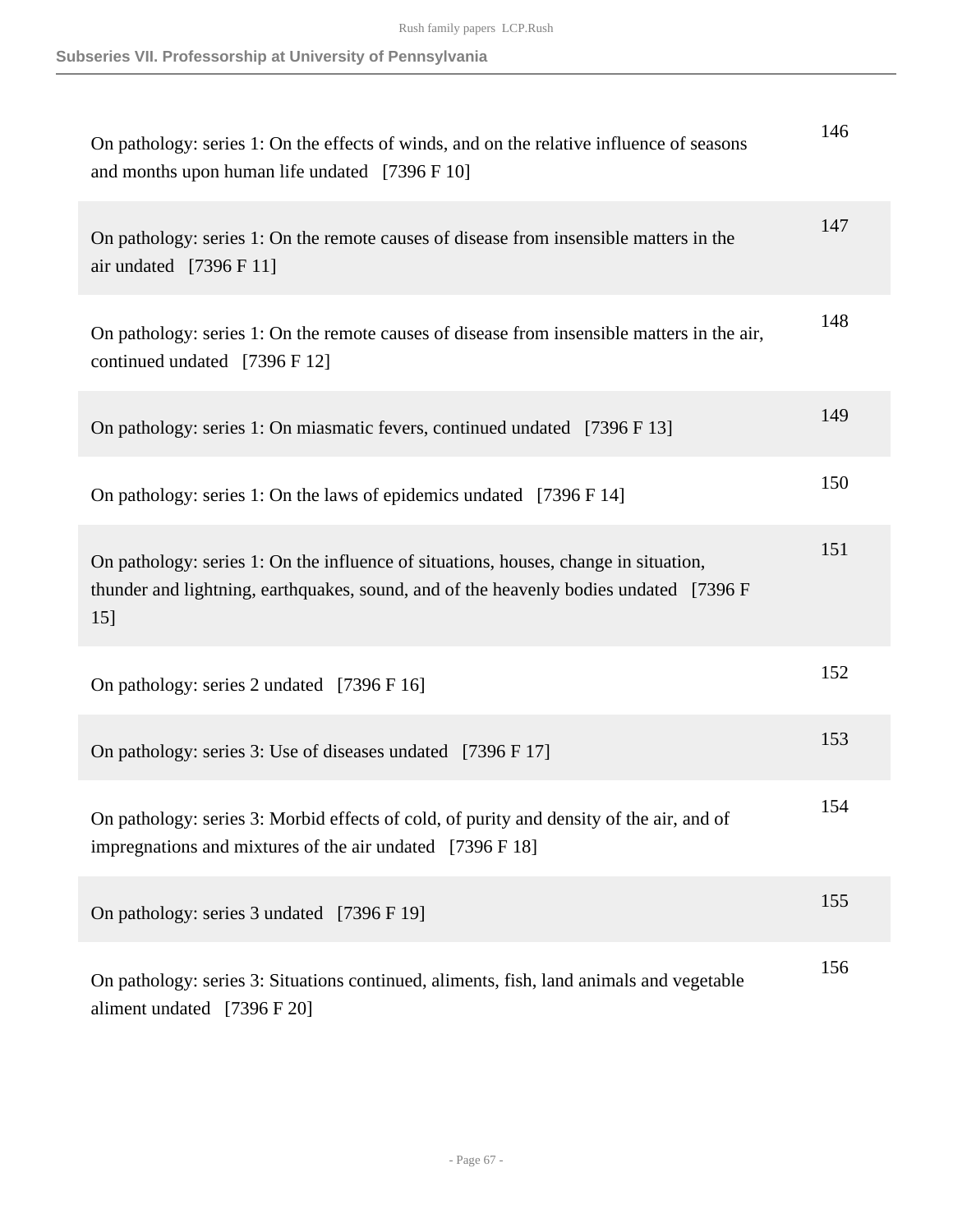| | |
|---|---|
| On pathology: series 1: On the effects of winds, and on the relative influence of seasons and months upon human life undated [7396 F 10] | 146 |
| On pathology: series 1: On the remote causes of disease from insensible matters in the air undated [7396 F 11] | 147 |
| On pathology: series 1: On the remote causes of disease from insensible matters in the air, continued undated [7396 F 12] | 148 |
| On pathology: series 1: On miasmatic fevers, continued undated [7396 F 13] | 149 |
| On pathology: series 1: On the laws of epidemics undated [7396 F 14] | 150 |
| On pathology: series 1: On the influence of situations, houses, change in situation, thunder and lightning, earthquakes, sound, and of the heavenly bodies undated [7396 F 15] | 151 |
| On pathology: series 2 undated [7396 F 16] | 152 |
| On pathology: series 3: Use of diseases undated [7396 F 17] | 153 |
| On pathology: series 3: Morbid effects of cold, of purity and density of the air, and of impregnations and mixtures of the air undated [7396 F 18] | 154 |
| On pathology: series 3 undated [7396 F 19] | 155 |
| On pathology: series 3: Situations continued, aliments, fish, land animals and vegetable aliment undated [7396 F 20] | 156 |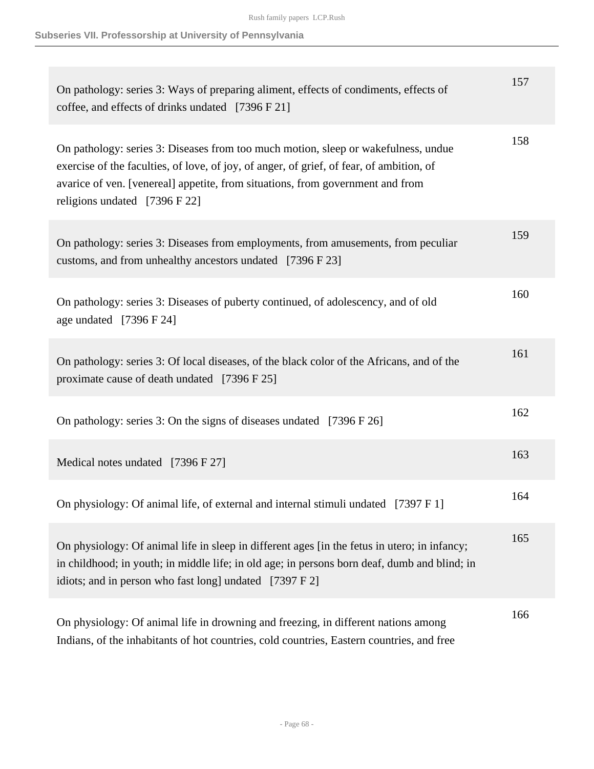| | |
|---|---|
| On pathology: series 3: Ways of preparing aliment, effects of condiments, effects of coffee, and effects of drinks undated [7396 F 21] | 157 |
| On pathology: series 3: Diseases from too much motion, sleep or wakefulness, undue exercise of the faculties, of love, of joy, of anger, of grief, of fear, of ambition, of avarice of ven. [venereal] appetite, from situations, from government and from religions undated [7396 F 22] | 158 |
| On pathology: series 3: Diseases from employments, from amusements, from peculiar customs, and from unhealthy ancestors undated [7396 F 23] | 159 |
| On pathology: series 3: Diseases of puberty continued, of adolescency, and of old age undated [7396 F 24] | 160 |
| On pathology: series 3: Of local diseases, of the black color of the Africans, and of the proximate cause of death undated [7396 F 25] | 161 |
| On pathology: series 3: On the signs of diseases undated [7396 F 26] | 162 |
| Medical notes undated [7396 F 27] | 163 |
| On physiology: Of animal life, of external and internal stimuli undated [7397 F 1] | 164 |
| On physiology: Of animal life in sleep in different ages [in the fetus in utero; in infancy; in childhood; in youth; in middle life; in old age; in persons born deaf, dumb and blind; in idiots; and in person who fast long] undated [7397 F 2] | 165 |
| On physiology: Of animal life in drowning and freezing, in different nations among Indians, of the inhabitants of hot countries, cold countries, Eastern countries, and free | 166 |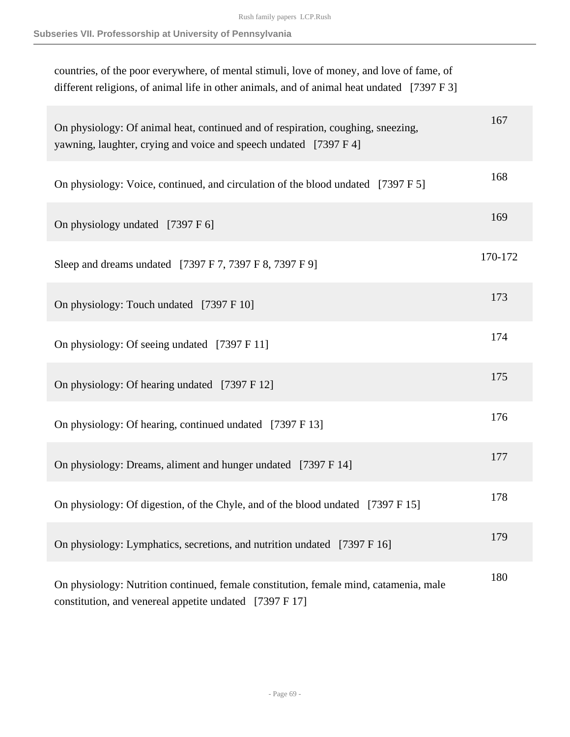countries, of the poor everywhere, of mental stimuli, love of money, and love of fame, of different religions, of animal life in other animals, and of animal heat undated [7397 F 3]

| | |
|---|---|
| On physiology: Of animal heat, continued and of respiration, coughing, sneezing, yawning, laughter, crying and voice and speech undated [7397 F 4] | 167 |
| On physiology: Voice, continued, and circulation of the blood undated [7397 F 5] | 168 |
| On physiology undated [7397 F 6] | 169 |
| Sleep and dreams undated [7397 F 7, 7397 F 8, 7397 F 9] | 170-172 |
| On physiology: Touch undated [7397 F 10] | 173 |
| On physiology: Of seeing undated [7397 F 11] | 174 |
| On physiology: Of hearing undated [7397 F 12] | 175 |
| On physiology: Of hearing, continued undated [7397 F 13] | 176 |
| On physiology: Dreams, aliment and hunger undated [7397 F 14] | 177 |
| On physiology: Of digestion, of the Chyle, and of the blood undated [7397 F 15] | 178 |
| On physiology: Lymphatics, secretions, and nutrition undated [7397 F 16] | 179 |
| On physiology: Nutrition continued, female constitution, female mind, catamenia, male constitution, and venereal appetite undated [7397 F 17] | 180 |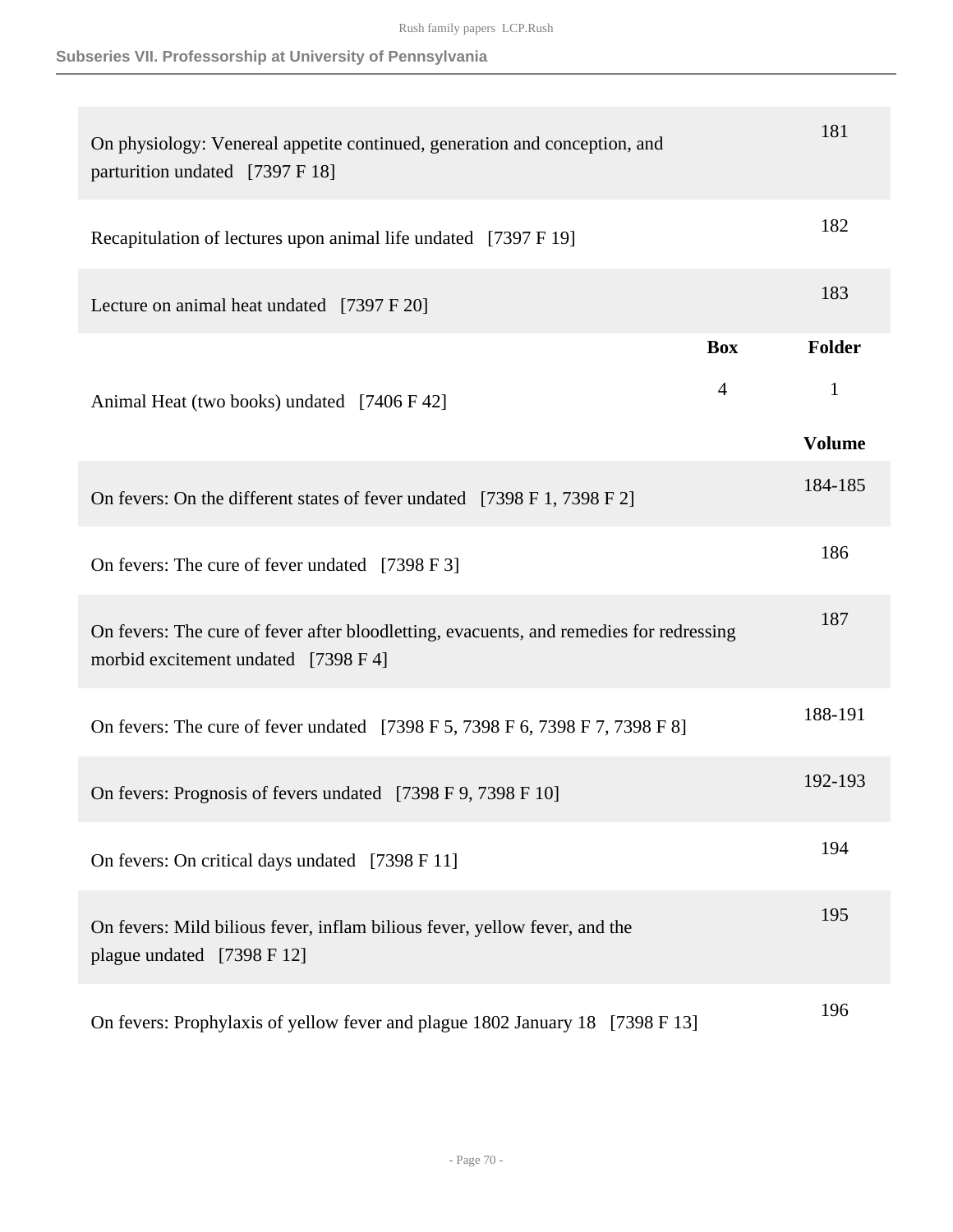## Subseries VII. Professorship at University of Pennsylvania

| | | Volume |
|---|---|---|
| On physiology: Venereal appetite continued, generation and conception, and parturition undated [7397 F 18] | | 181 |
| Recapitulation of lectures upon animal life undated [7397 F 19] | | 182 |
| Lecture on animal heat undated [7397 F 20] | | 183 |

| | Box | Folder |
|---|---|---|
| Animal Heat (two books) undated [7406 F 42] | 4 | 1 |

| | Volume |
|---|---|
| On fevers: On the different states of fever undated [7398 F 1, 7398 F 2] | 184-185 |
| On fevers: The cure of fever undated [7398 F 3] | 186 |
| On fevers: The cure of fever after bloodletting, evacuents, and remedies for redressing morbid excitement undated [7398 F 4] | 187 |
| On fevers: The cure of fever undated [7398 F 5, 7398 F 6, 7398 F 7, 7398 F 8] | 188-191 |
| On fevers: Prognosis of fevers undated [7398 F 9, 7398 F 10] | 192-193 |
| On fevers: On critical days undated [7398 F 11] | 194 |
| On fevers: Mild bilious fever, inflam bilious fever, yellow fever, and the plague undated [7398 F 12] | 195 |
| On fevers: Prophylaxis of yellow fever and plague 1802 January 18 [7398 F 13] | 196 |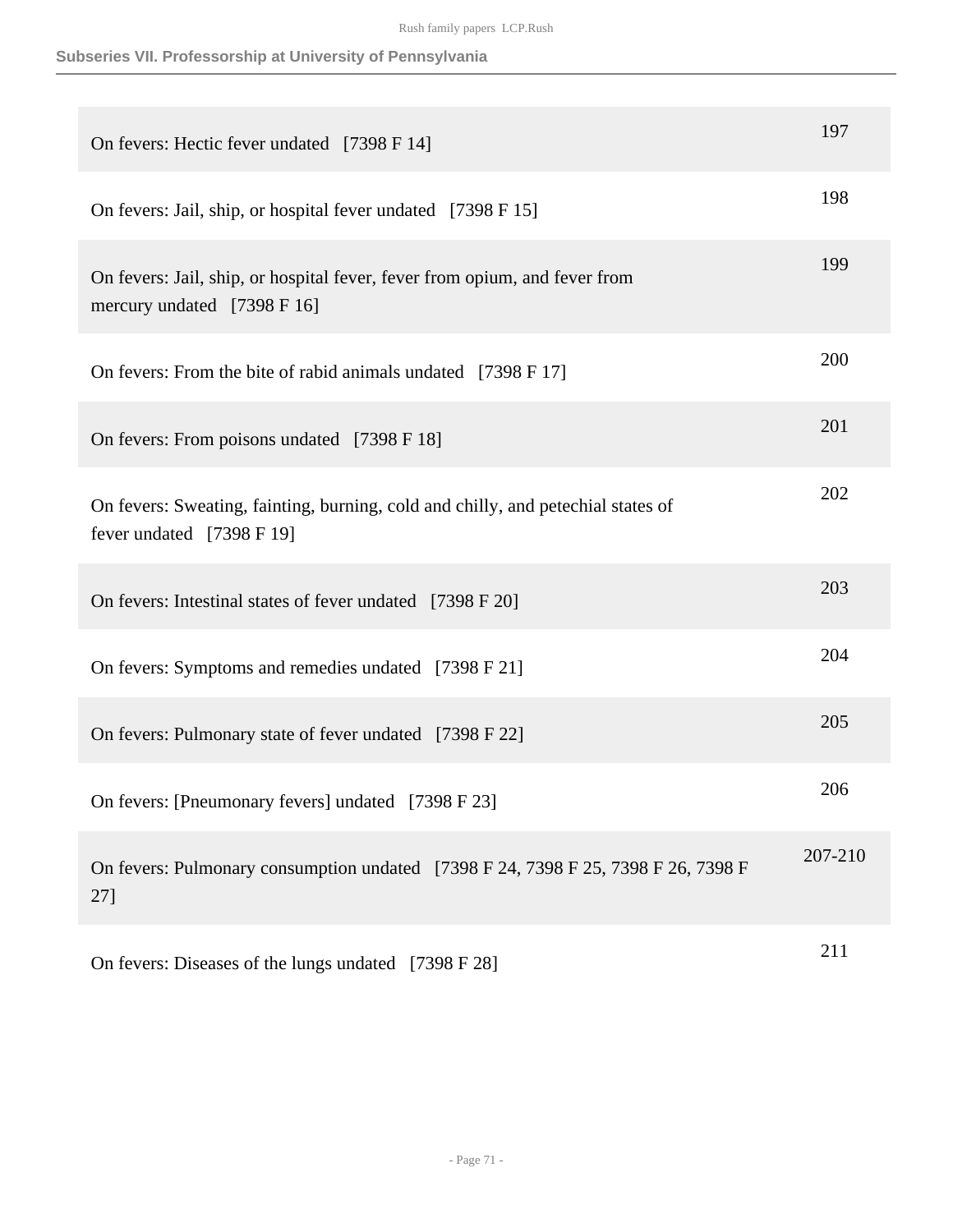| | |
|---|---|
| On fevers: Hectic fever undated [7398 F 14] | 197 |
| On fevers: Jail, ship, or hospital fever undated [7398 F 15] | 198 |
| On fevers: Jail, ship, or hospital fever, fever from opium, and fever from mercury undated [7398 F 16] | 199 |
| On fevers: From the bite of rabid animals undated [7398 F 17] | 200 |
| On fevers: From poisons undated [7398 F 18] | 201 |
| On fevers: Sweating, fainting, burning, cold and chilly, and petechial states of fever undated [7398 F 19] | 202 |
| On fevers: Intestinal states of fever undated [7398 F 20] | 203 |
| On fevers: Symptoms and remedies undated [7398 F 21] | 204 |
| On fevers: Pulmonary state of fever undated [7398 F 22] | 205 |
| On fevers: [Pneumonary fevers] undated [7398 F 23] | 206 |
| On fevers: Pulmonary consumption undated [7398 F 24, 7398 F 25, 7398 F 26, 7398 F 27] | 207-210 |
| On fevers: Diseases of the lungs undated [7398 F 28] | 211 |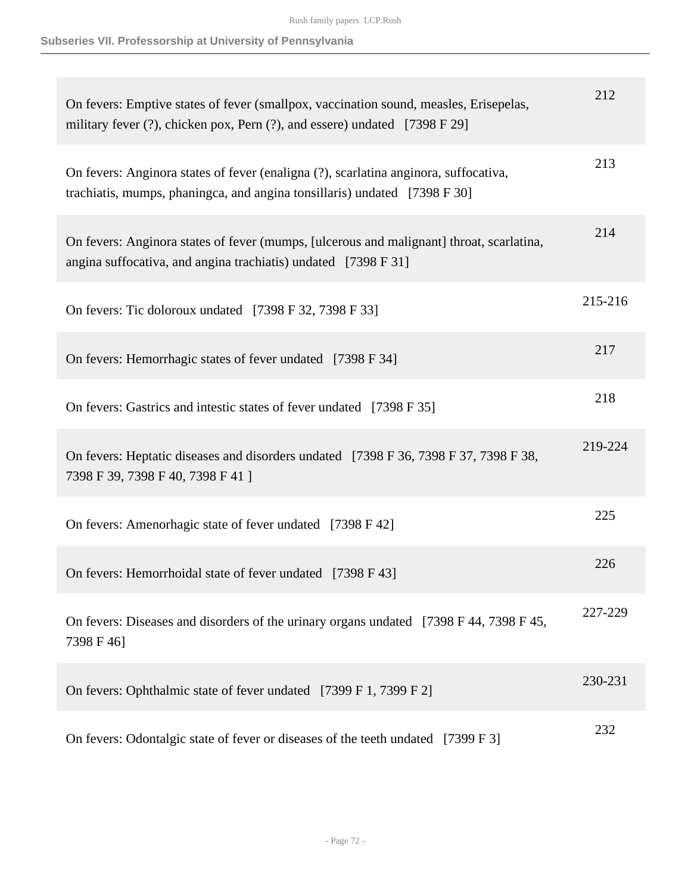## Subseries VII. Professorship at University of Pennsylvania

| | |
|---|---|
| On fevers: Emptive states of fever (smallpox, vaccination sound, measles, Erisepelas, military fever (?), chicken pox, Pern (?), and essere) undated [7398 F 29] | 212 |
| On fevers: Anginora states of fever (enaligna (?), scarlatina anginora, suffocativa, trachiatis, mumps, phaningca, and angina tonsillaris) undated [7398 F 30] | 213 |
| On fevers: Anginora states of fever (mumps, [ulcerous and malignant] throat, scarlatina, angina suffocativa, and angina trachiatis) undated [7398 F 31] | 214 |
| On fevers: Tic doloroux undated [7398 F 32, 7398 F 33] | 215-216 |
| On fevers: Hemorrhagic states of fever undated [7398 F 34] | 217 |
| On fevers: Gastrics and intestic states of fever undated [7398 F 35] | 218 |
| On fevers: Heptatic diseases and disorders undated [7398 F 36, 7398 F 37, 7398 F 38, 7398 F 39, 7398 F 40, 7398 F 41 ] | 219-224 |
| On fevers: Amenorhagic state of fever undated [7398 F 42] | 225 |
| On fevers: Hemorrhoidal state of fever undated [7398 F 43] | 226 |
| On fevers: Diseases and disorders of the urinary organs undated [7398 F 44, 7398 F 45, 7398 F 46] | 227-229 |
| On fevers: Ophthalmic state of fever undated [7399 F 1, 7399 F 2] | 230-231 |
| On fevers: Odontalgic state of fever or diseases of the teeth undated [7399 F 3] | 232 |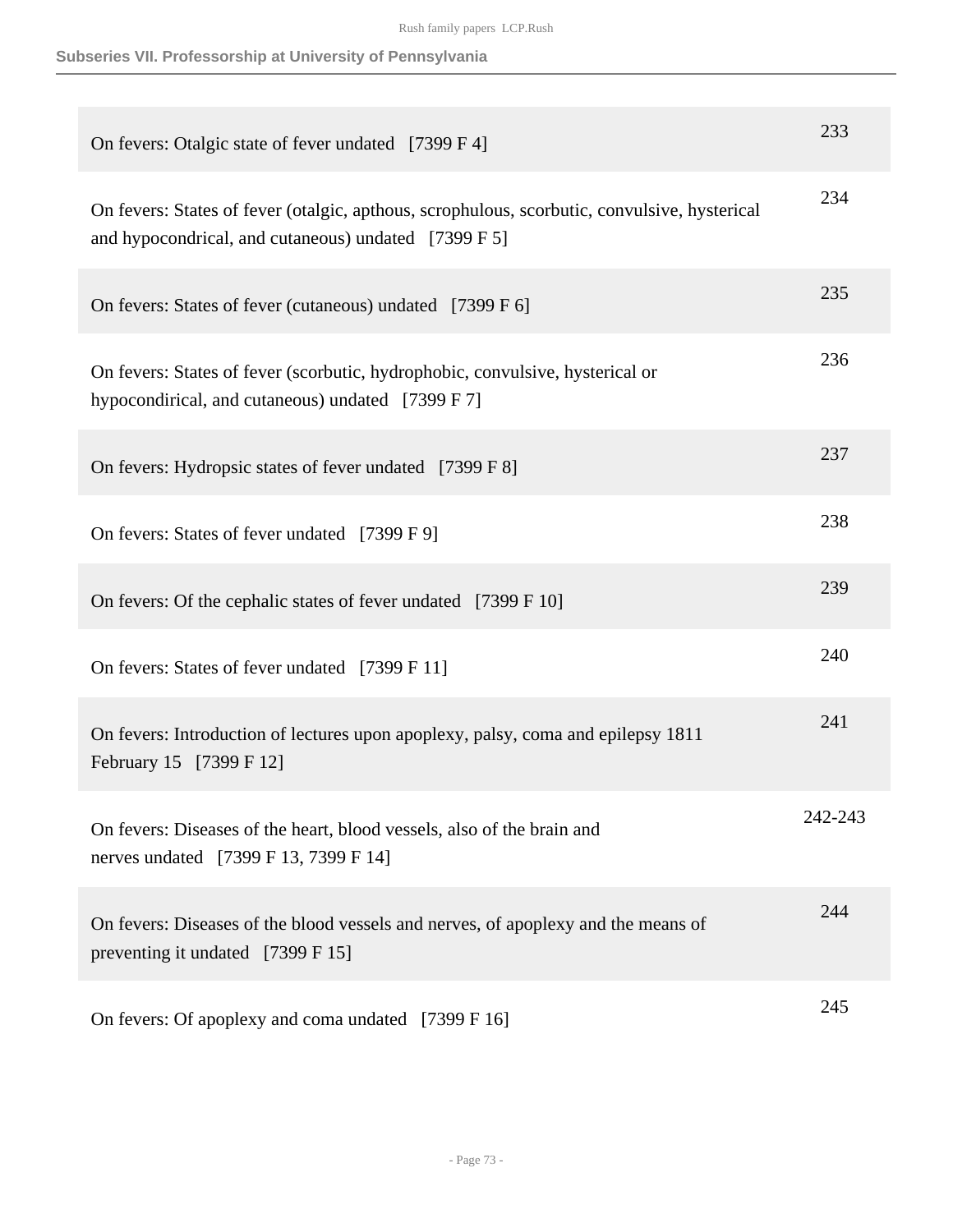| | |
|---|---|
| On fevers: Otalgic state of fever undated [7399 F 4] | 233 |
| On fevers: States of fever (otalgic, apthous, scrophulous, scorbutic, convulsive, hysterical and hypocondrical, and cutaneous) undated [7399 F 5] | 234 |
| On fevers: States of fever (cutaneous) undated [7399 F 6] | 235 |
| On fevers: States of fever (scorbutic, hydrophobic, convulsive, hysterical or hypocondirical, and cutaneous) undated [7399 F 7] | 236 |
| On fevers: Hydropsic states of fever undated [7399 F 8] | 237 |
| On fevers: States of fever undated [7399 F 9] | 238 |
| On fevers: Of the cephalic states of fever undated [7399 F 10] | 239 |
| On fevers: States of fever undated [7399 F 11] | 240 |
| On fevers: Introduction of lectures upon apoplexy, palsy, coma and epilepsy 1811 February 15 [7399 F 12] | 241 |
| On fevers: Diseases of the heart, blood vessels, also of the brain and nerves undated [7399 F 13, 7399 F 14] | 242-243 |
| On fevers: Diseases of the blood vessels and nerves, of apoplexy and the means of preventing it undated [7399 F 15] | 244 |
| On fevers: Of apoplexy and coma undated [7399 F 16] | 245 |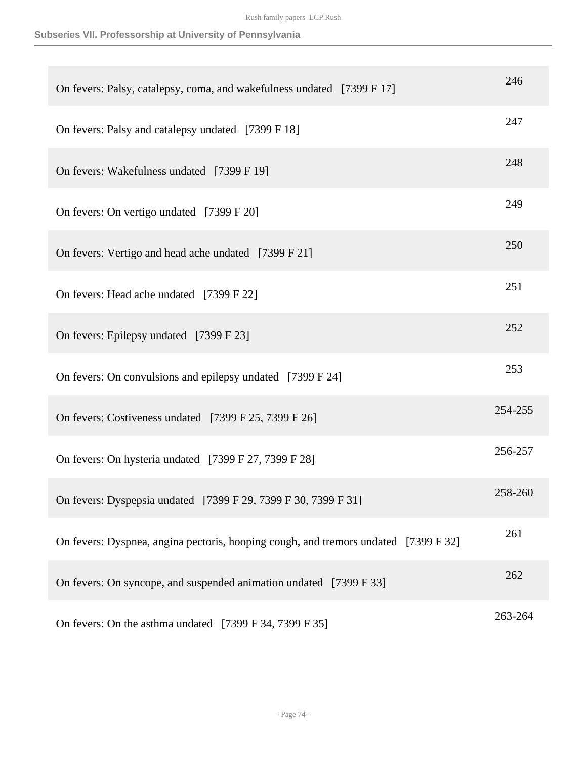## Subseries VII. Professorship at University of Pennsylvania

| | |
|---|---|
| On fevers: Palsy, catalepsy, coma, and wakefulness undated [7399 F 17] | 246 |
| On fevers: Palsy and catalepsy undated [7399 F 18] | 247 |
| On fevers: Wakefulness undated [7399 F 19] | 248 |
| On fevers: On vertigo undated [7399 F 20] | 249 |
| On fevers: Vertigo and head ache undated [7399 F 21] | 250 |
| On fevers: Head ache undated [7399 F 22] | 251 |
| On fevers: Epilepsy undated [7399 F 23] | 252 |
| On fevers: On convulsions and epilepsy undated [7399 F 24] | 253 |
| On fevers: Costiveness undated [7399 F 25, 7399 F 26] | 254-255 |
| On fevers: On hysteria undated [7399 F 27, 7399 F 28] | 256-257 |
| On fevers: Dyspepsia undated [7399 F 29, 7399 F 30, 7399 F 31] | 258-260 |
| On fevers: Dyspnea, angina pectoris, hooping cough, and tremors undated [7399 F 32] | 261 |
| On fevers: On syncope, and suspended animation undated [7399 F 33] | 262 |
| On fevers: On the asthma undated [7399 F 34, 7399 F 35] | 263-264 |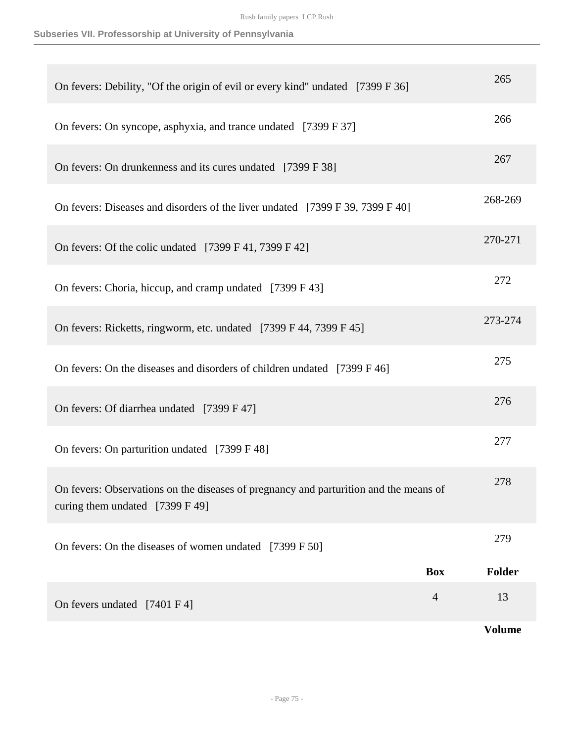| | Volume |
|---|---|
| On fevers: Debility, "Of the origin of evil or every kind" undated [7399 F 36] | 265 |
| On fevers: On syncope, asphyxia, and trance undated [7399 F 37] | 266 |
| On fevers: On drunkenness and its cures undated [7399 F 38] | 267 |
| On fevers: Diseases and disorders of the liver undated [7399 F 39, 7399 F 40] | 268-269 |
| On fevers: Of the colic undated [7399 F 41, 7399 F 42] | 270-271 |
| On fevers: Choria, hiccup, and cramp undated [7399 F 43] | 272 |
| On fevers: Ricketts, ringworm, etc. undated [7399 F 44, 7399 F 45] | 273-274 |
| On fevers: On the diseases and disorders of children undated [7399 F 46] | 275 |
| On fevers: Of diarrhea undated [7399 F 47] | 276 |
| On fevers: On parturition undated [7399 F 48] | 277 |
| On fevers: Observations on the diseases of pregnancy and parturition and the means of curing them undated [7399 F 49] | 278 |
| On fevers: On the diseases of women undated [7399 F 50] | 279 |

| | Box | Folder |
|---|---|---|
| On fevers undated [7401 F 4] | 4 | 13 |

| | Volume |
|---|---|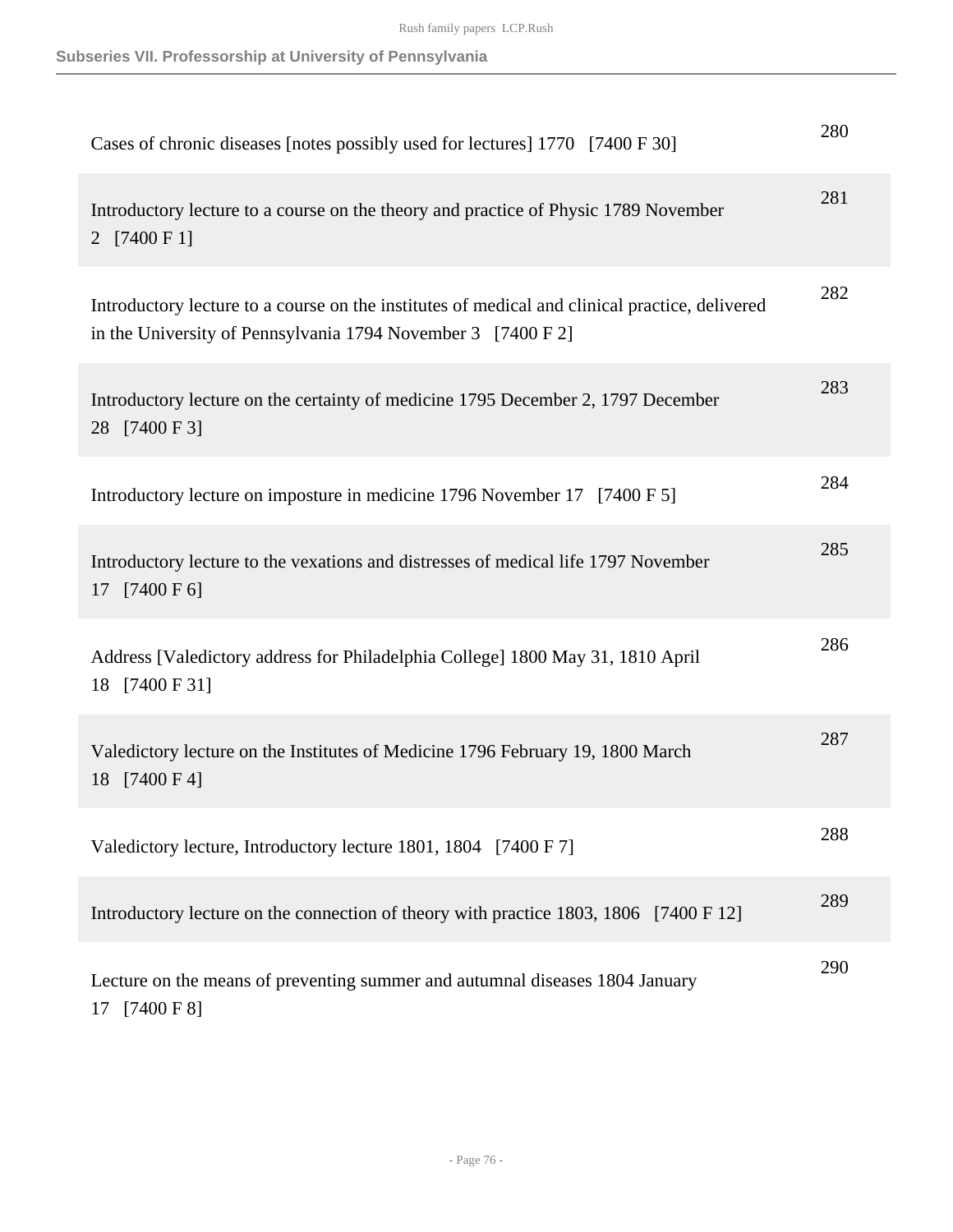| | |
|---|---|
| Cases of chronic diseases [notes possibly used for lectures] 1770 [7400 F 30] | 280 |
| Introductory lecture to a course on the theory and practice of Physic 1789 November 2 [7400 F 1] | 281 |
| Introductory lecture to a course on the institutes of medical and clinical practice, delivered in the University of Pennsylvania 1794 November 3 [7400 F 2] | 282 |
| Introductory lecture on the certainty of medicine 1795 December 2, 1797 December 28 [7400 F 3] | 283 |
| Introductory lecture on imposture in medicine 1796 November 17 [7400 F 5] | 284 |
| Introductory lecture to the vexations and distresses of medical life 1797 November 17 [7400 F 6] | 285 |
| Address [Valedictory address for Philadelphia College] 1800 May 31, 1810 April 18 [7400 F 31] | 286 |
| Valedictory lecture on the Institutes of Medicine 1796 February 19, 1800 March 18 [7400 F 4] | 287 |
| Valedictory lecture, Introductory lecture 1801, 1804 [7400 F 7] | 288 |
| Introductory lecture on the connection of theory with practice 1803, 1806 [7400 F 12] | 289 |
| Lecture on the means of preventing summer and autumnal diseases 1804 January 17 [7400 F 8] | 290 |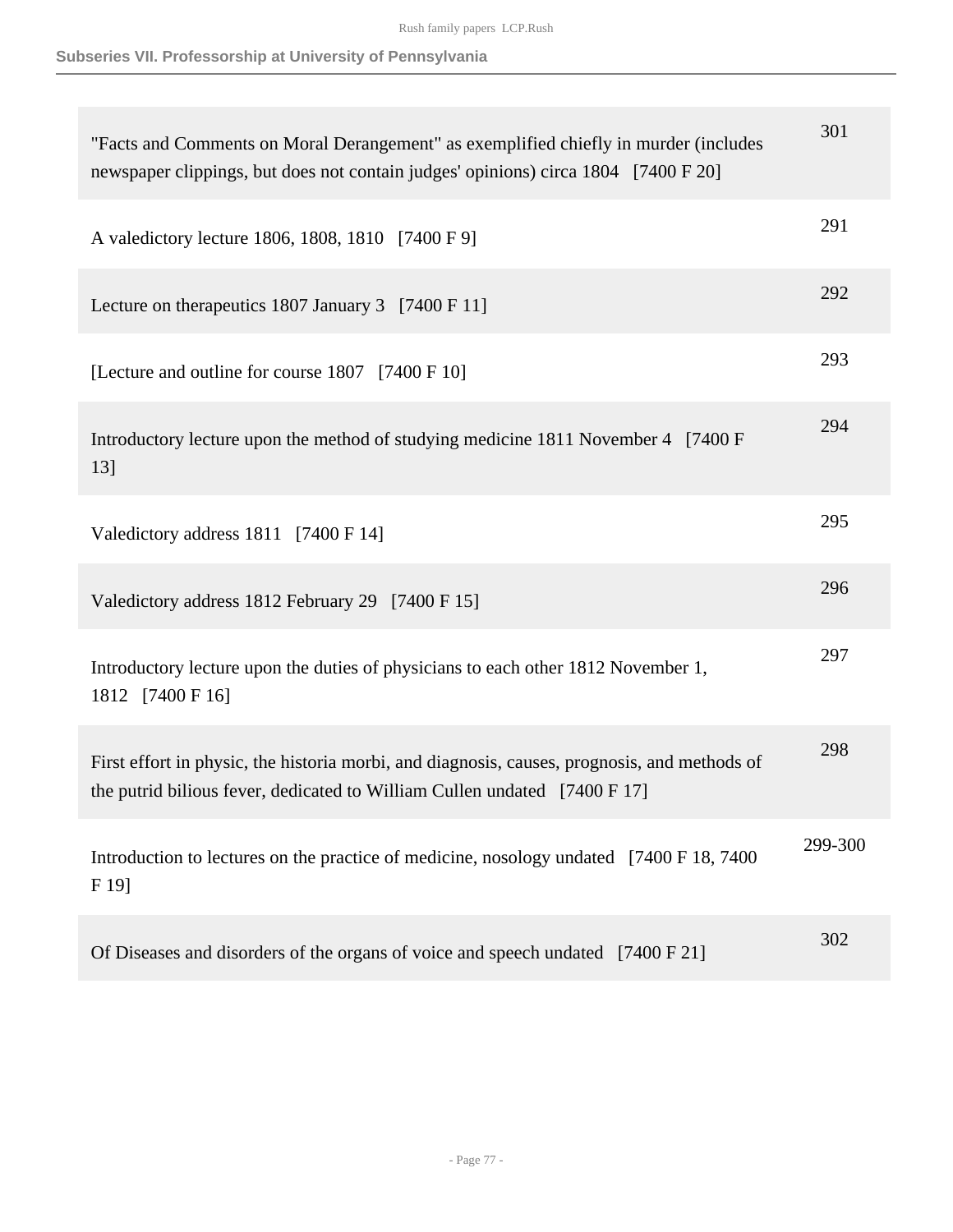| | |
|---|---|
| "Facts and Comments on Moral Derangement" as exemplified chiefly in murder (includes newspaper clippings, but does not contain judges' opinions) circa 1804 [7400 F 20] | 301 |
| A valedictory lecture 1806, 1808, 1810 [7400 F 9] | 291 |
| Lecture on therapeutics 1807 January 3 [7400 F 11] | 292 |
| [Lecture and outline for course 1807 [7400 F 10] | 293 |
| Introductory lecture upon the method of studying medicine 1811 November 4 [7400 F 13] | 294 |
| Valedictory address 1811 [7400 F 14] | 295 |
| Valedictory address 1812 February 29 [7400 F 15] | 296 |
| Introductory lecture upon the duties of physicians to each other 1812 November 1, 1812 [7400 F 16] | 297 |
| First effort in physic, the historia morbi, and diagnosis, causes, prognosis, and methods of the putrid bilious fever, dedicated to William Cullen undated [7400 F 17] | 298 |
| Introduction to lectures on the practice of medicine, nosology undated [7400 F 18, 7400 F 19] | 299-300 |
| Of Diseases and disorders of the organs of voice and speech undated [7400 F 21] | 302 |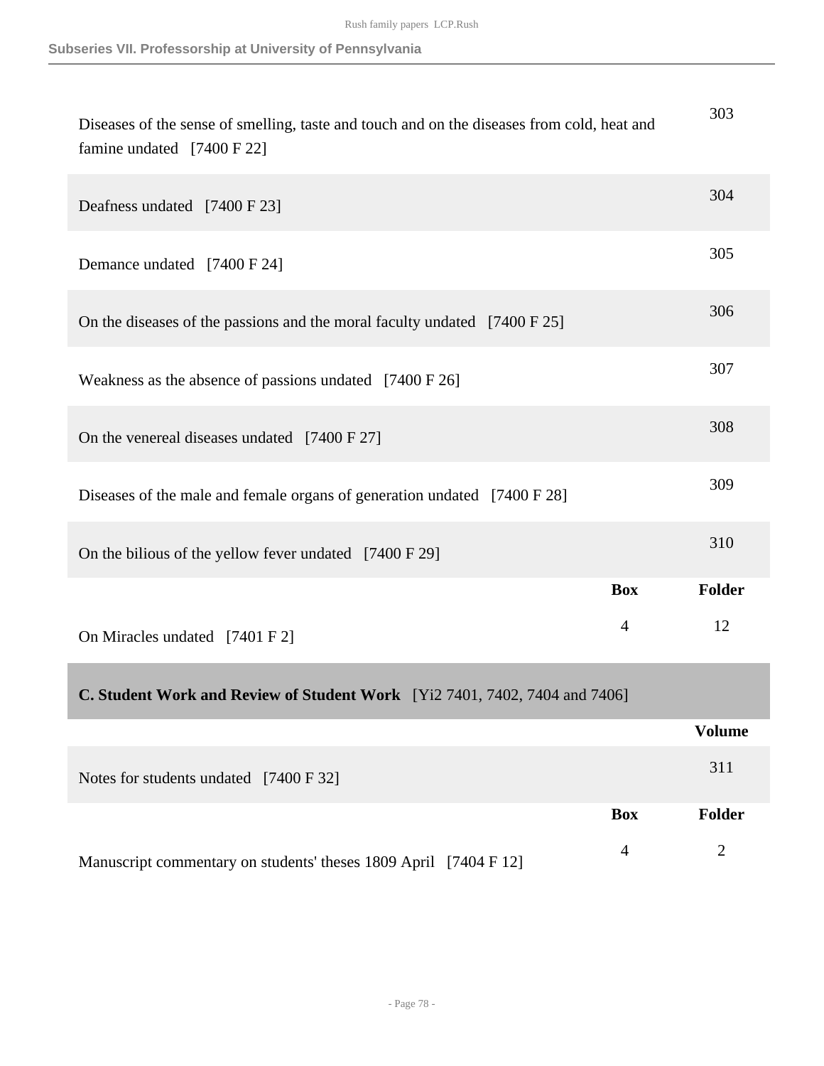## Subseries VII. Professorship at University of Pennsylvania

| | | |
|---|---|---|
| Diseases of the sense of smelling, taste and touch and on the diseases from cold, heat and famine undated [7400 F 22] | | 303 |
| Deafness undated [7400 F 23] | | 304 |
| Demance undated [7400 F 24] | | 305 |
| On the diseases of the passions and the moral faculty undated [7400 F 25] | | 306 |
| Weakness as the absence of passions undated [7400 F 26] | | 307 |
| On the venereal diseases undated [7400 F 27] | | 308 |
| Diseases of the male and female organs of generation undated [7400 F 28] | | 309 |
| On the bilious of the yellow fever undated [7400 F 29] | | 310 |
| | **Box** | **Folder** |
| On Miracles undated [7401 F 2] | 4 | 12 |

### C. Student Work and Review of Student Work [Yi2 7401, 7402, 7404 and 7406]

| | | |
|---|---|---|
| | | **Volume** |
| Notes for students undated [7400 F 32] | | 311 |
| | **Box** | **Folder** |
| Manuscript commentary on students' theses 1809 April [7404 F 12] | 4 | 2 |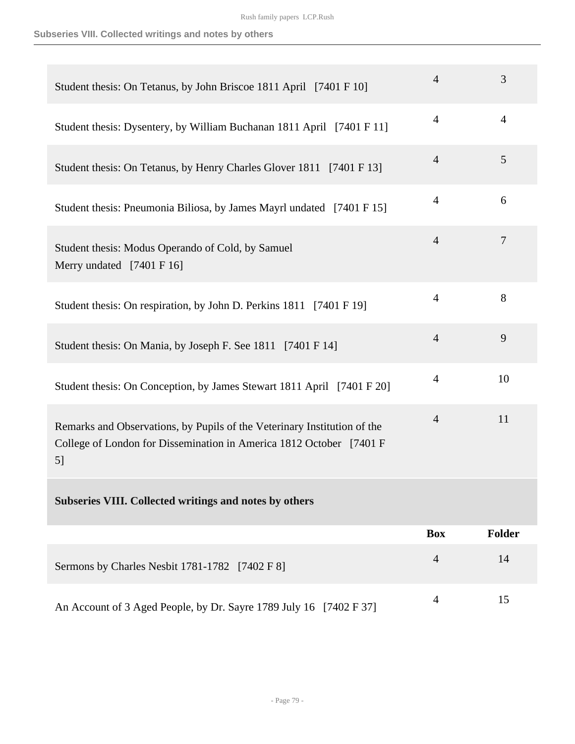| | Box | Folder |
|---|---|---|
| Student thesis: On Tetanus, by John Briscoe 1811 April [7401 F 10] | 4 | 3 |
| Student thesis: Dysentery, by William Buchanan 1811 April [7401 F 11] | 4 | 4 |
| Student thesis: On Tetanus, by Henry Charles Glover 1811 [7401 F 13] | 4 | 5 |
| Student thesis: Pneumonia Biliosa, by James Mayrl undated [7401 F 15] | 4 | 6 |
| Student thesis: Modus Operando of Cold, by Samuel Merry undated [7401 F 16] | 4 | 7 |
| Student thesis: On respiration, by John D. Perkins 1811 [7401 F 19] | 4 | 8 |
| Student thesis: On Mania, by Joseph F. See 1811 [7401 F 14] | 4 | 9 |
| Student thesis: On Conception, by James Stewart 1811 April [7401 F 20] | 4 | 10 |
| Remarks and Observations, by Pupils of the Veterinary Institution of the College of London for Dissemination in America 1812 October [7401 F 5] | 4 | 11 |

## Subseries VIII. Collected writings and notes by others

| | Box | Folder |
|---|---|---|
| Sermons by Charles Nesbit 1781-1782 [7402 F 8] | 4 | 14 |
| An Account of 3 Aged People, by Dr. Sayre 1789 July 16 [7402 F 37] | 4 | 15 |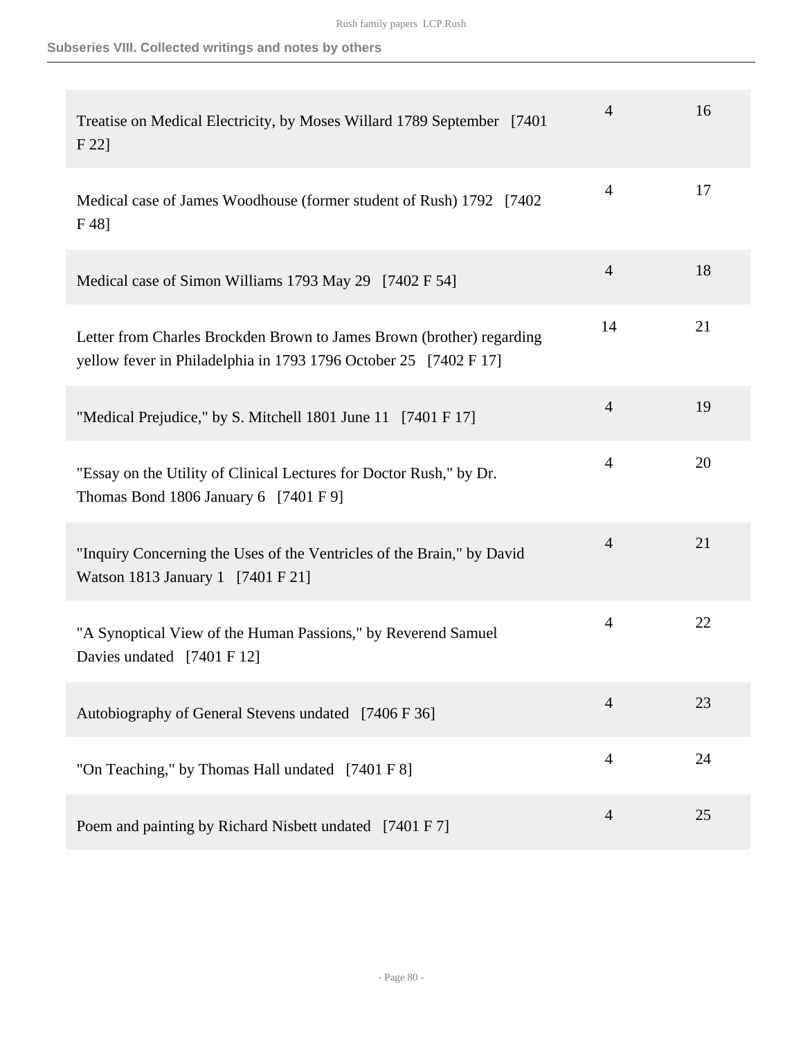### Subseries VIII. Collected writings and notes by others

| | | |
|---|---|---|
| Treatise on Medical Electricity, by Moses Willard 1789 September [7401 F 22] | 4 | 16 |
| Medical case of James Woodhouse (former student of Rush) 1792 [7402 F 48] | 4 | 17 |
| Medical case of Simon Williams 1793 May 29 [7402 F 54] | 4 | 18 |
| Letter from Charles Brockden Brown to James Brown (brother) regarding yellow fever in Philadelphia in 1793 1796 October 25 [7402 F 17] | 14 | 21 |
| "Medical Prejudice," by S. Mitchell 1801 June 11 [7401 F 17] | 4 | 19 |
| "Essay on the Utility of Clinical Lectures for Doctor Rush," by Dr. Thomas Bond 1806 January 6 [7401 F 9] | 4 | 20 |
| "Inquiry Concerning the Uses of the Ventricles of the Brain," by David Watson 1813 January 1 [7401 F 21] | 4 | 21 |
| "A Synoptical View of the Human Passions," by Reverend Samuel Davies undated [7401 F 12] | 4 | 22 |
| Autobiography of General Stevens undated [7406 F 36] | 4 | 23 |
| "On Teaching," by Thomas Hall undated [7401 F 8] | 4 | 24 |
| Poem and painting by Richard Nisbett undated [7401 F 7] | 4 | 25 |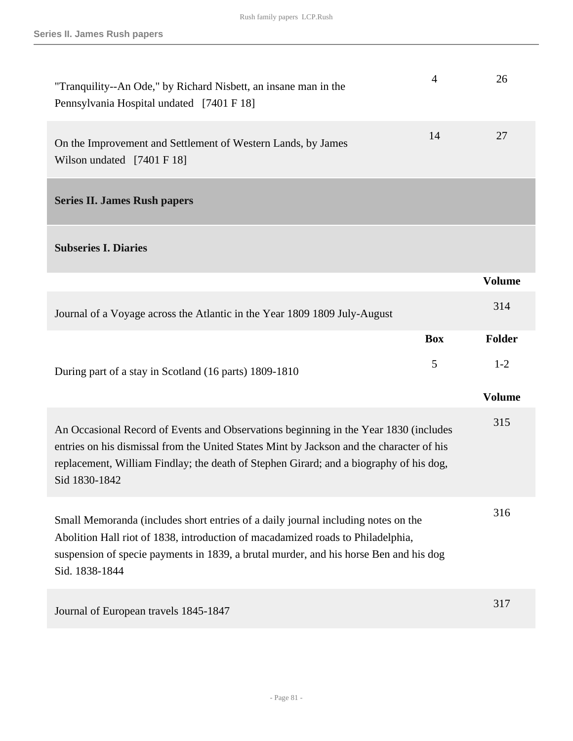| | Box | Folder |
|---|---|---|
| "Tranquility--An Ode," by Richard Nisbett, an insane man in the Pennsylvania Hospital undated [7401 F 18] | 4 | 26 |
| On the Improvement and Settlement of Western Lands, by James Wilson undated [7401 F 18] | 14 | 27 |

## Series II. James Rush papers

### Subseries I. Diaries

| | | Volume |
|---|---|---|
| Journal of a Voyage across the Atlantic in the Year 1809 1809 July-August | | 314 |

| | Box | Folder |
|---|---|---|
| During part of a stay in Scotland (16 parts) 1809-1810 | 5 | 1-2 |

| | | Volume |
|---|---|---|
| An Occasional Record of Events and Observations beginning in the Year 1830 (includes entries on his dismissal from the United States Mint by Jackson and the character of his replacement, William Findlay; the death of Stephen Girard; and a biography of his dog, Sid 1830-1842 | | 315 |
| Small Memoranda (includes short entries of a daily journal including notes on the Abolition Hall riot of 1838, introduction of macadamized roads to Philadelphia, suspension of specie payments in 1839, a brutal murder, and his horse Ben and his dog Sid. 1838-1844 | | 316 |
| Journal of European travels 1845-1847 | | 317 |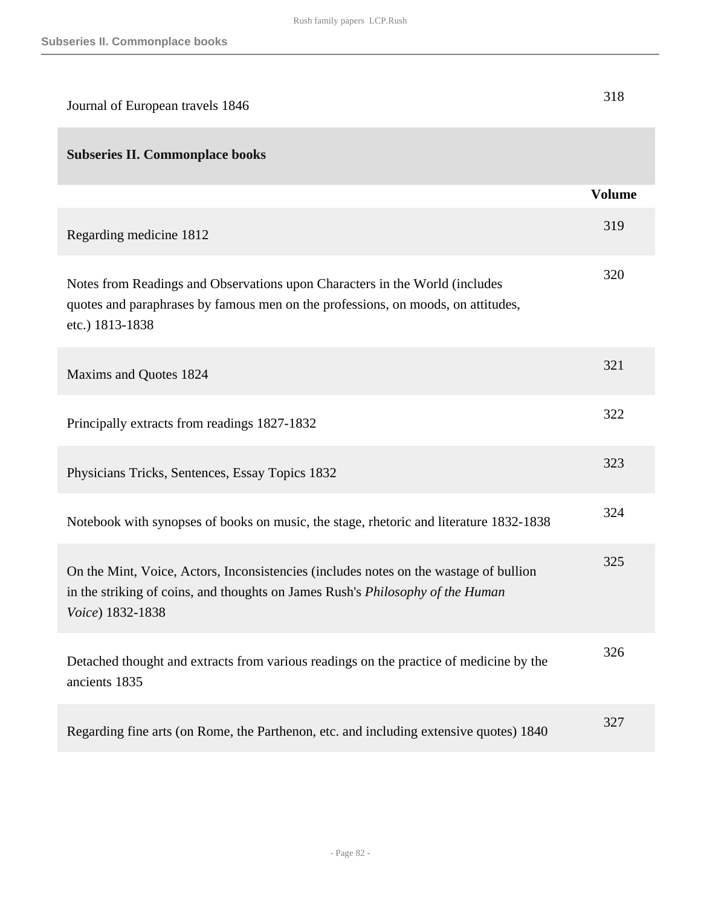| | |
|---|---|
| Journal of European travels 1846 | 318 |

## Subseries II. Commonplace books

| | Volume |
|---|---|
| Regarding medicine 1812 | 319 |
| Notes from Readings and Observations upon Characters in the World (includes quotes and paraphrases by famous men on the professions, on moods, on attitudes, etc.) 1813-1838 | 320 |
| Maxims and Quotes 1824 | 321 |
| Principally extracts from readings 1827-1832 | 322 |
| Physicians Tricks, Sentences, Essay Topics 1832 | 323 |
| Notebook with synopses of books on music, the stage, rhetoric and literature 1832-1838 | 324 |
| On the Mint, Voice, Actors, Inconsistencies (includes notes on the wastage of bullion in the striking of coins, and thoughts on James Rush's *Philosophy of the Human Voice*) 1832-1838 | 325 |
| Detached thought and extracts from various readings on the practice of medicine by the ancients 1835 | 326 |
| Regarding fine arts (on Rome, the Parthenon, etc. and including extensive quotes) 1840 | 327 |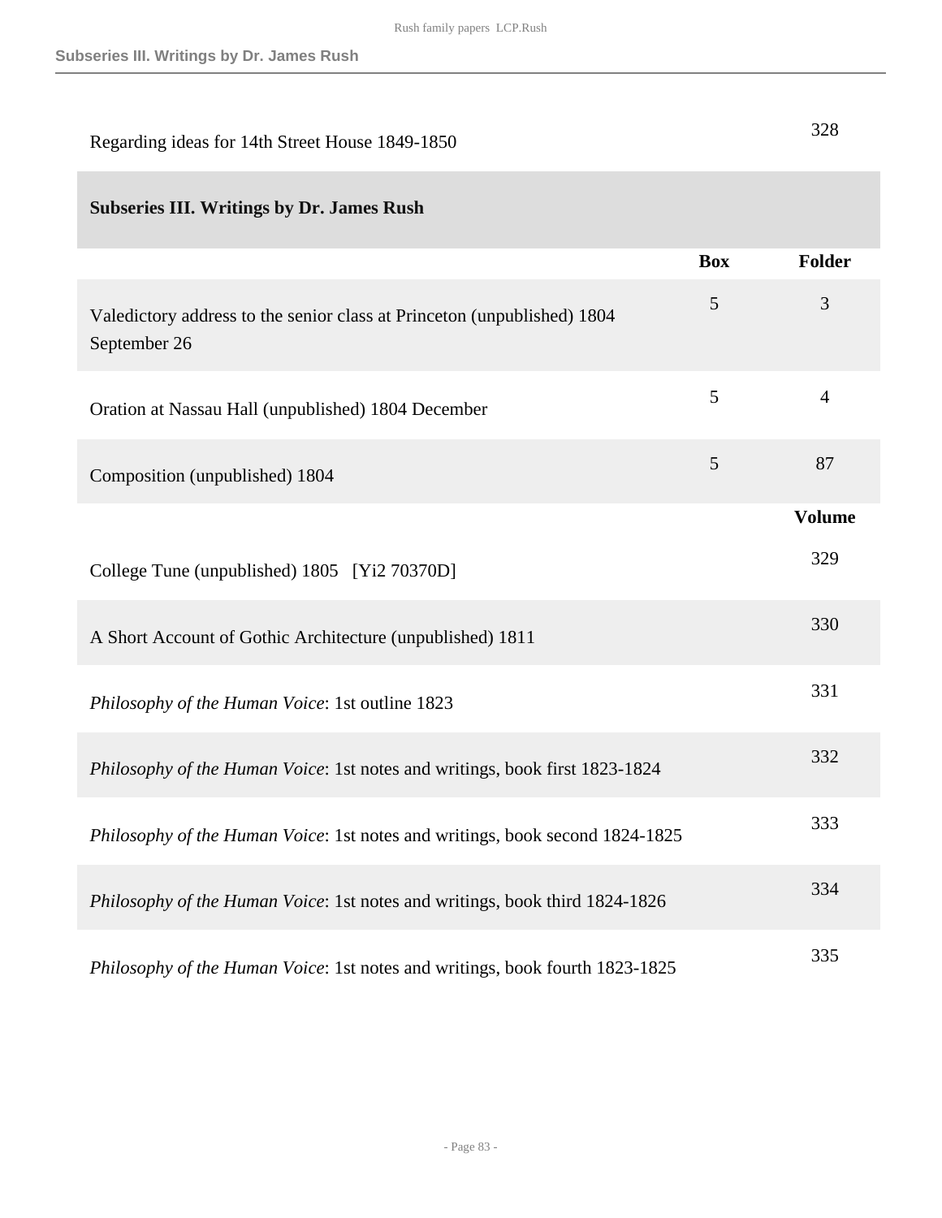| | | |
|---|---|---|
| Regarding ideas for 14th Street House 1849-1850 | | 328 |

## Subseries III. Writings by Dr. James Rush

| | Box | Folder |
|---|---|---|
| Valedictory address to the senior class at Princeton (unpublished) 1804 September 26 | 5 | 3 |
| Oration at Nassau Hall (unpublished) 1804 December | 5 | 4 |
| Composition (unpublished) 1804 | 5 | 87 |
| | | **Volume** |
| College Tune (unpublished) 1805 [Yi2 70370D] | | 329 |
| A Short Account of Gothic Architecture (unpublished) 1811 | | 330 |
| *Philosophy of the Human Voice*: 1st outline 1823 | | 331 |
| *Philosophy of the Human Voice*: 1st notes and writings, book first 1823-1824 | | 332 |
| *Philosophy of the Human Voice*: 1st notes and writings, book second 1824-1825 | | 333 |
| *Philosophy of the Human Voice*: 1st notes and writings, book third 1824-1826 | | 334 |
| *Philosophy of the Human Voice*: 1st notes and writings, book fourth 1823-1825 | | 335 |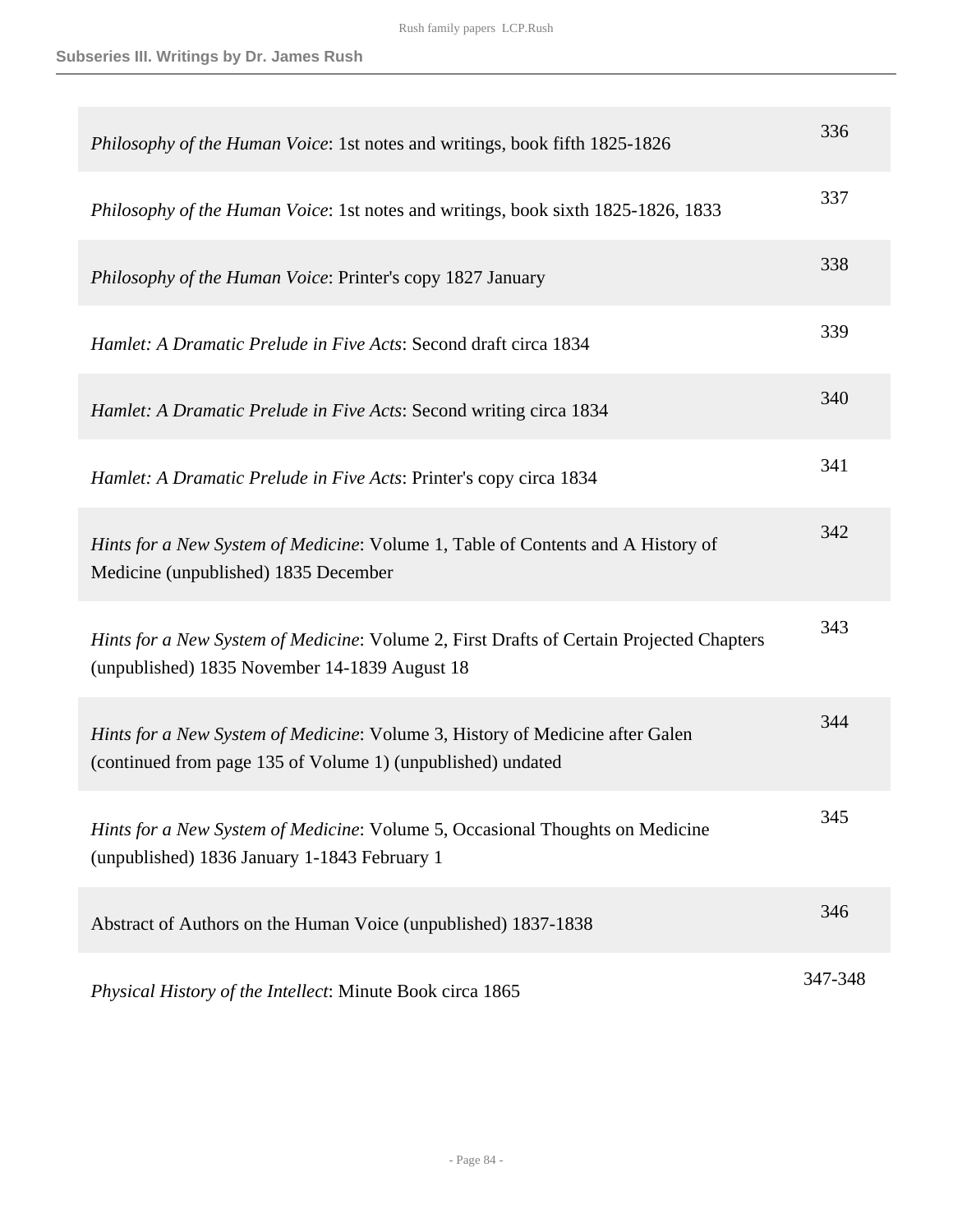| | |
|---|---|
| *Philosophy of the Human Voice*: 1st notes and writings, book fifth 1825-1826 | 336 |
| *Philosophy of the Human Voice*: 1st notes and writings, book sixth 1825-1826, 1833 | 337 |
| *Philosophy of the Human Voice*: Printer's copy 1827 January | 338 |
| *Hamlet: A Dramatic Prelude in Five Acts*: Second draft circa 1834 | 339 |
| *Hamlet: A Dramatic Prelude in Five Acts*: Second writing circa 1834 | 340 |
| *Hamlet: A Dramatic Prelude in Five Acts*: Printer's copy circa 1834 | 341 |
| *Hints for a New System of Medicine*: Volume 1, Table of Contents and A History of Medicine (unpublished) 1835 December | 342 |
| *Hints for a New System of Medicine*: Volume 2, First Drafts of Certain Projected Chapters (unpublished) 1835 November 14-1839 August 18 | 343 |
| *Hints for a New System of Medicine*: Volume 3, History of Medicine after Galen (continued from page 135 of Volume 1) (unpublished) undated | 344 |
| *Hints for a New System of Medicine*: Volume 5, Occasional Thoughts on Medicine (unpublished) 1836 January 1-1843 February 1 | 345 |
| Abstract of Authors on the Human Voice (unpublished) 1837-1838 | 346 |
| *Physical History of the Intellect*: Minute Book circa 1865 | 347-348 |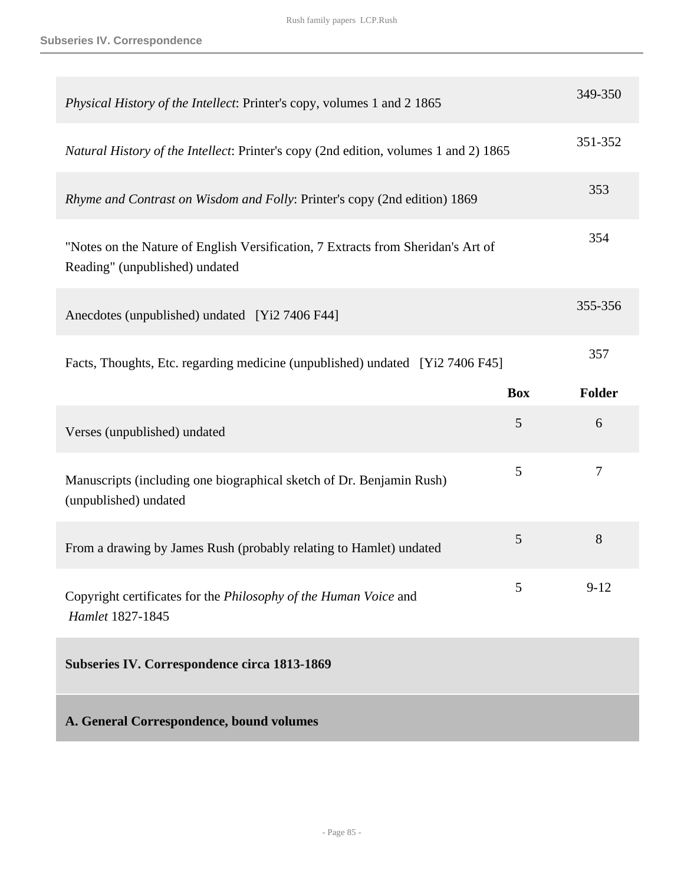| | | |
|---|---|---|
| *Physical History of the Intellect*: Printer's copy, volumes 1 and 2 1865 | | 349-350 |
| *Natural History of the Intellect*: Printer's copy (2nd edition, volumes 1 and 2) 1865 | | 351-352 |
| *Rhyme and Contrast on Wisdom and Folly*: Printer's copy (2nd edition) 1869 | | 353 |
| "Notes on the Nature of English Versification, 7 Extracts from Sheridan's Art of Reading" (unpublished) undated | | 354 |
| Anecdotes (unpublished) undated [Yi2 7406 F44] | | 355-356 |
| Facts, Thoughts, Etc. regarding medicine (unpublished) undated [Yi2 7406 F45] | | 357 |

| | Box | Folder |
|---|---|---|
| Verses (unpublished) undated | 5 | 6 |
| Manuscripts (including one biographical sketch of Dr. Benjamin Rush) (unpublished) undated | 5 | 7 |
| From a drawing by James Rush (probably relating to Hamlet) undated | 5 | 8 |
| Copyright certificates for the *Philosophy of the Human Voice* and *Hamlet* 1827-1845 | 5 | 9-12 |

## Subseries IV. Correspondence circa 1813-1869

### A. General Correspondence, bound volumes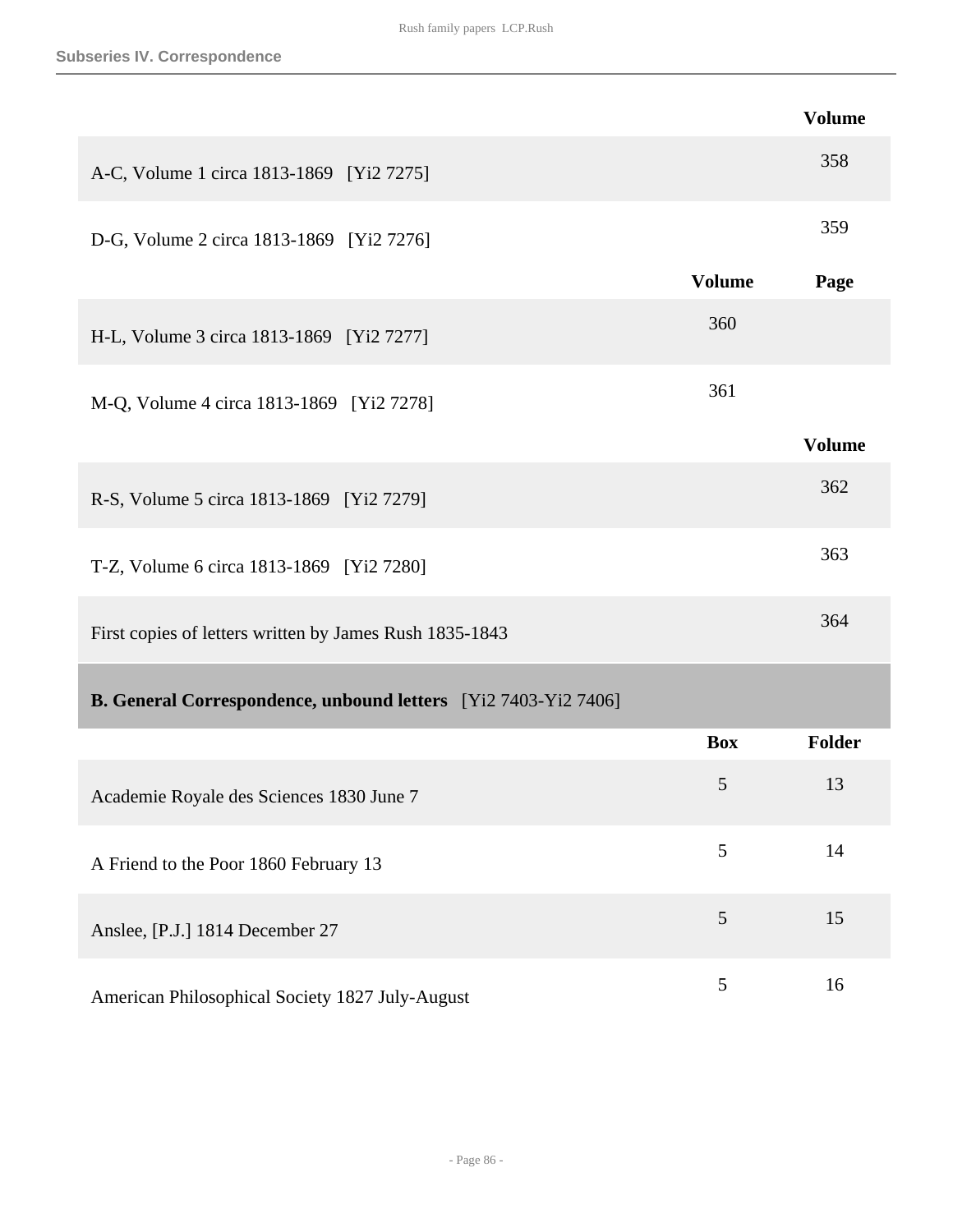### Subseries IV. Correspondence

| | Volume |
|---|---|
| A-C, Volume 1 circa 1813-1869 [Yi2 7275] | 358 |
| D-G, Volume 2 circa 1813-1869 [Yi2 7276] | 359 |

| | Volume | Page |
|---|---|---|
| H-L, Volume 3 circa 1813-1869 [Yi2 7277] | 360 | |
| M-Q, Volume 4 circa 1813-1869 [Yi2 7278] | 361 | |

| | Volume |
|---|---|
| R-S, Volume 5 circa 1813-1869 [Yi2 7279] | 362 |
| T-Z, Volume 6 circa 1813-1869 [Yi2 7280] | 363 |
| First copies of letters written by James Rush 1835-1843 | 364 |

#### B. General Correspondence, unbound letters [Yi2 7403-Yi2 7406]

| | Box | Folder |
|---|---|---|
| Academie Royale des Sciences 1830 June 7 | 5 | 13 |
| A Friend to the Poor 1860 February 13 | 5 | 14 |
| Anslee, [P.J.] 1814 December 27 | 5 | 15 |
| American Philosophical Society 1827 July-August | 5 | 16 |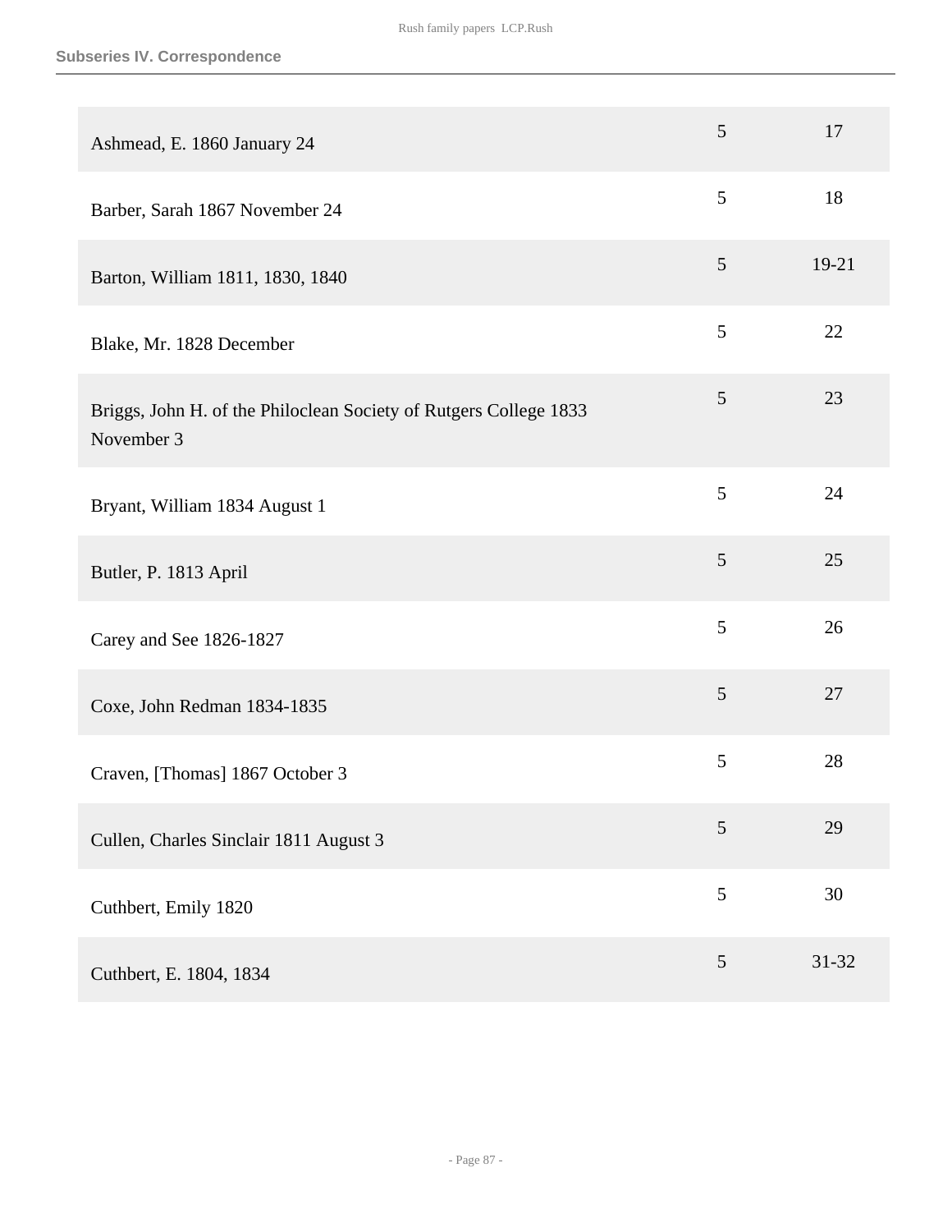| | | |
|---|---|---|
| Ashmead, E. 1860 January 24 | 5 | 17 |
| Barber, Sarah 1867 November 24 | 5 | 18 |
| Barton, William 1811, 1830, 1840 | 5 | 19-21 |
| Blake, Mr. 1828 December | 5 | 22 |
| Briggs, John H. of the Philoclean Society of Rutgers College 1833 November 3 | 5 | 23 |
| Bryant, William 1834 August 1 | 5 | 24 |
| Butler, P. 1813 April | 5 | 25 |
| Carey and See 1826-1827 | 5 | 26 |
| Coxe, John Redman 1834-1835 | 5 | 27 |
| Craven, [Thomas] 1867 October 3 | 5 | 28 |
| Cullen, Charles Sinclair 1811 August 3 | 5 | 29 |
| Cuthbert, Emily 1820 | 5 | 30 |
| Cuthbert, E. 1804, 1834 | 5 | 31-32 |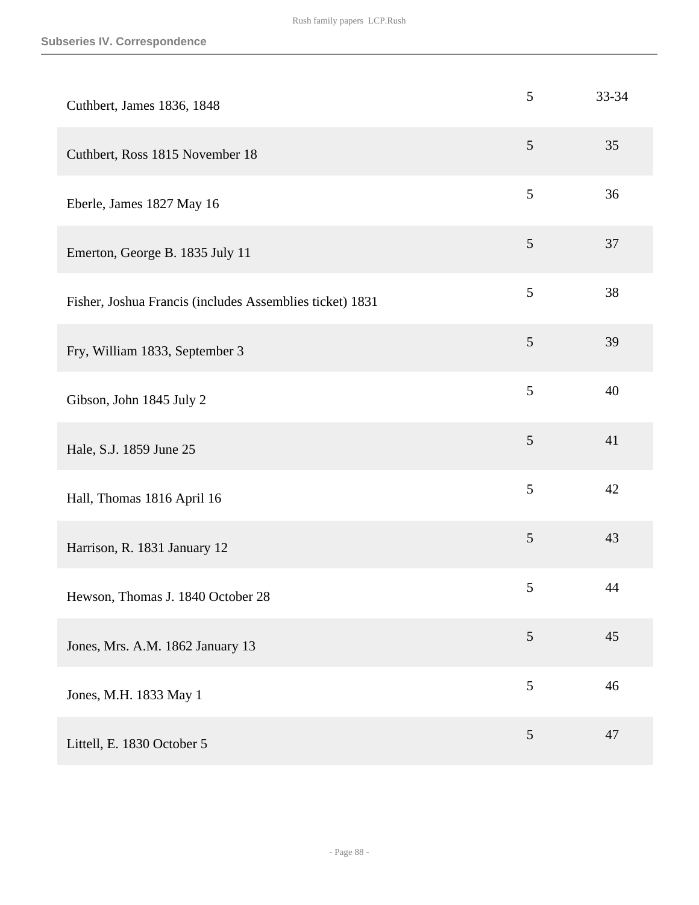| | | |
|---|---|---|
| Cuthbert, James 1836, 1848 | 5 | 33-34 |
| Cuthbert, Ross 1815 November 18 | 5 | 35 |
| Eberle, James 1827 May 16 | 5 | 36 |
| Emerton, George B. 1835 July 11 | 5 | 37 |
| Fisher, Joshua Francis (includes Assemblies ticket) 1831 | 5 | 38 |
| Fry, William 1833, September 3 | 5 | 39 |
| Gibson, John 1845 July 2 | 5 | 40 |
| Hale, S.J. 1859 June 25 | 5 | 41 |
| Hall, Thomas 1816 April 16 | 5 | 42 |
| Harrison, R. 1831 January 12 | 5 | 43 |
| Hewson, Thomas J. 1840 October 28 | 5 | 44 |
| Jones, Mrs. A.M. 1862 January 13 | 5 | 45 |
| Jones, M.H. 1833 May 1 | 5 | 46 |
| Littell, E. 1830 October 5 | 5 | 47 |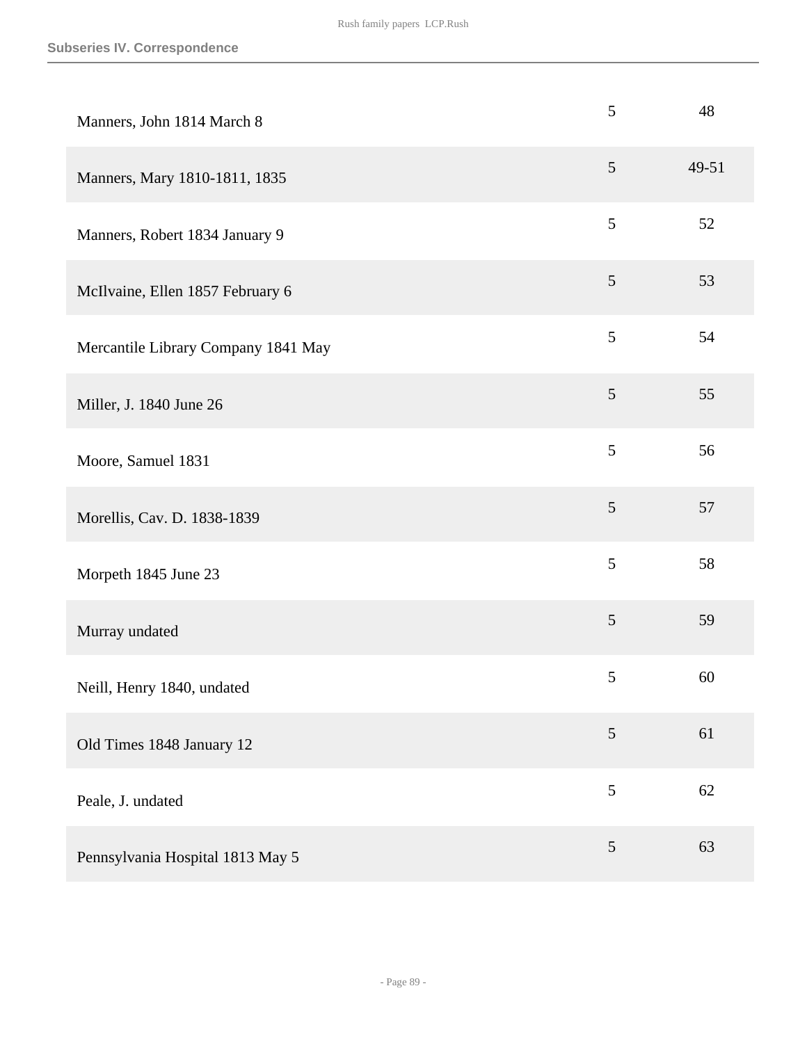| | | |
|---|---|---|
| Manners, John 1814 March 8 | 5 | 48 |
| Manners, Mary 1810-1811, 1835 | 5 | 49-51 |
| Manners, Robert 1834 January 9 | 5 | 52 |
| McIlvaine, Ellen 1857 February 6 | 5 | 53 |
| Mercantile Library Company 1841 May | 5 | 54 |
| Miller, J. 1840 June 26 | 5 | 55 |
| Moore, Samuel 1831 | 5 | 56 |
| Morellis, Cav. D. 1838-1839 | 5 | 57 |
| Morpeth 1845 June 23 | 5 | 58 |
| Murray undated | 5 | 59 |
| Neill, Henry 1840, undated | 5 | 60 |
| Old Times 1848 January 12 | 5 | 61 |
| Peale, J. undated | 5 | 62 |
| Pennsylvania Hospital 1813 May 5 | 5 | 63 |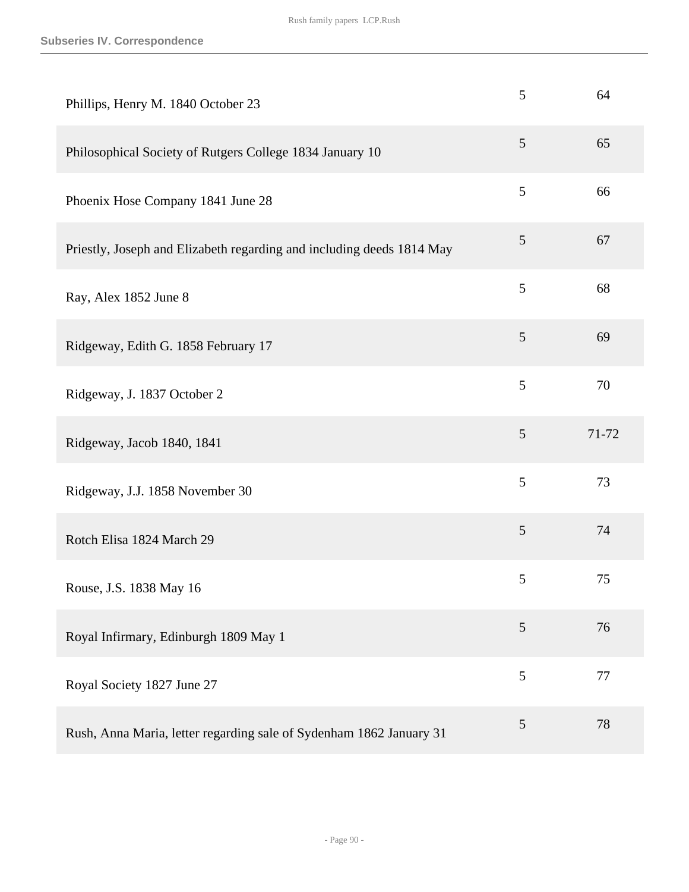| | | |
|---|---|---|
| Phillips, Henry M. 1840 October 23 | 5 | 64 |
| Philosophical Society of Rutgers College 1834 January 10 | 5 | 65 |
| Phoenix Hose Company 1841 June 28 | 5 | 66 |
| Priestly, Joseph and Elizabeth regarding and including deeds 1814 May | 5 | 67 |
| Ray, Alex 1852 June 8 | 5 | 68 |
| Ridgeway, Edith G. 1858 February 17 | 5 | 69 |
| Ridgeway, J. 1837 October 2 | 5 | 70 |
| Ridgeway, Jacob 1840, 1841 | 5 | 71-72 |
| Ridgeway, J.J. 1858 November 30 | 5 | 73 |
| Rotch Elisa 1824 March 29 | 5 | 74 |
| Rouse, J.S. 1838 May 16 | 5 | 75 |
| Royal Infirmary, Edinburgh 1809 May 1 | 5 | 76 |
| Royal Society 1827 June 27 | 5 | 77 |
| Rush, Anna Maria, letter regarding sale of Sydenham 1862 January 31 | 5 | 78 |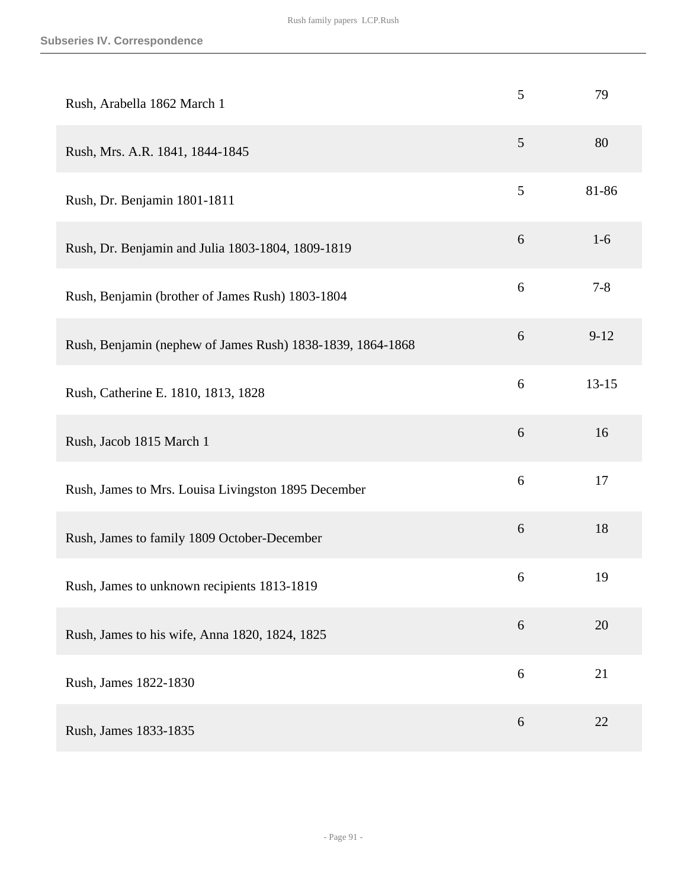## Subseries IV. Correspondence

| | | |
|---|---|---|
| Rush, Arabella 1862 March 1 | 5 | 79 |
| Rush, Mrs. A.R. 1841, 1844-1845 | 5 | 80 |
| Rush, Dr. Benjamin 1801-1811 | 5 | 81-86 |
| Rush, Dr. Benjamin and Julia 1803-1804, 1809-1819 | 6 | 1-6 |
| Rush, Benjamin (brother of James Rush) 1803-1804 | 6 | 7-8 |
| Rush, Benjamin (nephew of James Rush) 1838-1839, 1864-1868 | 6 | 9-12 |
| Rush, Catherine E. 1810, 1813, 1828 | 6 | 13-15 |
| Rush, Jacob 1815 March 1 | 6 | 16 |
| Rush, James to Mrs. Louisa Livingston 1895 December | 6 | 17 |
| Rush, James to family 1809 October-December | 6 | 18 |
| Rush, James to unknown recipients 1813-1819 | 6 | 19 |
| Rush, James to his wife, Anna 1820, 1824, 1825 | 6 | 20 |
| Rush, James 1822-1830 | 6 | 21 |
| Rush, James 1833-1835 | 6 | 22 |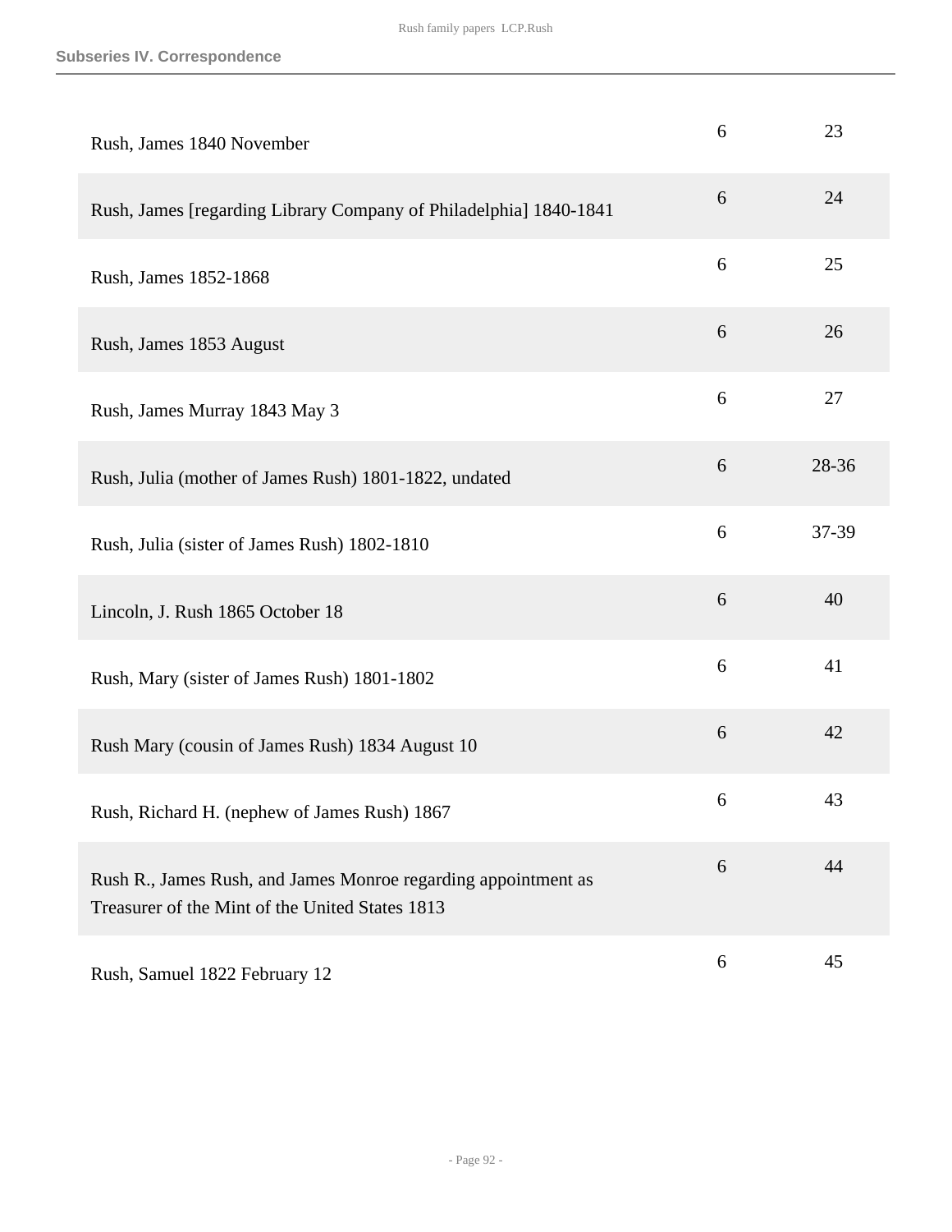**Subseries IV. Correspondence**

| | | |
|---|---|---|
| Rush, James 1840 November | 6 | 23 |
| Rush, James [regarding Library Company of Philadelphia] 1840-1841 | 6 | 24 |
| Rush, James 1852-1868 | 6 | 25 |
| Rush, James 1853 August | 6 | 26 |
| Rush, James Murray 1843 May 3 | 6 | 27 |
| Rush, Julia (mother of James Rush) 1801-1822, undated | 6 | 28-36 |
| Rush, Julia (sister of James Rush) 1802-1810 | 6 | 37-39 |
| Lincoln, J. Rush 1865 October 18 | 6 | 40 |
| Rush, Mary (sister of James Rush) 1801-1802 | 6 | 41 |
| Rush Mary (cousin of James Rush) 1834 August 10 | 6 | 42 |
| Rush, Richard H. (nephew of James Rush) 1867 | 6 | 43 |
| Rush R., James Rush, and James Monroe regarding appointment as Treasurer of the Mint of the United States 1813 | 6 | 44 |
| Rush, Samuel 1822 February 12 | 6 | 45 |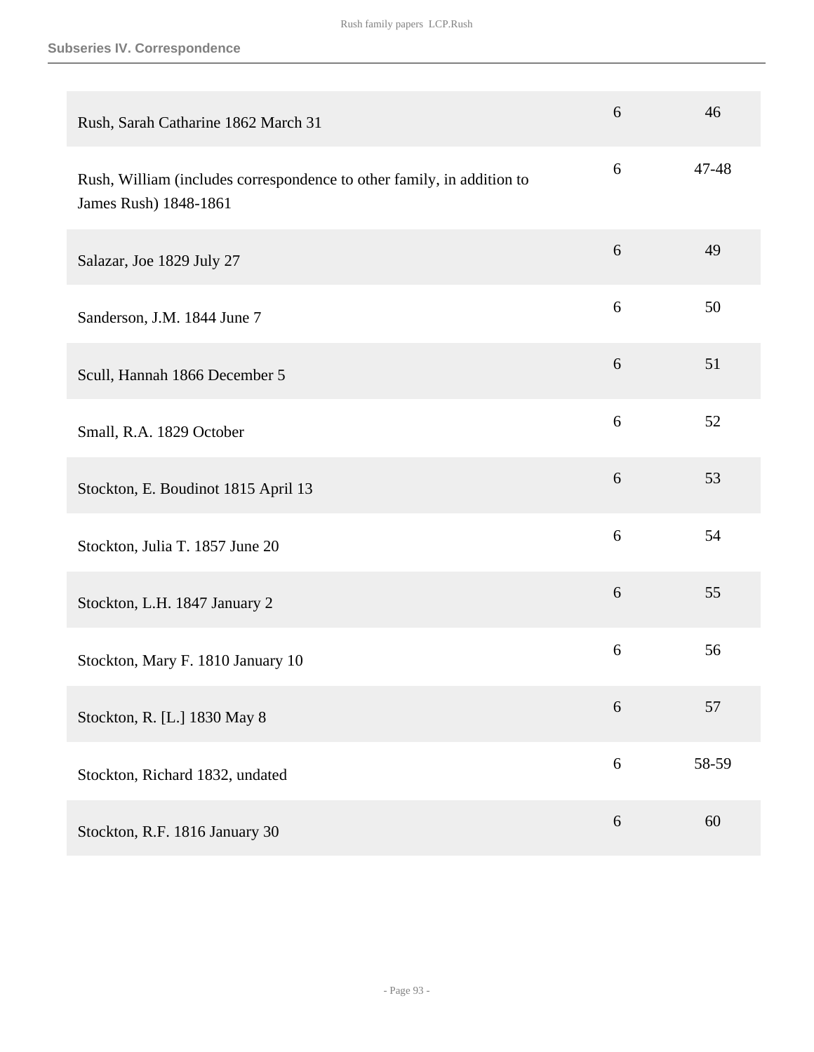## Subseries IV. Correspondence

| | | |
|---|---|---|
| Rush, Sarah Catharine 1862 March 31 | 6 | 46 |
| Rush, William (includes correspondence to other family, in addition to James Rush) 1848-1861 | 6 | 47-48 |
| Salazar, Joe 1829 July 27 | 6 | 49 |
| Sanderson, J.M. 1844 June 7 | 6 | 50 |
| Scull, Hannah 1866 December 5 | 6 | 51 |
| Small, R.A. 1829 October | 6 | 52 |
| Stockton, E. Boudinot 1815 April 13 | 6 | 53 |
| Stockton, Julia T. 1857 June 20 | 6 | 54 |
| Stockton, L.H. 1847 January 2 | 6 | 55 |
| Stockton, Mary F. 1810 January 10 | 6 | 56 |
| Stockton, R. [L.] 1830 May 8 | 6 | 57 |
| Stockton, Richard 1832, undated | 6 | 58-59 |
| Stockton, R.F. 1816 January 30 | 6 | 60 |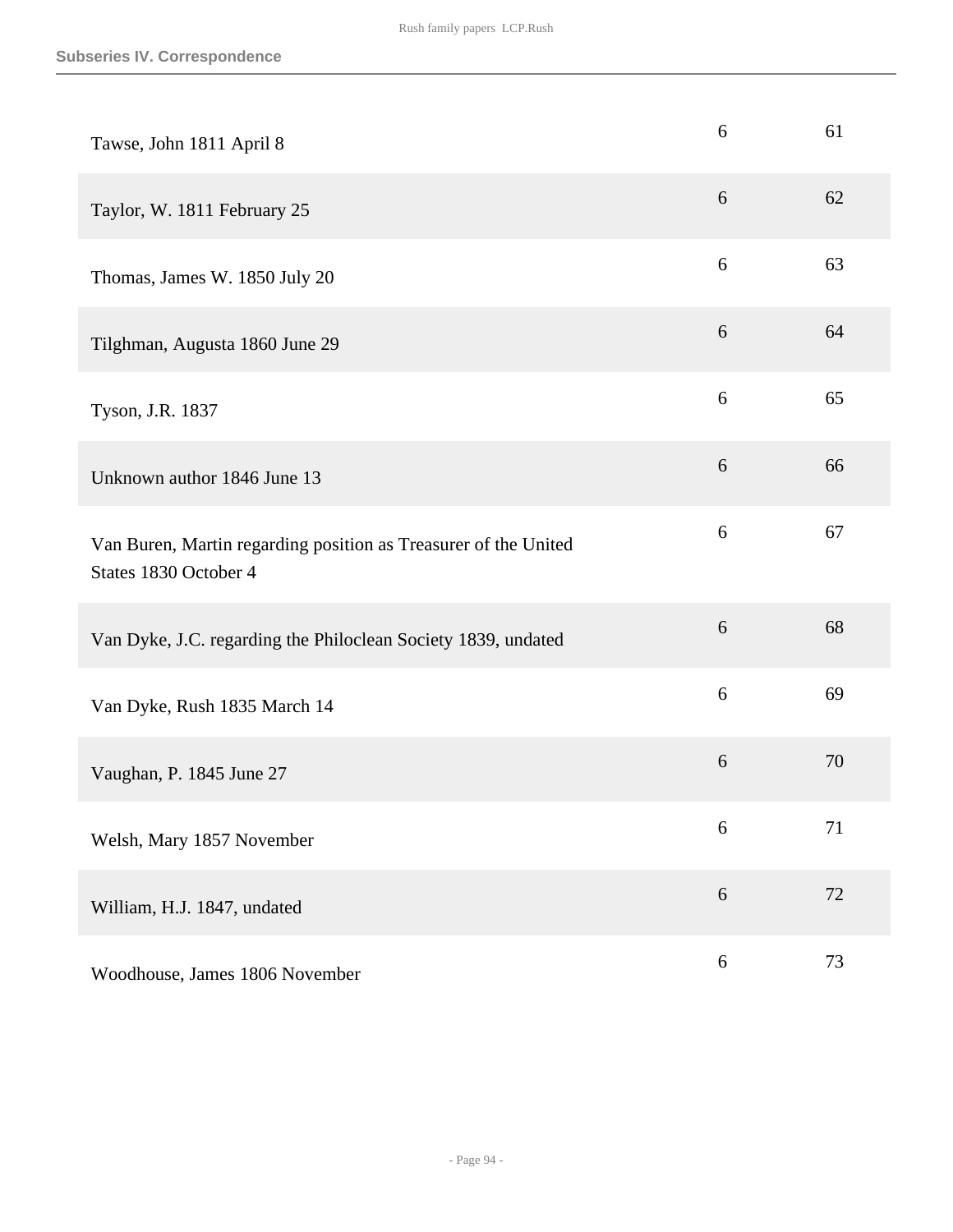| | | |
|---|---|---|
| Tawse, John 1811 April 8 | 6 | 61 |
| Taylor, W. 1811 February 25 | 6 | 62 |
| Thomas, James W. 1850 July 20 | 6 | 63 |
| Tilghman, Augusta 1860 June 29 | 6 | 64 |
| Tyson, J.R. 1837 | 6 | 65 |
| Unknown author 1846 June 13 | 6 | 66 |
| Van Buren, Martin regarding position as Treasurer of the United States 1830 October 4 | 6 | 67 |
| Van Dyke, J.C. regarding the Philoclean Society 1839, undated | 6 | 68 |
| Van Dyke, Rush 1835 March 14 | 6 | 69 |
| Vaughan, P. 1845 June 27 | 6 | 70 |
| Welsh, Mary 1857 November | 6 | 71 |
| William, H.J. 1847, undated | 6 | 72 |
| Woodhouse, James 1806 November | 6 | 73 |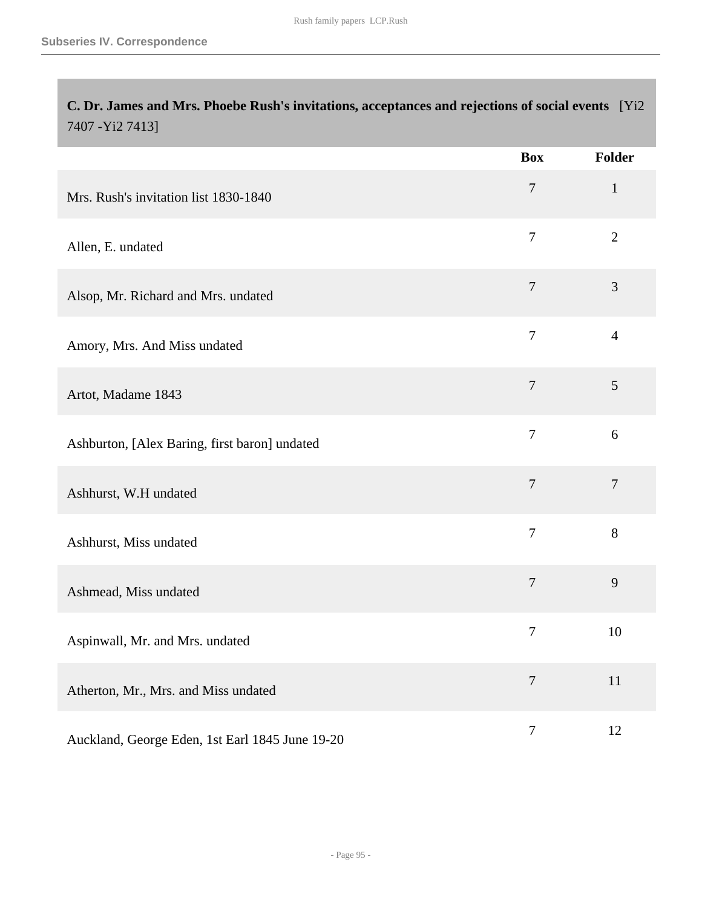## Subseries IV. Correspondence

### C. Dr. James and Mrs. Phoebe Rush's invitations, acceptances and rejections of social events [Yi2 7407 -Yi2 7413]

| | Box | Folder |
|---|---|---|
| Mrs. Rush's invitation list 1830-1840 | 7 | 1 |
| Allen, E. undated | 7 | 2 |
| Alsop, Mr. Richard and Mrs. undated | 7 | 3 |
| Amory, Mrs. And Miss undated | 7 | 4 |
| Artot, Madame 1843 | 7 | 5 |
| Ashburton, [Alex Baring, first baron] undated | 7 | 6 |
| Ashhurst, W.H undated | 7 | 7 |
| Ashhurst, Miss undated | 7 | 8 |
| Ashmead, Miss undated | 7 | 9 |
| Aspinwall, Mr. and Mrs. undated | 7 | 10 |
| Atherton, Mr., Mrs. and Miss undated | 7 | 11 |
| Auckland, George Eden, 1st Earl 1845 June 19-20 | 7 | 12 |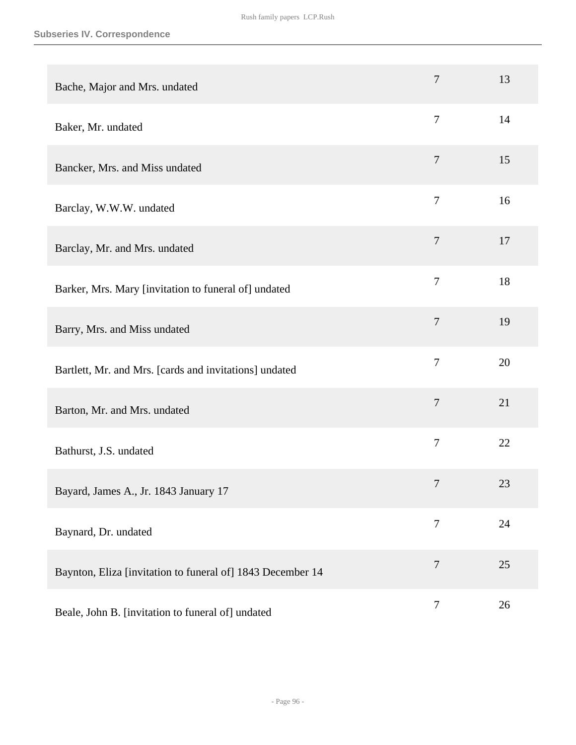| | | |
|---|---|---|
| Bache, Major and Mrs. undated | 7 | 13 |
| Baker, Mr. undated | 7 | 14 |
| Bancker, Mrs. and Miss undated | 7 | 15 |
| Barclay, W.W.W. undated | 7 | 16 |
| Barclay, Mr. and Mrs. undated | 7 | 17 |
| Barker, Mrs. Mary [invitation to funeral of] undated | 7 | 18 |
| Barry, Mrs. and Miss undated | 7 | 19 |
| Bartlett, Mr. and Mrs. [cards and invitations] undated | 7 | 20 |
| Barton, Mr. and Mrs. undated | 7 | 21 |
| Bathurst, J.S. undated | 7 | 22 |
| Bayard, James A., Jr. 1843 January 17 | 7 | 23 |
| Baynard, Dr. undated | 7 | 24 |
| Baynton, Eliza [invitation to funeral of] 1843 December 14 | 7 | 25 |
| Beale, John B. [invitation to funeral of] undated | 7 | 26 |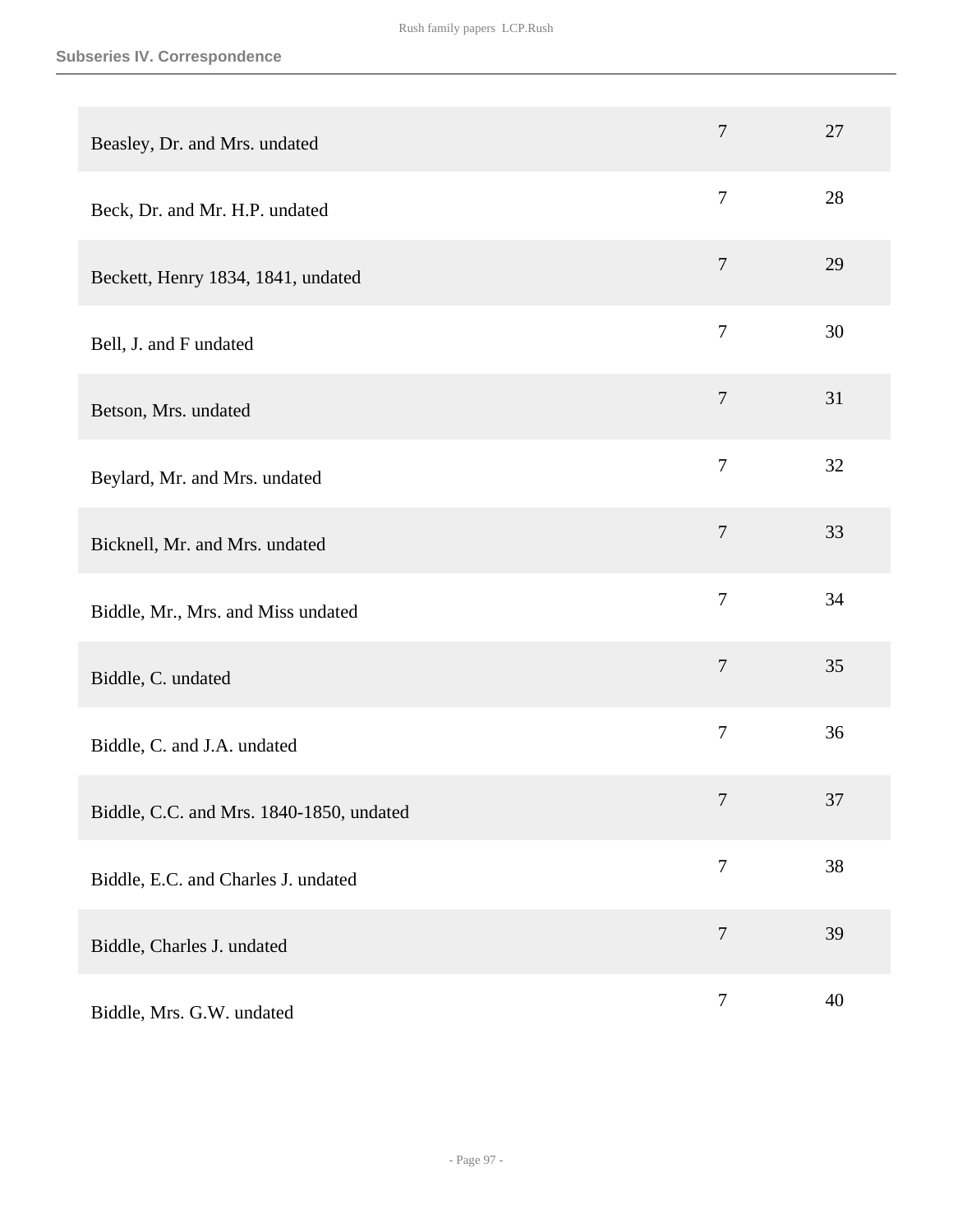| | | |
|---|---|---|
| Beasley, Dr. and Mrs. undated | 7 | 27 |
| Beck, Dr. and Mr. H.P. undated | 7 | 28 |
| Beckett, Henry 1834, 1841, undated | 7 | 29 |
| Bell, J. and F undated | 7 | 30 |
| Betson, Mrs. undated | 7 | 31 |
| Beylard, Mr. and Mrs. undated | 7 | 32 |
| Bicknell, Mr. and Mrs. undated | 7 | 33 |
| Biddle, Mr., Mrs. and Miss undated | 7 | 34 |
| Biddle, C. undated | 7 | 35 |
| Biddle, C. and J.A. undated | 7 | 36 |
| Biddle, C.C. and Mrs. 1840-1850, undated | 7 | 37 |
| Biddle, E.C. and Charles J. undated | 7 | 38 |
| Biddle, Charles J. undated | 7 | 39 |
| Biddle, Mrs. G.W. undated | 7 | 40 |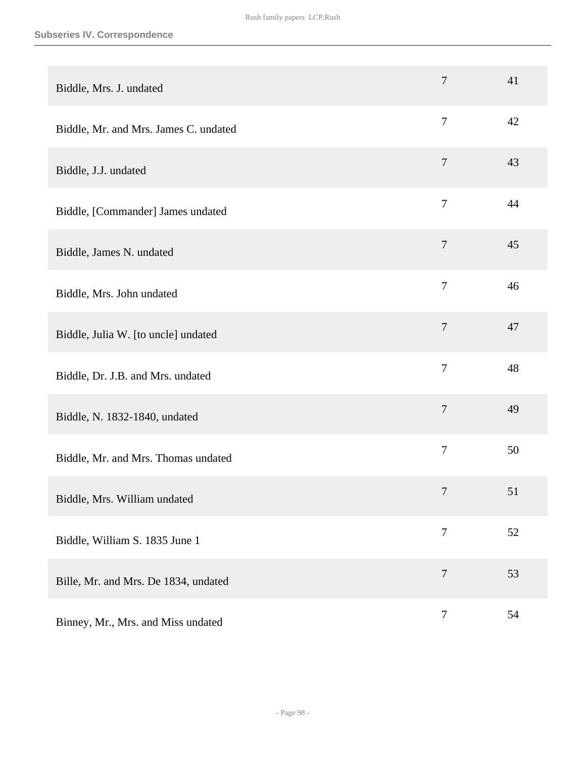| Biddle, Mrs. J. undated | 7 | 41 |
|---|---|---|
| Biddle, Mr. and Mrs. James C. undated | 7 | 42 |
| Biddle, J.J. undated | 7 | 43 |
| Biddle, [Commander] James undated | 7 | 44 |
| Biddle, James N. undated | 7 | 45 |
| Biddle, Mrs. John undated | 7 | 46 |
| Biddle, Julia W. [to uncle] undated | 7 | 47 |
| Biddle, Dr. J.B. and Mrs. undated | 7 | 48 |
| Biddle, N. 1832-1840, undated | 7 | 49 |
| Biddle, Mr. and Mrs. Thomas undated | 7 | 50 |
| Biddle, Mrs. William undated | 7 | 51 |
| Biddle, William S. 1835 June 1 | 7 | 52 |
| Bille, Mr. and Mrs. De 1834, undated | 7 | 53 |
| Binney, Mr., Mrs. and Miss undated | 7 | 54 |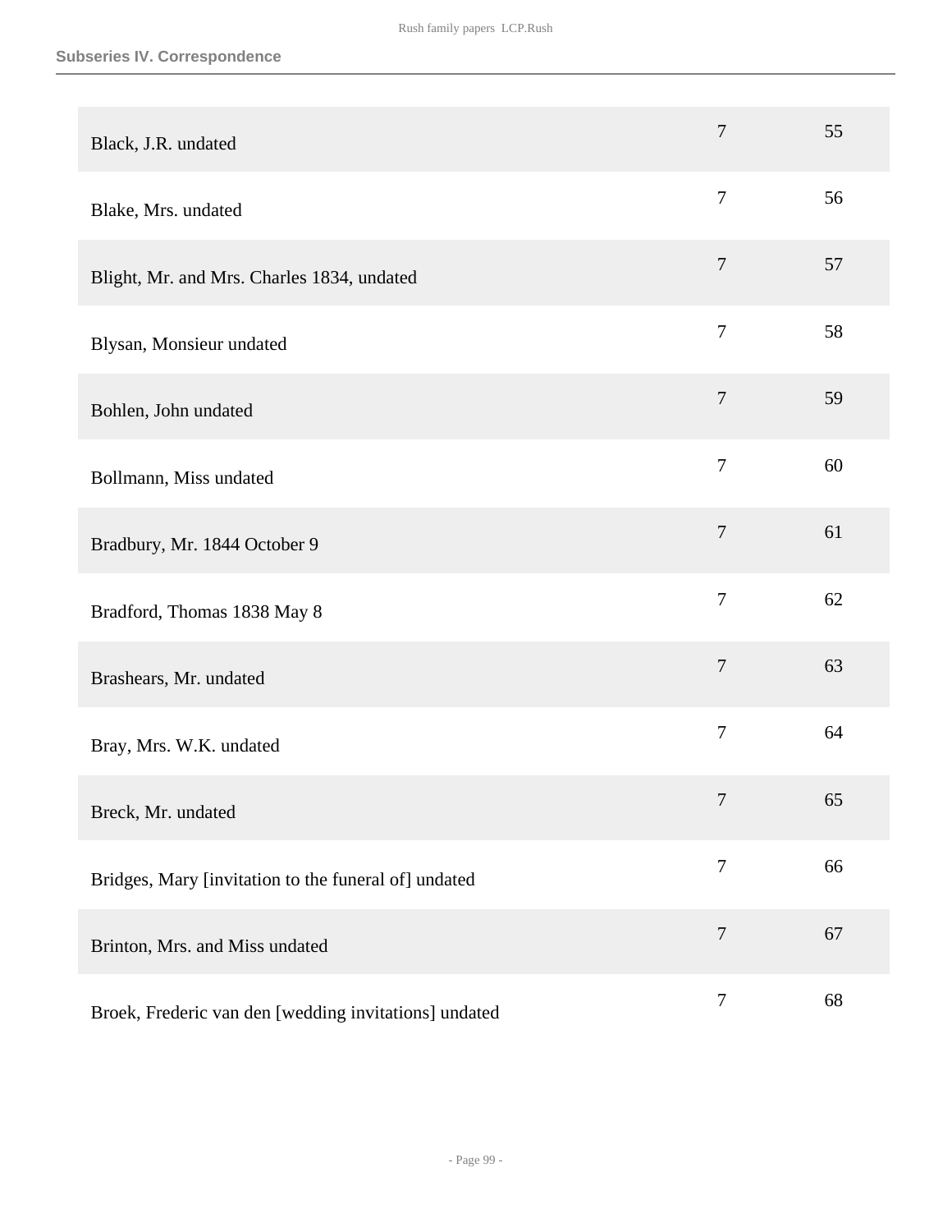Subseries IV. Correspondence

| | | |
|---|---|---|
| Black, J.R. undated | 7 | 55 |
| Blake, Mrs. undated | 7 | 56 |
| Blight, Mr. and Mrs. Charles 1834, undated | 7 | 57 |
| Blysan, Monsieur undated | 7 | 58 |
| Bohlen, John undated | 7 | 59 |
| Bollmann, Miss undated | 7 | 60 |
| Bradbury, Mr. 1844 October 9 | 7 | 61 |
| Bradford, Thomas 1838 May 8 | 7 | 62 |
| Brashears, Mr. undated | 7 | 63 |
| Bray, Mrs. W.K. undated | 7 | 64 |
| Breck, Mr. undated | 7 | 65 |
| Bridges, Mary [invitation to the funeral of] undated | 7 | 66 |
| Brinton, Mrs. and Miss undated | 7 | 67 |
| Broek, Frederic van den [wedding invitations] undated | 7 | 68 |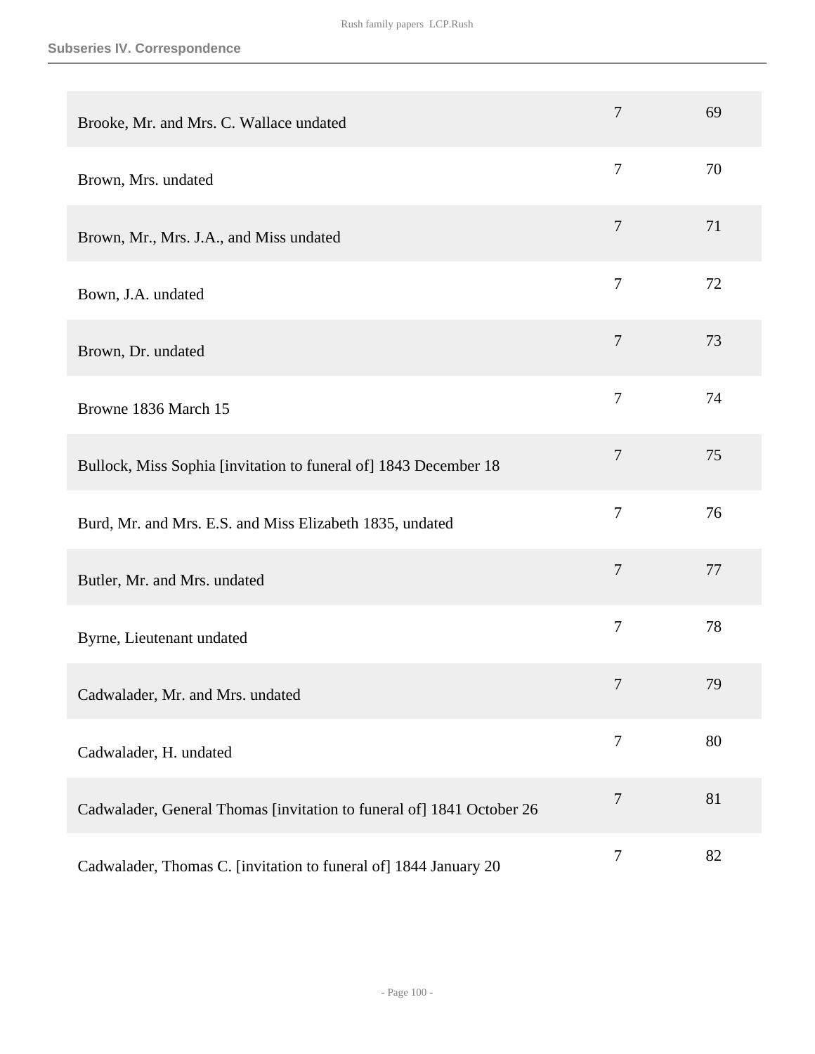| | | |
|---|---|---|
| Brooke, Mr. and Mrs. C. Wallace undated | 7 | 69 |
| Brown, Mrs. undated | 7 | 70 |
| Brown, Mr., Mrs. J.A., and Miss undated | 7 | 71 |
| Bown, J.A. undated | 7 | 72 |
| Brown, Dr. undated | 7 | 73 |
| Browne 1836 March 15 | 7 | 74 |
| Bullock, Miss Sophia [invitation to funeral of] 1843 December 18 | 7 | 75 |
| Burd, Mr. and Mrs. E.S. and Miss Elizabeth 1835, undated | 7 | 76 |
| Butler, Mr. and Mrs. undated | 7 | 77 |
| Byrne, Lieutenant undated | 7 | 78 |
| Cadwalader, Mr. and Mrs. undated | 7 | 79 |
| Cadwalader, H. undated | 7 | 80 |
| Cadwalader, General Thomas [invitation to funeral of] 1841 October 26 | 7 | 81 |
| Cadwalader, Thomas C. [invitation to funeral of] 1844 January 20 | 7 | 82 |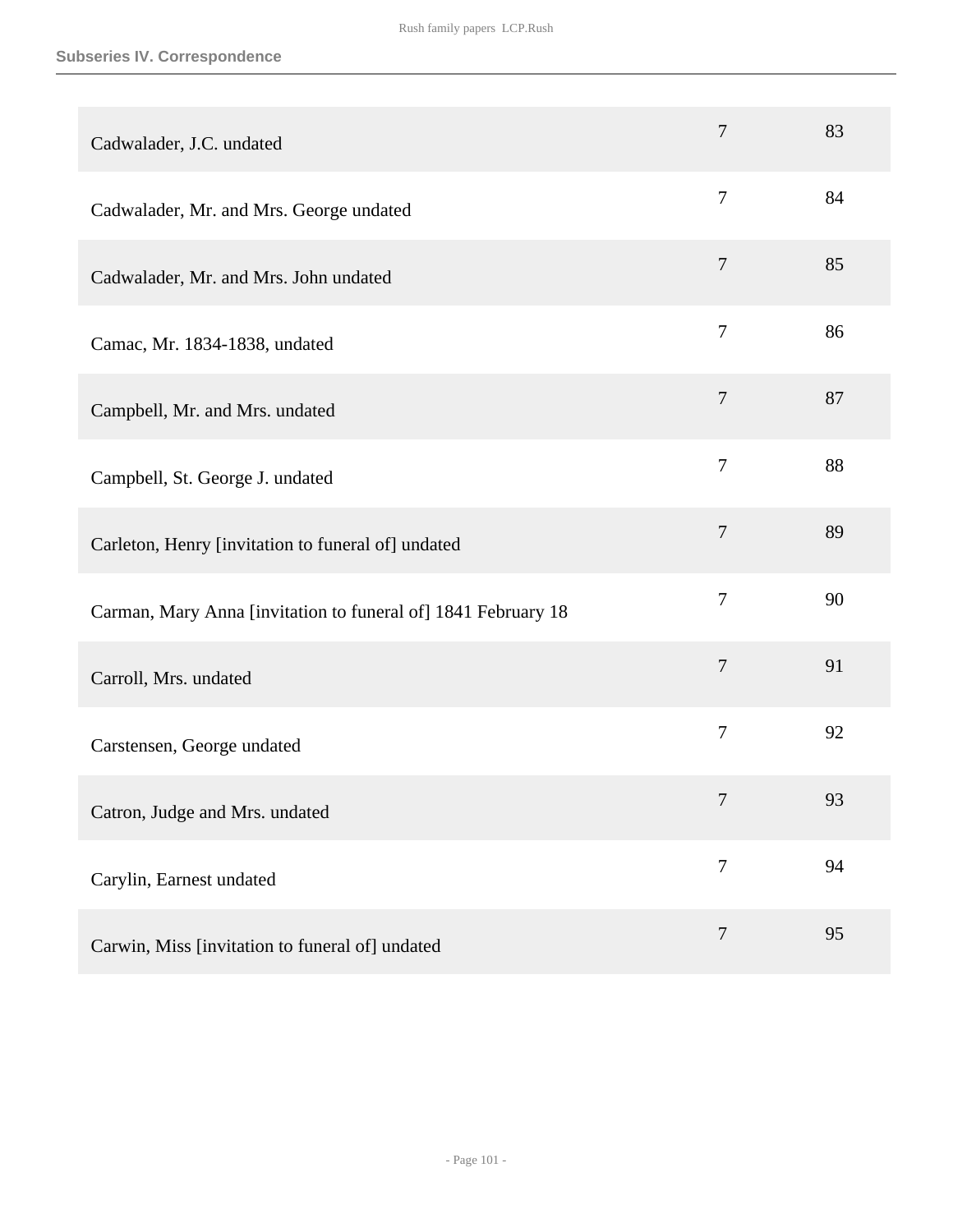| | | |
|---|---|---|
| Cadwalader, J.C. undated | 7 | 83 |
| Cadwalader, Mr. and Mrs. George undated | 7 | 84 |
| Cadwalader, Mr. and Mrs. John undated | 7 | 85 |
| Camac, Mr. 1834-1838, undated | 7 | 86 |
| Campbell, Mr. and Mrs. undated | 7 | 87 |
| Campbell, St. George J. undated | 7 | 88 |
| Carleton, Henry [invitation to funeral of] undated | 7 | 89 |
| Carman, Mary Anna [invitation to funeral of] 1841 February 18 | 7 | 90 |
| Carroll, Mrs. undated | 7 | 91 |
| Carstensen, George undated | 7 | 92 |
| Catron, Judge and Mrs. undated | 7 | 93 |
| Carylin, Earnest undated | 7 | 94 |
| Carwin, Miss [invitation to funeral of] undated | 7 | 95 |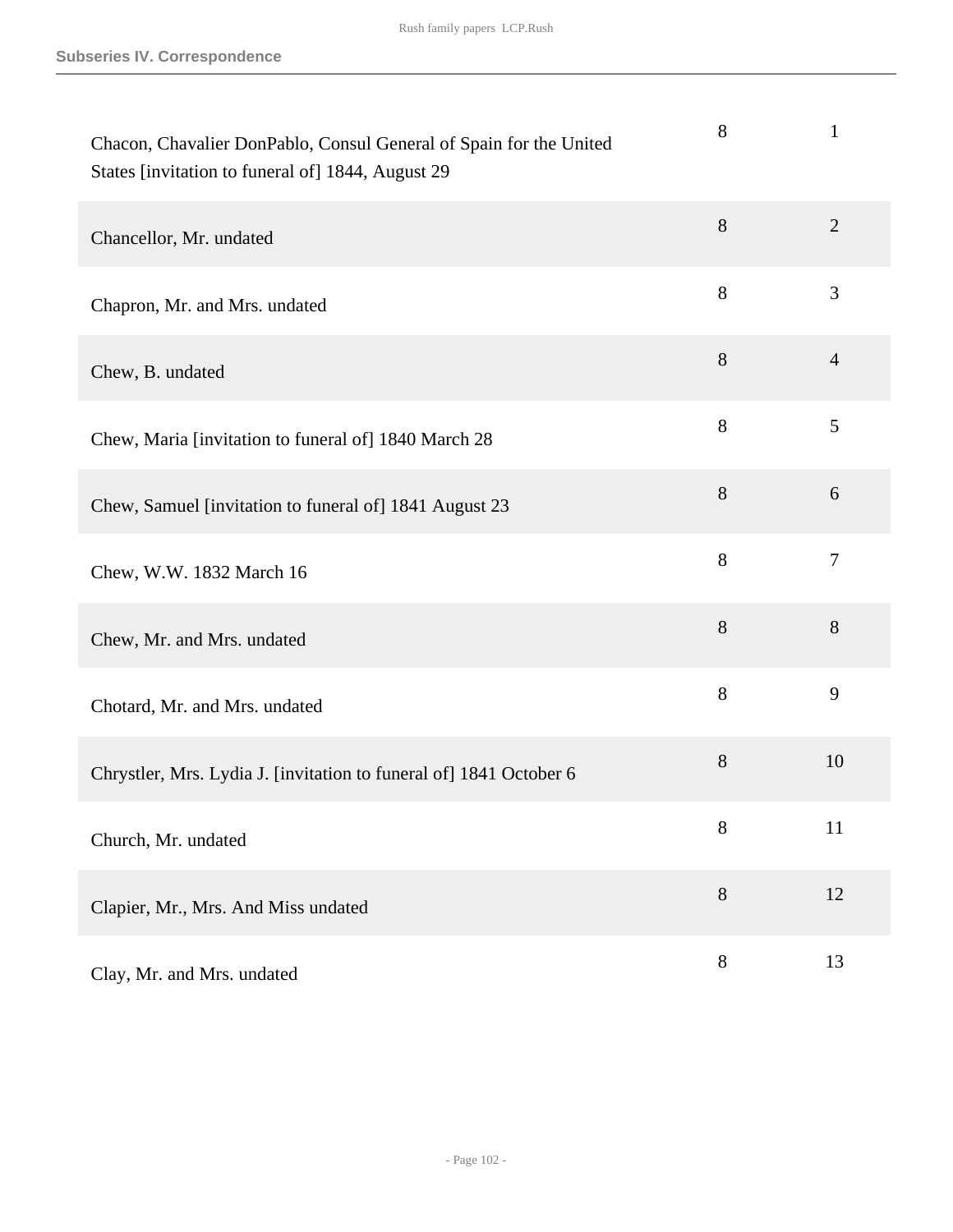| | | |
|---|---|---|
| Chacon, Chavalier DonPablo, Consul General of Spain for the United States [invitation to funeral of] 1844, August 29 | 8 | 1 |
| Chancellor, Mr. undated | 8 | 2 |
| Chapron, Mr. and Mrs. undated | 8 | 3 |
| Chew, B. undated | 8 | 4 |
| Chew, Maria [invitation to funeral of] 1840 March 28 | 8 | 5 |
| Chew, Samuel [invitation to funeral of] 1841 August 23 | 8 | 6 |
| Chew, W.W. 1832 March 16 | 8 | 7 |
| Chew, Mr. and Mrs. undated | 8 | 8 |
| Chotard, Mr. and Mrs. undated | 8 | 9 |
| Chrystler, Mrs. Lydia J. [invitation to funeral of] 1841 October 6 | 8 | 10 |
| Church, Mr. undated | 8 | 11 |
| Clapier, Mr., Mrs. And Miss undated | 8 | 12 |
| Clay, Mr. and Mrs. undated | 8 | 13 |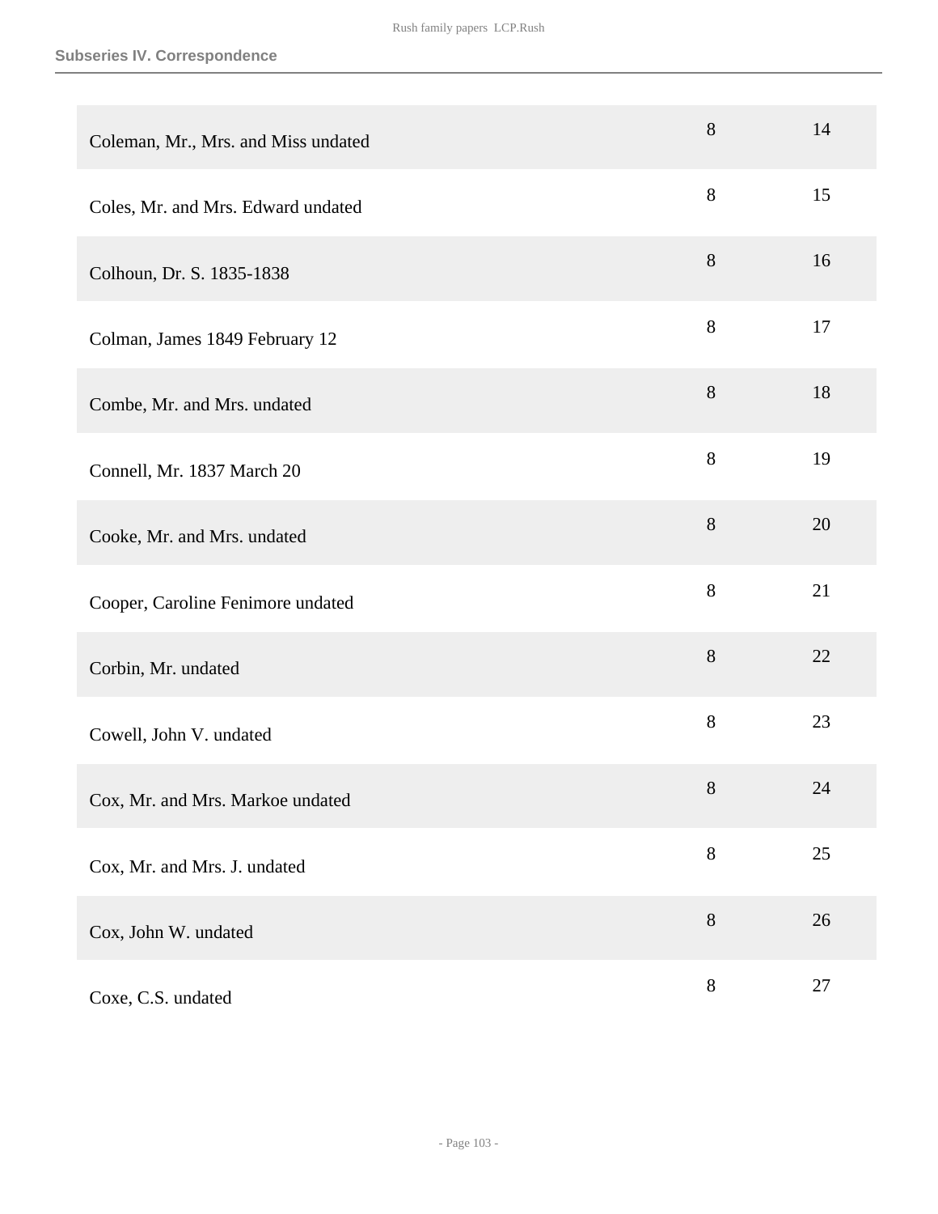| | | |
|---|---|---|
| Coleman, Mr., Mrs. and Miss undated | 8 | 14 |
| Coles, Mr. and Mrs. Edward undated | 8 | 15 |
| Colhoun, Dr. S. 1835-1838 | 8 | 16 |
| Colman, James 1849 February 12 | 8 | 17 |
| Combe, Mr. and Mrs. undated | 8 | 18 |
| Connell, Mr. 1837 March 20 | 8 | 19 |
| Cooke, Mr. and Mrs. undated | 8 | 20 |
| Cooper, Caroline Fenimore undated | 8 | 21 |
| Corbin, Mr. undated | 8 | 22 |
| Cowell, John V. undated | 8 | 23 |
| Cox, Mr. and Mrs. Markoe undated | 8 | 24 |
| Cox, Mr. and Mrs. J. undated | 8 | 25 |
| Cox, John W. undated | 8 | 26 |
| Coxe, C.S. undated | 8 | 27 |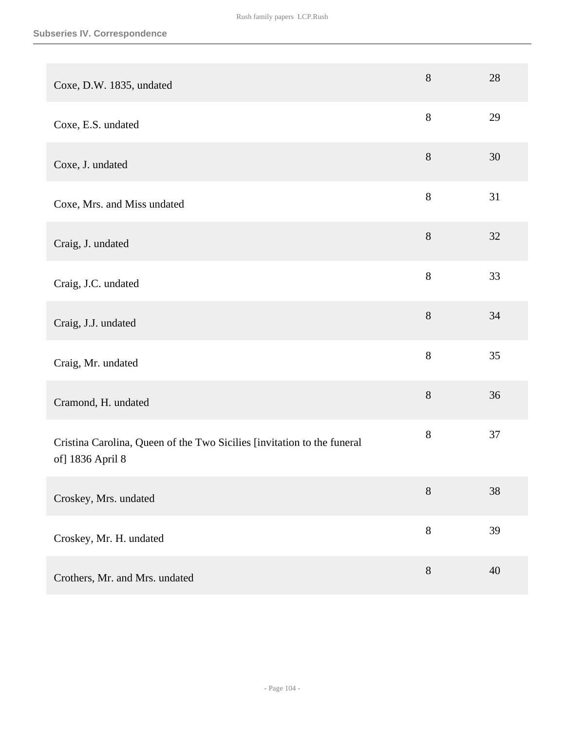| | | |
|---|---|---|
| Coxe, D.W. 1835, undated | 8 | 28 |
| Coxe, E.S. undated | 8 | 29 |
| Coxe, J. undated | 8 | 30 |
| Coxe, Mrs. and Miss undated | 8 | 31 |
| Craig, J. undated | 8 | 32 |
| Craig, J.C. undated | 8 | 33 |
| Craig, J.J. undated | 8 | 34 |
| Craig, Mr. undated | 8 | 35 |
| Cramond, H. undated | 8 | 36 |
| Cristina Carolina, Queen of the Two Sicilies [invitation to the funeral of] 1836 April 8 | 8 | 37 |
| Croskey, Mrs. undated | 8 | 38 |
| Croskey, Mr. H. undated | 8 | 39 |
| Crothers, Mr. and Mrs. undated | 8 | 40 |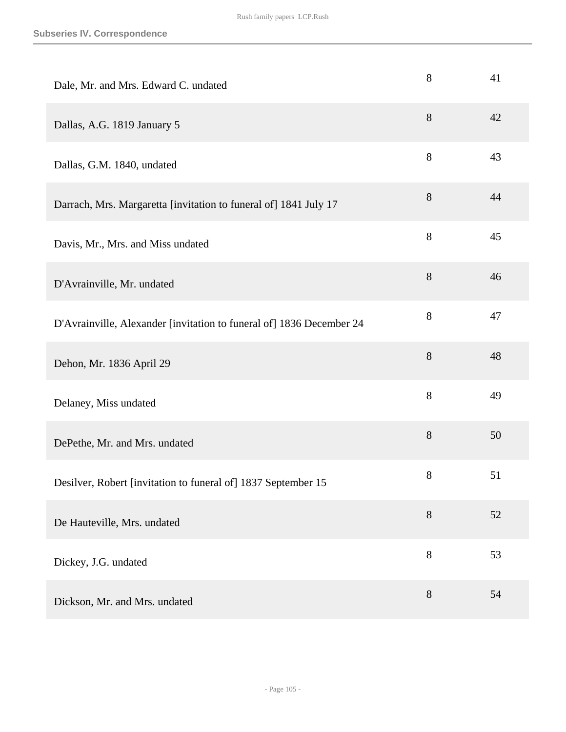| | | |
|---|---|---|
| Dale, Mr. and Mrs. Edward C. undated | 8 | 41 |
| Dallas, A.G. 1819 January 5 | 8 | 42 |
| Dallas, G.M. 1840, undated | 8 | 43 |
| Darrach, Mrs. Margaretta [invitation to funeral of] 1841 July 17 | 8 | 44 |
| Davis, Mr., Mrs. and Miss undated | 8 | 45 |
| D'Avrainville, Mr. undated | 8 | 46 |
| D'Avrainville, Alexander [invitation to funeral of] 1836 December 24 | 8 | 47 |
| Dehon, Mr. 1836 April 29 | 8 | 48 |
| Delaney, Miss undated | 8 | 49 |
| DePethe, Mr. and Mrs. undated | 8 | 50 |
| Desilver, Robert [invitation to funeral of] 1837 September 15 | 8 | 51 |
| De Hauteville, Mrs. undated | 8 | 52 |
| Dickey, J.G. undated | 8 | 53 |
| Dickson, Mr. and Mrs. undated | 8 | 54 |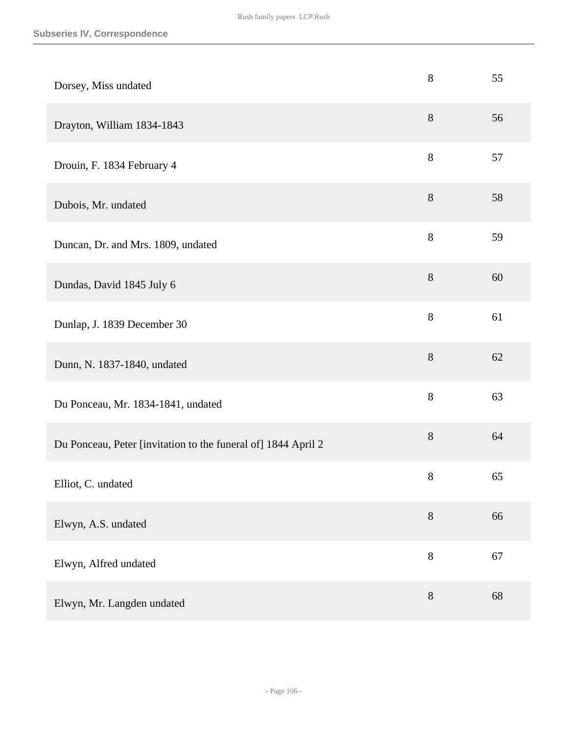| | | |
|---|---|---|
| Dorsey, Miss undated | 8 | 55 |
| Drayton, William 1834-1843 | 8 | 56 |
| Drouin, F. 1834 February 4 | 8 | 57 |
| Dubois, Mr. undated | 8 | 58 |
| Duncan, Dr. and Mrs. 1809, undated | 8 | 59 |
| Dundas, David 1845 July 6 | 8 | 60 |
| Dunlap, J. 1839 December 30 | 8 | 61 |
| Dunn, N. 1837-1840, undated | 8 | 62 |
| Du Ponceau, Mr. 1834-1841, undated | 8 | 63 |
| Du Ponceau, Peter [invitation to the funeral of] 1844 April 2 | 8 | 64 |
| Elliot, C. undated | 8 | 65 |
| Elwyn, A.S. undated | 8 | 66 |
| Elwyn, Alfred undated | 8 | 67 |
| Elwyn, Mr. Langden undated | 8 | 68 |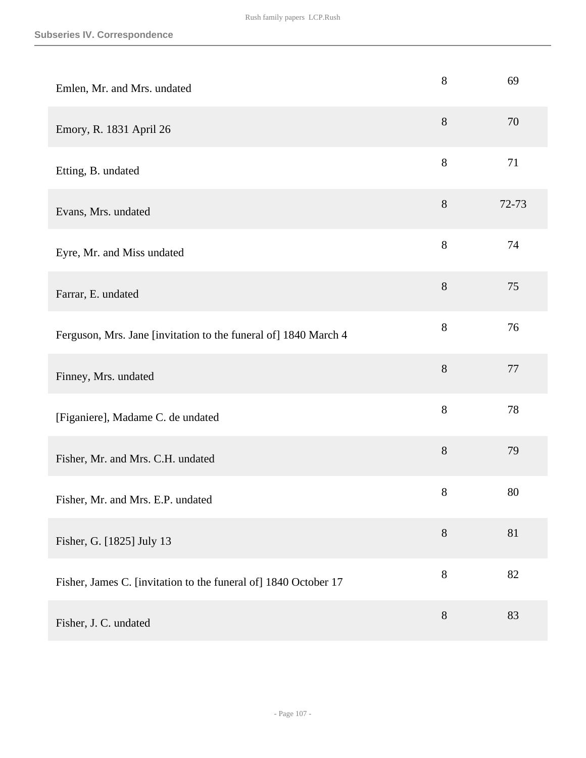| | | |
|---|---|---|
| Emlen, Mr. and Mrs. undated | 8 | 69 |
| Emory, R. 1831 April 26 | 8 | 70 |
| Etting, B. undated | 8 | 71 |
| Evans, Mrs. undated | 8 | 72-73 |
| Eyre, Mr. and Miss undated | 8 | 74 |
| Farrar, E. undated | 8 | 75 |
| Ferguson, Mrs. Jane [invitation to the funeral of] 1840 March 4 | 8 | 76 |
| Finney, Mrs. undated | 8 | 77 |
| [Figaniere], Madame C. de undated | 8 | 78 |
| Fisher, Mr. and Mrs. C.H. undated | 8 | 79 |
| Fisher, Mr. and Mrs. E.P. undated | 8 | 80 |
| Fisher, G. [1825] July 13 | 8 | 81 |
| Fisher, James C. [invitation to the funeral of] 1840 October 17 | 8 | 82 |
| Fisher, J. C. undated | 8 | 83 |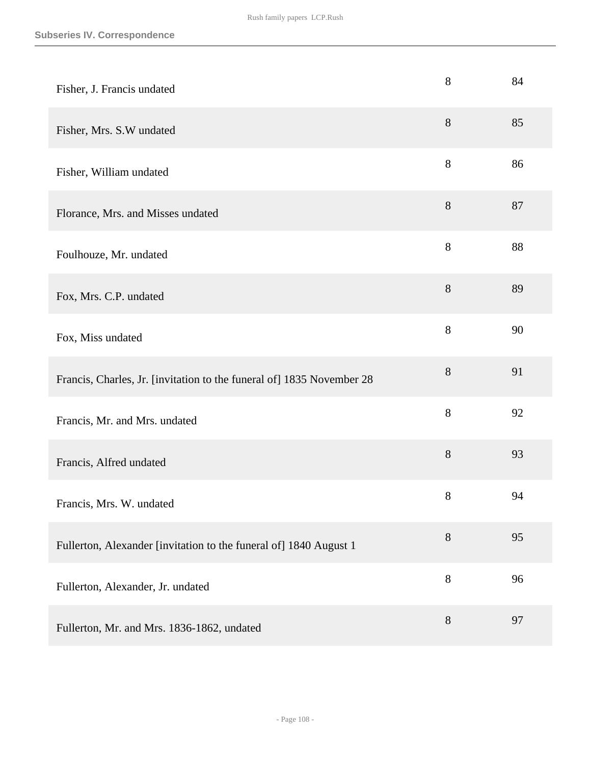| | | |
|---|---|---|
| Fisher, J. Francis undated | 8 | 84 |
| Fisher, Mrs. S.W undated | 8 | 85 |
| Fisher, William undated | 8 | 86 |
| Florance, Mrs. and Misses undated | 8 | 87 |
| Foulhouze, Mr. undated | 8 | 88 |
| Fox, Mrs. C.P. undated | 8 | 89 |
| Fox, Miss undated | 8 | 90 |
| Francis, Charles, Jr. [invitation to the funeral of] 1835 November 28 | 8 | 91 |
| Francis, Mr. and Mrs. undated | 8 | 92 |
| Francis, Alfred undated | 8 | 93 |
| Francis, Mrs. W. undated | 8 | 94 |
| Fullerton, Alexander [invitation to the funeral of] 1840 August 1 | 8 | 95 |
| Fullerton, Alexander, Jr. undated | 8 | 96 |
| Fullerton, Mr. and Mrs. 1836-1862, undated | 8 | 97 |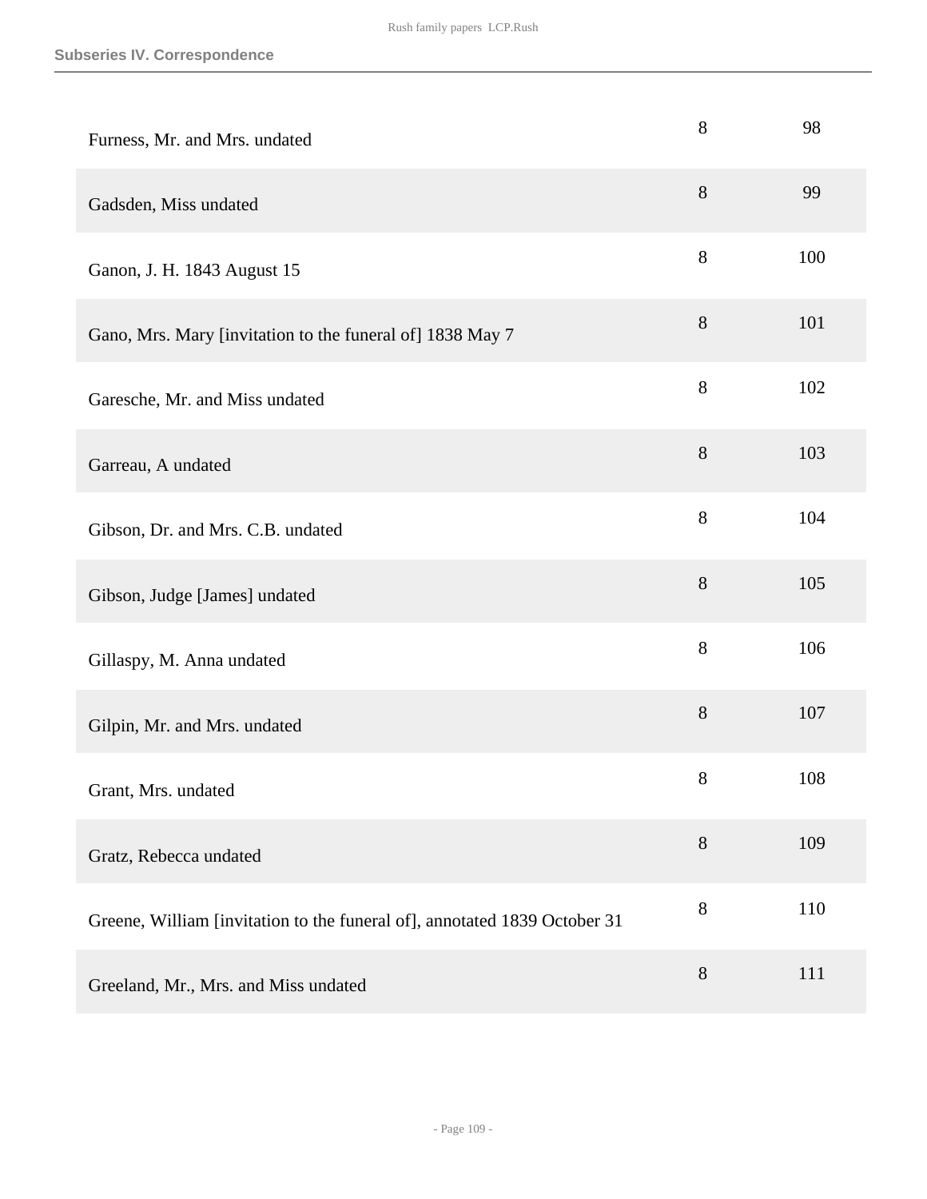## Subseries IV. Correspondence

| | | |
|---|---|---|
| Furness, Mr. and Mrs. undated | 8 | 98 |
| Gadsden, Miss undated | 8 | 99 |
| Ganon, J. H. 1843 August 15 | 8 | 100 |
| Gano, Mrs. Mary [invitation to the funeral of] 1838 May 7 | 8 | 101 |
| Garesche, Mr. and Miss undated | 8 | 102 |
| Garreau, A undated | 8 | 103 |
| Gibson, Dr. and Mrs. C.B. undated | 8 | 104 |
| Gibson, Judge [James] undated | 8 | 105 |
| Gillaspy, M. Anna undated | 8 | 106 |
| Gilpin, Mr. and Mrs. undated | 8 | 107 |
| Grant, Mrs. undated | 8 | 108 |
| Gratz, Rebecca undated | 8 | 109 |
| Greene, William [invitation to the funeral of], annotated 1839 October 31 | 8 | 110 |
| Greeland, Mr., Mrs. and Miss undated | 8 | 111 |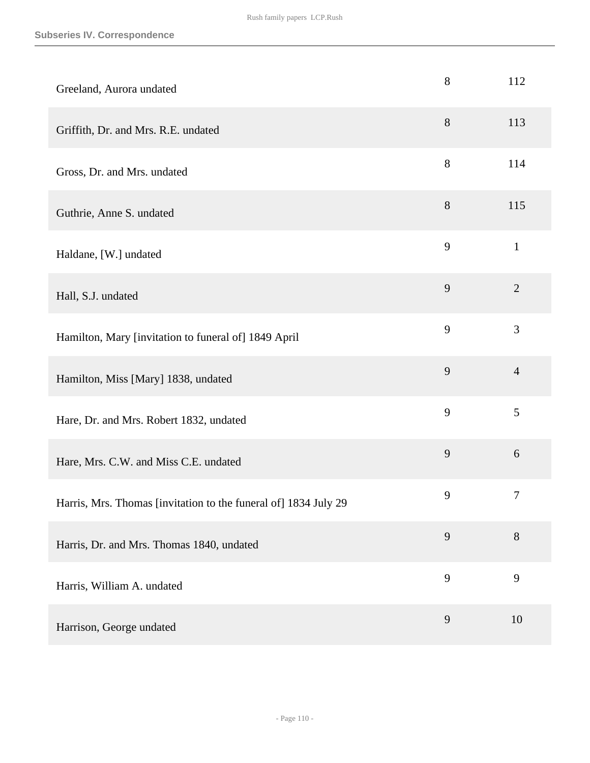| | | |
|---|---|---|
| Greeland, Aurora undated | 8 | 112 |
| Griffith, Dr. and Mrs. R.E. undated | 8 | 113 |
| Gross, Dr. and Mrs. undated | 8 | 114 |
| Guthrie, Anne S. undated | 8 | 115 |
| Haldane, [W.] undated | 9 | 1 |
| Hall, S.J. undated | 9 | 2 |
| Hamilton, Mary [invitation to funeral of] 1849 April | 9 | 3 |
| Hamilton, Miss [Mary] 1838, undated | 9 | 4 |
| Hare, Dr. and Mrs. Robert 1832, undated | 9 | 5 |
| Hare, Mrs. C.W. and Miss C.E. undated | 9 | 6 |
| Harris, Mrs. Thomas [invitation to the funeral of] 1834 July 29 | 9 | 7 |
| Harris, Dr. and Mrs. Thomas 1840, undated | 9 | 8 |
| Harris, William A. undated | 9 | 9 |
| Harrison, George undated | 9 | 10 |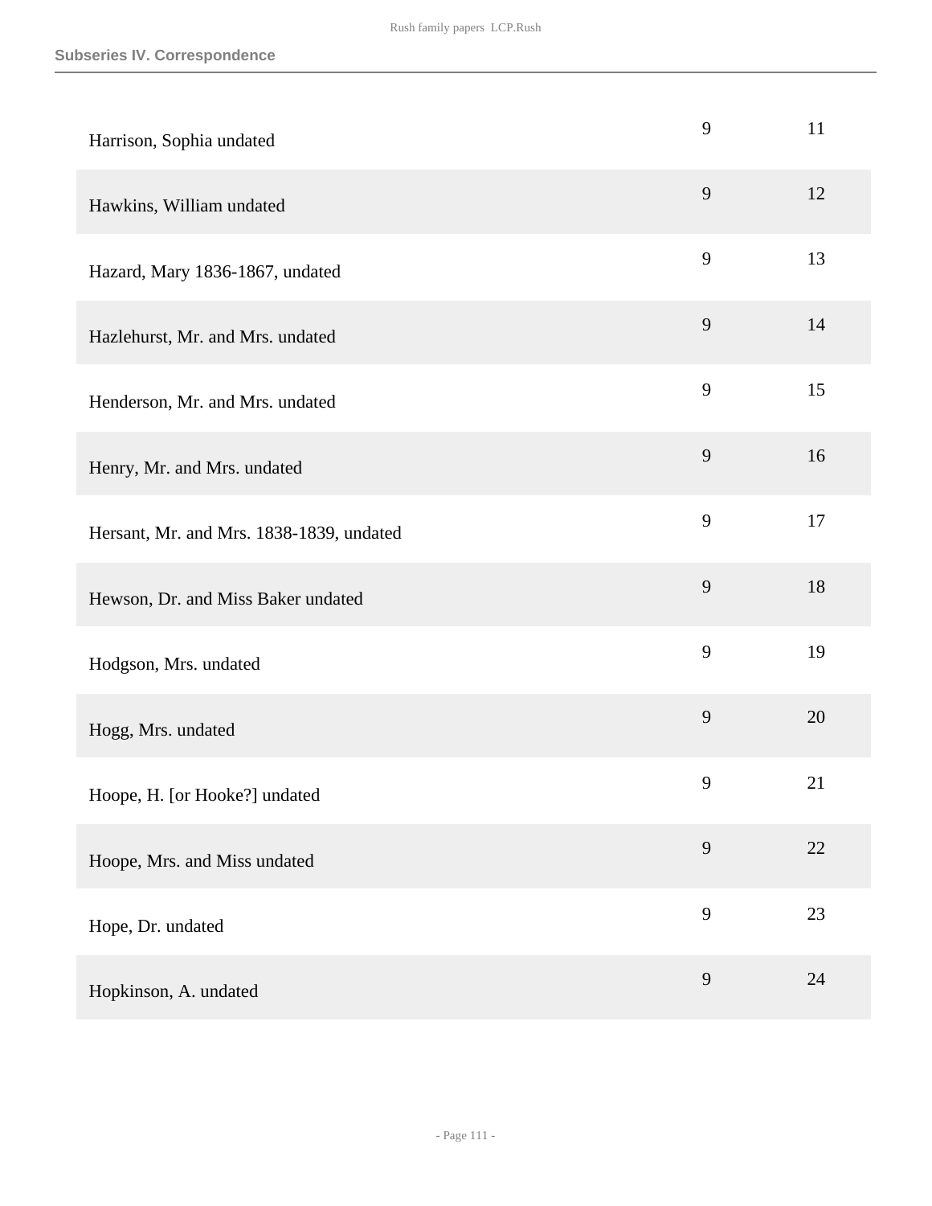| | | |
|---|---|---|
| Harrison, Sophia undated | 9 | 11 |
| Hawkins, William undated | 9 | 12 |
| Hazard, Mary 1836-1867, undated | 9 | 13 |
| Hazlehurst, Mr. and Mrs. undated | 9 | 14 |
| Henderson, Mr. and Mrs. undated | 9 | 15 |
| Henry, Mr. and Mrs. undated | 9 | 16 |
| Hersant, Mr. and Mrs. 1838-1839, undated | 9 | 17 |
| Hewson, Dr. and Miss Baker undated | 9 | 18 |
| Hodgson, Mrs. undated | 9 | 19 |
| Hogg, Mrs. undated | 9 | 20 |
| Hoope, H. [or Hooke?] undated | 9 | 21 |
| Hoope, Mrs. and Miss undated | 9 | 22 |
| Hope, Dr. undated | 9 | 23 |
| Hopkinson, A. undated | 9 | 24 |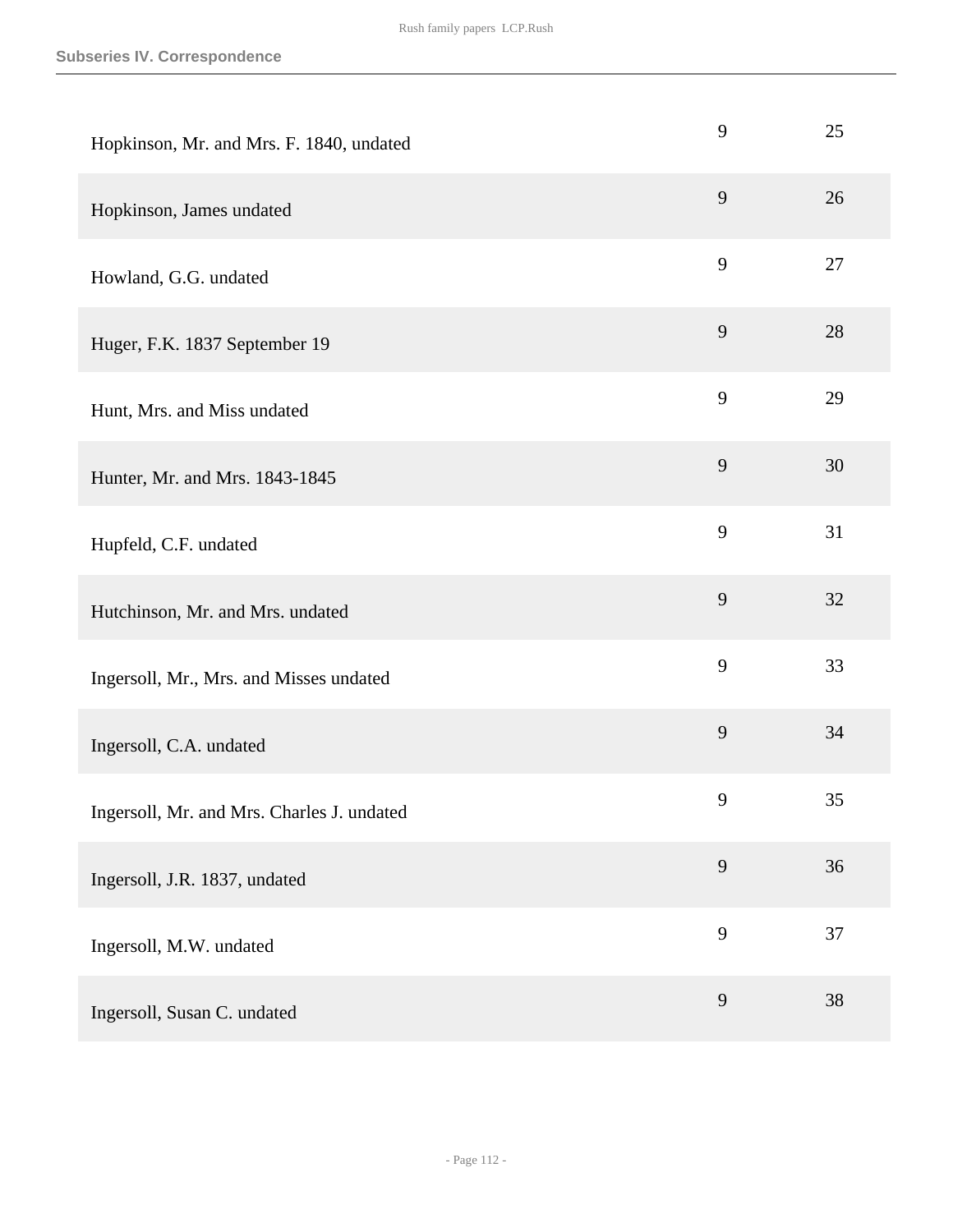## Subseries IV. Correspondence

| | | |
|---|---|---|
| Hopkinson, Mr. and Mrs. F. 1840, undated | 9 | 25 |
| Hopkinson, James undated | 9 | 26 |
| Howland, G.G. undated | 9 | 27 |
| Huger, F.K. 1837 September 19 | 9 | 28 |
| Hunt, Mrs. and Miss undated | 9 | 29 |
| Hunter, Mr. and Mrs. 1843-1845 | 9 | 30 |
| Hupfeld, C.F. undated | 9 | 31 |
| Hutchinson, Mr. and Mrs. undated | 9 | 32 |
| Ingersoll, Mr., Mrs. and Misses undated | 9 | 33 |
| Ingersoll, C.A. undated | 9 | 34 |
| Ingersoll, Mr. and Mrs. Charles J. undated | 9 | 35 |
| Ingersoll, J.R. 1837, undated | 9 | 36 |
| Ingersoll, M.W. undated | 9 | 37 |
| Ingersoll, Susan C. undated | 9 | 38 |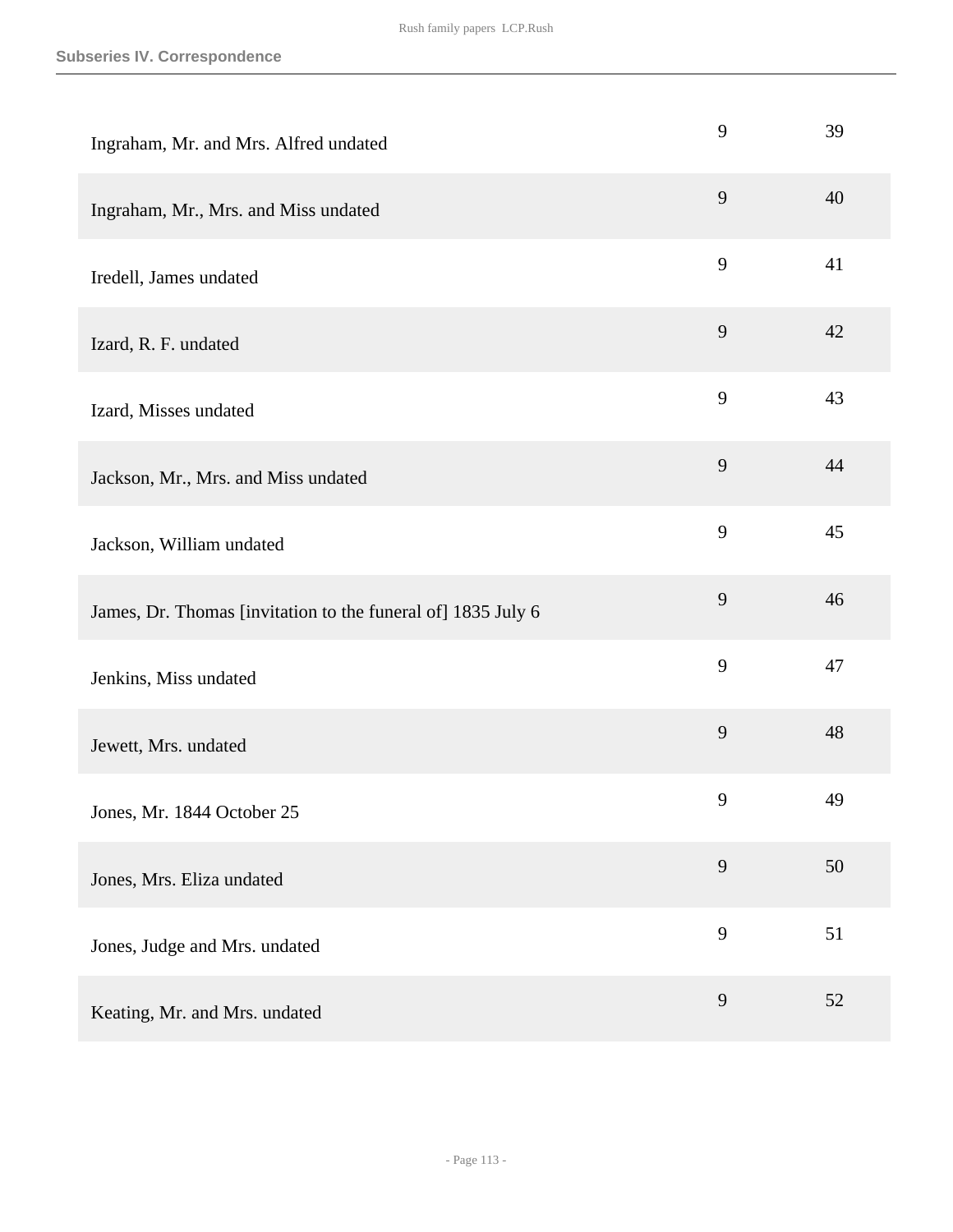| | | |
|---|---|---|
| Ingraham, Mr. and Mrs. Alfred undated | 9 | 39 |
| Ingraham, Mr., Mrs. and Miss undated | 9 | 40 |
| Iredell, James undated | 9 | 41 |
| Izard, R. F. undated | 9 | 42 |
| Izard, Misses undated | 9 | 43 |
| Jackson, Mr., Mrs. and Miss undated | 9 | 44 |
| Jackson, William undated | 9 | 45 |
| James, Dr. Thomas [invitation to the funeral of] 1835 July 6 | 9 | 46 |
| Jenkins, Miss undated | 9 | 47 |
| Jewett, Mrs. undated | 9 | 48 |
| Jones, Mr. 1844 October 25 | 9 | 49 |
| Jones, Mrs. Eliza undated | 9 | 50 |
| Jones, Judge and Mrs. undated | 9 | 51 |
| Keating, Mr. and Mrs. undated | 9 | 52 |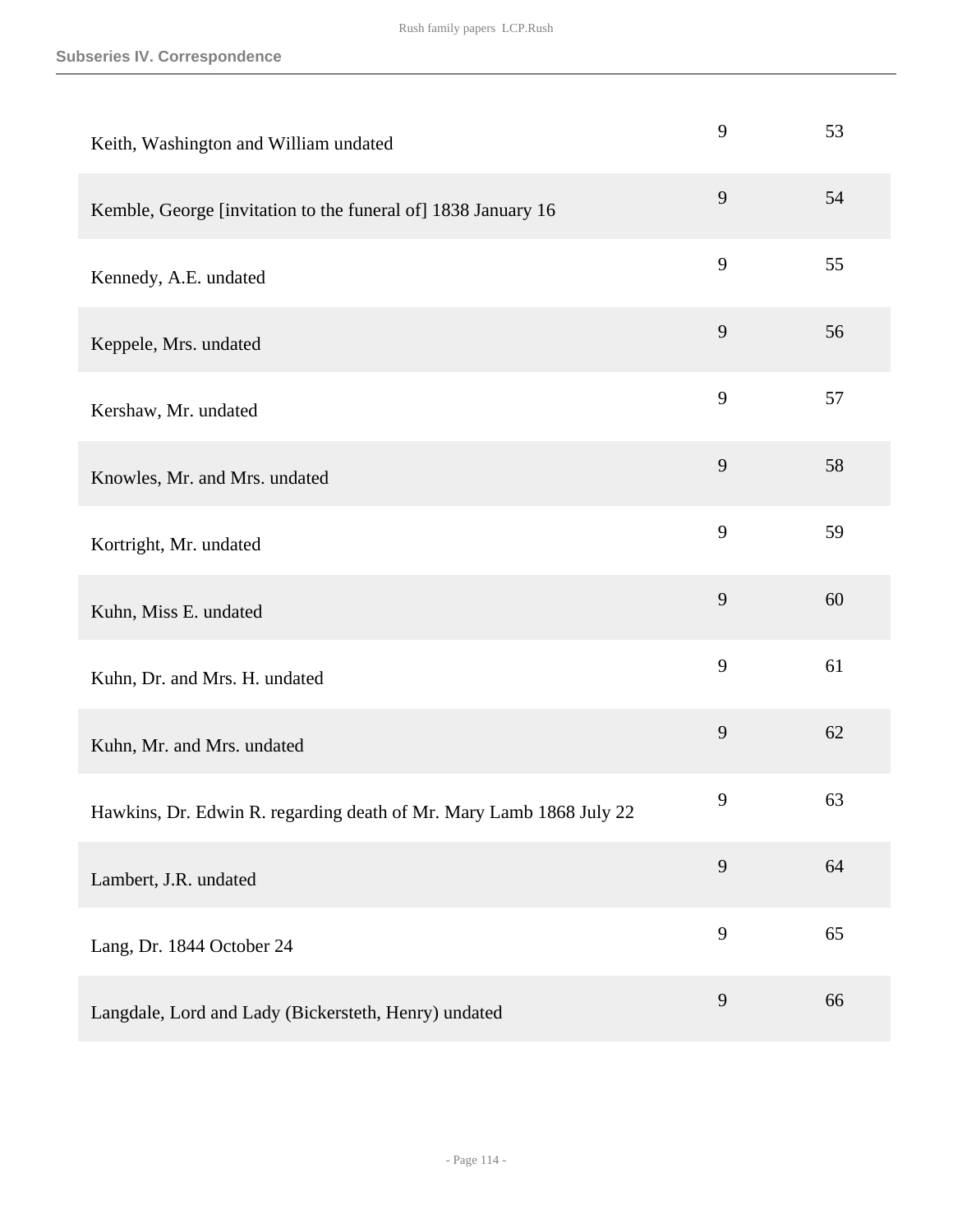**Subseries IV. Correspondence**

| | | |
|---|---|---|
| Keith, Washington and William undated | 9 | 53 |
| Kemble, George [invitation to the funeral of] 1838 January 16 | 9 | 54 |
| Kennedy, A.E. undated | 9 | 55 |
| Keppele, Mrs. undated | 9 | 56 |
| Kershaw, Mr. undated | 9 | 57 |
| Knowles, Mr. and Mrs. undated | 9 | 58 |
| Kortright, Mr. undated | 9 | 59 |
| Kuhn, Miss E. undated | 9 | 60 |
| Kuhn, Dr. and Mrs. H. undated | 9 | 61 |
| Kuhn, Mr. and Mrs. undated | 9 | 62 |
| Hawkins, Dr. Edwin R. regarding death of Mr. Mary Lamb 1868 July 22 | 9 | 63 |
| Lambert, J.R. undated | 9 | 64 |
| Lang, Dr. 1844 October 24 | 9 | 65 |
| Langdale, Lord and Lady (Bickersteth, Henry) undated | 9 | 66 |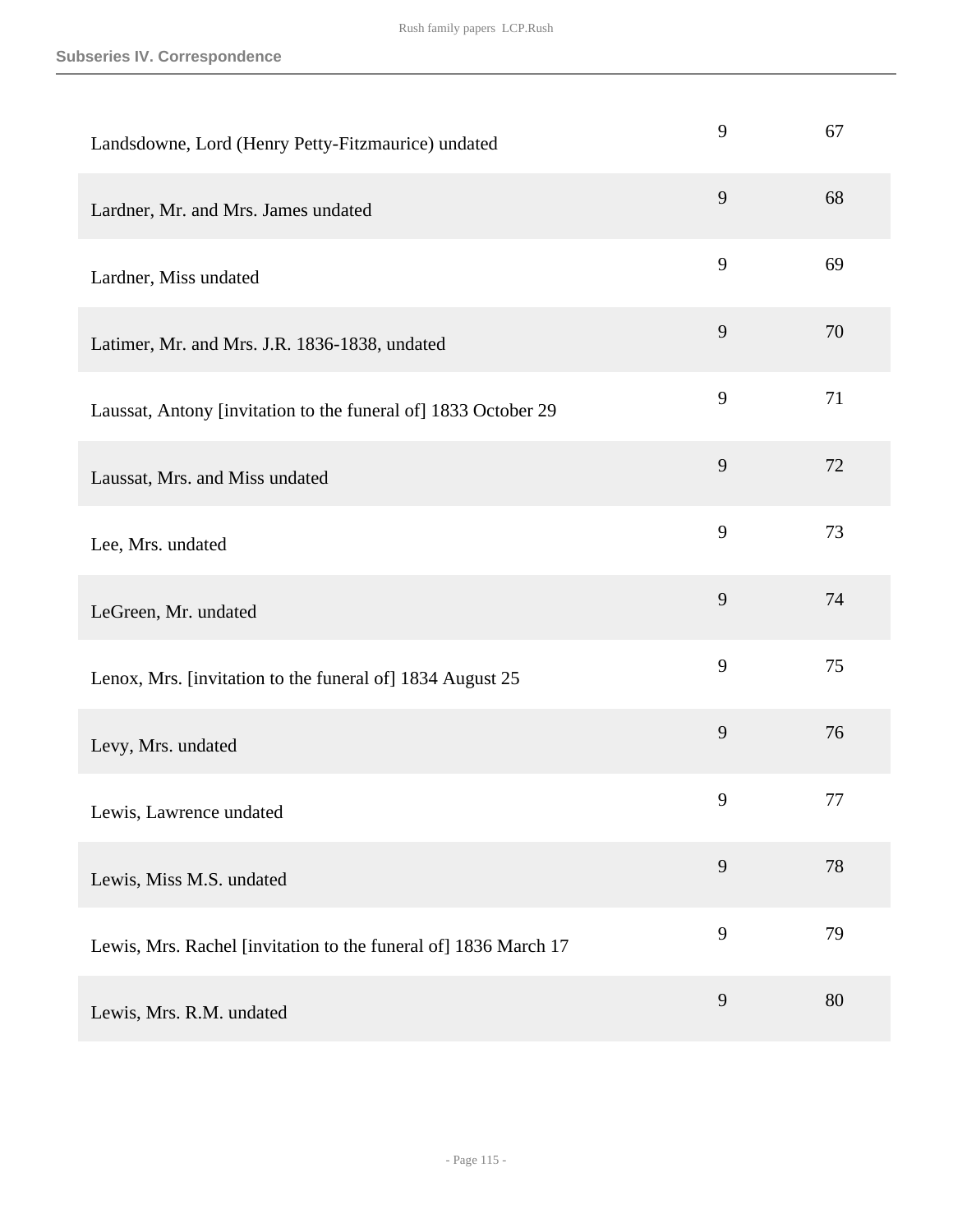| | | |
|---|---|---|
| Landsdowne, Lord (Henry Petty-Fitzmaurice) undated | 9 | 67 |
| Lardner, Mr. and Mrs. James undated | 9 | 68 |
| Lardner, Miss undated | 9 | 69 |
| Latimer, Mr. and Mrs. J.R. 1836-1838, undated | 9 | 70 |
| Laussat, Antony [invitation to the funeral of] 1833 October 29 | 9 | 71 |
| Laussat, Mrs. and Miss undated | 9 | 72 |
| Lee, Mrs. undated | 9 | 73 |
| LeGreen, Mr. undated | 9 | 74 |
| Lenox, Mrs. [invitation to the funeral of] 1834 August 25 | 9 | 75 |
| Levy, Mrs. undated | 9 | 76 |
| Lewis, Lawrence undated | 9 | 77 |
| Lewis, Miss M.S. undated | 9 | 78 |
| Lewis, Mrs. Rachel [invitation to the funeral of] 1836 March 17 | 9 | 79 |
| Lewis, Mrs. R.M. undated | 9 | 80 |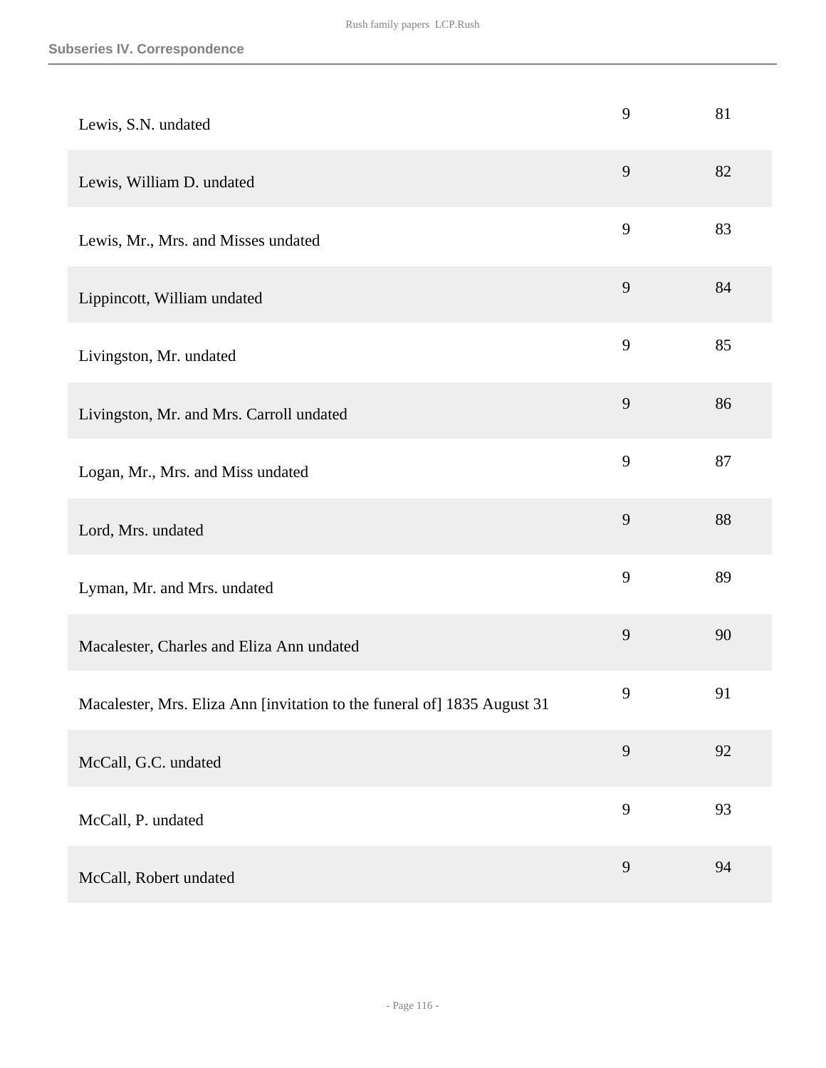| | | |
|---|---|---|
| Lewis, S.N. undated | 9 | 81 |
| Lewis, William D. undated | 9 | 82 |
| Lewis, Mr., Mrs. and Misses undated | 9 | 83 |
| Lippincott, William undated | 9 | 84 |
| Livingston, Mr. undated | 9 | 85 |
| Livingston, Mr. and Mrs. Carroll undated | 9 | 86 |
| Logan, Mr., Mrs. and Miss undated | 9 | 87 |
| Lord, Mrs. undated | 9 | 88 |
| Lyman, Mr. and Mrs. undated | 9 | 89 |
| Macalester, Charles and Eliza Ann undated | 9 | 90 |
| Macalester, Mrs. Eliza Ann [invitation to the funeral of] 1835 August 31 | 9 | 91 |
| McCall, G.C. undated | 9 | 92 |
| McCall, P. undated | 9 | 93 |
| McCall, Robert undated | 9 | 94 |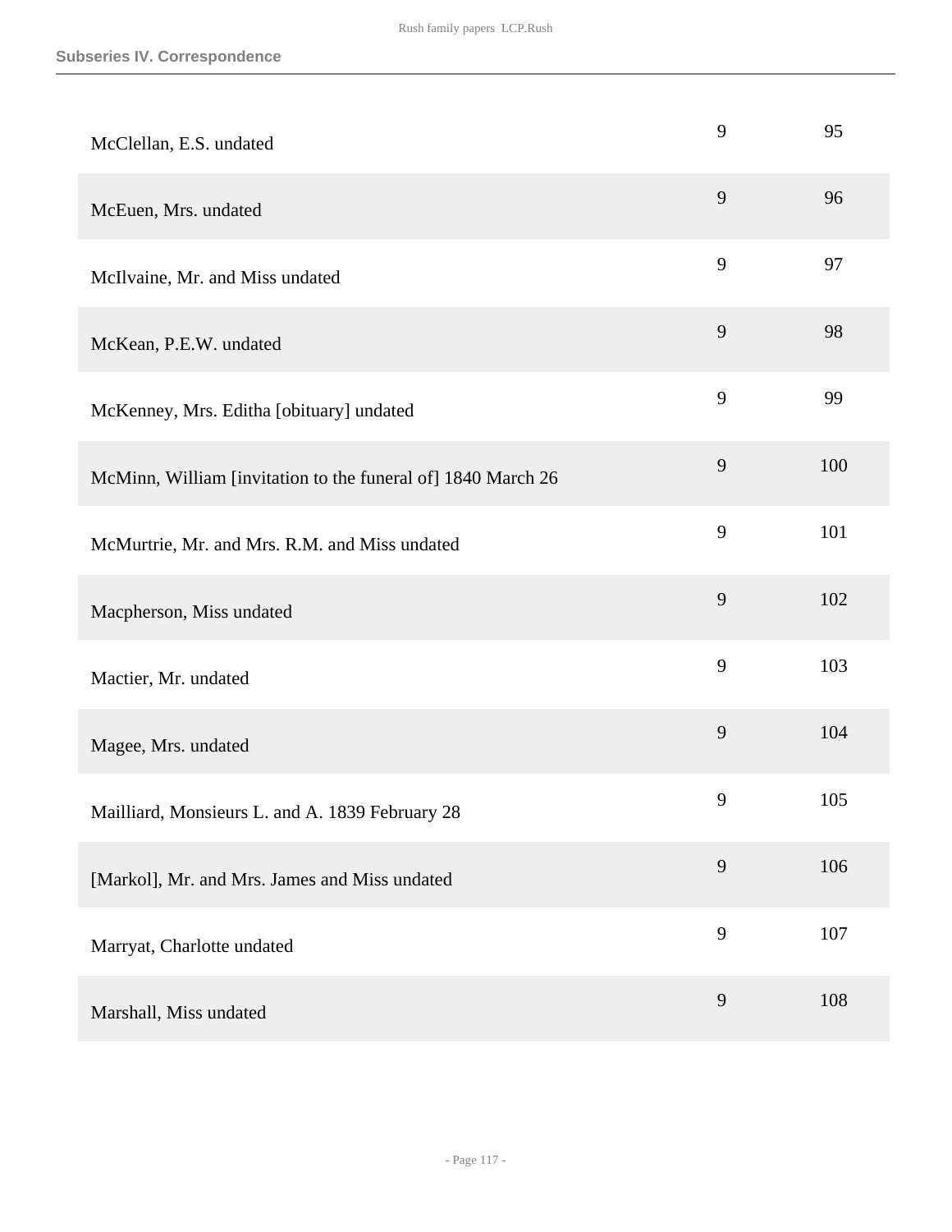## Subseries IV. Correspondence

| | | |
|---|---|---|
| McClellan, E.S. undated | 9 | 95 |
| McEuen, Mrs. undated | 9 | 96 |
| McIlvaine, Mr. and Miss undated | 9 | 97 |
| McKean, P.E.W. undated | 9 | 98 |
| McKenney, Mrs. Editha [obituary] undated | 9 | 99 |
| McMinn, William [invitation to the funeral of] 1840 March 26 | 9 | 100 |
| McMurtrie, Mr. and Mrs. R.M. and Miss undated | 9 | 101 |
| Macpherson, Miss undated | 9 | 102 |
| Mactier, Mr. undated | 9 | 103 |
| Magee, Mrs. undated | 9 | 104 |
| Mailliard, Monsieurs L. and A. 1839 February 28 | 9 | 105 |
| [Markol], Mr. and Mrs. James and Miss undated | 9 | 106 |
| Marryat, Charlotte undated | 9 | 107 |
| Marshall, Miss undated | 9 | 108 |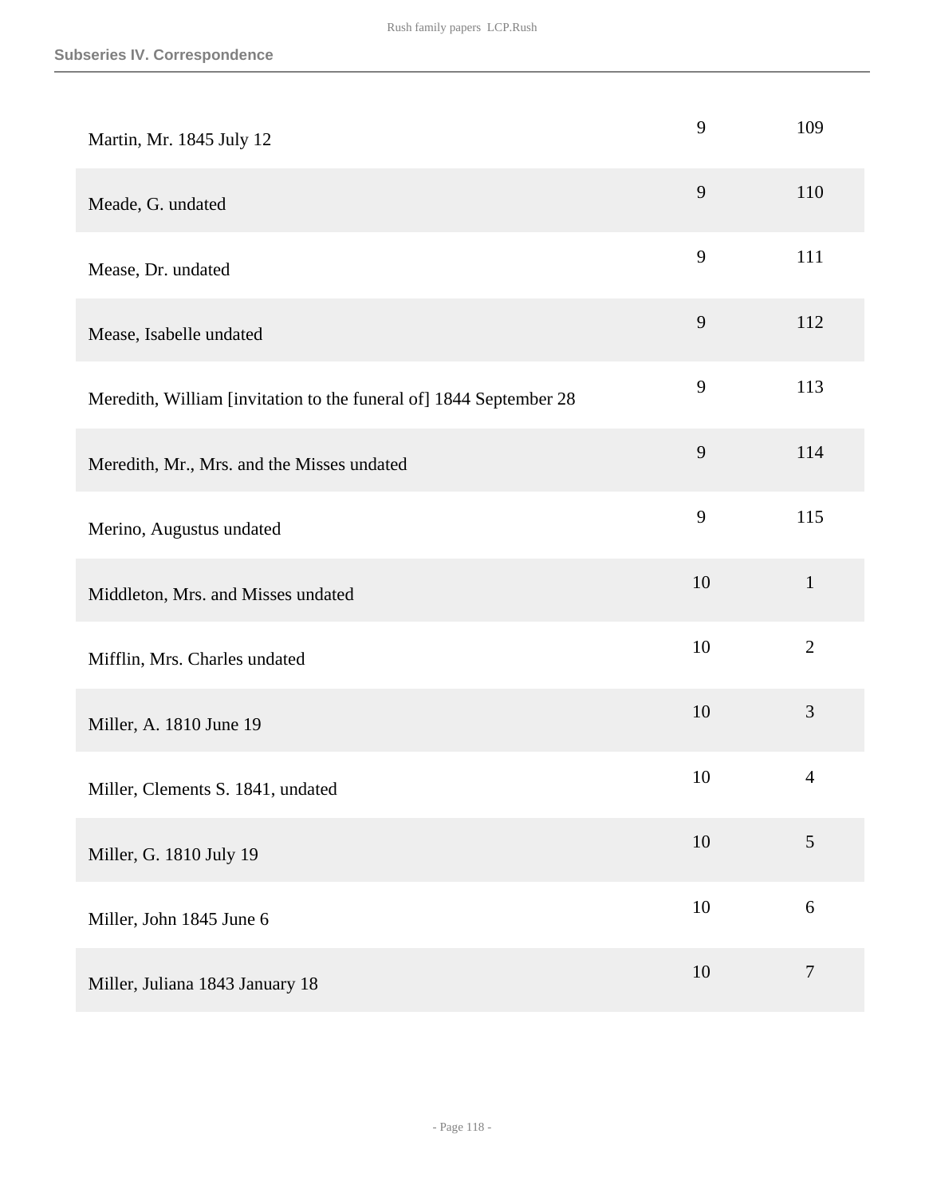| | | |
|---|---|---|
| Martin, Mr. 1845 July 12 | 9 | 109 |
| Meade, G. undated | 9 | 110 |
| Mease, Dr. undated | 9 | 111 |
| Mease, Isabelle undated | 9 | 112 |
| Meredith, William [invitation to the funeral of] 1844 September 28 | 9 | 113 |
| Meredith, Mr., Mrs. and the Misses undated | 9 | 114 |
| Merino, Augustus undated | 9 | 115 |
| Middleton, Mrs. and Misses undated | 10 | 1 |
| Mifflin, Mrs. Charles undated | 10 | 2 |
| Miller, A. 1810 June 19 | 10 | 3 |
| Miller, Clements S. 1841, undated | 10 | 4 |
| Miller, G. 1810 July 19 | 10 | 5 |
| Miller, John 1845 June 6 | 10 | 6 |
| Miller, Juliana 1843 January 18 | 10 | 7 |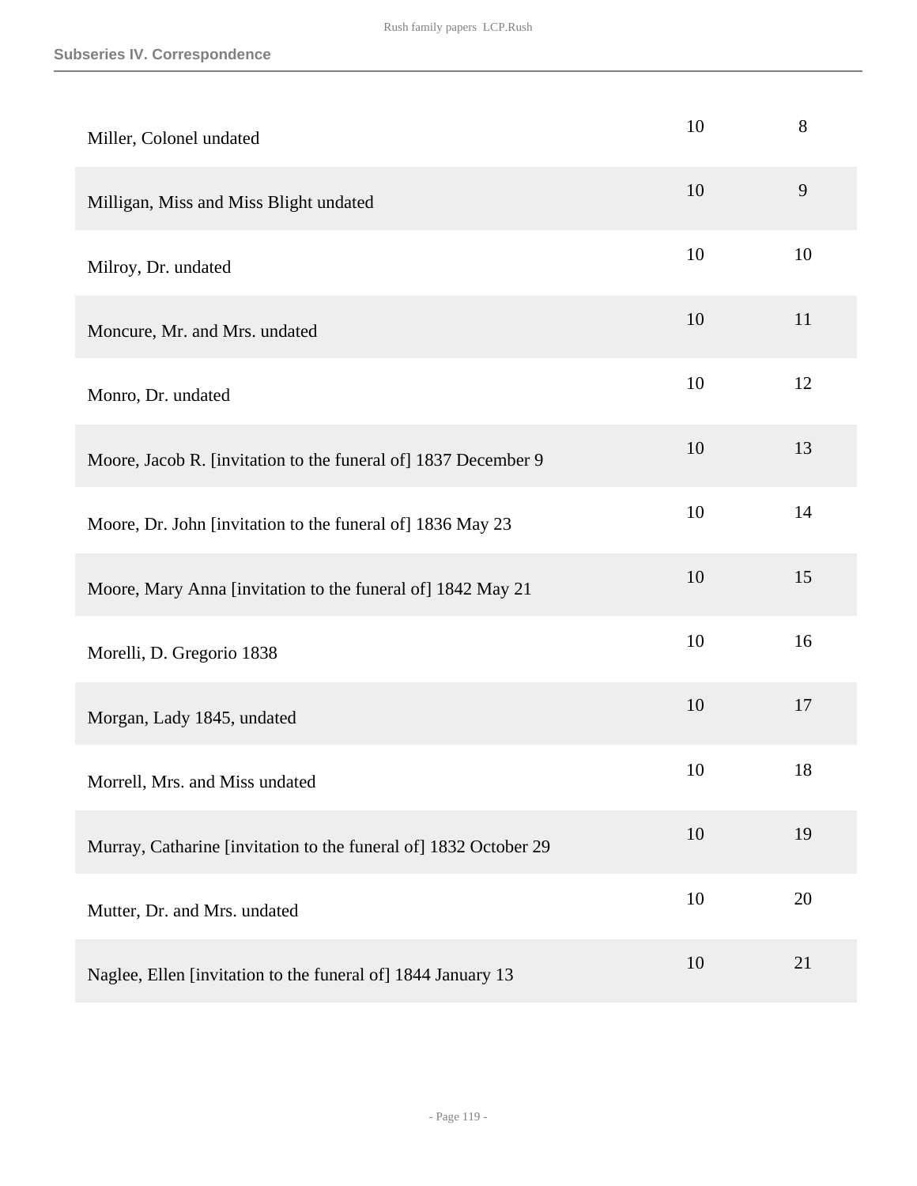| | | |
|---|---|---|
| Miller, Colonel undated | 10 | 8 |
| Milligan, Miss and Miss Blight undated | 10 | 9 |
| Milroy, Dr. undated | 10 | 10 |
| Moncure, Mr. and Mrs. undated | 10 | 11 |
| Monro, Dr. undated | 10 | 12 |
| Moore, Jacob R. [invitation to the funeral of] 1837 December 9 | 10 | 13 |
| Moore, Dr. John [invitation to the funeral of] 1836 May 23 | 10 | 14 |
| Moore, Mary Anna [invitation to the funeral of] 1842 May 21 | 10 | 15 |
| Morelli, D. Gregorio 1838 | 10 | 16 |
| Morgan, Lady 1845, undated | 10 | 17 |
| Morrell, Mrs. and Miss undated | 10 | 18 |
| Murray, Catharine [invitation to the funeral of] 1832 October 29 | 10 | 19 |
| Mutter, Dr. and Mrs. undated | 10 | 20 |
| Naglee, Ellen [invitation to the funeral of] 1844 January 13 | 10 | 21 |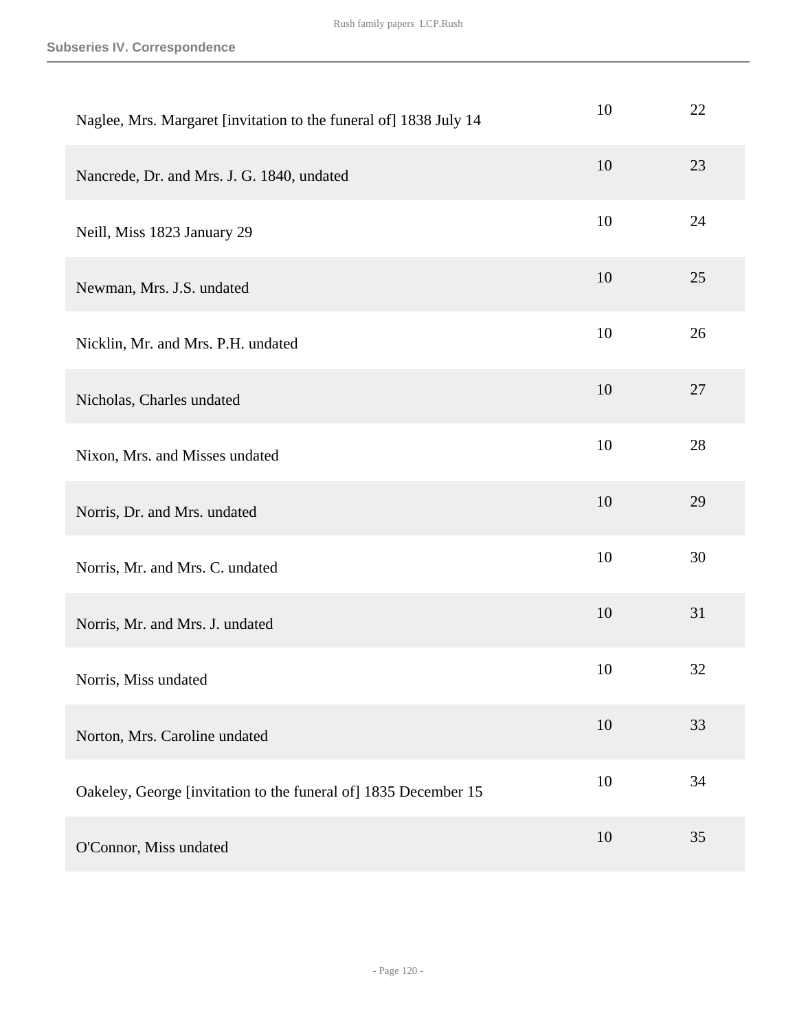| | | |
|---|---|---|
| Naglee, Mrs. Margaret [invitation to the funeral of] 1838 July 14 | 10 | 22 |
| Nancrede, Dr. and Mrs. J. G. 1840, undated | 10 | 23 |
| Neill, Miss 1823 January 29 | 10 | 24 |
| Newman, Mrs. J.S. undated | 10 | 25 |
| Nicklin, Mr. and Mrs. P.H. undated | 10 | 26 |
| Nicholas, Charles undated | 10 | 27 |
| Nixon, Mrs. and Misses undated | 10 | 28 |
| Norris, Dr. and Mrs. undated | 10 | 29 |
| Norris, Mr. and Mrs. C. undated | 10 | 30 |
| Norris, Mr. and Mrs. J. undated | 10 | 31 |
| Norris, Miss undated | 10 | 32 |
| Norton, Mrs. Caroline undated | 10 | 33 |
| Oakeley, George [invitation to the funeral of] 1835 December 15 | 10 | 34 |
| O'Connor, Miss undated | 10 | 35 |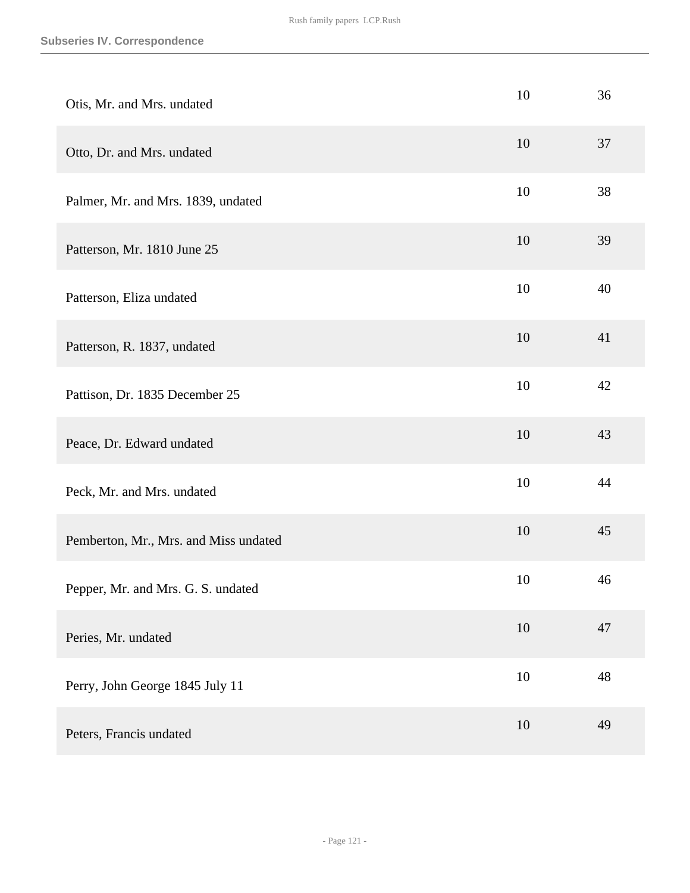| | | |
|---|---|---|
| Otis, Mr. and Mrs. undated | 10 | 36 |
| Otto, Dr. and Mrs. undated | 10 | 37 |
| Palmer, Mr. and Mrs. 1839, undated | 10 | 38 |
| Patterson, Mr. 1810 June 25 | 10 | 39 |
| Patterson, Eliza undated | 10 | 40 |
| Patterson, R. 1837, undated | 10 | 41 |
| Pattison, Dr. 1835 December 25 | 10 | 42 |
| Peace, Dr. Edward undated | 10 | 43 |
| Peck, Mr. and Mrs. undated | 10 | 44 |
| Pemberton, Mr., Mrs. and Miss undated | 10 | 45 |
| Pepper, Mr. and Mrs. G. S. undated | 10 | 46 |
| Peries, Mr. undated | 10 | 47 |
| Perry, John George 1845 July 11 | 10 | 48 |
| Peters, Francis undated | 10 | 49 |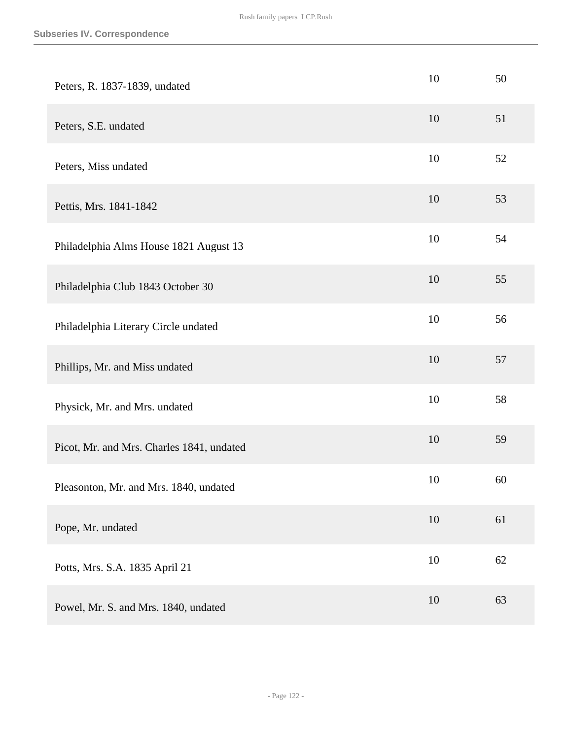| | | |
|---|---|---|
| Peters, R. 1837-1839, undated | 10 | 50 |
| Peters, S.E. undated | 10 | 51 |
| Peters, Miss undated | 10 | 52 |
| Pettis, Mrs. 1841-1842 | 10 | 53 |
| Philadelphia Alms House 1821 August 13 | 10 | 54 |
| Philadelphia Club 1843 October 30 | 10 | 55 |
| Philadelphia Literary Circle undated | 10 | 56 |
| Phillips, Mr. and Miss undated | 10 | 57 |
| Physick, Mr. and Mrs. undated | 10 | 58 |
| Picot, Mr. and Mrs. Charles 1841, undated | 10 | 59 |
| Pleasonton, Mr. and Mrs. 1840, undated | 10 | 60 |
| Pope, Mr. undated | 10 | 61 |
| Potts, Mrs. S.A. 1835 April 21 | 10 | 62 |
| Powel, Mr. S. and Mrs. 1840, undated | 10 | 63 |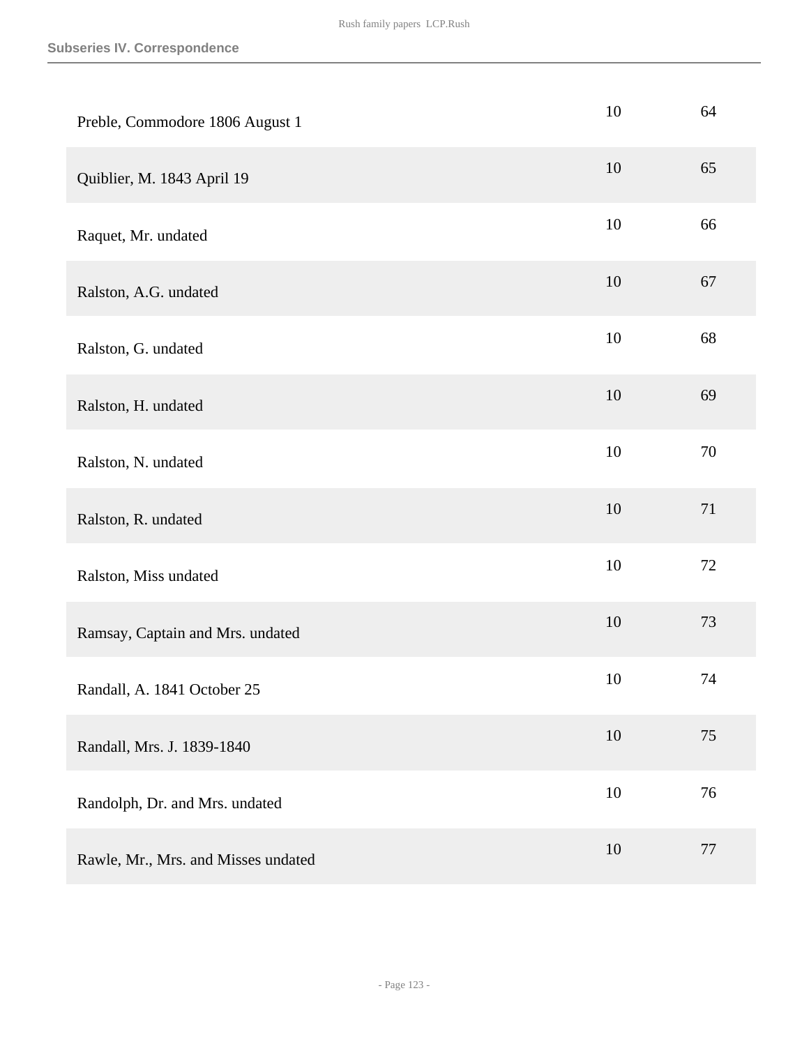| | | |
|---|---|---|
| Preble, Commodore 1806 August 1 | 10 | 64 |
| Quiblier, M. 1843 April 19 | 10 | 65 |
| Raquet, Mr. undated | 10 | 66 |
| Ralston, A.G. undated | 10 | 67 |
| Ralston, G. undated | 10 | 68 |
| Ralston, H. undated | 10 | 69 |
| Ralston, N. undated | 10 | 70 |
| Ralston, R. undated | 10 | 71 |
| Ralston, Miss undated | 10 | 72 |
| Ramsay, Captain and Mrs. undated | 10 | 73 |
| Randall, A. 1841 October 25 | 10 | 74 |
| Randall, Mrs. J. 1839-1840 | 10 | 75 |
| Randolph, Dr. and Mrs. undated | 10 | 76 |
| Rawle, Mr., Mrs. and Misses undated | 10 | 77 |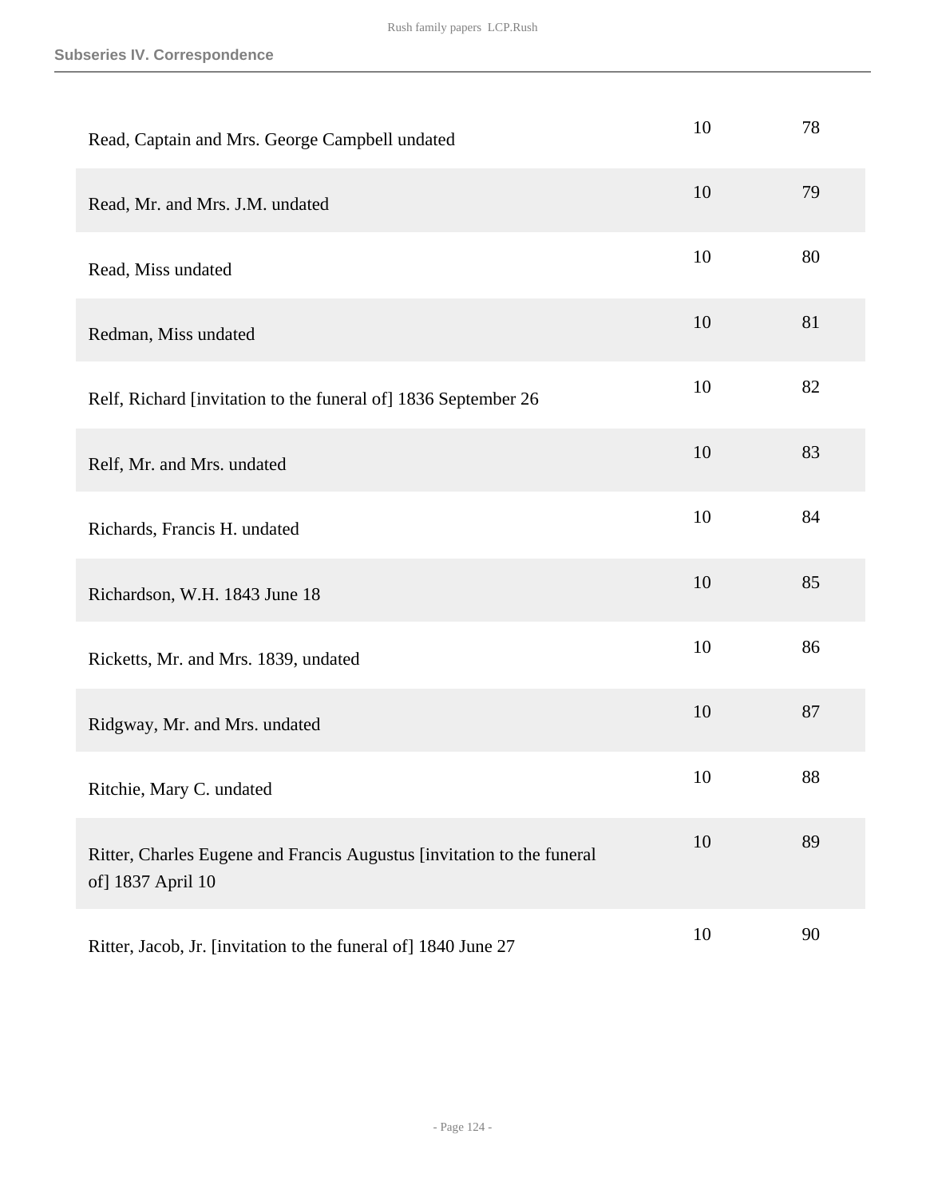| | | |
|---|---|---|
| Read, Captain and Mrs. George Campbell undated | 10 | 78 |
| Read, Mr. and Mrs. J.M. undated | 10 | 79 |
| Read, Miss undated | 10 | 80 |
| Redman, Miss undated | 10 | 81 |
| Relf, Richard [invitation to the funeral of] 1836 September 26 | 10 | 82 |
| Relf, Mr. and Mrs. undated | 10 | 83 |
| Richards, Francis H. undated | 10 | 84 |
| Richardson, W.H. 1843 June 18 | 10 | 85 |
| Ricketts, Mr. and Mrs. 1839, undated | 10 | 86 |
| Ridgway, Mr. and Mrs. undated | 10 | 87 |
| Ritchie, Mary C. undated | 10 | 88 |
| Ritter, Charles Eugene and Francis Augustus [invitation to the funeral of] 1837 April 10 | 10 | 89 |
| Ritter, Jacob, Jr. [invitation to the funeral of] 1840 June 27 | 10 | 90 |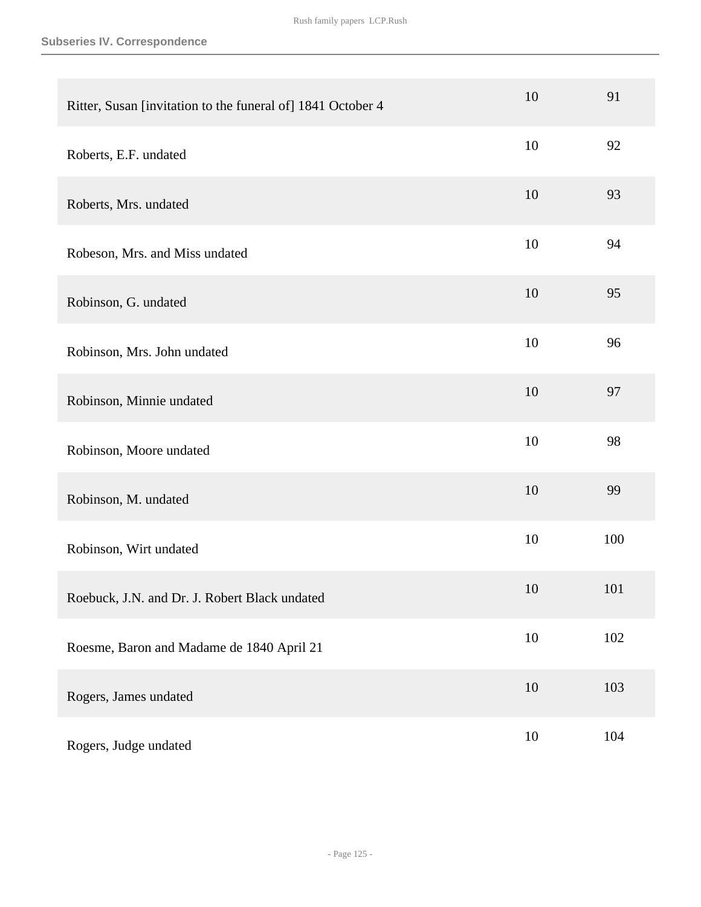## Subseries IV. Correspondence

| | | |
|---|---|---|
| Ritter, Susan [invitation to the funeral of] 1841 October 4 | 10 | 91 |
| Roberts, E.F. undated | 10 | 92 |
| Roberts, Mrs. undated | 10 | 93 |
| Robeson, Mrs. and Miss undated | 10 | 94 |
| Robinson, G. undated | 10 | 95 |
| Robinson, Mrs. John undated | 10 | 96 |
| Robinson, Minnie undated | 10 | 97 |
| Robinson, Moore undated | 10 | 98 |
| Robinson, M. undated | 10 | 99 |
| Robinson, Wirt undated | 10 | 100 |
| Roebuck, J.N. and Dr. J. Robert Black undated | 10 | 101 |
| Roesme, Baron and Madame de 1840 April 21 | 10 | 102 |
| Rogers, James undated | 10 | 103 |
| Rogers, Judge undated | 10 | 104 |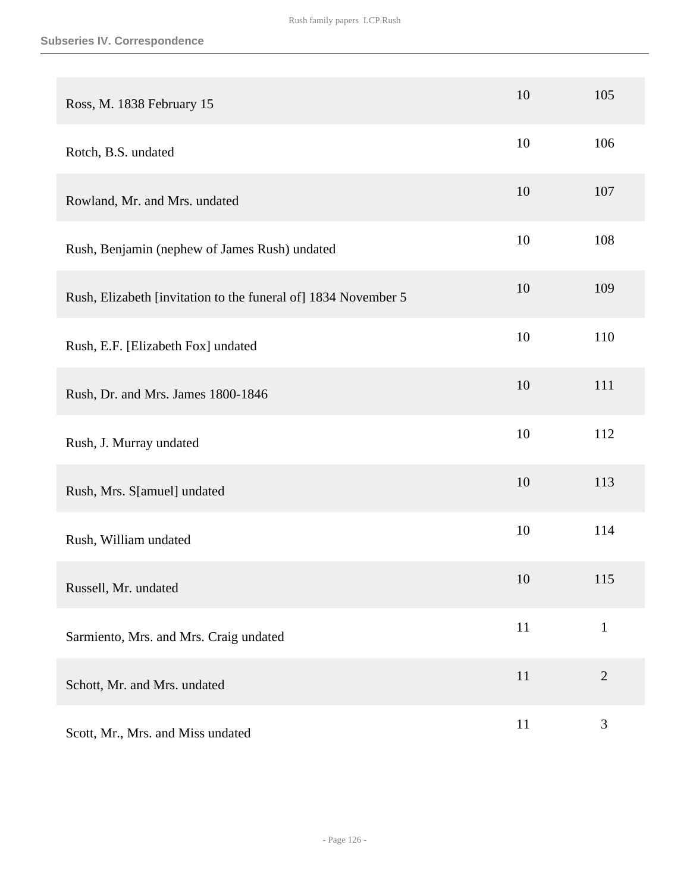| | | |
|---|---|---|
| Ross, M. 1838 February 15 | 10 | 105 |
| Rotch, B.S. undated | 10 | 106 |
| Rowland, Mr. and Mrs. undated | 10 | 107 |
| Rush, Benjamin (nephew of James Rush) undated | 10 | 108 |
| Rush, Elizabeth [invitation to the funeral of] 1834 November 5 | 10 | 109 |
| Rush, E.F. [Elizabeth Fox] undated | 10 | 110 |
| Rush, Dr. and Mrs. James 1800-1846 | 10 | 111 |
| Rush, J. Murray undated | 10 | 112 |
| Rush, Mrs. S[amuel] undated | 10 | 113 |
| Rush, William undated | 10 | 114 |
| Russell, Mr. undated | 10 | 115 |
| Sarmiento, Mrs. and Mrs. Craig undated | 11 | 1 |
| Schott, Mr. and Mrs. undated | 11 | 2 |
| Scott, Mr., Mrs. and Miss undated | 11 | 3 |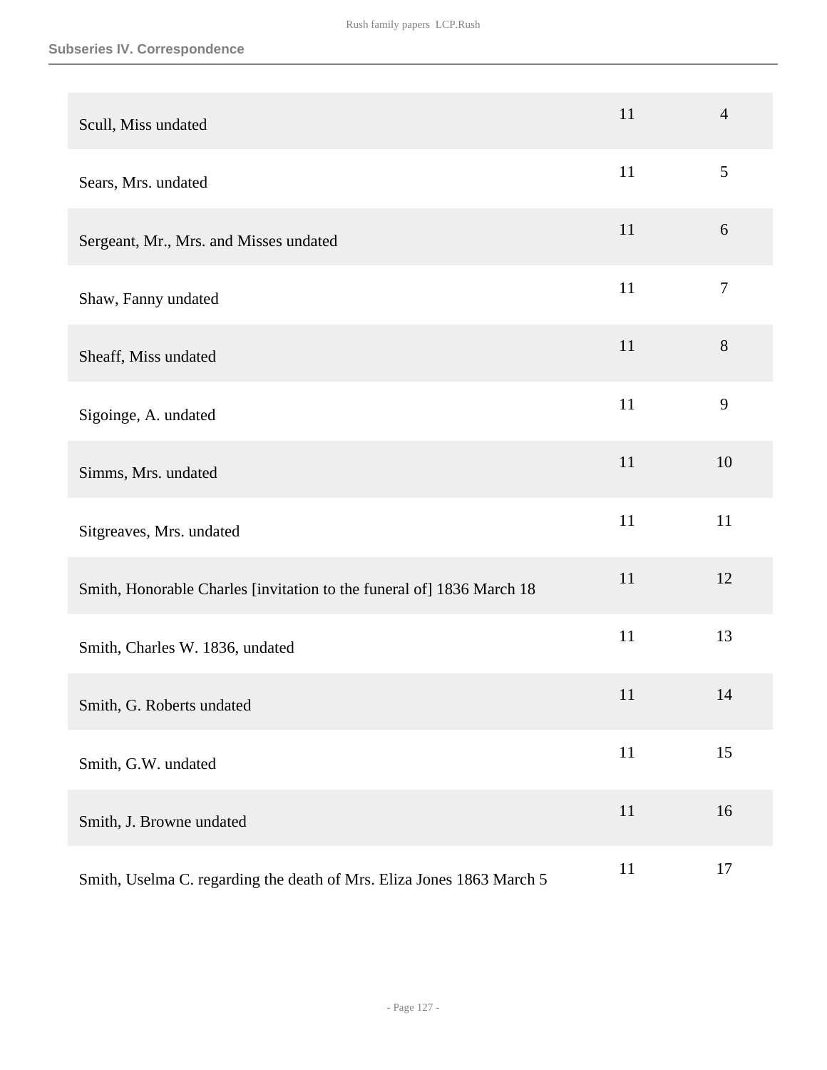Subseries IV. Correspondence

| | | |
|---|---|---|
| Scull, Miss undated | 11 | 4 |
| Sears, Mrs. undated | 11 | 5 |
| Sergeant, Mr., Mrs. and Misses undated | 11 | 6 |
| Shaw, Fanny undated | 11 | 7 |
| Sheaff, Miss undated | 11 | 8 |
| Sigoinge, A. undated | 11 | 9 |
| Simms, Mrs. undated | 11 | 10 |
| Sitgreaves, Mrs. undated | 11 | 11 |
| Smith, Honorable Charles [invitation to the funeral of] 1836 March 18 | 11 | 12 |
| Smith, Charles W. 1836, undated | 11 | 13 |
| Smith, G. Roberts undated | 11 | 14 |
| Smith, G.W. undated | 11 | 15 |
| Smith, J. Browne undated | 11 | 16 |
| Smith, Uselma C. regarding the death of Mrs. Eliza Jones 1863 March 5 | 11 | 17 |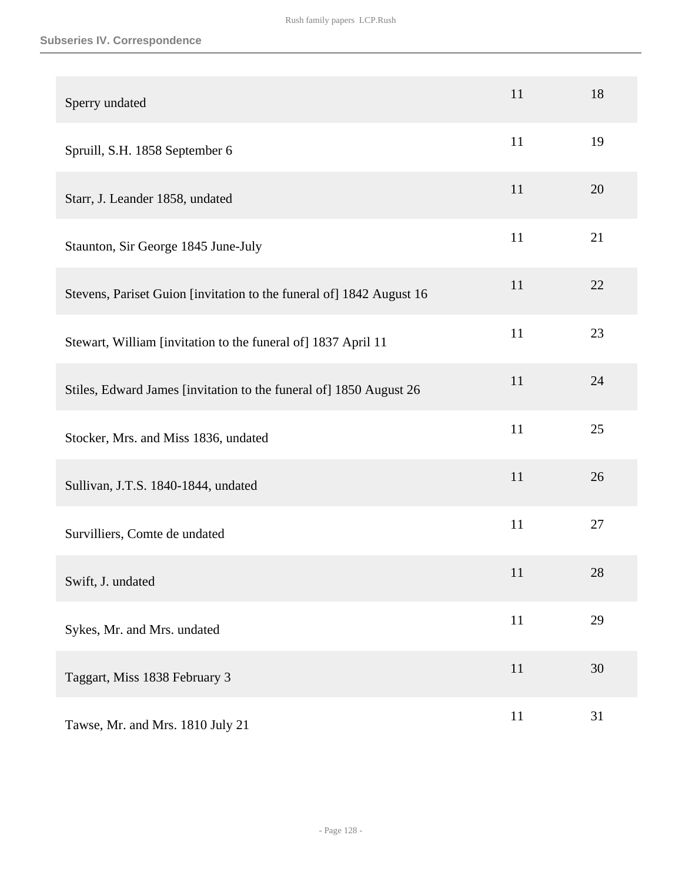## Subseries IV. Correspondence

| | | |
|---|---|---|
| Sperry undated | 11 | 18 |
| Spruill, S.H. 1858 September 6 | 11 | 19 |
| Starr, J. Leander 1858, undated | 11 | 20 |
| Staunton, Sir George 1845 June-July | 11 | 21 |
| Stevens, Pariset Guion [invitation to the funeral of] 1842 August 16 | 11 | 22 |
| Stewart, William [invitation to the funeral of] 1837 April 11 | 11 | 23 |
| Stiles, Edward James [invitation to the funeral of] 1850 August 26 | 11 | 24 |
| Stocker, Mrs. and Miss 1836, undated | 11 | 25 |
| Sullivan, J.T.S. 1840-1844, undated | 11 | 26 |
| Survilliers, Comte de undated | 11 | 27 |
| Swift, J. undated | 11 | 28 |
| Sykes, Mr. and Mrs. undated | 11 | 29 |
| Taggart, Miss 1838 February 3 | 11 | 30 |
| Tawse, Mr. and Mrs. 1810 July 21 | 11 | 31 |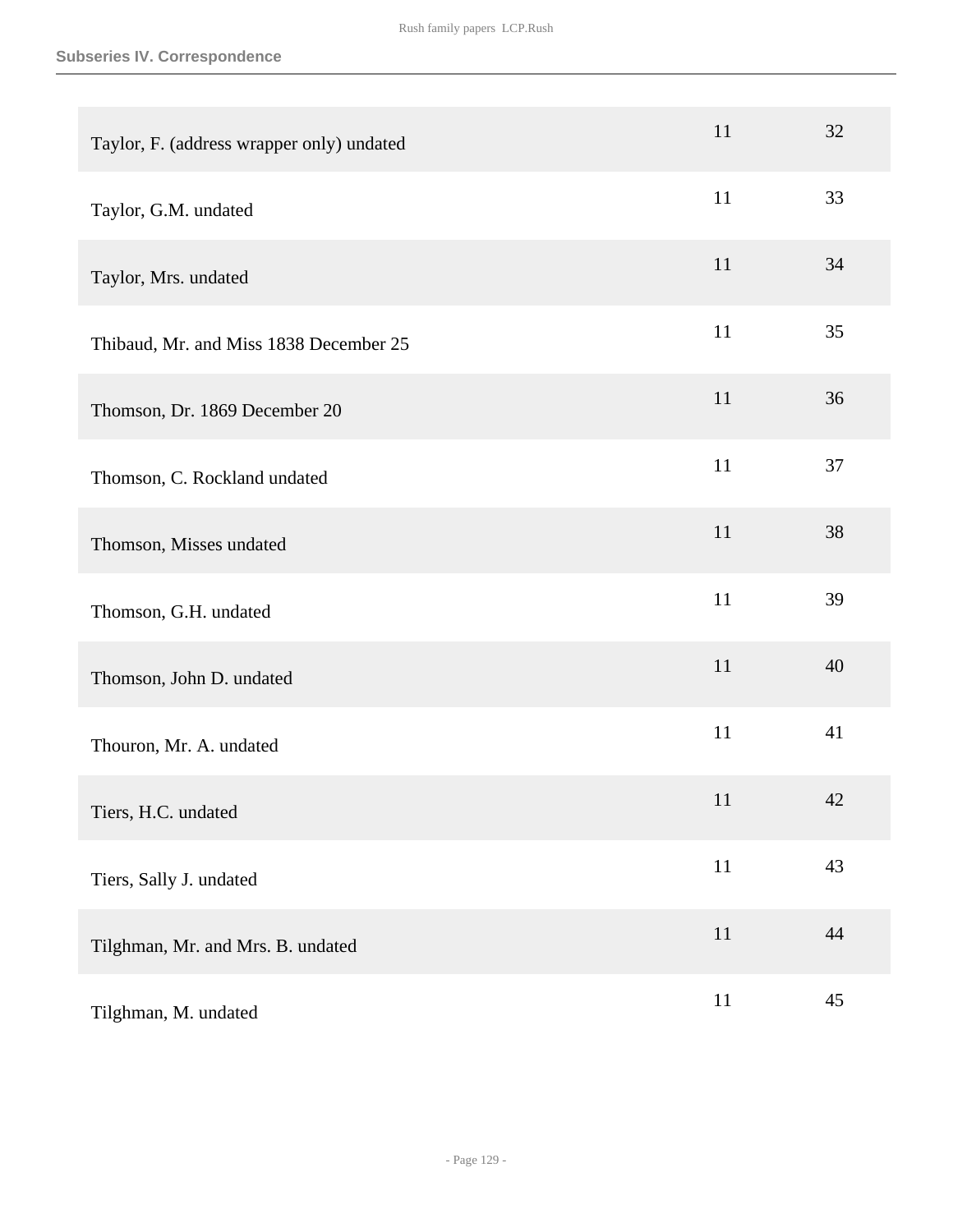| | | |
|---|---|---|
| Taylor, F. (address wrapper only) undated | 11 | 32 |
| Taylor, G.M. undated | 11 | 33 |
| Taylor, Mrs. undated | 11 | 34 |
| Thibaud, Mr. and Miss 1838 December 25 | 11 | 35 |
| Thomson, Dr. 1869 December 20 | 11 | 36 |
| Thomson, C. Rockland undated | 11 | 37 |
| Thomson, Misses undated | 11 | 38 |
| Thomson, G.H. undated | 11 | 39 |
| Thomson, John D. undated | 11 | 40 |
| Thouron, Mr. A. undated | 11 | 41 |
| Tiers, H.C. undated | 11 | 42 |
| Tiers, Sally J. undated | 11 | 43 |
| Tilghman, Mr. and Mrs. B. undated | 11 | 44 |
| Tilghman, M. undated | 11 | 45 |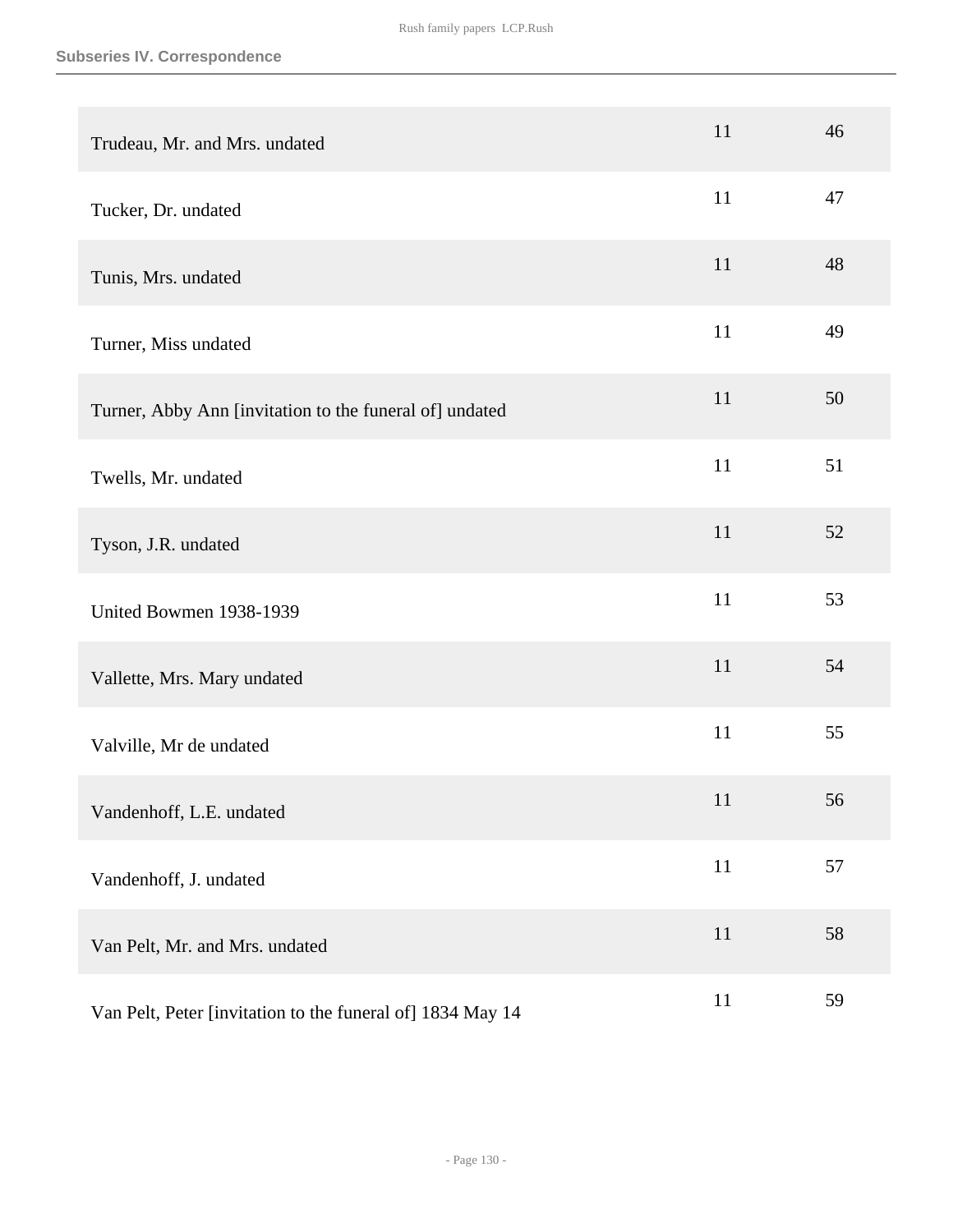| | | |
|---|---|---|
| Trudeau, Mr. and Mrs. undated | 11 | 46 |
| Tucker, Dr. undated | 11 | 47 |
| Tunis, Mrs. undated | 11 | 48 |
| Turner, Miss undated | 11 | 49 |
| Turner, Abby Ann [invitation to the funeral of] undated | 11 | 50 |
| Twells, Mr. undated | 11 | 51 |
| Tyson, J.R. undated | 11 | 52 |
| United Bowmen 1938-1939 | 11 | 53 |
| Vallette, Mrs. Mary undated | 11 | 54 |
| Valville, Mr de undated | 11 | 55 |
| Vandenhoff, L.E. undated | 11 | 56 |
| Vandenhoff, J. undated | 11 | 57 |
| Van Pelt, Mr. and Mrs. undated | 11 | 58 |
| Van Pelt, Peter [invitation to the funeral of] 1834 May 14 | 11 | 59 |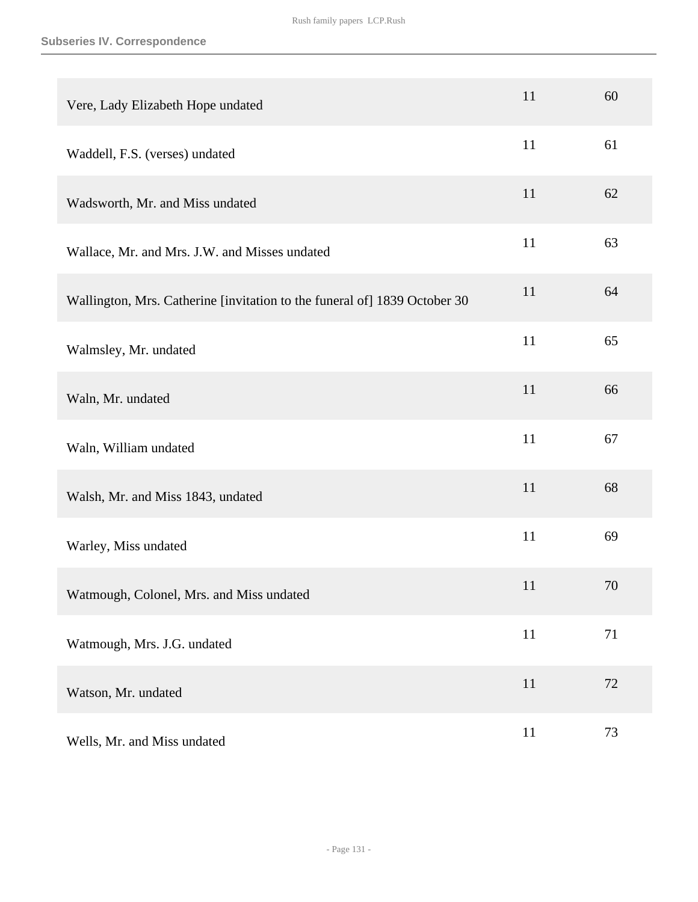**Subseries IV. Correspondence**

| | | |
|---|---|---|
| Vere, Lady Elizabeth Hope undated | 11 | 60 |
| Waddell, F.S. (verses) undated | 11 | 61 |
| Wadsworth, Mr. and Miss undated | 11 | 62 |
| Wallace, Mr. and Mrs. J.W. and Misses undated | 11 | 63 |
| Wallington, Mrs. Catherine [invitation to the funeral of] 1839 October 30 | 11 | 64 |
| Walmsley, Mr. undated | 11 | 65 |
| Waln, Mr. undated | 11 | 66 |
| Waln, William undated | 11 | 67 |
| Walsh, Mr. and Miss 1843, undated | 11 | 68 |
| Warley, Miss undated | 11 | 69 |
| Watmough, Colonel, Mrs. and Miss undated | 11 | 70 |
| Watmough, Mrs. J.G. undated | 11 | 71 |
| Watson, Mr. undated | 11 | 72 |
| Wells, Mr. and Miss undated | 11 | 73 |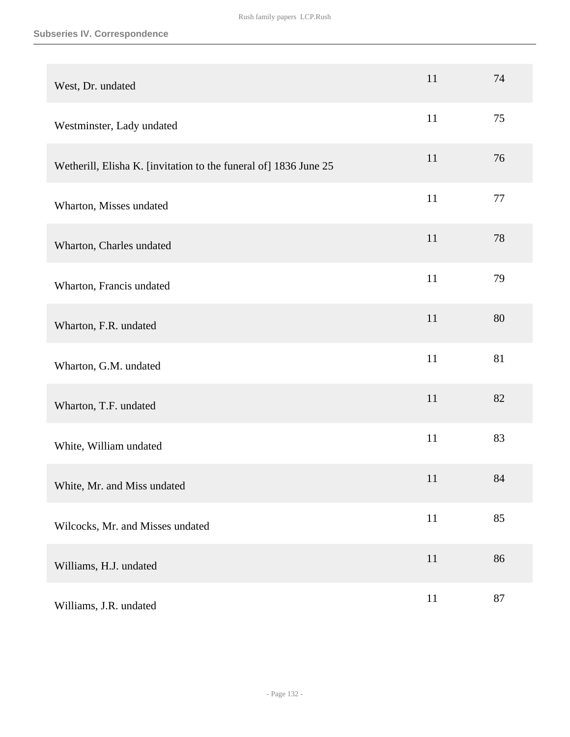| | | |
|---|---|---|
| West, Dr. undated | 11 | 74 |
| Westminster, Lady undated | 11 | 75 |
| Wetherill, Elisha K. [invitation to the funeral of] 1836 June 25 | 11 | 76 |
| Wharton, Misses undated | 11 | 77 |
| Wharton, Charles undated | 11 | 78 |
| Wharton, Francis undated | 11 | 79 |
| Wharton, F.R. undated | 11 | 80 |
| Wharton, G.M. undated | 11 | 81 |
| Wharton, T.F. undated | 11 | 82 |
| White, William undated | 11 | 83 |
| White, Mr. and Miss undated | 11 | 84 |
| Wilcocks, Mr. and Misses undated | 11 | 85 |
| Williams, H.J. undated | 11 | 86 |
| Williams, J.R. undated | 11 | 87 |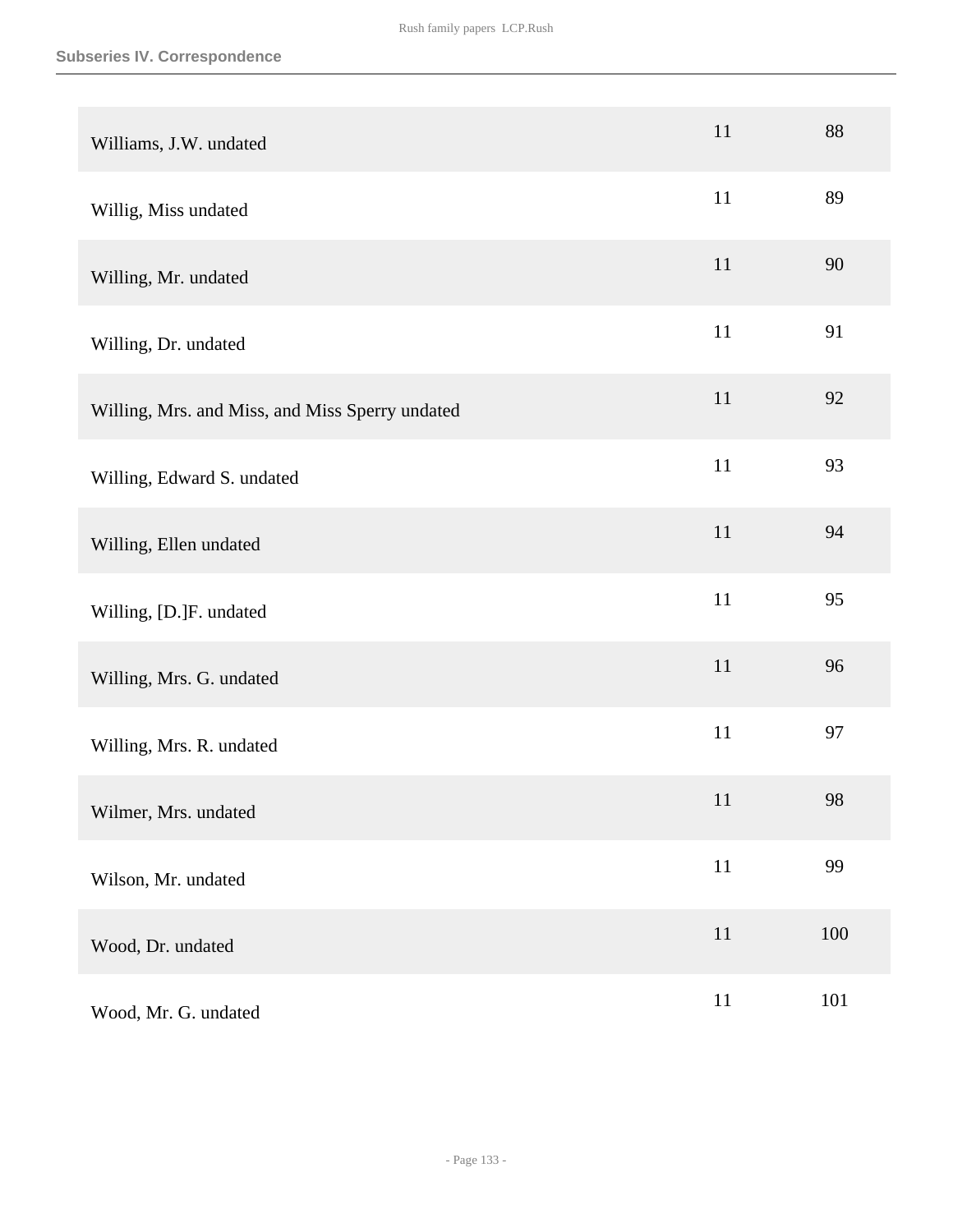| | | |
|---|---|---|
| Williams, J.W. undated | 11 | 88 |
| Willig, Miss undated | 11 | 89 |
| Willing, Mr. undated | 11 | 90 |
| Willing, Dr. undated | 11 | 91 |
| Willing, Mrs. and Miss, and Miss Sperry undated | 11 | 92 |
| Willing, Edward S. undated | 11 | 93 |
| Willing, Ellen undated | 11 | 94 |
| Willing, [D.]F. undated | 11 | 95 |
| Willing, Mrs. G. undated | 11 | 96 |
| Willing, Mrs. R. undated | 11 | 97 |
| Wilmer, Mrs. undated | 11 | 98 |
| Wilson, Mr. undated | 11 | 99 |
| Wood, Dr. undated | 11 | 100 |
| Wood, Mr. G. undated | 11 | 101 |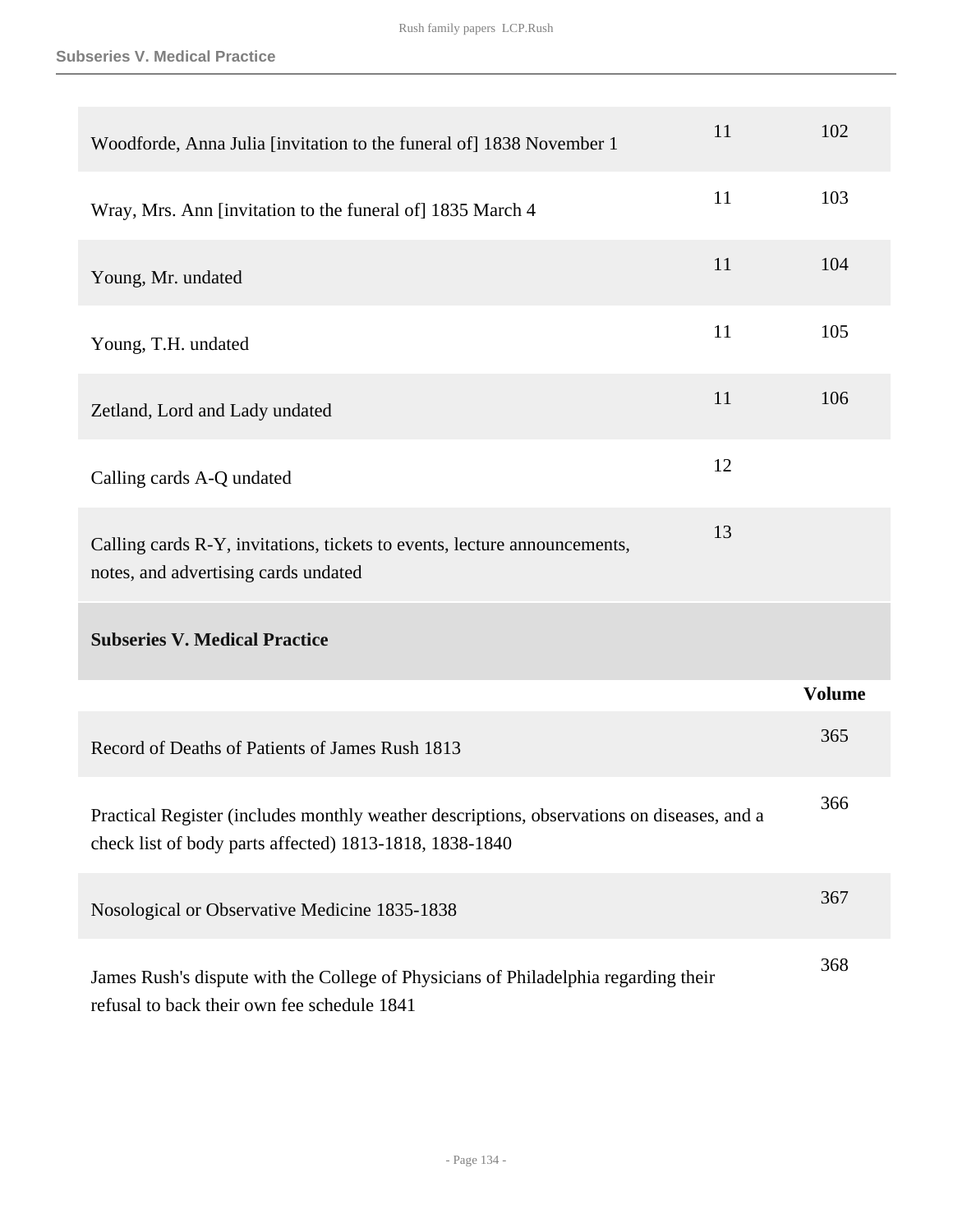| | | |
|---|---|---|
| Woodforde, Anna Julia [invitation to the funeral of] 1838 November 1 | 11 | 102 |
| Wray, Mrs. Ann [invitation to the funeral of] 1835 March 4 | 11 | 103 |
| Young, Mr. undated | 11 | 104 |
| Young, T.H. undated | 11 | 105 |
| Zetland, Lord and Lady undated | 11 | 106 |
| Calling cards A-Q undated | 12 | |
| Calling cards R-Y, invitations, tickets to events, lecture announcements, notes, and advertising cards undated | 13 | |

## Subseries V. Medical Practice

| | Volume |
|---|---|
| Record of Deaths of Patients of James Rush 1813 | 365 |
| Practical Register (includes monthly weather descriptions, observations on diseases, and a check list of body parts affected) 1813-1818, 1838-1840 | 366 |
| Nosological or Observative Medicine 1835-1838 | 367 |
| James Rush's dispute with the College of Physicians of Philadelphia regarding their refusal to back their own fee schedule 1841 | 368 |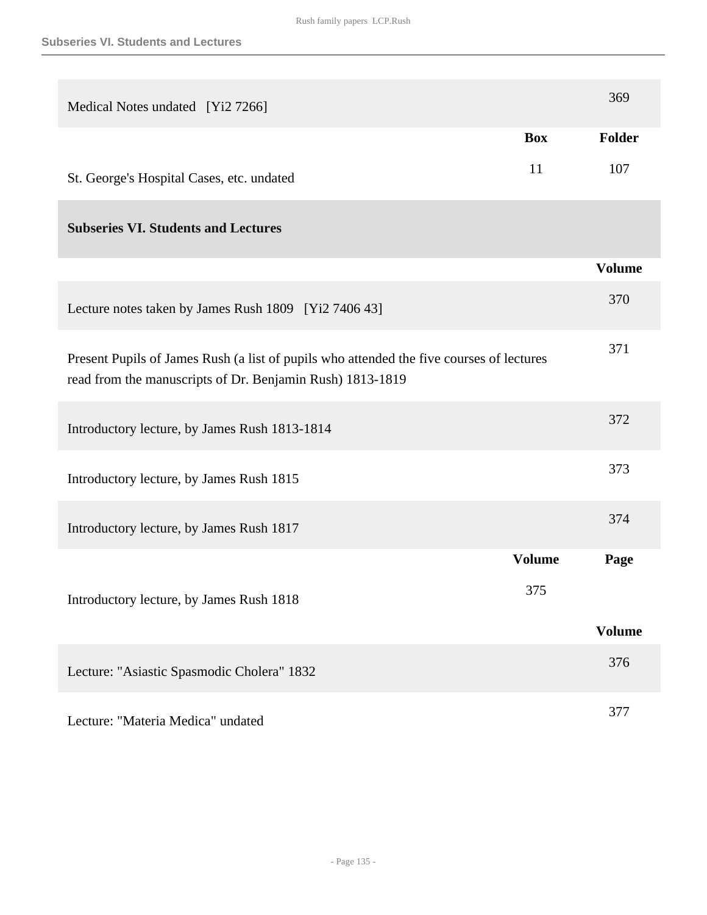| | | |
|---|---|---|
| Medical Notes undated [Yi2 7266] | | 369 |
| | **Box** | **Folder** |
| St. George's Hospital Cases, etc. undated | 11 | 107 |

## Subseries VI. Students and Lectures

| | | |
|---|---|---|
| | | **Volume** |
| Lecture notes taken by James Rush 1809 [Yi2 7406 43] | | 370 |
| Present Pupils of James Rush (a list of pupils who attended the five courses of lectures read from the manuscripts of Dr. Benjamin Rush) 1813-1819 | | 371 |
| Introductory lecture, by James Rush 1813-1814 | | 372 |
| Introductory lecture, by James Rush 1815 | | 373 |
| Introductory lecture, by James Rush 1817 | | 374 |
| | **Volume** | **Page** |
| Introductory lecture, by James Rush 1818 | 375 | |
| | | **Volume** |
| Lecture: "Asiastic Spasmodic Cholera" 1832 | | 376 |
| Lecture: "Materia Medica" undated | | 377 |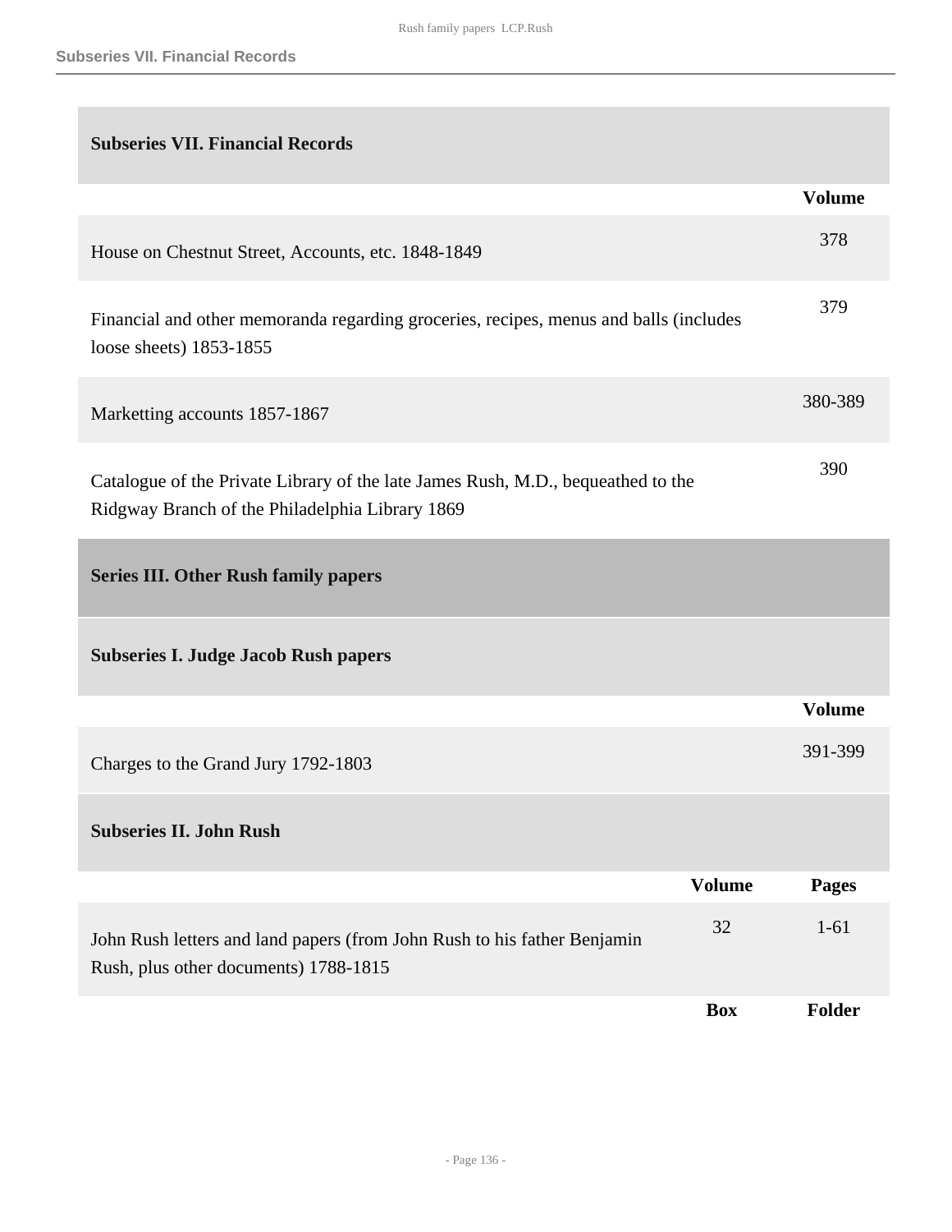## Subseries VII. Financial Records

| | Volume |
|---|---|
| House on Chestnut Street, Accounts, etc. 1848-1849 | 378 |
| Financial and other memoranda regarding groceries, recipes, menus and balls (includes loose sheets) 1853-1855 | 379 |
| Marketting accounts 1857-1867 | 380-389 |
| Catalogue of the Private Library of the late James Rush, M.D., bequeathed to the Ridgway Branch of the Philadelphia Library 1869 | 390 |

# Series III. Other Rush family papers

## Subseries I. Judge Jacob Rush papers

| | Volume |
|---|---|
| Charges to the Grand Jury 1792-1803 | 391-399 |

## Subseries II. John Rush

| | Volume | Pages |
|---|---|---|
| John Rush letters and land papers (from John Rush to his father Benjamin Rush, plus other documents) 1788-1815 | 32 | 1-61 |
| | **Box** | **Folder** |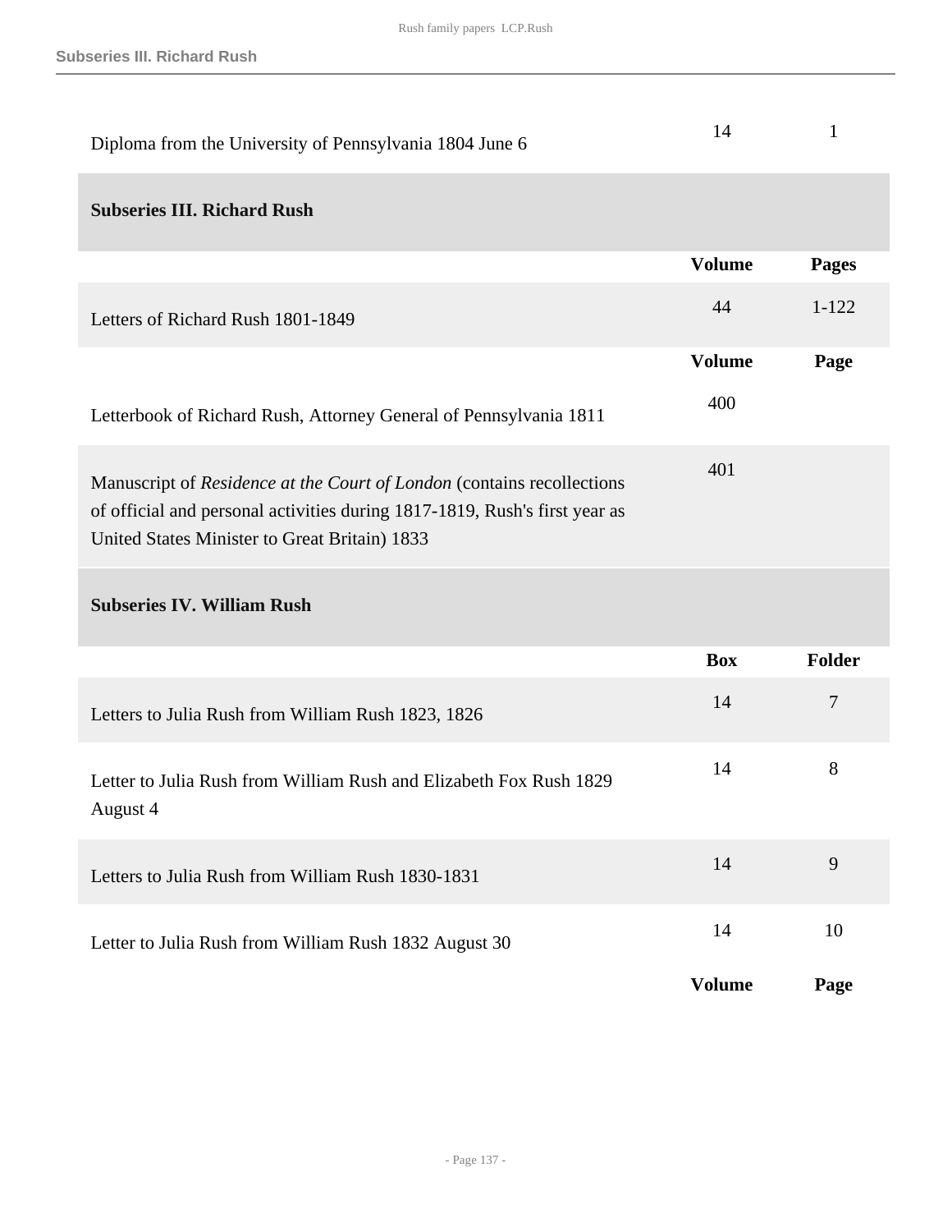| | | |
|---|---|---|
| Diploma from the University of Pennsylvania 1804 June 6 | 14 | 1 |

## Subseries III. Richard Rush

| | Volume | Pages |
|---|---|---|
| Letters of Richard Rush 1801-1849 | 44 | 1-122 |

| | Volume | Page |
|---|---|---|
| Letterbook of Richard Rush, Attorney General of Pennsylvania 1811 | 400 | |
| Manuscript of *Residence at the Court of London* (contains recollections of official and personal activities during 1817-1819, Rush's first year as United States Minister to Great Britain) 1833 | 401 | |

## Subseries IV. William Rush

| | Box | Folder |
|---|---|---|
| Letters to Julia Rush from William Rush 1823, 1826 | 14 | 7 |
| Letter to Julia Rush from William Rush and Elizabeth Fox Rush 1829 August 4 | 14 | 8 |
| Letters to Julia Rush from William Rush 1830-1831 | 14 | 9 |
| Letter to Julia Rush from William Rush 1832 August 30 | 14 | 10 |

| | Volume | Page |
|---|---|---|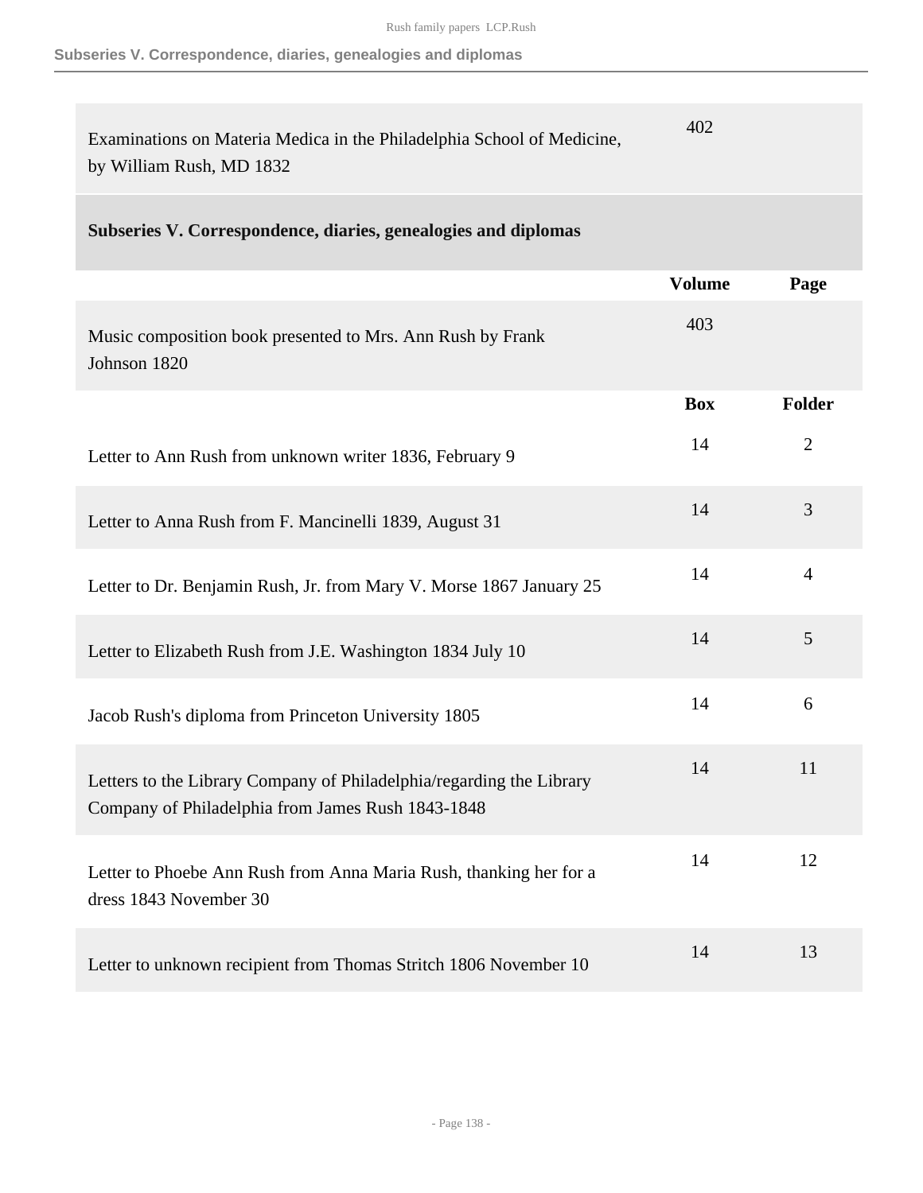| | | |
|---|---|---|
| Examinations on Materia Medica in the Philadelphia School of Medicine, by William Rush, MD 1832 | 402 | |

## Subseries V. Correspondence, diaries, genealogies and diplomas

| | Volume | Page |
|---|---|---|
| Music composition book presented to Mrs. Ann Rush by Frank Johnson 1820 | 403 | |

| | Box | Folder |
|---|---|---|
| Letter to Ann Rush from unknown writer 1836, February 9 | 14 | 2 |
| Letter to Anna Rush from F. Mancinelli 1839, August 31 | 14 | 3 |
| Letter to Dr. Benjamin Rush, Jr. from Mary V. Morse 1867 January 25 | 14 | 4 |
| Letter to Elizabeth Rush from J.E. Washington 1834 July 10 | 14 | 5 |
| Jacob Rush's diploma from Princeton University 1805 | 14 | 6 |
| Letters to the Library Company of Philadelphia/regarding the Library Company of Philadelphia from James Rush 1843-1848 | 14 | 11 |
| Letter to Phoebe Ann Rush from Anna Maria Rush, thanking her for a dress 1843 November 30 | 14 | 12 |
| Letter to unknown recipient from Thomas Stritch 1806 November 10 | 14 | 13 |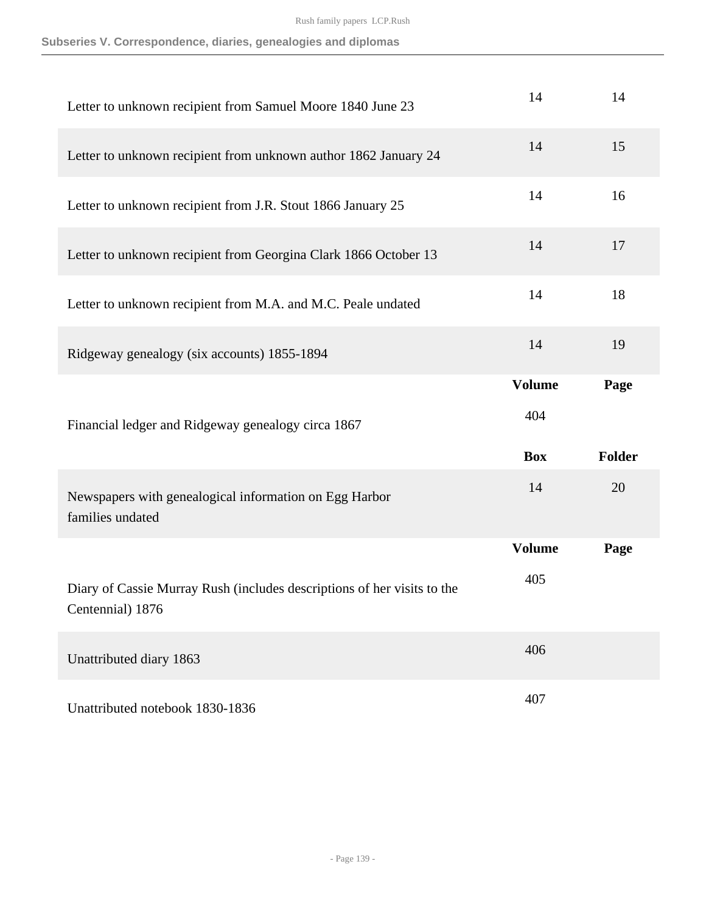Subseries V. Correspondence, diaries, genealogies and diplomas

| | | |
|---|---|---|
| Letter to unknown recipient from Samuel Moore 1840 June 23 | 14 | 14 |
| Letter to unknown recipient from unknown author 1862 January 24 | 14 | 15 |
| Letter to unknown recipient from J.R. Stout 1866 January 25 | 14 | 16 |
| Letter to unknown recipient from Georgina Clark 1866 October 13 | 14 | 17 |
| Letter to unknown recipient from M.A. and M.C. Peale undated | 14 | 18 |
| Ridgeway genealogy (six accounts) 1855-1894 | 14 | 19 |
| | **Volume** | **Page** |
| Financial ledger and Ridgeway genealogy circa 1867 | 404 | |
| | **Box** | **Folder** |
| Newspapers with genealogical information on Egg Harbor families undated | 14 | 20 |
| | **Volume** | **Page** |
| Diary of Cassie Murray Rush (includes descriptions of her visits to the Centennial) 1876 | 405 | |
| Unattributed diary 1863 | 406 | |
| Unattributed notebook 1830-1836 | 407 | |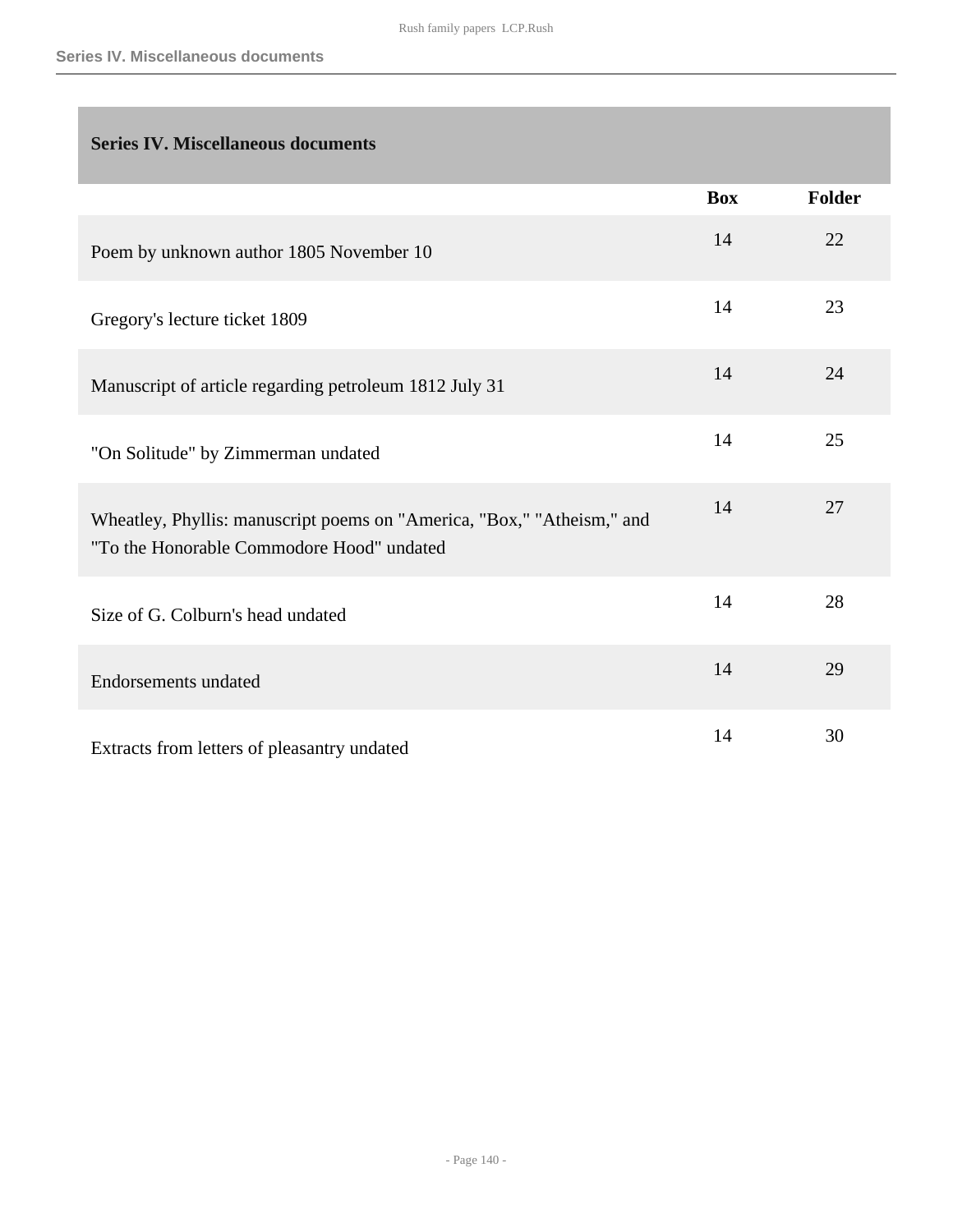## Series IV. Miscellaneous documents

| | Box | Folder |
|---|---|---|
| Poem by unknown author 1805 November 10 | 14 | 22 |
| Gregory's lecture ticket 1809 | 14 | 23 |
| Manuscript of article regarding petroleum 1812 July 31 | 14 | 24 |
| "On Solitude" by Zimmerman undated | 14 | 25 |
| Wheatley, Phyllis: manuscript poems on "America, "Box," "Atheism," and "To the Honorable Commodore Hood" undated | 14 | 27 |
| Size of G. Colburn's head undated | 14 | 28 |
| Endorsements undated | 14 | 29 |
| Extracts from letters of pleasantry undated | 14 | 30 |